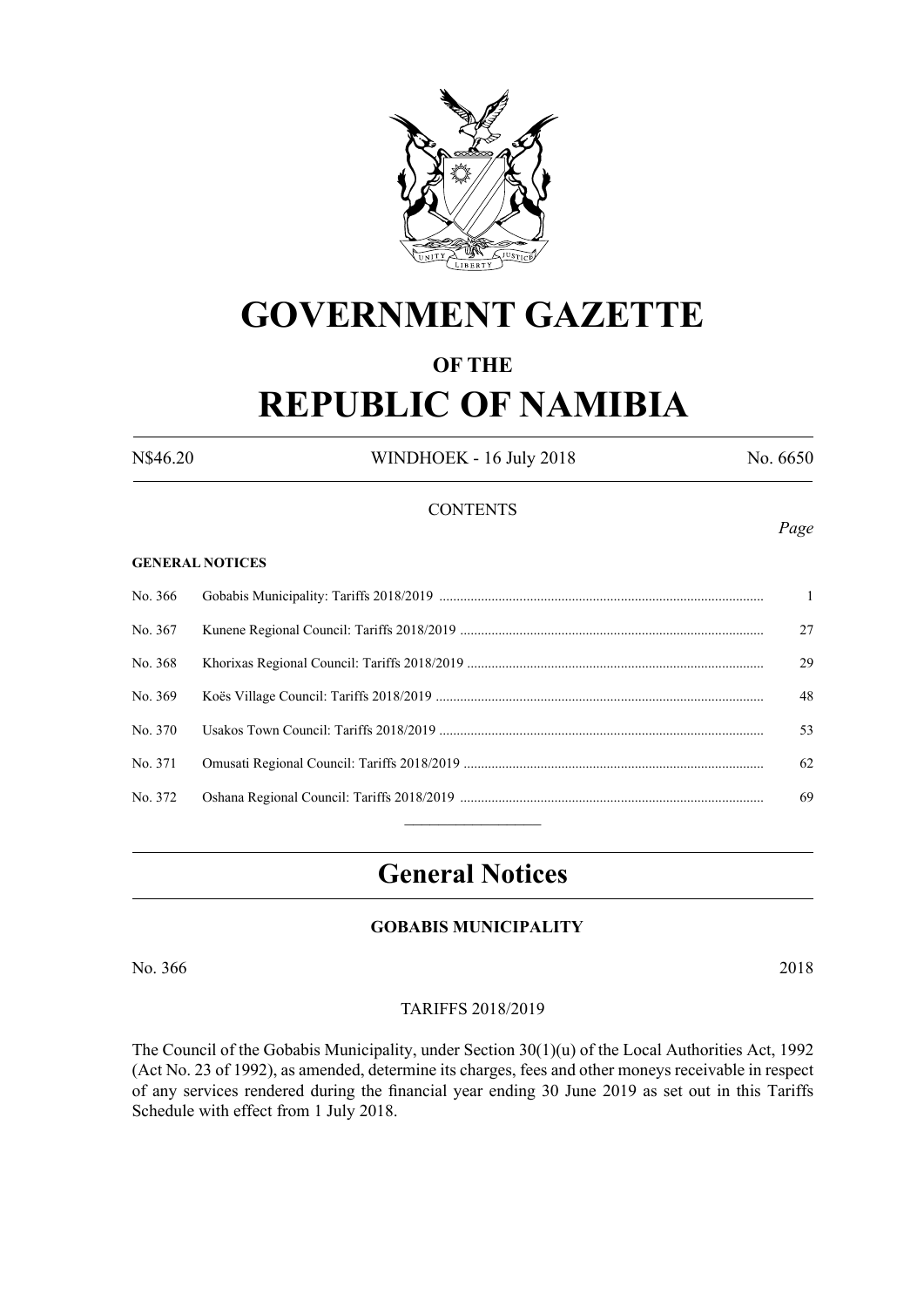# GOVERNMENT GAZETTE

## OF THE

# REPUBLIC OF NAMIBIA

N$46.20 WINDHOEK - 16 July 2018 No. 6650

CONTENTS

*Page*

**GENERAL NOTICES**

| | | |
|---|---|---|
| No. 366 | Gobabis Municipality: Tariffs 2018/2019 | 1 |
| No. 367 | Kunene Regional Council: Tariffs 2018/2019 | 27 |
| No. 368 | Khorixas Regional Council: Tariffs 2018/2019 | 29 |
| No. 369 | Koës Village Council: Tariffs 2018/2019 | 48 |
| No. 370 | Usakos Town Council: Tariffs 2018/2019 | 53 |
| No. 371 | Omusati Regional Council: Tariffs 2018/2019 | 62 |
| No. 372 | Oshana Regional Council: Tariffs 2018/2019 | 69 |

## General Notices

### GOBABIS MUNICIPALITY

No. 366 2018

TARIFFS 2018/2019

The Council of the Gobabis Municipality, under Section 30(1)(u) of the Local Authorities Act, 1992 (Act No. 23 of 1992), as amended, determine its charges, fees and other moneys receivable in respect of any services rendered during the financial year ending 30 June 2019 as set out in this Tariffs Schedule with effect from 1 July 2018.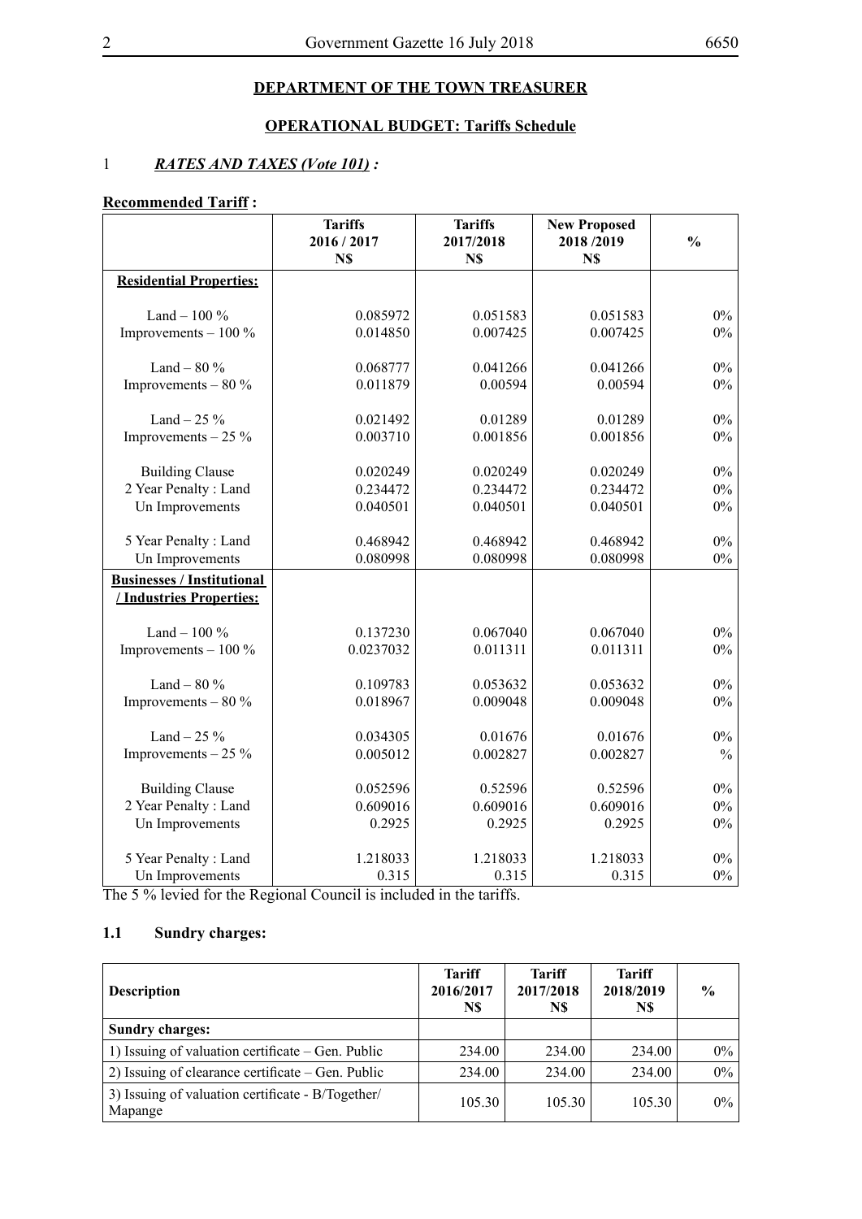## DEPARTMENT OF THE TOWN TREASURER

### OPERATIONAL BUDGET: Tariffs Schedule

1 ***RATES AND TAXES (Vote 101) :***

**Recommended Tariff :**

| | Tariffs 2016 / 2017 N$ | Tariffs 2017/2018 N$ | New Proposed 2018 /2019 N$ | % |
|---|---|---|---|---|
| **Residential Properties:** | | | | |
| Land – 100 % | 0.085972 | 0.051583 | 0.051583 | 0% |
| Improvements – 100 % | 0.014850 | 0.007425 | 0.007425 | 0% |
| Land – 80 % | 0.068777 | 0.041266 | 0.041266 | 0% |
| Improvements – 80 % | 0.011879 | 0.00594 | 0.00594 | 0% |
| Land – 25 % | 0.021492 | 0.01289 | 0.01289 | 0% |
| Improvements – 25 % | 0.003710 | 0.001856 | 0.001856 | 0% |
| Building Clause | 0.020249 | 0.020249 | 0.020249 | 0% |
| 2 Year Penalty : Land | 0.234472 | 0.234472 | 0.234472 | 0% |
| Un Improvements | 0.040501 | 0.040501 | 0.040501 | 0% |
| 5 Year Penalty : Land | 0.468942 | 0.468942 | 0.468942 | 0% |
| Un Improvements | 0.080998 | 0.080998 | 0.080998 | 0% |
| **Businesses / Institutional / Industries Properties:** | | | | |
| Land – 100 % | 0.137230 | 0.067040 | 0.067040 | 0% |
| Improvements – 100 % | 0.0237032 | 0.011311 | 0.011311 | 0% |
| Land – 80 % | 0.109783 | 0.053632 | 0.053632 | 0% |
| Improvements – 80 % | 0.018967 | 0.009048 | 0.009048 | 0% |
| Land – 25 % | 0.034305 | 0.01676 | 0.01676 | 0% |
| Improvements – 25 % | 0.005012 | 0.002827 | 0.002827 | % |
| Building Clause | 0.052596 | 0.52596 | 0.52596 | 0% |
| 2 Year Penalty : Land | 0.609016 | 0.609016 | 0.609016 | 0% |
| Un Improvements | 0.2925 | 0.2925 | 0.2925 | 0% |
| 5 Year Penalty : Land | 1.218033 | 1.218033 | 1.218033 | 0% |
| Un Improvements | 0.315 | 0.315 | 0.315 | 0% |

The 5 % levied for the Regional Council is included in the tariffs.

### 1.1 Sundry charges:

| Description | Tariff 2016/2017 N$ | Tariff 2017/2018 N$ | Tariff 2018/2019 N$ | % |
|---|---|---|---|---|
| **Sundry charges:** | | | | |
| 1) Issuing of valuation certificate – Gen. Public | 234.00 | 234.00 | 234.00 | 0% |
| 2) Issuing of clearance certificate – Gen. Public | 234.00 | 234.00 | 234.00 | 0% |
| 3) Issuing of valuation certificate - B/Together/ Mapange | 105.30 | 105.30 | 105.30 | 0% |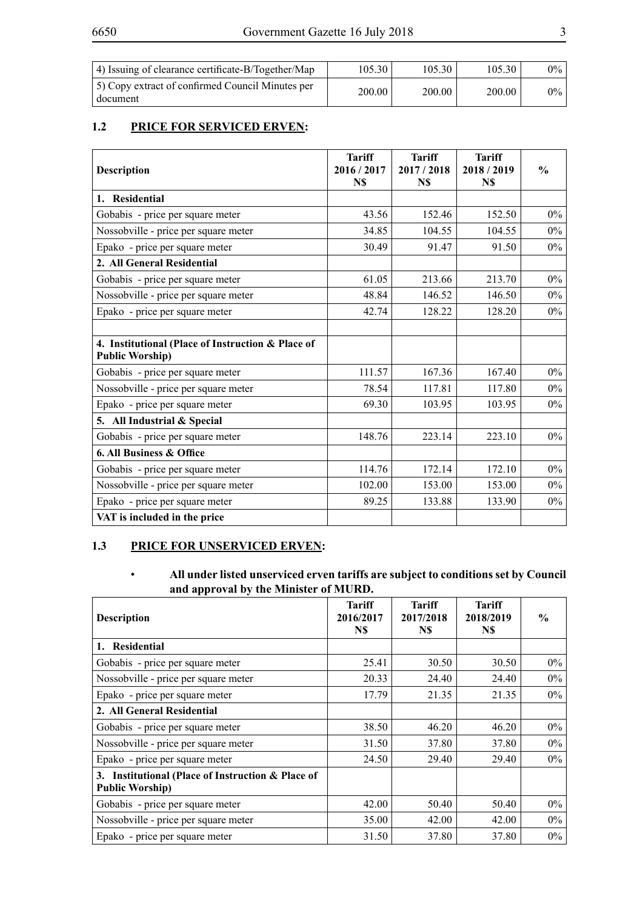| 4) Issuing of clearance certificate-B/Together/Map | 105.30 | 105.30 | 105.30 | 0% |
|---|---|---|---|---|
| 5) Copy extract of confirmed Council Minutes per document | 200.00 | 200.00 | 200.00 | 0% |

### 1.2 PRICE FOR SERVICED ERVEN:

| Description | Tariff 2016 / 2017 N$ | Tariff 2017 / 2018 N$ | Tariff 2018 / 2019 N$ | % |
|---|---|---|---|---|
| **1. Residential** | | | | |
| Gobabis - price per square meter | 43.56 | 152.46 | 152.50 | 0% |
| Nossobville - price per square meter | 34.85 | 104.55 | 104.55 | 0% |
| Epako - price per square meter | 30.49 | 91.47 | 91.50 | 0% |
| **2. All General Residential** | | | | |
| Gobabis - price per square meter | 61.05 | 213.66 | 213.70 | 0% |
| Nossobville - price per square meter | 48.84 | 146.52 | 146.50 | 0% |
| Epako - price per square meter | 42.74 | 128.22 | 128.20 | 0% |
| | | | | |
| **4. Institutional (Place of Instruction & Place of Public Worship)** | | | | |
| Gobabis - price per square meter | 111.57 | 167.36 | 167.40 | 0% |
| Nossobville - price per square meter | 78.54 | 117.81 | 117.80 | 0% |
| Epako - price per square meter | 69.30 | 103.95 | 103.95 | 0% |
| **5. All Industrial & Special** | | | | |
| Gobabis - price per square meter | 148.76 | 223.14 | 223.10 | 0% |
| **6. All Business & Office** | | | | |
| Gobabis - price per square meter | 114.76 | 172.14 | 172.10 | 0% |
| Nossobville - price per square meter | 102.00 | 153.00 | 153.00 | 0% |
| Epako - price per square meter | 89.25 | 133.88 | 133.90 | 0% |
| **VAT is included in the price** | | | | |

### 1.3 PRICE FOR UNSERVICED ERVEN:

- **All under listed unserviced erven tariffs are subject to conditions set by Council and approval by the Minister of MURD.**

| Description | Tariff 2016/2017 N$ | Tariff 2017/2018 N$ | Tariff 2018/2019 N$ | % |
|---|---|---|---|---|
| **1. Residential** | | | | |
| Gobabis - price per square meter | 25.41 | 30.50 | 30.50 | 0% |
| Nossobville - price per square meter | 20.33 | 24.40 | 24.40 | 0% |
| Epako - price per square meter | 17.79 | 21.35 | 21.35 | 0% |
| **2. All General Residential** | | | | |
| Gobabis - price per square meter | 38.50 | 46.20 | 46.20 | 0% |
| Nossobville - price per square meter | 31.50 | 37.80 | 37.80 | 0% |
| Epako - price per square meter | 24.50 | 29.40 | 29.40 | 0% |
| **3. Institutional (Place of Instruction & Place of Public Worship)** | | | | |
| Gobabis - price per square meter | 42.00 | 50.40 | 50.40 | 0% |
| Nossobville - price per square meter | 35.00 | 42.00 | 42.00 | 0% |
| Epako - price per square meter | 31.50 | 37.80 | 37.80 | 0% |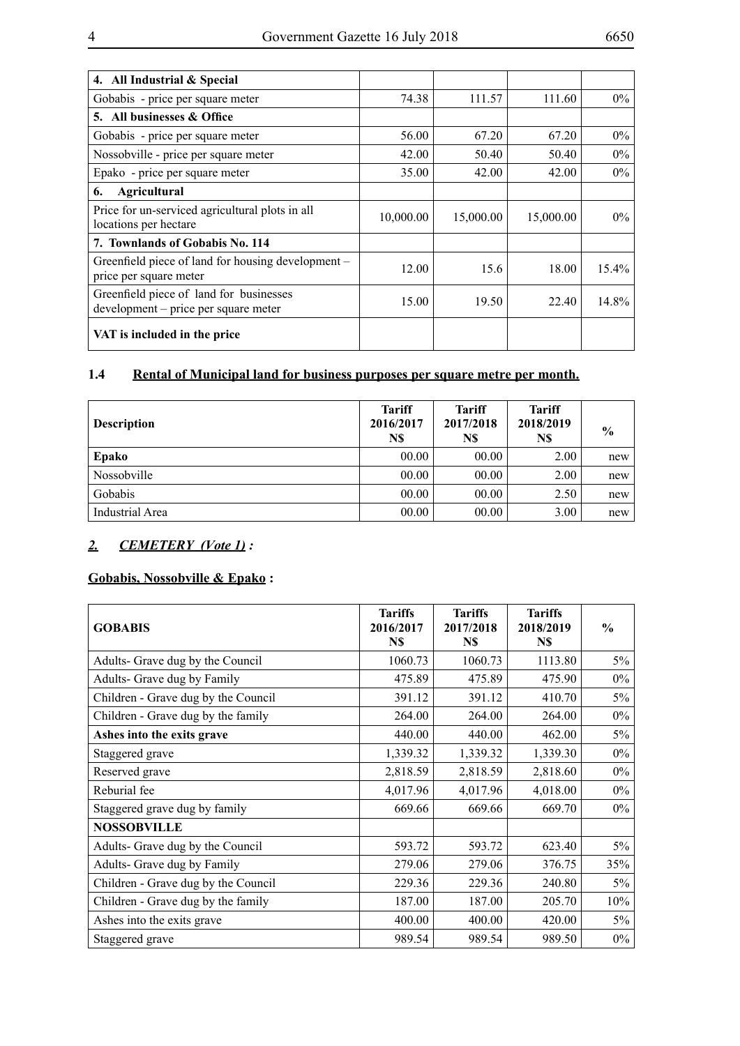| 4. All Industrial & Special | | | | |
|---|---|---|---|---|
| Gobabis - price per square meter | 74.38 | 111.57 | 111.60 | 0% |
| **5. All businesses & Office** | | | | |
| Gobabis - price per square meter | 56.00 | 67.20 | 67.20 | 0% |
| Nossobville - price per square meter | 42.00 | 50.40 | 50.40 | 0% |
| Epako - price per square meter | 35.00 | 42.00 | 42.00 | 0% |
| **6. Agricultural** | | | | |
| Price for un-serviced agricultural plots in all locations per hectare | 10,000.00 | 15,000.00 | 15,000.00 | 0% |
| **7. Townlands of Gobabis No. 114** | | | | |
| Greenfield piece of land for housing development – price per square meter | 12.00 | 15.6 | 18.00 | 15.4% |
| Greenfield piece of land for businesses development – price per square meter | 15.00 | 19.50 | 22.40 | 14.8% |
| **VAT is included in the price** | | | | |

## 1.4 Rental of Municipal land for business purposes per square metre per month.

| Description | Tariff 2016/2017 N$ | Tariff 2017/2018 N$ | Tariff 2018/2019 N$ | % |
|---|---|---|---|---|
| **Epako** | 00.00 | 00.00 | 2.00 | new |
| Nossobville | 00.00 | 00.00 | 2.00 | new |
| Gobabis | 00.00 | 00.00 | 2.50 | new |
| Industrial Area | 00.00 | 00.00 | 3.00 | new |

## *2. CEMETERY (Vote 1) :*

**Gobabis, Nossobville & Epako :**

| GOBABIS | Tariffs 2016/2017 N$ | Tariffs 2017/2018 N$ | Tariffs 2018/2019 N$ | % |
|---|---|---|---|---|
| Adults- Grave dug by the Council | 1060.73 | 1060.73 | 1113.80 | 5% |
| Adults- Grave dug by Family | 475.89 | 475.89 | 475.90 | 0% |
| Children - Grave dug by the Council | 391.12 | 391.12 | 410.70 | 5% |
| Children - Grave dug by the family | 264.00 | 264.00 | 264.00 | 0% |
| **Ashes into the exits grave** | 440.00 | 440.00 | 462.00 | 5% |
| Staggered grave | 1,339.32 | 1,339.32 | 1,339.30 | 0% |
| Reserved grave | 2,818.59 | 2,818.59 | 2,818.60 | 0% |
| Reburial fee | 4,017.96 | 4,017.96 | 4,018.00 | 0% |
| Staggered grave dug by family | 669.66 | 669.66 | 669.70 | 0% |
| **NOSSOBVILLE** | | | | |
| Adults- Grave dug by the Council | 593.72 | 593.72 | 623.40 | 5% |
| Adults- Grave dug by Family | 279.06 | 279.06 | 376.75 | 35% |
| Children - Grave dug by the Council | 229.36 | 229.36 | 240.80 | 5% |
| Children - Grave dug by the family | 187.00 | 187.00 | 205.70 | 10% |
| Ashes into the exits grave | 400.00 | 400.00 | 420.00 | 5% |
| Staggered grave | 989.54 | 989.54 | 989.50 | 0% |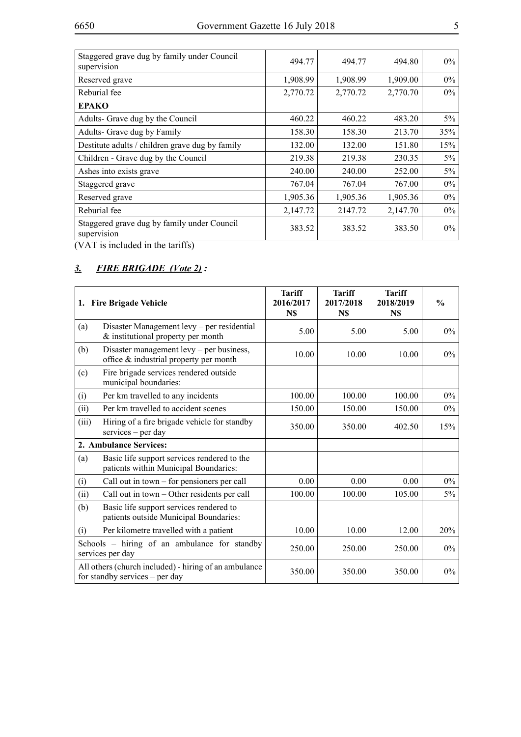| | | | | |
|---|---|---|---|---|
| Staggered grave dug by family under Council supervision | 494.77 | 494.77 | 494.80 | 0% |
| Reserved grave | 1,908.99 | 1,908.99 | 1,909.00 | 0% |
| Reburial fee | 2,770.72 | 2,770.72 | 2,770.70 | 0% |
| **EPAKO** | | | | |
| Adults- Grave dug by the Council | 460.22 | 460.22 | 483.20 | 5% |
| Adults- Grave dug by Family | 158.30 | 158.30 | 213.70 | 35% |
| Destitute adults / children grave dug by family | 132.00 | 132.00 | 151.80 | 15% |
| Children - Grave dug by the Council | 219.38 | 219.38 | 230.35 | 5% |
| Ashes into exists grave | 240.00 | 240.00 | 252.00 | 5% |
| Staggered grave | 767.04 | 767.04 | 767.00 | 0% |
| Reserved grave | 1,905.36 | 1,905.36 | 1,905.36 | 0% |
| Reburial fee | 2,147.72 | 2147.72 | 2,147.70 | 0% |
| Staggered grave dug by family under Council supervision | 383.52 | 383.52 | 383.50 | 0% |

(VAT is included in the tariffs)

### ***3. FIRE BRIGADE (Vote 2) :***

| | **1. Fire Brigade Vehicle** | **Tariff 2016/2017 N$** | **Tariff 2017/2018 N$** | **Tariff 2018/2019 N$** | **%** |
|---|---|---|---|---|---|
| (a) | Disaster Management levy – per residential & institutional property per month | 5.00 | 5.00 | 5.00 | 0% |
| (b) | Disaster management levy – per business, office & industrial property per month | 10.00 | 10.00 | 10.00 | 0% |
| (c) | Fire brigade services rendered outside municipal boundaries: | | | | |
| (i) | Per km travelled to any incidents | 100.00 | 100.00 | 100.00 | 0% |
| (ii) | Per km travelled to accident scenes | 150.00 | 150.00 | 150.00 | 0% |
| (iii) | Hiring of a fire brigade vehicle for standby services – per day | 350.00 | 350.00 | 402.50 | 15% |
| | **2. Ambulance Services:** | | | | |
| (a) | Basic life support services rendered to the patients within Municipal Boundaries: | | | | |
| (i) | Call out in town – for pensioners per call | 0.00 | 0.00 | 0.00 | 0% |
| (ii) | Call out in town – Other residents per call | 100.00 | 100.00 | 105.00 | 5% |
| (b) | Basic life support services rendered to patients outside Municipal Boundaries: | | | | |
| (i) | Per kilometre travelled with a patient | 10.00 | 10.00 | 12.00 | 20% |
| | Schools – hiring of an ambulance for standby services per day | 250.00 | 250.00 | 250.00 | 0% |
| | All others (church included) - hiring of an ambulance for standby services – per day | 350.00 | 350.00 | 350.00 | 0% |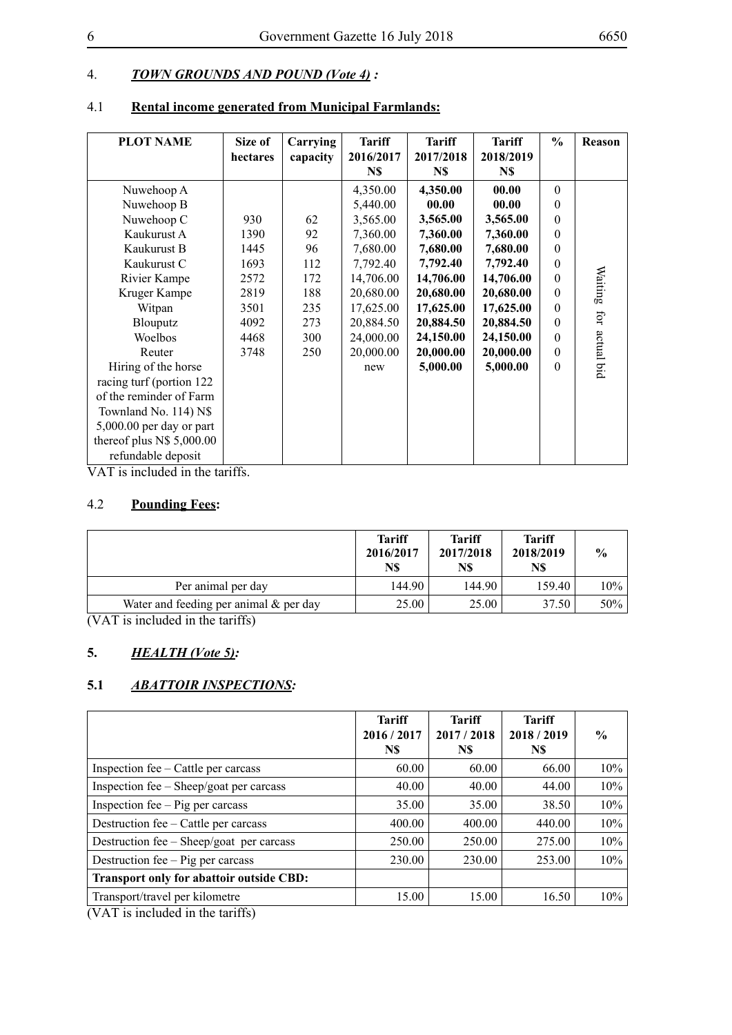## 4. ***TOWN GROUNDS AND POUND (Vote 4) :***

### 4.1 **Rental income generated from Municipal Farmlands:**

| PLOT NAME | Size of hectares | Carrying capacity | Tariff 2016/2017 N$ | Tariff 2017/2018 N$ | Tariff 2018/2019 N$ | % | Reason |
|---|---|---|---|---|---|---|---|
| Nuwehoop A | | | 4,350.00 | **4,350.00** | **00.00** | 0 | Waiting for actual bid |
| Nuwehoop B | | | 5,440.00 | **00.00** | **00.00** | 0 | |
| Nuwehoop C | 930 | 62 | 3,565.00 | **3,565.00** | **3,565.00** | 0 | |
| Kaukurust A | 1390 | 92 | 7,360.00 | **7,360.00** | **7,360.00** | 0 | |
| Kaukurust B | 1445 | 96 | 7,680.00 | **7,680.00** | **7,680.00** | 0 | |
| Kaukurust C | 1693 | 112 | 7,792.40 | **7,792.40** | **7,792.40** | 0 | |
| Rivier Kampe | 2572 | 172 | 14,706.00 | **14,706.00** | **14,706.00** | 0 | |
| Kruger Kampe | 2819 | 188 | 20,680.00 | **20,680.00** | **20,680.00** | 0 | |
| Witpan | 3501 | 235 | 17,625.00 | **17,625.00** | **17,625.00** | 0 | |
| Blouputz | 4092 | 273 | 20,884.50 | **20,884.50** | **20,884.50** | 0 | |
| Woelbos | 4468 | 300 | 24,000.00 | **24,150.00** | **24,150.00** | 0 | |
| Reuter | 3748 | 250 | 20,000.00 | **20,000.00** | **20,000.00** | 0 | |
| Hiring of the horse racing turf (portion 122 of the reminder of Farm Townland No. 114) N$ 5,000.00 per day or part thereof plus N$ 5,000.00 refundable deposit | | | new | **5,000.00** | **5,000.00** | 0 | |

VAT is included in the tariffs.

### 4.2 **Pounding Fees:**

| | Tariff 2016/2017 N$ | Tariff 2017/2018 N$ | Tariff 2018/2019 N$ | % |
|---|---|---|---|---|
| Per animal per day | 144.90 | 144.90 | 159.40 | 10% |
| Water and feeding per animal & per day | 25.00 | 25.00 | 37.50 | 50% |

(VAT is included in the tariffs)

## 5. ***HEALTH (Vote 5):***

### 5.1 ***ABATTOIR INSPECTIONS:***

| | Tariff 2016 / 2017 N$ | Tariff 2017 / 2018 N$ | Tariff 2018 / 2019 N$ | % |
|---|---|---|---|---|
| Inspection fee – Cattle per carcass | 60.00 | 60.00 | 66.00 | 10% |
| Inspection fee – Sheep/goat per carcass | 40.00 | 40.00 | 44.00 | 10% |
| Inspection fee – Pig per carcass | 35.00 | 35.00 | 38.50 | 10% |
| Destruction fee – Cattle per carcass | 400.00 | 400.00 | 440.00 | 10% |
| Destruction fee – Sheep/goat per carcass | 250.00 | 250.00 | 275.00 | 10% |
| Destruction fee – Pig per carcass | 230.00 | 230.00 | 253.00 | 10% |
| **Transport only for abattoir outside CBD:** | | | | |
| Transport/travel per kilometre | 15.00 | 15.00 | 16.50 | 10% |

(VAT is included in the tariffs)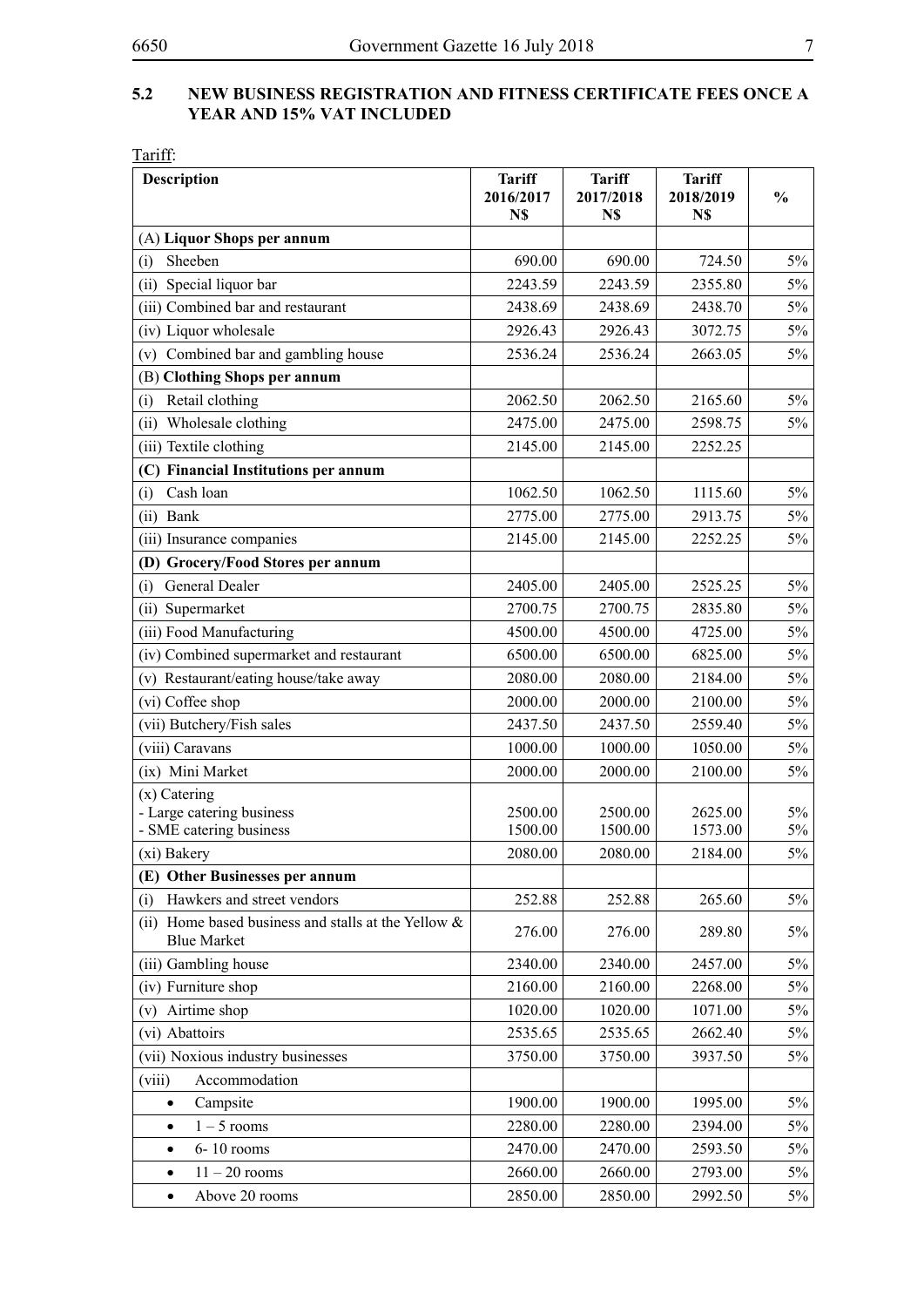### 5.2 NEW BUSINESS REGISTRATION AND FITNESS CERTIFICATE FEES ONCE A YEAR AND 15% VAT INCLUDED

Tariff:

| Description | Tariff 2016/2017 N$ | Tariff 2017/2018 N$ | Tariff 2018/2019 N$ | % |
|---|---|---|---|---|
| (A) **Liquor Shops per annum** | | | | |
| (i) Sheeben | 690.00 | 690.00 | 724.50 | 5% |
| (ii) Special liquor bar | 2243.59 | 2243.59 | 2355.80 | 5% |
| (iii) Combined bar and restaurant | 2438.69 | 2438.69 | 2438.70 | 5% |
| (iv) Liquor wholesale | 2926.43 | 2926.43 | 3072.75 | 5% |
| (v) Combined bar and gambling house | 2536.24 | 2536.24 | 2663.05 | 5% |
| (B) **Clothing Shops per annum** | | | | |
| (i) Retail clothing | 2062.50 | 2062.50 | 2165.60 | 5% |
| (ii) Wholesale clothing | 2475.00 | 2475.00 | 2598.75 | 5% |
| (iii) Textile clothing | 2145.00 | 2145.00 | 2252.25 | |
| **(C) Financial Institutions per annum** | | | | |
| (i) Cash loan | 1062.50 | 1062.50 | 1115.60 | 5% |
| (ii) Bank | 2775.00 | 2775.00 | 2913.75 | 5% |
| (iii) Insurance companies | 2145.00 | 2145.00 | 2252.25 | 5% |
| **(D) Grocery/Food Stores per annum** | | | | |
| (i) General Dealer | 2405.00 | 2405.00 | 2525.25 | 5% |
| (ii) Supermarket | 2700.75 | 2700.75 | 2835.80 | 5% |
| (iii) Food Manufacturing | 4500.00 | 4500.00 | 4725.00 | 5% |
| (iv) Combined supermarket and restaurant | 6500.00 | 6500.00 | 6825.00 | 5% |
| (v) Restaurant/eating house/take away | 2080.00 | 2080.00 | 2184.00 | 5% |
| (vi) Coffee shop | 2000.00 | 2000.00 | 2100.00 | 5% |
| (vii) Butchery/Fish sales | 2437.50 | 2437.50 | 2559.40 | 5% |
| (viii) Caravans | 1000.00 | 1000.00 | 1050.00 | 5% |
| (ix) Mini Market | 2000.00 | 2000.00 | 2100.00 | 5% |
| (x) Catering<br>- Large catering business<br>- SME catering business | <br>2500.00<br>1500.00 | <br>2500.00<br>1500.00 | <br>2625.00<br>1573.00 | <br>5%<br>5% |
| (xi) Bakery | 2080.00 | 2080.00 | 2184.00 | 5% |
| **(E) Other Businesses per annum** | | | | |
| (i) Hawkers and street vendors | 252.88 | 252.88 | 265.60 | 5% |
| (ii) Home based business and stalls at the Yellow & Blue Market | 276.00 | 276.00 | 289.80 | 5% |
| (iii) Gambling house | 2340.00 | 2340.00 | 2457.00 | 5% |
| (iv) Furniture shop | 2160.00 | 2160.00 | 2268.00 | 5% |
| (v) Airtime shop | 1020.00 | 1020.00 | 1071.00 | 5% |
| (vi) Abattoirs | 2535.65 | 2535.65 | 2662.40 | 5% |
| (vii) Noxious industry businesses | 3750.00 | 3750.00 | 3937.50 | 5% |
| (viii) Accommodation | | | | |
| • Campsite | 1900.00 | 1900.00 | 1995.00 | 5% |
| • 1 – 5 rooms | 2280.00 | 2280.00 | 2394.00 | 5% |
| • 6- 10 rooms | 2470.00 | 2470.00 | 2593.50 | 5% |
| • 11 – 20 rooms | 2660.00 | 2660.00 | 2793.00 | 5% |
| • Above 20 rooms | 2850.00 | 2850.00 | 2992.50 | 5% |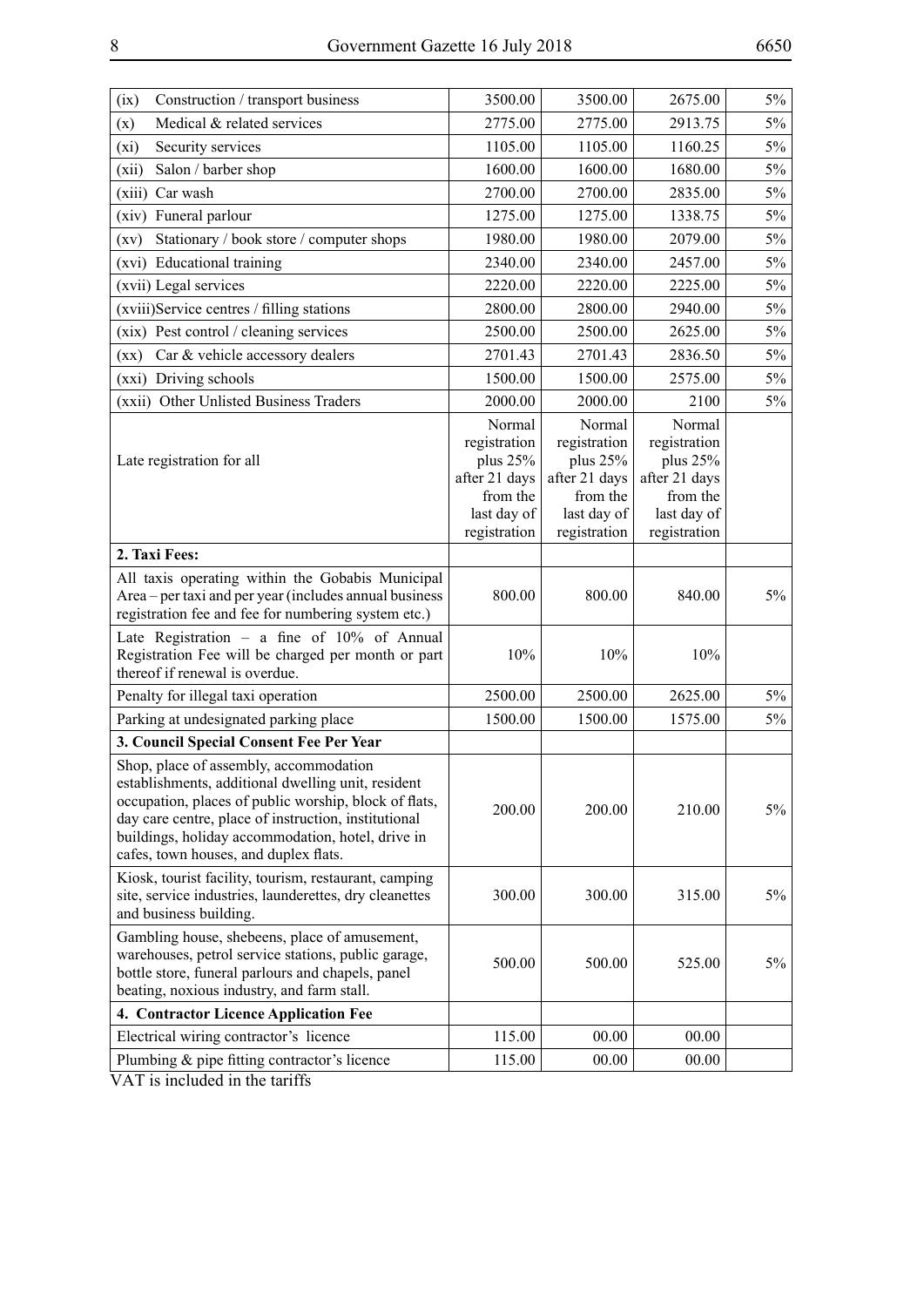| | | | | |
|---|---|---|---|---|
| (ix) Construction / transport business | 3500.00 | 3500.00 | 2675.00 | 5% |
| (x) Medical & related services | 2775.00 | 2775.00 | 2913.75 | 5% |
| (xi) Security services | 1105.00 | 1105.00 | 1160.25 | 5% |
| (xii) Salon / barber shop | 1600.00 | 1600.00 | 1680.00 | 5% |
| (xiii) Car wash | 2700.00 | 2700.00 | 2835.00 | 5% |
| (xiv) Funeral parlour | 1275.00 | 1275.00 | 1338.75 | 5% |
| (xv) Stationary / book store / computer shops | 1980.00 | 1980.00 | 2079.00 | 5% |
| (xvi) Educational training | 2340.00 | 2340.00 | 2457.00 | 5% |
| (xvii) Legal services | 2220.00 | 2220.00 | 2225.00 | 5% |
| (xviii) Service centres / filling stations | 2800.00 | 2800.00 | 2940.00 | 5% |
| (xix) Pest control / cleaning services | 2500.00 | 2500.00 | 2625.00 | 5% |
| (xx) Car & vehicle accessory dealers | 2701.43 | 2701.43 | 2836.50 | 5% |
| (xxi) Driving schools | 1500.00 | 1500.00 | 2575.00 | 5% |
| (xxii) Other Unlisted Business Traders | 2000.00 | 2000.00 | 2100 | 5% |
| Late registration for all | Normal registration plus 25% after 21 days from the last day of registration | Normal registration plus 25% after 21 days from the last day of registration | Normal registration plus 25% after 21 days from the last day of registration | |
| **2. Taxi Fees:** | | | | |
| All taxis operating within the Gobabis Municipal Area – per taxi and per year (includes annual business registration fee and fee for numbering system etc.) | 800.00 | 800.00 | 840.00 | 5% |
| Late Registration – a fine of 10% of Annual Registration Fee will be charged per month or part thereof if renewal is overdue. | 10% | 10% | 10% | |
| Penalty for illegal taxi operation | 2500.00 | 2500.00 | 2625.00 | 5% |
| Parking at undesignated parking place | 1500.00 | 1500.00 | 1575.00 | 5% |
| **3. Council Special Consent Fee Per Year** | | | | |
| Shop, place of assembly, accommodation establishments, additional dwelling unit, resident occupation, places of public worship, block of flats, day care centre, place of instruction, institutional buildings, holiday accommodation, hotel, drive in cafes, town houses, and duplex flats. | 200.00 | 200.00 | 210.00 | 5% |
| Kiosk, tourist facility, tourism, restaurant, camping site, service industries, launderettes, dry cleanettes and business building. | 300.00 | 300.00 | 315.00 | 5% |
| Gambling house, shebeens, place of amusement, warehouses, petrol service stations, public garage, bottle store, funeral parlours and chapels, panel beating, noxious industry, and farm stall. | 500.00 | 500.00 | 525.00 | 5% |
| **4. Contractor Licence Application Fee** | | | | |
| Electrical wiring contractor's licence | 115.00 | 00.00 | 00.00 | |
| Plumbing & pipe fitting contractor's licence | 115.00 | 00.00 | 00.00 | |

VAT is included in the tariffs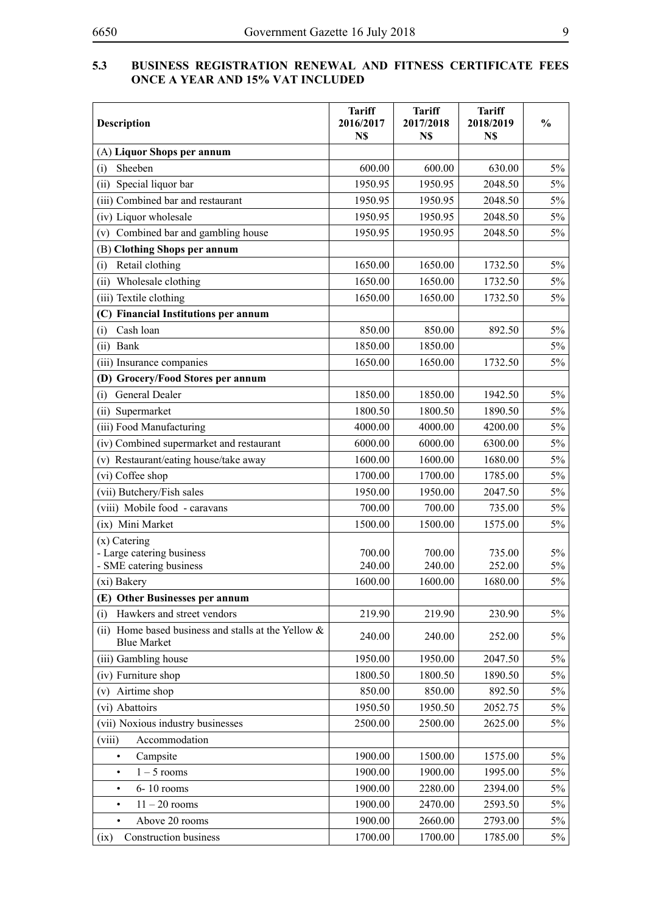## 5.3 BUSINESS REGISTRATION RENEWAL AND FITNESS CERTIFICATE FEES ONCE A YEAR AND 15% VAT INCLUDED

| Description | Tariff 2016/2017 N$ | Tariff 2017/2018 N$ | Tariff 2018/2019 N$ | % |
|---|---|---|---|---|
| (A) **Liquor Shops per annum** | | | | |
| (i) Sheeben | 600.00 | 600.00 | 630.00 | 5% |
| (ii) Special liquor bar | 1950.95 | 1950.95 | 2048.50 | 5% |
| (iii) Combined bar and restaurant | 1950.95 | 1950.95 | 2048.50 | 5% |
| (iv) Liquor wholesale | 1950.95 | 1950.95 | 2048.50 | 5% |
| (v) Combined bar and gambling house | 1950.95 | 1950.95 | 2048.50 | 5% |
| (B) **Clothing Shops per annum** | | | | |
| (i) Retail clothing | 1650.00 | 1650.00 | 1732.50 | 5% |
| (ii) Wholesale clothing | 1650.00 | 1650.00 | 1732.50 | 5% |
| (iii) Textile clothing | 1650.00 | 1650.00 | 1732.50 | 5% |
| **(C) Financial Institutions per annum** | | | | |
| (i) Cash loan | 850.00 | 850.00 | 892.50 | 5% |
| (ii) Bank | 1850.00 | 1850.00 | | 5% |
| (iii) Insurance companies | 1650.00 | 1650.00 | 1732.50 | 5% |
| **(D) Grocery/Food Stores per annum** | | | | |
| (i) General Dealer | 1850.00 | 1850.00 | 1942.50 | 5% |
| (ii) Supermarket | 1800.50 | 1800.50 | 1890.50 | 5% |
| (iii) Food Manufacturing | 4000.00 | 4000.00 | 4200.00 | 5% |
| (iv) Combined supermarket and restaurant | 6000.00 | 6000.00 | 6300.00 | 5% |
| (v) Restaurant/eating house/take away | 1600.00 | 1600.00 | 1680.00 | 5% |
| (vi) Coffee shop | 1700.00 | 1700.00 | 1785.00 | 5% |
| (vii) Butchery/Fish sales | 1950.00 | 1950.00 | 2047.50 | 5% |
| (viii) Mobile food - caravans | 700.00 | 700.00 | 735.00 | 5% |
| (ix) Mini Market | 1500.00 | 1500.00 | 1575.00 | 5% |
| (x) Catering<br>- Large catering business<br>- SME catering business | <br>700.00<br>240.00 | <br>700.00<br>240.00 | <br>735.00<br>252.00 | <br>5%<br>5% |
| (xi) Bakery | 1600.00 | 1600.00 | 1680.00 | 5% |
| **(E) Other Businesses per annum** | | | | |
| (i) Hawkers and street vendors | 219.90 | 219.90 | 230.90 | 5% |
| (ii) Home based business and stalls at the Yellow & Blue Market | 240.00 | 240.00 | 252.00 | 5% |
| (iii) Gambling house | 1950.00 | 1950.00 | 2047.50 | 5% |
| (iv) Furniture shop | 1800.50 | 1800.50 | 1890.50 | 5% |
| (v) Airtime shop | 850.00 | 850.00 | 892.50 | 5% |
| (vi) Abattoirs | 1950.50 | 1950.50 | 2052.75 | 5% |
| (vii) Noxious industry businesses | 2500.00 | 2500.00 | 2625.00 | 5% |
| (viii) Accommodation | | | | |
| • Campsite | 1900.00 | 1500.00 | 1575.00 | 5% |
| • 1 – 5 rooms | 1900.00 | 1900.00 | 1995.00 | 5% |
| • 6- 10 rooms | 1900.00 | 2280.00 | 2394.00 | 5% |
| • 11 – 20 rooms | 1900.00 | 2470.00 | 2593.50 | 5% |
| • Above 20 rooms | 1900.00 | 2660.00 | 2793.00 | 5% |
| (ix) Construction business | 1700.00 | 1700.00 | 1785.00 | 5% |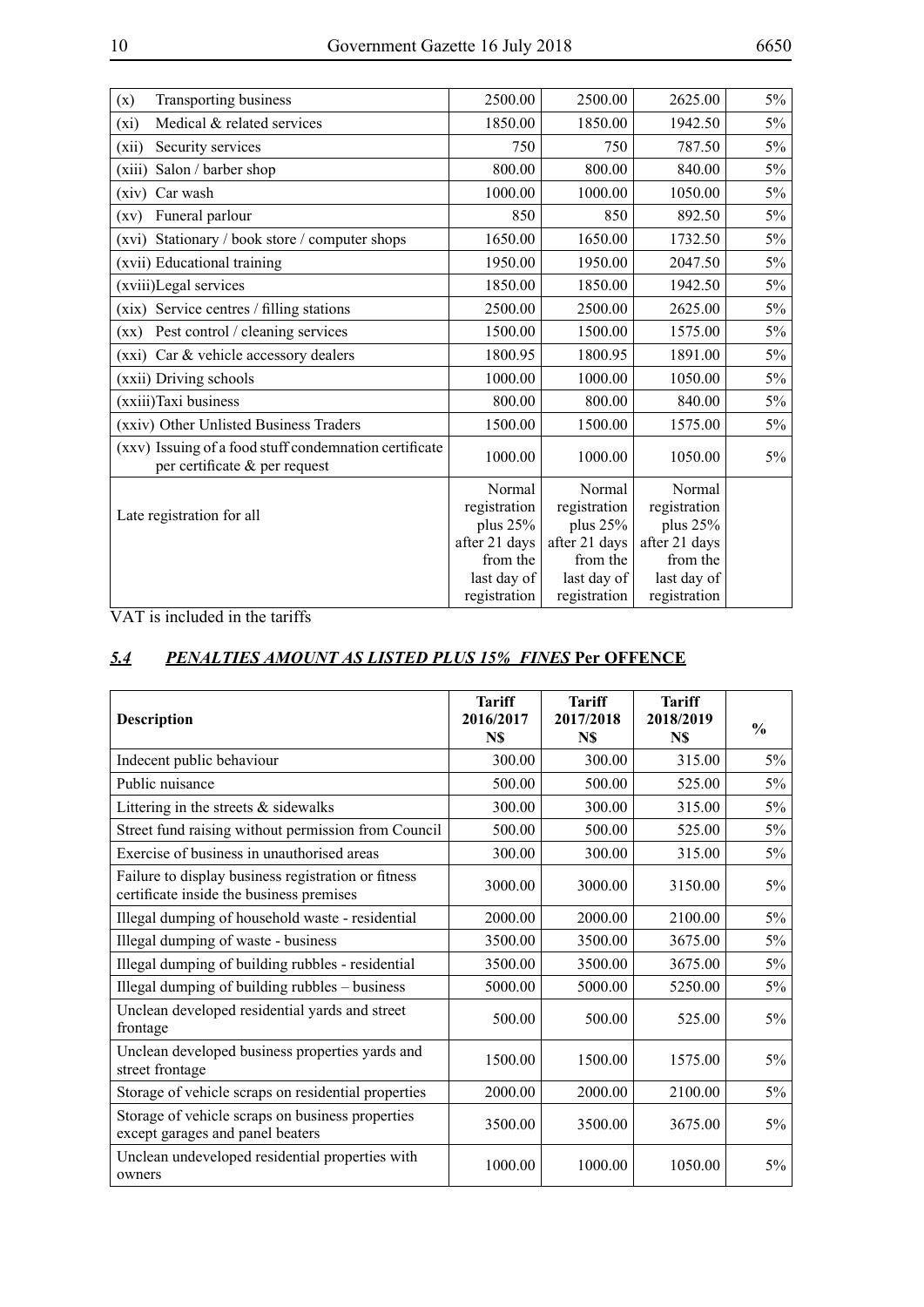| | | | | |
|---|---|---|---|---|
| (x) Transporting business | 2500.00 | 2500.00 | 2625.00 | 5% |
| (xi) Medical & related services | 1850.00 | 1850.00 | 1942.50 | 5% |
| (xii) Security services | 750 | 750 | 787.50 | 5% |
| (xiii) Salon / barber shop | 800.00 | 800.00 | 840.00 | 5% |
| (xiv) Car wash | 1000.00 | 1000.00 | 1050.00 | 5% |
| (xv) Funeral parlour | 850 | 850 | 892.50 | 5% |
| (xvi) Stationary / book store / computer shops | 1650.00 | 1650.00 | 1732.50 | 5% |
| (xvii) Educational training | 1950.00 | 1950.00 | 2047.50 | 5% |
| (xviii)Legal services | 1850.00 | 1850.00 | 1942.50 | 5% |
| (xix) Service centres / filling stations | 2500.00 | 2500.00 | 2625.00 | 5% |
| (xx) Pest control / cleaning services | 1500.00 | 1500.00 | 1575.00 | 5% |
| (xxi) Car & vehicle accessory dealers | 1800.95 | 1800.95 | 1891.00 | 5% |
| (xxii) Driving schools | 1000.00 | 1000.00 | 1050.00 | 5% |
| (xxiii)Taxi business | 800.00 | 800.00 | 840.00 | 5% |
| (xxiv) Other Unlisted Business Traders | 1500.00 | 1500.00 | 1575.00 | 5% |
| (xxv) Issuing of a food stuff condemnation certificate per certificate & per request | 1000.00 | 1000.00 | 1050.00 | 5% |
| Late registration for all | Normal registration plus 25% after 21 days from the last day of registration | Normal registration plus 25% after 21 days from the last day of registration | Normal registration plus 25% after 21 days from the last day of registration | |

VAT is included in the tariffs

## ***5.4 PENALTIES AMOUNT AS LISTED PLUS 15% FINES*** **Per OFFENCE**

| Description | Tariff 2016/2017 N$ | Tariff 2017/2018 N$ | Tariff 2018/2019 N$ | % |
|---|---|---|---|---|
| Indecent public behaviour | 300.00 | 300.00 | 315.00 | 5% |
| Public nuisance | 500.00 | 500.00 | 525.00 | 5% |
| Littering in the streets & sidewalks | 300.00 | 300.00 | 315.00 | 5% |
| Street fund raising without permission from Council | 500.00 | 500.00 | 525.00 | 5% |
| Exercise of business in unauthorised areas | 300.00 | 300.00 | 315.00 | 5% |
| Failure to display business registration or fitness certificate inside the business premises | 3000.00 | 3000.00 | 3150.00 | 5% |
| Illegal dumping of household waste - residential | 2000.00 | 2000.00 | 2100.00 | 5% |
| Illegal dumping of waste - business | 3500.00 | 3500.00 | 3675.00 | 5% |
| Illegal dumping of building rubbles - residential | 3500.00 | 3500.00 | 3675.00 | 5% |
| Illegal dumping of building rubbles – business | 5000.00 | 5000.00 | 5250.00 | 5% |
| Unclean developed residential yards and street frontage | 500.00 | 500.00 | 525.00 | 5% |
| Unclean developed business properties yards and street frontage | 1500.00 | 1500.00 | 1575.00 | 5% |
| Storage of vehicle scraps on residential properties | 2000.00 | 2000.00 | 2100.00 | 5% |
| Storage of vehicle scraps on business properties except garages and panel beaters | 3500.00 | 3500.00 | 3675.00 | 5% |
| Unclean undeveloped residential properties with owners | 1000.00 | 1000.00 | 1050.00 | 5% |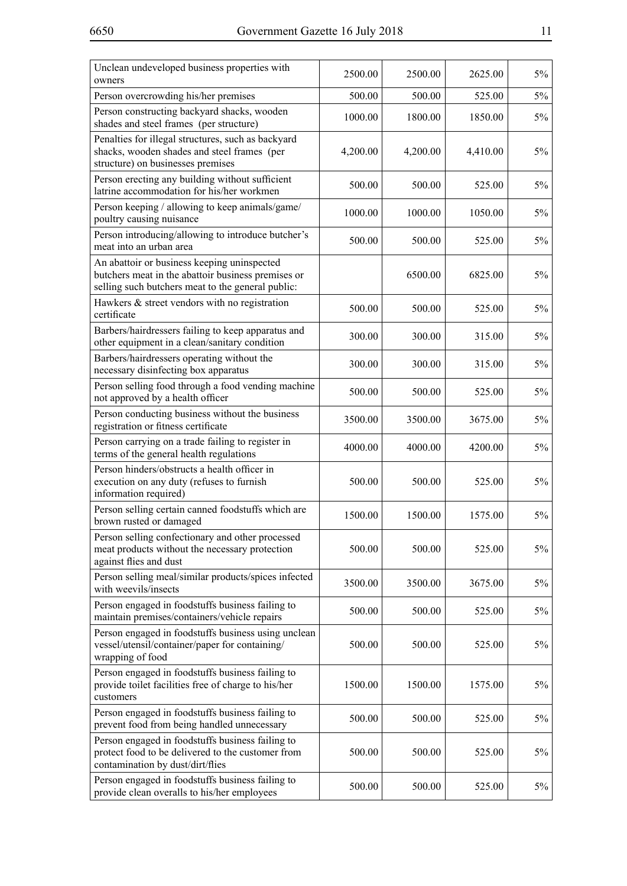| | | | | |
|---|---|---|---|---|
| Unclean undeveloped business properties with owners | 2500.00 | 2500.00 | 2625.00 | 5% |
| Person overcrowding his/her premises | 500.00 | 500.00 | 525.00 | 5% |
| Person constructing backyard shacks, wooden shades and steel frames (per structure) | 1000.00 | 1800.00 | 1850.00 | 5% |
| Penalties for illegal structures, such as backyard shacks, wooden shades and steel frames (per structure) on businesses premises | 4,200.00 | 4,200.00 | 4,410.00 | 5% |
| Person erecting any building without sufficient latrine accommodation for his/her workmen | 500.00 | 500.00 | 525.00 | 5% |
| Person keeping / allowing to keep animals/game/ poultry causing nuisance | 1000.00 | 1000.00 | 1050.00 | 5% |
| Person introducing/allowing to introduce butcher's meat into an urban area | 500.00 | 500.00 | 525.00 | 5% |
| An abattoir or business keeping uninspected butchers meat in the abattoir business premises or selling such butchers meat to the general public: | | 6500.00 | 6825.00 | 5% |
| Hawkers & street vendors with no registration certificate | 500.00 | 500.00 | 525.00 | 5% |
| Barbers/hairdressers failing to keep apparatus and other equipment in a clean/sanitary condition | 300.00 | 300.00 | 315.00 | 5% |
| Barbers/hairdressers operating without the necessary disinfecting box apparatus | 300.00 | 300.00 | 315.00 | 5% |
| Person selling food through a food vending machine not approved by a health officer | 500.00 | 500.00 | 525.00 | 5% |
| Person conducting business without the business registration or fitness certificate | 3500.00 | 3500.00 | 3675.00 | 5% |
| Person carrying on a trade failing to register in terms of the general health regulations | 4000.00 | 4000.00 | 4200.00 | 5% |
| Person hinders/obstructs a health officer in execution on any duty (refuses to furnish information required) | 500.00 | 500.00 | 525.00 | 5% |
| Person selling certain canned foodstuffs which are brown rusted or damaged | 1500.00 | 1500.00 | 1575.00 | 5% |
| Person selling confectionary and other processed meat products without the necessary protection against flies and dust | 500.00 | 500.00 | 525.00 | 5% |
| Person selling meal/similar products/spices infected with weevils/insects | 3500.00 | 3500.00 | 3675.00 | 5% |
| Person engaged in foodstuffs business failing to maintain premises/containers/vehicle repairs | 500.00 | 500.00 | 525.00 | 5% |
| Person engaged in foodstuffs business using unclean vessel/utensil/container/paper for containing/ wrapping of food | 500.00 | 500.00 | 525.00 | 5% |
| Person engaged in foodstuffs business failing to provide toilet facilities free of charge to his/her customers | 1500.00 | 1500.00 | 1575.00 | 5% |
| Person engaged in foodstuffs business failing to prevent food from being handled unnecessary | 500.00 | 500.00 | 525.00 | 5% |
| Person engaged in foodstuffs business failing to protect food to be delivered to the customer from contamination by dust/dirt/flies | 500.00 | 500.00 | 525.00 | 5% |
| Person engaged in foodstuffs business failing to provide clean overalls to his/her employees | 500.00 | 500.00 | 525.00 | 5% |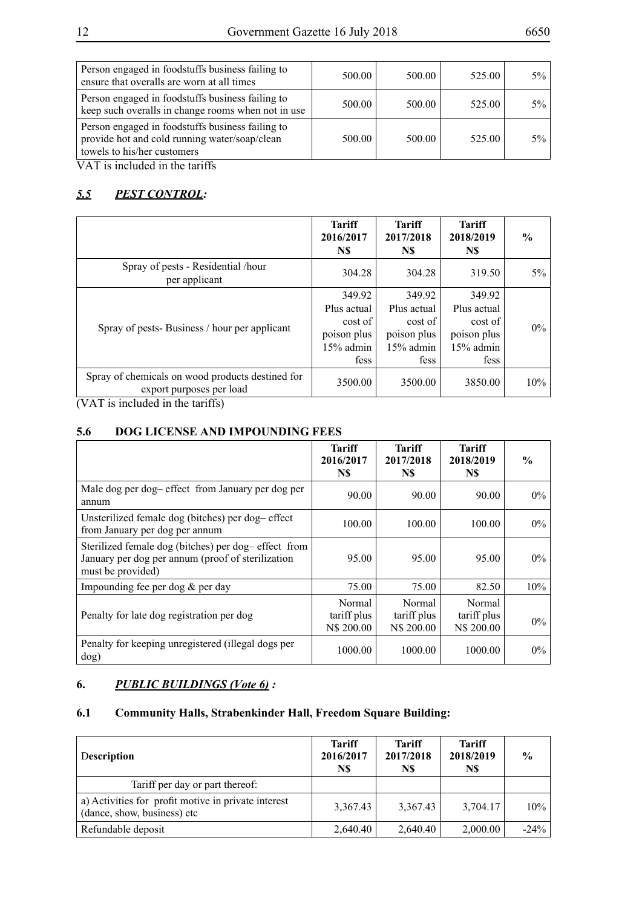| | | | | |
|---|---|---|---|---|
| Person engaged in foodstuffs business failing to ensure that overalls are worn at all times | 500.00 | 500.00 | 525.00 | 5% |
| Person engaged in foodstuffs business failing to keep such overalls in change rooms when not in use | 500.00 | 500.00 | 525.00 | 5% |
| Person engaged in foodstuffs business failing to provide hot and cold running water/soap/clean towels to his/her customers | 500.00 | 500.00 | 525.00 | 5% |

VAT is included in the tariffs

## *5.5 PEST CONTROL:*

| | Tariff 2016/2017 N$ | Tariff 2017/2018 N$ | Tariff 2018/2019 N$ | % |
|---|---|---|---|---|
| Spray of pests - Residential /hour per applicant | 304.28 | 304.28 | 319.50 | 5% |
| Spray of pests- Business / hour per applicant | 349.92 Plus actual cost of poison plus 15% admin fess | 349.92 Plus actual cost of poison plus 15% admin fess | 349.92 Plus actual cost of poison plus 15% admin fess | 0% |
| Spray of chemicals on wood products destined for export purposes per load | 3500.00 | 3500.00 | 3850.00 | 10% |

(VAT is included in the tariffs)

## 5.6 DOG LICENSE AND IMPOUNDING FEES

| | Tariff 2016/2017 N$ | Tariff 2017/2018 N$ | Tariff 2018/2019 N$ | % |
|---|---|---|---|---|
| Male dog per dog– effect from January per dog per annum | 90.00 | 90.00 | 90.00 | 0% |
| Unsterilized female dog (bitches) per dog– effect from January per dog per annum | 100.00 | 100.00 | 100.00 | 0% |
| Sterilized female dog (bitches) per dog– effect from January per dog per annum (proof of sterilization must be provided) | 95.00 | 95.00 | 95.00 | 0% |
| Impounding fee per dog & per day | 75.00 | 75.00 | 82.50 | 10% |
| Penalty for late dog registration per dog | Normal tariff plus N$ 200.00 | Normal tariff plus N$ 200.00 | Normal tariff plus N$ 200.00 | 0% |
| Penalty for keeping unregistered (illegal dogs per dog) | 1000.00 | 1000.00 | 1000.00 | 0% |

## 6. *PUBLIC BUILDINGS (Vote 6) :*

### 6.1 Community Halls, Strabenkinder Hall, Freedom Square Building:

| Description | Tariff 2016/2017 N$ | Tariff 2017/2018 N$ | Tariff 2018/2019 N$ | % |
|---|---|---|---|---|
| Tariff per day or part thereof: | | | | |
| a) Activities for profit motive in private interest (dance, show, business) etc | 3,367.43 | 3,367.43 | 3,704.17 | 10% |
| Refundable deposit | 2,640.40 | 2,640.40 | 2,000.00 | -24% |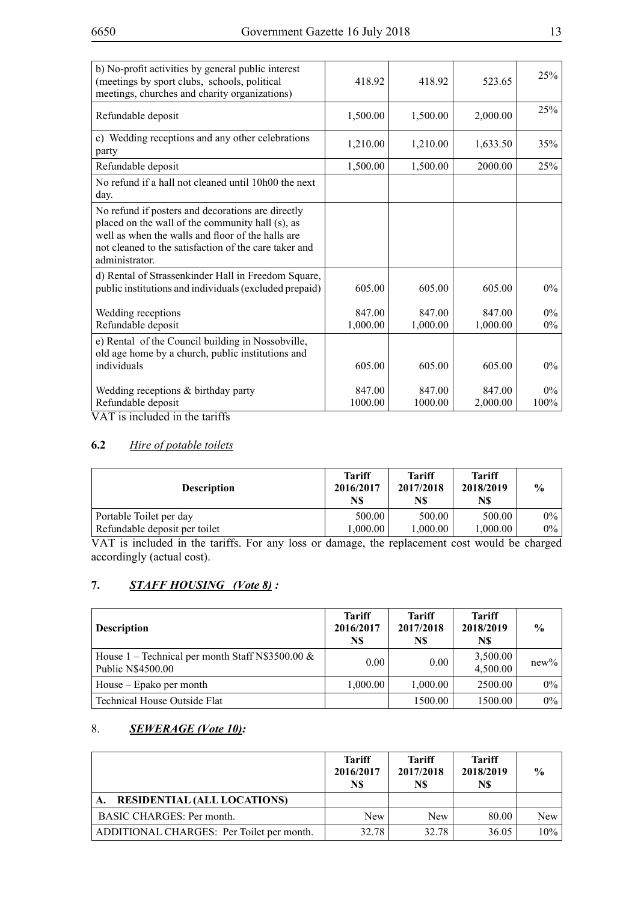| | | | | |
|---|---|---|---|---|
| b) No-profit activities by general public interest (meetings by sport clubs, schools, political meetings, churches and charity organizations) | 418.92 | 418.92 | 523.65 | 25% |
| Refundable deposit | 1,500.00 | 1,500.00 | 2,000.00 | 25% |
| c) Wedding receptions and any other celebrations party | 1,210.00 | 1,210.00 | 1,633.50 | 35% |
| Refundable deposit | 1,500.00 | 1,500.00 | 2000.00 | 25% |
| No refund if a hall not cleaned until 10h00 the next day. | | | | |
| No refund if posters and decorations are directly placed on the wall of the community hall (s), as well as when the walls and floor of the halls are not cleaned to the satisfaction of the care taker and administrator. | | | | |
| d) Rental of Strassenkinder Hall in Freedom Square, public institutions and individuals (excluded prepaid)<br><br>Wedding receptions<br>Refundable deposit | 605.00<br><br>847.00<br>1,000.00 | 605.00<br><br>847.00<br>1,000.00 | 605.00<br><br>847.00<br>1,000.00 | 0%<br><br>0%<br>0% |
| e) Rental of the Council building in Nossobville, old age home by a church, public institutions and individuals<br><br>Wedding receptions & birthday party<br>Refundable deposit | 605.00<br><br>847.00<br>1000.00 | 605.00<br><br>847.00<br>1000.00 | 605.00<br><br>847.00<br>2,000.00 | 0%<br><br>0%<br>100% |

VAT is included in the tariffs

### 6.2 *Hire of potable toilets*

| Description | Tariff 2016/2017 N$ | Tariff 2017/2018 N$ | Tariff 2018/2019 N$ | % |
|---|---|---|---|---|
| Portable Toilet per day<br>Refundable deposit per toilet | 500.00<br>1,000.00 | 500.00<br>1,000.00 | 500.00<br>1,000.00 | 0%<br>0% |

VAT is included in the tariffs. For any loss or damage, the replacement cost would be charged accordingly (actual cost).

## 7. ***STAFF HOUSING (Vote 8) :***

| Description | Tariff 2016/2017 N$ | Tariff 2017/2018 N$ | Tariff 2018/2019 N$ | % |
|---|---|---|---|---|
| House 1 – Technical per month Staff N$3500.00 & Public N$4500.00 | 0.00 | 0.00 | 3,500.00<br>4,500.00 | new% |
| House – Epako per month | 1,000.00 | 1,000.00 | 2500.00 | 0% |
| Technical House Outside Flat | | 1500.00 | 1500.00 | 0% |

## 8. ***SEWERAGE (Vote 10):***

| | Tariff 2016/2017 N$ | Tariff 2017/2018 N$ | Tariff 2018/2019 N$ | % |
|---|---|---|---|---|
| **A. RESIDENTIAL (ALL LOCATIONS)** | | | | |
| BASIC CHARGES: Per month. | New | New | 80.00 | New |
| ADDITIONAL CHARGES: Per Toilet per month. | 32.78 | 32.78 | 36.05 | 10% |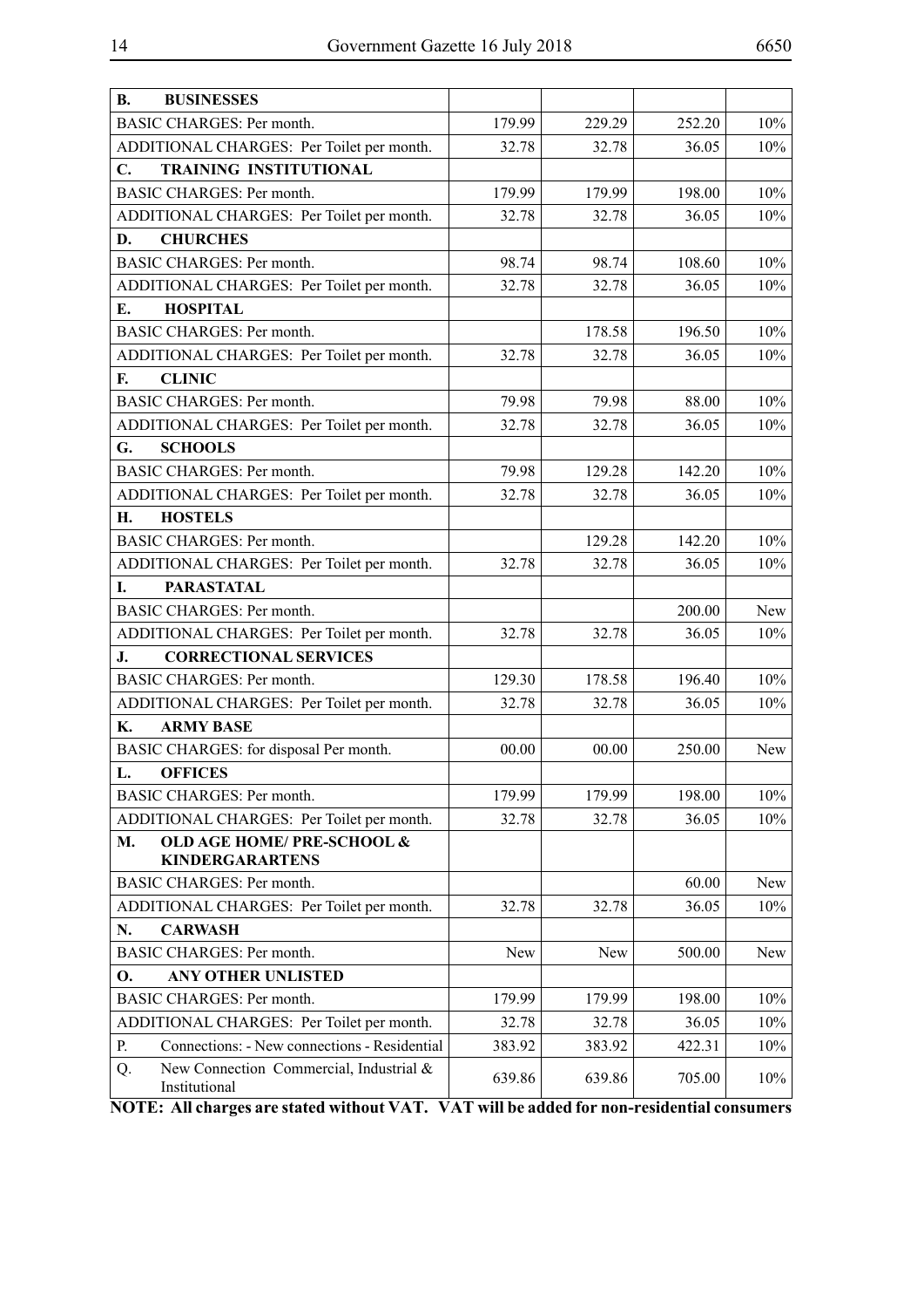| **B. BUSINESSES** | | | | |
|---|---|---|---|---|
| BASIC CHARGES: Per month. | 179.99 | 229.29 | 252.20 | 10% |
| ADDITIONAL CHARGES: Per Toilet per month. | 32.78 | 32.78 | 36.05 | 10% |
| **C. TRAINING INSTITUTIONAL** | | | | |
| BASIC CHARGES: Per month. | 179.99 | 179.99 | 198.00 | 10% |
| ADDITIONAL CHARGES: Per Toilet per month. | 32.78 | 32.78 | 36.05 | 10% |
| **D. CHURCHES** | | | | |
| BASIC CHARGES: Per month. | 98.74 | 98.74 | 108.60 | 10% |
| ADDITIONAL CHARGES: Per Toilet per month. | 32.78 | 32.78 | 36.05 | 10% |
| **E. HOSPITAL** | | | | |
| BASIC CHARGES: Per month. | | 178.58 | 196.50 | 10% |
| ADDITIONAL CHARGES: Per Toilet per month. | 32.78 | 32.78 | 36.05 | 10% |
| **F. CLINIC** | | | | |
| BASIC CHARGES: Per month. | 79.98 | 79.98 | 88.00 | 10% |
| ADDITIONAL CHARGES: Per Toilet per month. | 32.78 | 32.78 | 36.05 | 10% |
| **G. SCHOOLS** | | | | |
| BASIC CHARGES: Per month. | 79.98 | 129.28 | 142.20 | 10% |
| ADDITIONAL CHARGES: Per Toilet per month. | 32.78 | 32.78 | 36.05 | 10% |
| **H. HOSTELS** | | | | |
| BASIC CHARGES: Per month. | | 129.28 | 142.20 | 10% |
| ADDITIONAL CHARGES: Per Toilet per month. | 32.78 | 32.78 | 36.05 | 10% |
| **I. PARASTATAL** | | | | |
| BASIC CHARGES: Per month. | | | 200.00 | New |
| ADDITIONAL CHARGES: Per Toilet per month. | 32.78 | 32.78 | 36.05 | 10% |
| **J. CORRECTIONAL SERVICES** | | | | |
| BASIC CHARGES: Per month. | 129.30 | 178.58 | 196.40 | 10% |
| ADDITIONAL CHARGES: Per Toilet per month. | 32.78 | 32.78 | 36.05 | 10% |
| **K. ARMY BASE** | | | | |
| BASIC CHARGES: for disposal Per month. | 00.00 | 00.00 | 250.00 | New |
| **L. OFFICES** | | | | |
| BASIC CHARGES: Per month. | 179.99 | 179.99 | 198.00 | 10% |
| ADDITIONAL CHARGES: Per Toilet per month. | 32.78 | 32.78 | 36.05 | 10% |
| **M. OLD AGE HOME/ PRE-SCHOOL & KINDERGARARTENS** | | | | |
| BASIC CHARGES: Per month. | | | 60.00 | New |
| ADDITIONAL CHARGES: Per Toilet per month. | 32.78 | 32.78 | 36.05 | 10% |
| **N. CARWASH** | | | | |
| BASIC CHARGES: Per month. | New | New | 500.00 | New |
| **O. ANY OTHER UNLISTED** | | | | |
| BASIC CHARGES: Per month. | 179.99 | 179.99 | 198.00 | 10% |
| ADDITIONAL CHARGES: Per Toilet per month. | 32.78 | 32.78 | 36.05 | 10% |
| P. Connections: - New connections - Residential | 383.92 | 383.92 | 422.31 | 10% |
| Q. New Connection Commercial, Industrial & Institutional | 639.86 | 639.86 | 705.00 | 10% |

**NOTE: All charges are stated without VAT. VAT will be added for non-residential consumers**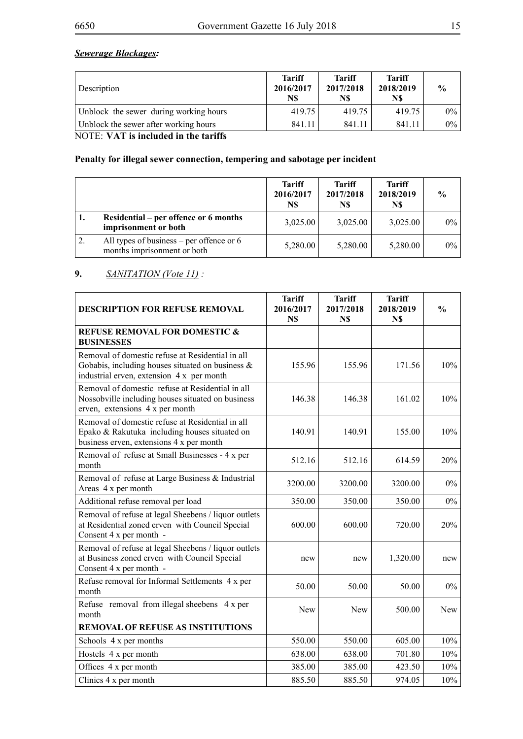***Sewerage Blockages:***

| Description | Tariff 2016/2017 N$ | Tariff 2017/2018 N$ | Tariff 2018/2019 N$ | % |
|---|---|---|---|---|
| Unblock the sewer during working hours | 419.75 | 419.75 | 419.75 | 0% |
| Unblock the sewer after working hours | 841.11 | 841.11 | 841.11 | 0% |

NOTE: **VAT is included in the tariffs**

**Penalty for illegal sewer connection, tempering and sabotage per incident**

| | | Tariff 2016/2017 N$ | Tariff 2017/2018 N$ | Tariff 2018/2019 N$ | % |
|---|---|---|---|---|---|
| **1.** | **Residential – per offence or 6 months imprisonment or both** | 3,025.00 | 3,025.00 | 3,025.00 | 0% |
| 2. | All types of business – per offence or 6 months imprisonment or both | 5,280.00 | 5,280.00 | 5,280.00 | 0% |

**9.** *SANITATION (Vote 11)* :

| DESCRIPTION FOR REFUSE REMOVAL | Tariff 2016/2017 N$ | Tariff 2017/2018 N$ | Tariff 2018/2019 N$ | % |
|---|---|---|---|---|
| **REFUSE REMOVAL FOR DOMESTIC & BUSINESSES** | | | | |
| Removal of domestic refuse at Residential in all Gobabis, including houses situated on business & industrial erven, extension 4 x per month | 155.96 | 155.96 | 171.56 | 10% |
| Removal of domestic refuse at Residential in all Nossobville including houses situated on business erven, extensions 4 x per month | 146.38 | 146.38 | 161.02 | 10% |
| Removal of domestic refuse at Residential in all Epako & Rakutuka including houses situated on business erven, extensions 4 x per month | 140.91 | 140.91 | 155.00 | 10% |
| Removal of refuse at Small Businesses - 4 x per month | 512.16 | 512.16 | 614.59 | 20% |
| Removal of refuse at Large Business & Industrial Areas 4 x per month | 3200.00 | 3200.00 | 3200.00 | 0% |
| Additional refuse removal per load | 350.00 | 350.00 | 350.00 | 0% |
| Removal of refuse at legal Sheebens / liquor outlets at Residential zoned erven with Council Special Consent 4 x per month - | 600.00 | 600.00 | 720.00 | 20% |
| Removal of refuse at legal Sheebens / liquor outlets at Business zoned erven with Council Special Consent 4 x per month - | new | new | 1,320.00 | new |
| Refuse removal for Informal Settlements 4 x per month | 50.00 | 50.00 | 50.00 | 0% |
| Refuse removal from illegal sheebens 4 x per month | New | New | 500.00 | New |
| **REMOVAL OF REFUSE AS INSTITUTIONS** | | | | |
| Schools 4 x per months | 550.00 | 550.00 | 605.00 | 10% |
| Hostels 4 x per month | 638.00 | 638.00 | 701.80 | 10% |
| Offices 4 x per month | 385.00 | 385.00 | 423.50 | 10% |
| Clinics 4 x per month | 885.50 | 885.50 | 974.05 | 10% |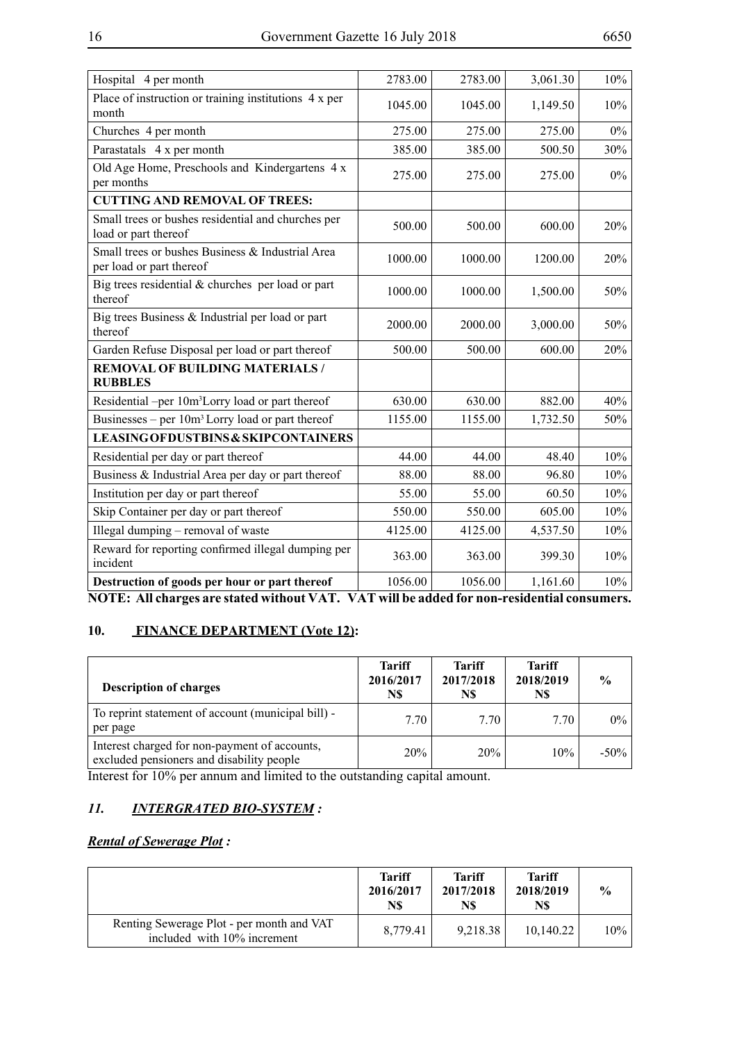| | | | | |
|---|---|---|---|---|
| Hospital 4 per month | 2783.00 | 2783.00 | 3,061.30 | 10% |
| Place of instruction or training institutions 4 x per month | 1045.00 | 1045.00 | 1,149.50 | 10% |
| Churches 4 per month | 275.00 | 275.00 | 275.00 | 0% |
| Parastatals 4 x per month | 385.00 | 385.00 | 500.50 | 30% |
| Old Age Home, Preschools and Kindergartens 4 x per months | 275.00 | 275.00 | 275.00 | 0% |
| **CUTTING AND REMOVAL OF TREES:** | | | | |
| Small trees or bushes residential and churches per load or part thereof | 500.00 | 500.00 | 600.00 | 20% |
| Small trees or bushes Business & Industrial Area per load or part thereof | 1000.00 | 1000.00 | 1200.00 | 20% |
| Big trees residential & churches per load or part thereof | 1000.00 | 1000.00 | 1,500.00 | 50% |
| Big trees Business & Industrial per load or part thereof | 2000.00 | 2000.00 | 3,000.00 | 50% |
| Garden Refuse Disposal per load or part thereof | 500.00 | 500.00 | 600.00 | 20% |
| **REMOVAL OF BUILDING MATERIALS / RUBBLES** | | | | |
| Residential –per $10m^3$Lorry load or part thereof | 630.00 | 630.00 | 882.00 | 40% |
| Businesses – per $10m^3$ Lorry load or part thereof | 1155.00 | 1155.00 | 1,732.50 | 50% |
| **LEASINGOFDUSTBINS&SKIPCONTAINERS** | | | | |
| Residential per day or part thereof | 44.00 | 44.00 | 48.40 | 10% |
| Business & Industrial Area per day or part thereof | 88.00 | 88.00 | 96.80 | 10% |
| Institution per day or part thereof | 55.00 | 55.00 | 60.50 | 10% |
| Skip Container per day or part thereof | 550.00 | 550.00 | 605.00 | 10% |
| Illegal dumping – removal of waste | 4125.00 | 4125.00 | 4,537.50 | 10% |
| Reward for reporting confirmed illegal dumping per incident | 363.00 | 363.00 | 399.30 | 10% |
| **Destruction of goods per hour or part thereof** | 1056.00 | 1056.00 | 1,161.60 | 10% |

**NOTE: All charges are stated without VAT. VAT will be added for non-residential consumers.**

## 10. FINANCE DEPARTMENT (Vote 12):

| Description of charges | Tariff 2016/2017 N$ | Tariff 2017/2018 N$ | Tariff 2018/2019 N$ | % |
|---|---|---|---|---|
| To reprint statement of account (municipal bill) - per page | 7.70 | 7.70 | 7.70 | 0% |
| Interest charged for non-payment of accounts, excluded pensioners and disability people | 20% | 20% | 10% | -50% |

Interest for 10% per annum and limited to the outstanding capital amount.

## *11. INTERGRATED BIO-SYSTEM :*

***Rental of Sewerage Plot :***

| | Tariff 2016/2017 N$ | Tariff 2017/2018 N$ | Tariff 2018/2019 N$ | % |
|---|---|---|---|---|
| Renting Sewerage Plot - per month and VAT included with 10% increment | 8,779.41 | 9,218.38 | 10,140.22 | 10% |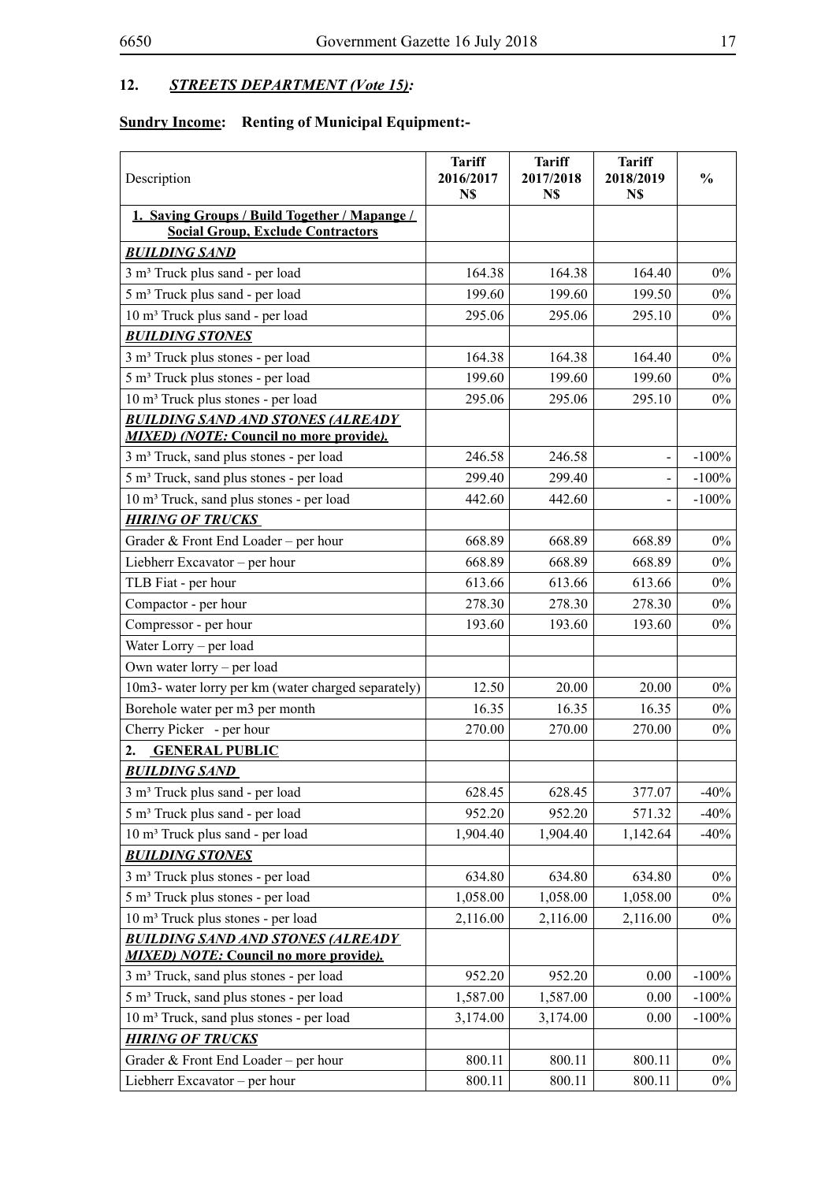## 12. ***STREETS DEPARTMENT (Vote 15):***

**Sundry Income: Renting of Municipal Equipment:-**

| Description | Tariff 2016/2017 N$ | Tariff 2017/2018 N$ | Tariff 2018/2019 N$ | % |
|---|---|---|---|---|
| **1. Saving Groups / Build Together / Mapange / Social Group, Exclude Contractors** | | | | |
| ***BUILDING SAND*** | | | | |
| 3 m³ Truck plus sand - per load | 164.38 | 164.38 | 164.40 | 0% |
| 5 m³ Truck plus sand - per load | 199.60 | 199.60 | 199.50 | 0% |
| 10 m³ Truck plus sand - per load | 295.06 | 295.06 | 295.10 | 0% |
| ***BUILDING STONES*** | | | | |
| 3 m³ Truck plus stones - per load | 164.38 | 164.38 | 164.40 | 0% |
| 5 m³ Truck plus stones - per load | 199.60 | 199.60 | 199.60 | 0% |
| 10 m³ Truck plus stones - per load | 295.06 | 295.06 | 295.10 | 0% |
| ***BUILDING SAND AND STONES (ALREADY MIXED) (NOTE: Council no more provide).*** | | | | |
| 3 m³ Truck, sand plus stones - per load | 246.58 | 246.58 | - | -100% |
| 5 m³ Truck, sand plus stones - per load | 299.40 | 299.40 | - | -100% |
| 10 m³ Truck, sand plus stones - per load | 442.60 | 442.60 | - | -100% |
| ***HIRING OF TRUCKS*** | | | | |
| Grader & Front End Loader – per hour | 668.89 | 668.89 | 668.89 | 0% |
| Liebherr Excavator – per hour | 668.89 | 668.89 | 668.89 | 0% |
| TLB Fiat - per hour | 613.66 | 613.66 | 613.66 | 0% |
| Compactor - per hour | 278.30 | 278.30 | 278.30 | 0% |
| Compressor - per hour | 193.60 | 193.60 | 193.60 | 0% |
| Water Lorry – per load | | | | |
| Own water lorry – per load | | | | |
| 10m3- water lorry per km (water charged separately) | 12.50 | 20.00 | 20.00 | 0% |
| Borehole water per m3 per month | 16.35 | 16.35 | 16.35 | 0% |
| Cherry Picker - per hour | 270.00 | 270.00 | 270.00 | 0% |
| **2. GENERAL PUBLIC** | | | | |
| ***BUILDING SAND*** | | | | |
| 3 m³ Truck plus sand - per load | 628.45 | 628.45 | 377.07 | -40% |
| 5 m³ Truck plus sand - per load | 952.20 | 952.20 | 571.32 | -40% |
| 10 m³ Truck plus sand - per load | 1,904.40 | 1,904.40 | 1,142.64 | -40% |
| ***BUILDING STONES*** | | | | |
| 3 m³ Truck plus stones - per load | 634.80 | 634.80 | 634.80 | 0% |
| 5 m³ Truck plus stones - per load | 1,058.00 | 1,058.00 | 1,058.00 | 0% |
| 10 m³ Truck plus stones - per load | 2,116.00 | 2,116.00 | 2,116.00 | 0% |
| ***BUILDING SAND AND STONES (ALREADY MIXED) NOTE: Council no more provide).*** | | | | |
| 3 m³ Truck, sand plus stones - per load | 952.20 | 952.20 | 0.00 | -100% |
| 5 m³ Truck, sand plus stones - per load | 1,587.00 | 1,587.00 | 0.00 | -100% |
| 10 m³ Truck, sand plus stones - per load | 3,174.00 | 3,174.00 | 0.00 | -100% |
| ***HIRING OF TRUCKS*** | | | | |
| Grader & Front End Loader – per hour | 800.11 | 800.11 | 800.11 | 0% |
| Liebherr Excavator – per hour | 800.11 | 800.11 | 800.11 | 0% |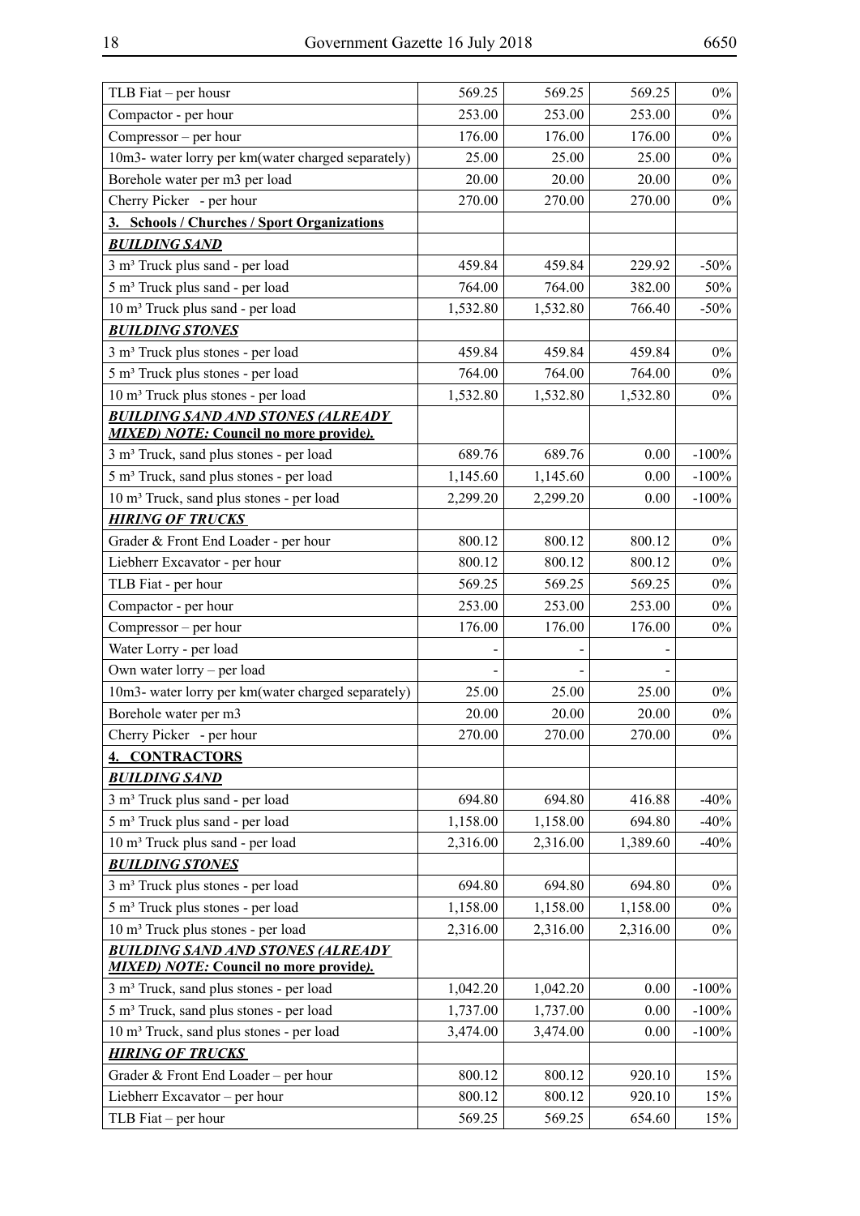| | | | | |
|---|---|---|---|---|
| TLB Fiat – per housr | 569.25 | 569.25 | 569.25 | 0% |
| Compactor - per hour | 253.00 | 253.00 | 253.00 | 0% |
| Compressor – per hour | 176.00 | 176.00 | 176.00 | 0% |
| 10m3- water lorry per km(water charged separately) | 25.00 | 25.00 | 25.00 | 0% |
| Borehole water per m3 per load | 20.00 | 20.00 | 20.00 | 0% |
| Cherry Picker - per hour | 270.00 | 270.00 | 270.00 | 0% |
| **3. Schools / Churches / Sport Organizations** | | | | |
| ***BUILDING SAND*** | | | | |
| 3 m³ Truck plus sand - per load | 459.84 | 459.84 | 229.92 | -50% |
| 5 m³ Truck plus sand - per load | 764.00 | 764.00 | 382.00 | 50% |
| 10 m³ Truck plus sand - per load | 1,532.80 | 1,532.80 | 766.40 | -50% |
| ***BUILDING STONES*** | | | | |
| 3 m³ Truck plus stones - per load | 459.84 | 459.84 | 459.84 | 0% |
| 5 m³ Truck plus stones - per load | 764.00 | 764.00 | 764.00 | 0% |
| 10 m³ Truck plus stones - per load | 1,532.80 | 1,532.80 | 1,532.80 | 0% |
| ***BUILDING SAND AND STONES (ALREADY MIXED) NOTE:* Council no more provide*).*** | | | | |
| 3 m³ Truck, sand plus stones - per load | 689.76 | 689.76 | 0.00 | -100% |
| 5 m³ Truck, sand plus stones - per load | 1,145.60 | 1,145.60 | 0.00 | -100% |
| 10 m³ Truck, sand plus stones - per load | 2,299.20 | 2,299.20 | 0.00 | -100% |
| ***HIRING OF TRUCKS*** | | | | |
| Grader & Front End Loader - per hour | 800.12 | 800.12 | 800.12 | 0% |
| Liebherr Excavator - per hour | 800.12 | 800.12 | 800.12 | 0% |
| TLB Fiat - per hour | 569.25 | 569.25 | 569.25 | 0% |
| Compactor - per hour | 253.00 | 253.00 | 253.00 | 0% |
| Compressor – per hour | 176.00 | 176.00 | 176.00 | 0% |
| Water Lorry - per load | - | - | - | |
| Own water lorry – per load | - | - | - | |
| 10m3- water lorry per km(water charged separately) | 25.00 | 25.00 | 25.00 | 0% |
| Borehole water per m3 | 20.00 | 20.00 | 20.00 | 0% |
| Cherry Picker - per hour | 270.00 | 270.00 | 270.00 | 0% |
| **4. CONTRACTORS** | | | | |
| ***BUILDING SAND*** | | | | |
| 3 m³ Truck plus sand - per load | 694.80 | 694.80 | 416.88 | -40% |
| 5 m³ Truck plus sand - per load | 1,158.00 | 1,158.00 | 694.80 | -40% |
| 10 m³ Truck plus sand - per load | 2,316.00 | 2,316.00 | 1,389.60 | -40% |
| ***BUILDING STONES*** | | | | |
| 3 m³ Truck plus stones - per load | 694.80 | 694.80 | 694.80 | 0% |
| 5 m³ Truck plus stones - per load | 1,158.00 | 1,158.00 | 1,158.00 | 0% |
| 10 m³ Truck plus stones - per load | 2,316.00 | 2,316.00 | 2,316.00 | 0% |
| ***BUILDING SAND AND STONES (ALREADY MIXED) NOTE:* Council no more provide*).*** | | | | |
| 3 m³ Truck, sand plus stones - per load | 1,042.20 | 1,042.20 | 0.00 | -100% |
| 5 m³ Truck, sand plus stones - per load | 1,737.00 | 1,737.00 | 0.00 | -100% |
| 10 m³ Truck, sand plus stones - per load | 3,474.00 | 3,474.00 | 0.00 | -100% |
| ***HIRING OF TRUCKS*** | | | | |
| Grader & Front End Loader – per hour | 800.12 | 800.12 | 920.10 | 15% |
| Liebherr Excavator – per hour | 800.12 | 800.12 | 920.10 | 15% |
| TLB Fiat – per hour | 569.25 | 569.25 | 654.60 | 15% |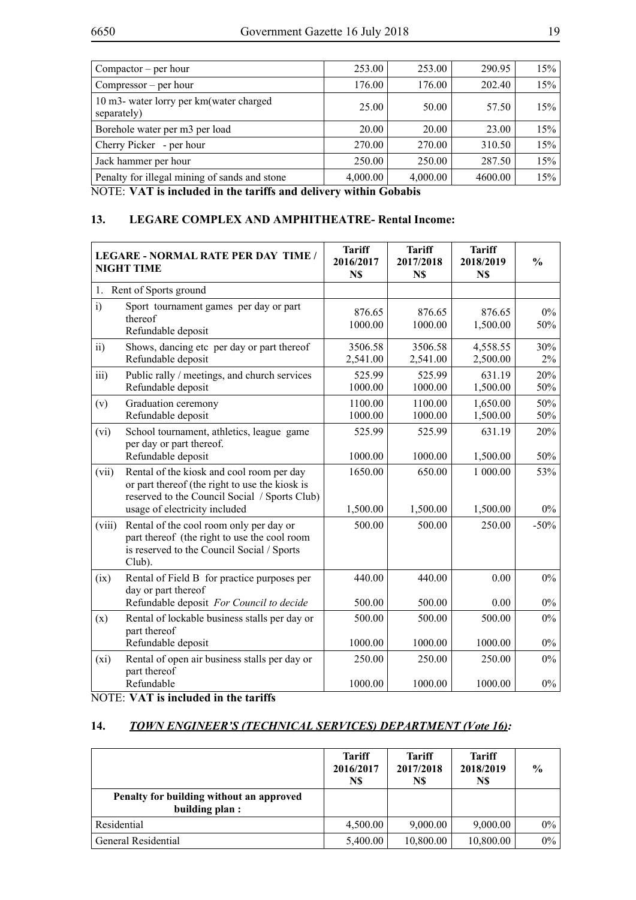| | | | | |
|---|---|---|---|---|
| Compactor – per hour | 253.00 | 253.00 | 290.95 | 15% |
| Compressor – per hour | 176.00 | 176.00 | 202.40 | 15% |
| 10 m3- water lorry per km(water charged separately) | 25.00 | 50.00 | 57.50 | 15% |
| Borehole water per m3 per load | 20.00 | 20.00 | 23.00 | 15% |
| Cherry Picker - per hour | 270.00 | 270.00 | 310.50 | 15% |
| Jack hammer per hour | 250.00 | 250.00 | 287.50 | 15% |
| Penalty for illegal mining of sands and stone | 4,000.00 | 4,000.00 | 4600.00 | 15% |

NOTE: **VAT is included in the tariffs and delivery within Gobabis**

## 13. LEGARE COMPLEX AND AMPHITHEATRE- Rental Income:

| | LEGARE - NORMAL RATE PER DAY TIME / NIGHT TIME | Tariff 2016/2017 N$ | Tariff 2017/2018 N$ | Tariff 2018/2019 N$ | % |
|---|---|---|---|---|---|
| 1. | Rent of Sports ground | | | | |
| i) | Sport tournament games per day or part thereof<br>Refundable deposit | 876.65<br>1000.00 | 876.65<br>1000.00 | 876.65<br>1,500.00 | 0%<br>50% |
| ii) | Shows, dancing etc per day or part thereof<br>Refundable deposit | 3506.58<br>2,541.00 | 3506.58<br>2,541.00 | 4,558.55<br>2,500.00 | 30%<br>2% |
| iii) | Public rally / meetings, and church services<br>Refundable deposit | 525.99<br>1000.00 | 525.99<br>1000.00 | 631.19<br>1,500.00 | 20%<br>50% |
| (v) | Graduation ceremony<br>Refundable deposit | 1100.00<br>1000.00 | 1100.00<br>1000.00 | 1,650.00<br>1,500.00 | 50%<br>50% |
| (vi) | School tournament, athletics, league game per day or part thereof.<br>Refundable deposit | 525.99<br>1000.00 | 525.99<br>1000.00 | 631.19<br>1,500.00 | 20%<br>50% |
| (vii) | Rental of the kiosk and cool room per day or part thereof (the right to use the kiosk is reserved to the Council Social / Sports Club) usage of electricity included | 1650.00<br>1,500.00 | 650.00<br>1,500.00 | 1 000.00<br>1,500.00 | 53%<br>0% |
| (viii) | Rental of the cool room only per day or part thereof (the right to use the cool room is reserved to the Council Social / Sports Club). | 500.00 | 500.00 | 250.00 | -50% |
| (ix) | Rental of Field B for practice purposes per day or part thereof<br>Refundable deposit *For Council to decide* | 440.00<br>500.00 | 440.00<br>500.00 | 0.00<br>0.00 | 0%<br>0% |
| (x) | Rental of lockable business stalls per day or part thereof<br>Refundable deposit | 500.00<br>1000.00 | 500.00<br>1000.00 | 500.00<br>1000.00 | 0%<br>0% |
| (xi) | Rental of open air business stalls per day or part thereof<br>Refundable | 250.00<br>1000.00 | 250.00<br>1000.00 | 250.00<br>1000.00 | 0%<br>0% |

NOTE: **VAT is included in the tariffs**

## 14. *TOWN ENGINEER'S (TECHNICAL SERVICES) DEPARTMENT (Vote 16):*

| | Tariff 2016/2017 N$ | Tariff 2017/2018 N$ | Tariff 2018/2019 N$ | % |
|---|---|---|---|---|
| **Penalty for building without an approved building plan :** | | | | |
| Residential | 4,500.00 | 9,000.00 | 9,000.00 | 0% |
| General Residential | 5,400.00 | 10,800.00 | 10,800.00 | 0% |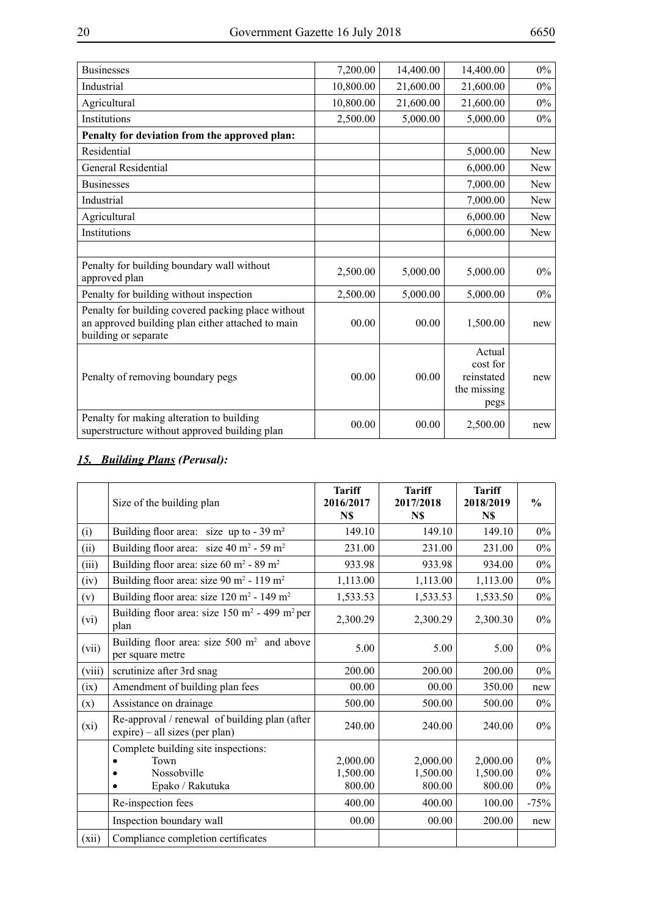| | | | | |
|---|---|---|---|---|
| Businesses | 7,200.00 | 14,400.00 | 14,400.00 | 0% |
| Industrial | 10,800.00 | 21,600.00 | 21,600.00 | 0% |
| Agricultural | 10,800.00 | 21,600.00 | 21,600.00 | 0% |
| Institutions | 2,500.00 | 5,000.00 | 5,000.00 | 0% |
| **Penalty for deviation from the approved plan:** | | | | |
| Residential | | | 5,000.00 | New |
| General Residential | | | 6,000.00 | New |
| Businesses | | | 7,000.00 | New |
| Industrial | | | 7,000.00 | New |
| Agricultural | | | 6,000.00 | New |
| Institutions | | | 6,000.00 | New |
| | | | | |
| Penalty for building boundary wall without approved plan | 2,500.00 | 5,000.00 | 5,000.00 | 0% |
| Penalty for building without inspection | 2,500.00 | 5,000.00 | 5,000.00 | 0% |
| Penalty for building covered packing place without an approved building plan either attached to main building or separate | 00.00 | 00.00 | 1,500.00 | new |
| Penalty of removing boundary pegs | 00.00 | 00.00 | Actual cost for reinstated the missing pegs | new |
| Penalty for making alteration to building superstructure without approved building plan | 00.00 | 00.00 | 2,500.00 | new |

## *15. Building Plans (Perusal):*

| | Size of the building plan | Tariff 2016/2017 N$ | Tariff 2017/2018 N$ | Tariff 2018/2019 N$ | % |
|---|---|---|---|---|---|
| (i) | Building floor area: size up to - 39 m² | 149.10 | 149.10 | 149.10 | 0% |
| (ii) | Building floor area: size 40 m² - 59 m² | 231.00 | 231.00 | 231.00 | 0% |
| (iii) | Building floor area: size 60 m² - 89 m² | 933.98 | 933.98 | 934.00 | 0% |
| (iv) | Building floor area: size 90 m² - 119 m² | 1,113.00 | 1,113.00 | 1,113.00 | 0% |
| (v) | Building floor area: size 120 m² - 149 m² | 1,533.53 | 1,533.53 | 1,533.50 | 0% |
| (vi) | Building floor area: size 150 m² - 499 m² per plan | 2,300.29 | 2,300.29 | 2,300.30 | 0% |
| (vii) | Building floor area: size 500 m² and above per square metre | 5.00 | 5.00 | 5.00 | 0% |
| (viii) | scrutinize after 3rd snag | 200.00 | 200.00 | 200.00 | 0% |
| (ix) | Amendment of building plan fees | 00.00 | 00.00 | 350.00 | new |
| (x) | Assistance on drainage | 500.00 | 500.00 | 500.00 | 0% |
| (xi) | Re-approval / renewal of building plan (after expire) – all sizes (per plan) | 240.00 | 240.00 | 240.00 | 0% |
| | Complete building site inspections:<br>• Town<br>• Nossobville<br>• Epako / Rakutuka | <br>2,000.00<br>1,500.00<br>800.00 | <br>2,000.00<br>1,500.00<br>800.00 | <br>2,000.00<br>1,500.00<br>800.00 | <br>0%<br>0%<br>0% |
| | Re-inspection fees | 400.00 | 400.00 | 100.00 | -75% |
| | Inspection boundary wall | 00.00 | 00.00 | 200.00 | new |
| (xii) | Compliance completion certificates | | | | |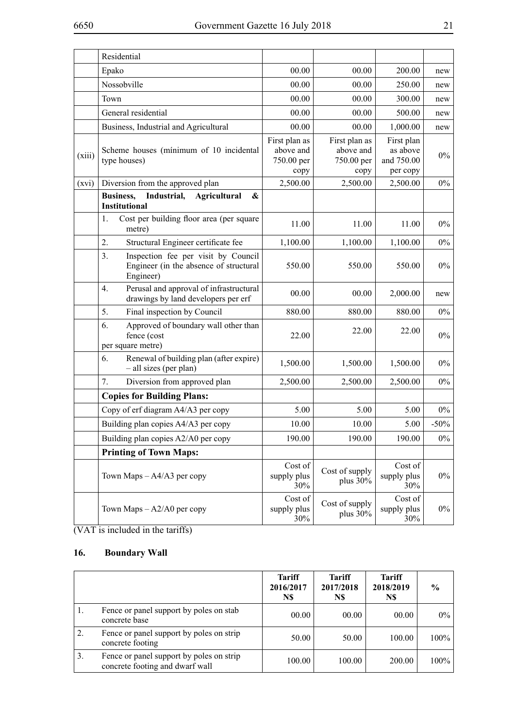| | Residential | | | | |
|---|---|---|---|---|---|
| | Epako | 00.00 | 00.00 | 200.00 | new |
| | Nossobville | 00.00 | 00.00 | 250.00 | new |
| | Town | 00.00 | 00.00 | 300.00 | new |
| | General residential | 00.00 | 00.00 | 500.00 | new |
| | Business, Industrial and Agricultural | 00.00 | 00.00 | 1,000.00 | new |
| (xiii) | Scheme houses (minimum of 10 incidental type houses) | First plan as above and 750.00 per copy | First plan as above and 750.00 per copy | First plan as above and 750.00 per copy | 0% |
| (xvi) | Diversion from the approved plan | 2,500.00 | 2,500.00 | 2,500.00 | 0% |
| | **Business, Industrial, Agricultural & Institutional** | | | | |
| | 1. Cost per building floor area (per square metre) | 11.00 | 11.00 | 11.00 | 0% |
| | 2. Structural Engineer certificate fee | 1,100.00 | 1,100.00 | 1,100.00 | 0% |
| | 3. Inspection fee per visit by Council Engineer (in the absence of structural Engineer) | 550.00 | 550.00 | 550.00 | 0% |
| | 4. Perusal and approval of infrastructural drawings by land developers per erf | 00.00 | 00.00 | 2,000.00 | new |
| | 5. Final inspection by Council | 880.00 | 880.00 | 880.00 | 0% |
| | 6. Approved of boundary wall other than fence (cost per square metre) | 22.00 | 22.00 | 22.00 | 0% |
| | 6. Renewal of building plan (after expire) – all sizes (per plan) | 1,500.00 | 1,500.00 | 1,500.00 | 0% |
| | 7. Diversion from approved plan | 2,500.00 | 2,500.00 | 2,500.00 | 0% |
| | **Copies for Building Plans:** | | | | |
| | Copy of erf diagram A4/A3 per copy | 5.00 | 5.00 | 5.00 | 0% |
| | Building plan copies A4/A3 per copy | 10.00 | 10.00 | 5.00 | -50% |
| | Building plan copies A2/A0 per copy | 190.00 | 190.00 | 190.00 | 0% |
| | **Printing of Town Maps:** | | | | |
| | Town Maps – A4/A3 per copy | Cost of supply plus 30% | Cost of supply plus 30% | Cost of supply plus 30% | 0% |
| | Town Maps – A2/A0 per copy | Cost of supply plus 30% | Cost of supply plus 30% | Cost of supply plus 30% | 0% |

(VAT is included in the tariffs)

## 16. Boundary Wall

| | | Tariff 2016/2017 N$ | Tariff 2017/2018 N$ | Tariff 2018/2019 N$ | % |
|---|---|---|---|---|---|
| 1. | Fence or panel support by poles on stab concrete base | 00.00 | 00.00 | 00.00 | 0% |
| 2. | Fence or panel support by poles on strip concrete footing | 50.00 | 50.00 | 100.00 | 100% |
| 3. | Fence or panel support by poles on strip concrete footing and dwarf wall | 100.00 | 100.00 | 200.00 | 100% |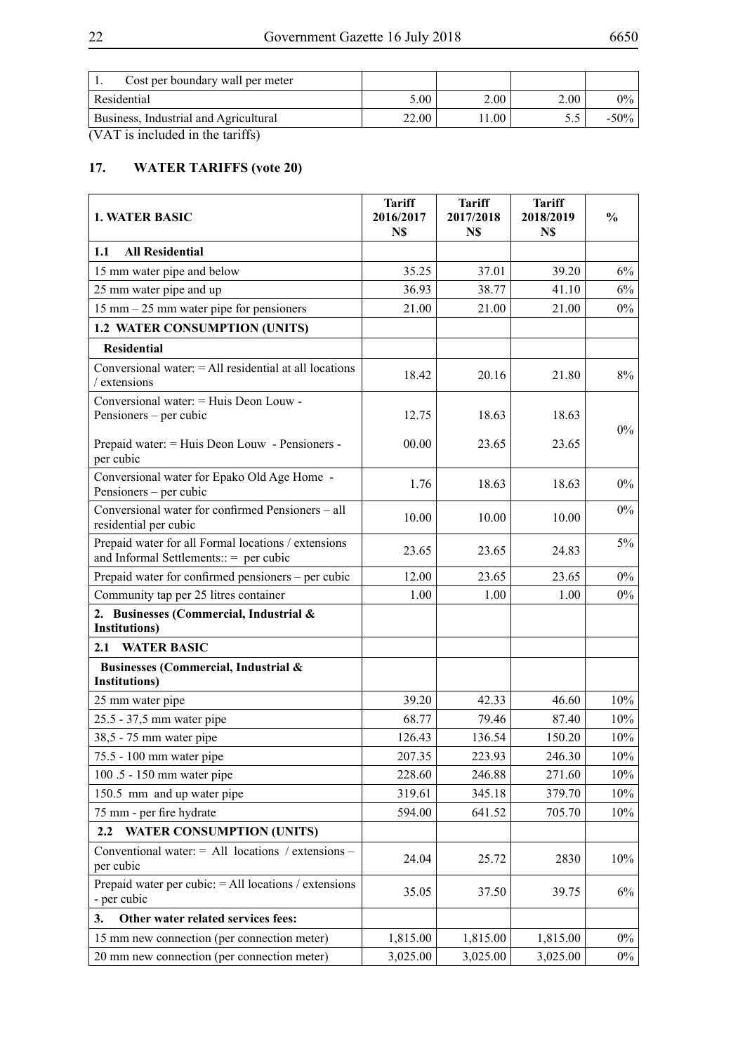| 1. Cost per boundary wall per meter | | | | |
|---|---|---|---|---|
| Residential | 5.00 | 2.00 | 2.00 | 0% |
| Business, Industrial and Agricultural | 22.00 | 11.00 | 5.5 | -50% |

(VAT is included in the tariffs)

## 17. WATER TARIFFS (vote 20)

| **1. WATER BASIC** | **Tariff 2016/2017 N$** | **Tariff 2017/2018 N$** | **Tariff 2018/2019 N$** | **%** |
|---|---|---|---|---|
| **1.1 All Residential** | | | | |
| 15 mm water pipe and below | 35.25 | 37.01 | 39.20 | 6% |
| 25 mm water pipe and up | 36.93 | 38.77 | 41.10 | 6% |
| 15 mm – 25 mm water pipe for pensioners | 21.00 | 21.00 | 21.00 | 0% |
| **1.2 WATER CONSUMPTION (UNITS)** | | | | |
| **Residential** | | | | |
| Conversional water: = All residential at all locations / extensions | 18.42 | 20.16 | 21.80 | 8% |
| Conversional water: = Huis Deon Louw - Pensioners – per cubic | 12.75 | 18.63 | 18.63 | 0% |
| Prepaid water: = Huis Deon Louw - Pensioners - per cubic | 00.00 | 23.65 | 23.65 | |
| Conversional water for Epako Old Age Home - Pensioners – per cubic | 1.76 | 18.63 | 18.63 | 0% |
| Conversional water for confirmed Pensioners – all residential per cubic | 10.00 | 10.00 | 10.00 | 0% |
| Prepaid water for all Formal locations / extensions and Informal Settlements:: = per cubic | 23.65 | 23.65 | 24.83 | 5% |
| Prepaid water for confirmed pensioners – per cubic | 12.00 | 23.65 | 23.65 | 0% |
| Community tap per 25 litres container | 1.00 | 1.00 | 1.00 | 0% |
| **2. Businesses (Commercial, Industrial & Institutions)** | | | | |
| **2.1 WATER BASIC** | | | | |
| **Businesses (Commercial, Industrial & Institutions)** | | | | |
| 25 mm water pipe | 39.20 | 42.33 | 46.60 | 10% |
| 25.5 - 37,5 mm water pipe | 68.77 | 79.46 | 87.40 | 10% |
| 38,5 - 75 mm water pipe | 126.43 | 136.54 | 150.20 | 10% |
| 75.5 - 100 mm water pipe | 207.35 | 223.93 | 246.30 | 10% |
| 100 .5 - 150 mm water pipe | 228.60 | 246.88 | 271.60 | 10% |
| 150.5 mm and up water pipe | 319.61 | 345.18 | 379.70 | 10% |
| 75 mm - per fire hydrate | 594.00 | 641.52 | 705.70 | 10% |
| **2.2 WATER CONSUMPTION (UNITS)** | | | | |
| Conventional water: = All locations / extensions – per cubic | 24.04 | 25.72 | 2830 | 10% |
| Prepaid water per cubic: = All locations / extensions - per cubic | 35.05 | 37.50 | 39.75 | 6% |
| **3. Other water related services fees:** | | | | |
| 15 mm new connection (per connection meter) | 1,815.00 | 1,815.00 | 1,815.00 | 0% |
| 20 mm new connection (per connection meter) | 3,025.00 | 3,025.00 | 3,025.00 | 0% |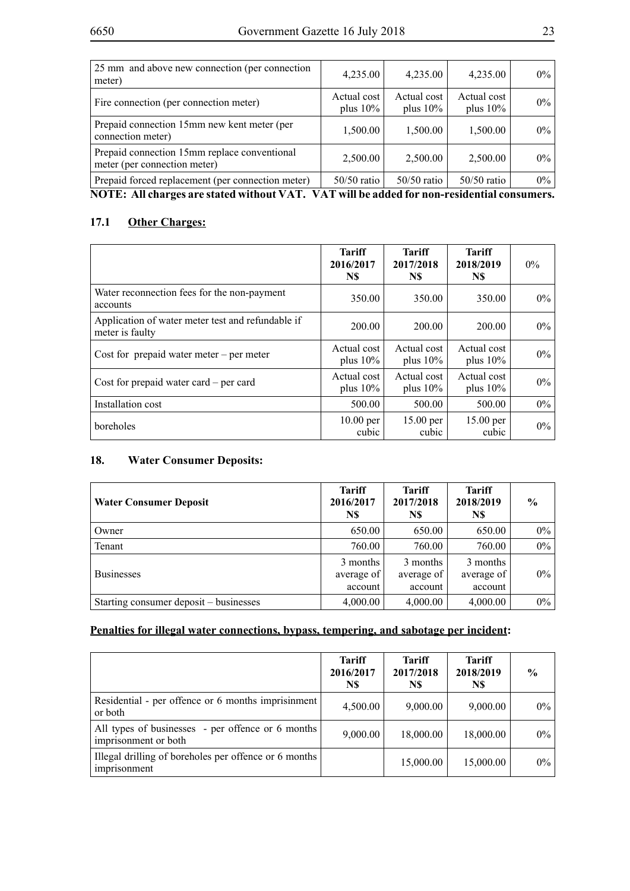| | | | | |
|---|---|---|---|---|
| 25 mm and above new connection (per connection meter) | 4,235.00 | 4,235.00 | 4,235.00 | 0% |
| Fire connection (per connection meter) | Actual cost plus 10% | Actual cost plus 10% | Actual cost plus 10% | 0% |
| Prepaid connection 15mm new kent meter (per connection meter) | 1,500.00 | 1,500.00 | 1,500.00 | 0% |
| Prepaid connection 15mm replace conventional meter (per connection meter) | 2,500.00 | 2,500.00 | 2,500.00 | 0% |
| Prepaid forced replacement (per connection meter) | 50/50 ratio | 50/50 ratio | 50/50 ratio | 0% |

**NOTE: All charges are stated without VAT. VAT will be added for non-residential consumers.**

## 17.1 Other Charges:

| | Tariff 2016/2017 N$ | Tariff 2017/2018 N$ | Tariff 2018/2019 N$ | 0% |
|---|---|---|---|---|
| Water reconnection fees for the non-payment accounts | 350.00 | 350.00 | 350.00 | 0% |
| Application of water meter test and refundable if meter is faulty | 200.00 | 200.00 | 200.00 | 0% |
| Cost for prepaid water meter – per meter | Actual cost plus 10% | Actual cost plus 10% | Actual cost plus 10% | 0% |
| Cost for prepaid water card – per card | Actual cost plus 10% | Actual cost plus 10% | Actual cost plus 10% | 0% |
| Installation cost | 500.00 | 500.00 | 500.00 | 0% |
| boreholes | 10.00 per cubic | 15.00 per cubic | 15.00 per cubic | 0% |

## 18. Water Consumer Deposits:

| Water Consumer Deposit | Tariff 2016/2017 N$ | Tariff 2017/2018 N$ | Tariff 2018/2019 N$ | % |
|---|---|---|---|---|
| Owner | 650.00 | 650.00 | 650.00 | 0% |
| Tenant | 760.00 | 760.00 | 760.00 | 0% |
| Businesses | 3 months average of account | 3 months average of account | 3 months average of account | 0% |
| Starting consumer deposit – businesses | 4,000.00 | 4,000.00 | 4,000.00 | 0% |

**Penalties for illegal water connections, bypass, tempering, and sabotage per incident:**

| | Tariff 2016/2017 N$ | Tariff 2017/2018 N$ | Tariff 2018/2019 N$ | % |
|---|---|---|---|---|
| Residential - per offence or 6 months imprisinment or both | 4,500.00 | 9,000.00 | 9,000.00 | 0% |
| All types of businesses - per offence or 6 months imprisonment or both | 9,000.00 | 18,000.00 | 18,000.00 | 0% |
| Illegal drilling of boreholes per offence or 6 months imprisonment | | 15,000.00 | 15,000.00 | 0% |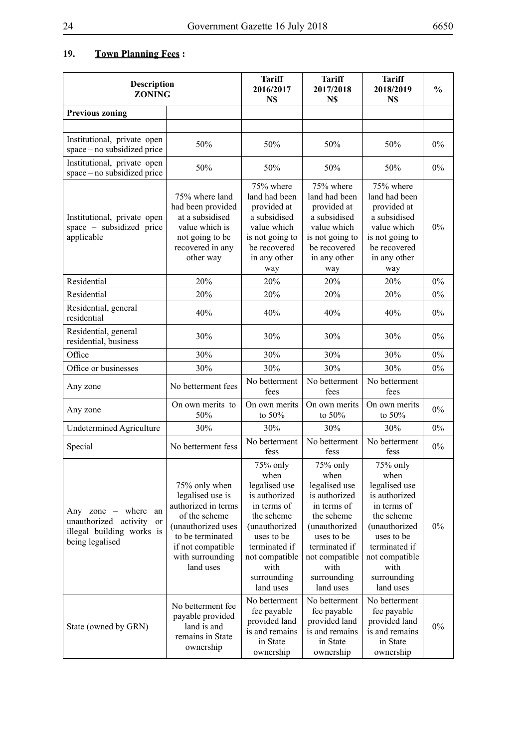## 19. **Town Planning Fees :**

| Description ZONING | | Tariff 2016/2017 N$ | Tariff 2017/2018 N$ | Tariff 2018/2019 N$ | % |
|---|---|---|---|---|---|
| **Previous zoning** | | | | | |
| | | | | | |
| Institutional, private open space – no subsidized price | 50% | 50% | 50% | 50% | 0% |
| Institutional, private open space – no subsidized price | 50% | 50% | 50% | 50% | 0% |
| Institutional, private open space – subsidized price applicable | 75% where land had been provided at a subsidised value which is not going to be recovered in any other way | 75% where land had been provided at a subsidised value which is not going to be recovered in any other way | 75% where land had been provided at a subsidised value which is not going to be recovered in any other way | 75% where land had been provided at a subsidised value which is not going to be recovered in any other way | 0% |
| Residential | 20% | 20% | 20% | 20% | 0% |
| Residential | 20% | 20% | 20% | 20% | 0% |
| Residential, general residential | 40% | 40% | 40% | 40% | 0% |
| Residential, general residential, business | 30% | 30% | 30% | 30% | 0% |
| Office | 30% | 30% | 30% | 30% | 0% |
| Office or businesses | 30% | 30% | 30% | 30% | 0% |
| Any zone | No betterment fees | No betterment fees | No betterment fees | No betterment fees | |
| Any zone | On own merits to 50% | On own merits to 50% | On own merits to 50% | On own merits to 50% | 0% |
| Undetermined Agriculture | 30% | 30% | 30% | 30% | 0% |
| Special | No betterment fess | No betterment fess | No betterment fess | No betterment fess | 0% |
| Any zone – where an unauthorized activity or illegal building works is being legalised | 75% only when legalised use is authorized in terms of the scheme (unauthorized uses to be terminated if not compatible with surrounding land uses | 75% only when legalised use is authorized in terms of the scheme (unauthorized uses to be terminated if not compatible with surrounding land uses | 75% only when legalised use is authorized in terms of the scheme (unauthorized uses to be terminated if not compatible with surrounding land uses | 75% only when legalised use is authorized in terms of the scheme (unauthorized uses to be terminated if not compatible with surrounding land uses | 0% |
| State (owned by GRN) | No betterment fee payable provided land is and remains in State ownership | No betterment fee payable provided land is and remains in State ownership | No betterment fee payable provided land is and remains in State ownership | No betterment fee payable provided land is and remains in State ownership | 0% |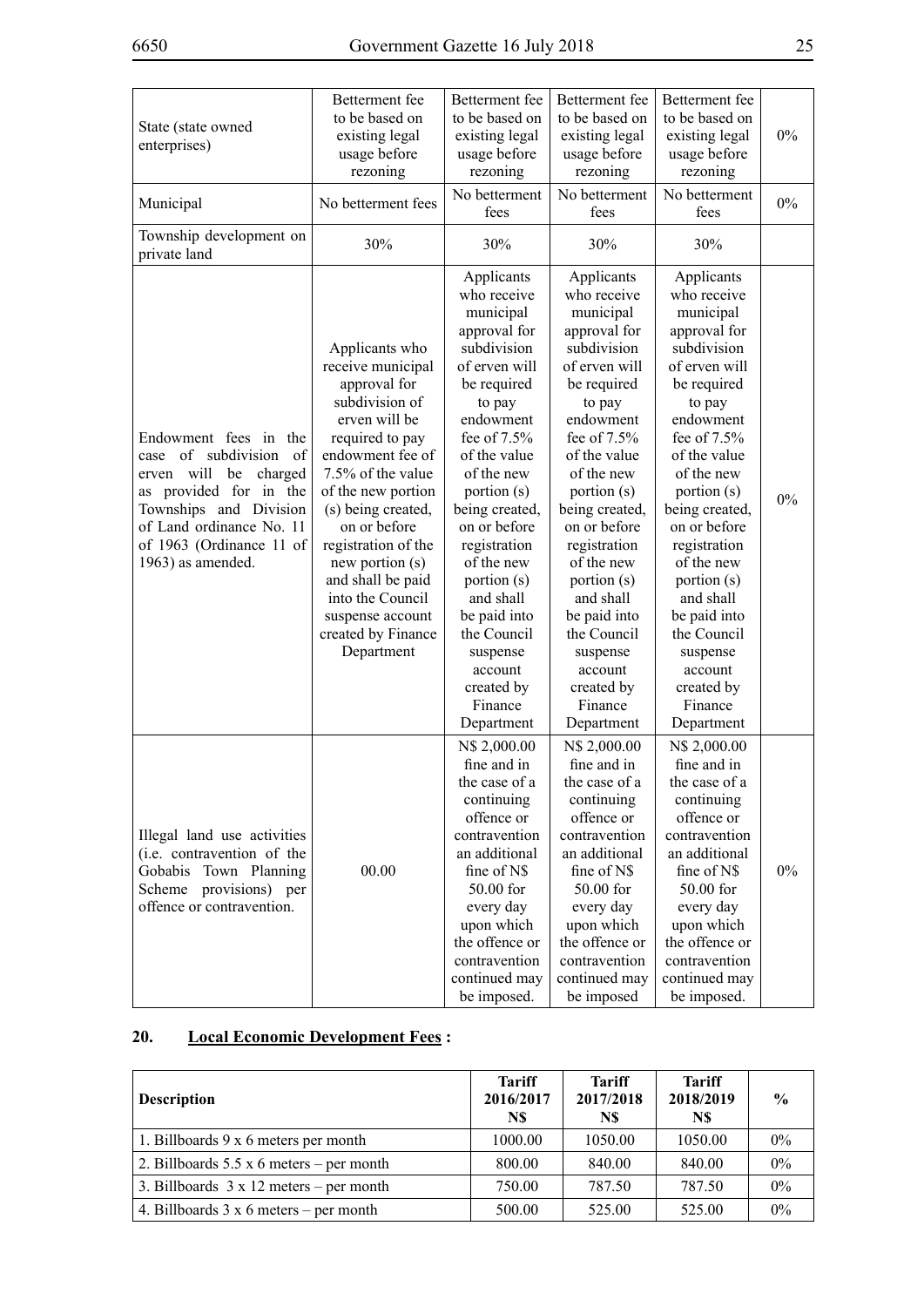| | | | | | |
|---|---|---|---|---|---|
| State (state owned enterprises) | Betterment fee to be based on existing legal usage before rezoning | Betterment fee to be based on existing legal usage before rezoning | Betterment fee to be based on existing legal usage before rezoning | Betterment fee to be based on existing legal usage before rezoning | 0% |
| Municipal | No betterment fees | No betterment fees | No betterment fees | No betterment fees | 0% |
| Township development on private land | 30% | 30% | 30% | 30% | |
| Endowment fees in the case of subdivision of erven will be charged as provided for in the Townships and Division of Land ordinance No. 11 of 1963 (Ordinance 11 of 1963) as amended. | Applicants who receive municipal approval for subdivision of erven will be required to pay endowment fee of 7.5% of the value of the new portion (s) being created, on or before registration of the new portion (s) and shall be paid into the Council suspense account created by Finance Department | Applicants who receive municipal approval for subdivision of erven will be required to pay endowment fee of 7.5% of the value of the new portion (s) being created, on or before registration of the new portion (s) and shall be paid into the Council suspense account created by Finance Department | Applicants who receive municipal approval for subdivision of erven will be required to pay endowment fee of 7.5% of the value of the new portion (s) being created, on or before registration of the new portion (s) and shall be paid into the Council suspense account created by Finance Department | Applicants who receive municipal approval for subdivision of erven will be required to pay endowment fee of 7.5% of the value of the new portion (s) being created, on or before registration of the new portion (s) and shall be paid into the Council suspense account created by Finance Department | 0% |
| Illegal land use activities (i.e. contravention of the Gobabis Town Planning Scheme provisions) per offence or contravention. | 00.00 | N$ 2,000.00 fine and in the case of a continuing offence or contravention an additional fine of N$ 50.00 for every day upon which the offence or contravention continued may be imposed. | N$ 2,000.00 fine and in the case of a continuing offence or contravention an additional fine of N$ 50.00 for every day upon which the offence or contravention continued may be imposed | N$ 2,000.00 fine and in the case of a continuing offence or contravention an additional fine of N$ 50.00 for every day upon which the offence or contravention continued may be imposed. | 0% |

## 20. Local Economic Development Fees :

| Description | Tariff 2016/2017 N$ | Tariff 2017/2018 N$ | Tariff 2018/2019 N$ | % |
|---|---|---|---|---|
| 1. Billboards 9 x 6 meters per month | 1000.00 | 1050.00 | 1050.00 | 0% |
| 2. Billboards 5.5 x 6 meters – per month | 800.00 | 840.00 | 840.00 | 0% |
| 3. Billboards 3 x 12 meters – per month | 750.00 | 787.50 | 787.50 | 0% |
| 4. Billboards 3 x 6 meters – per month | 500.00 | 525.00 | 525.00 | 0% |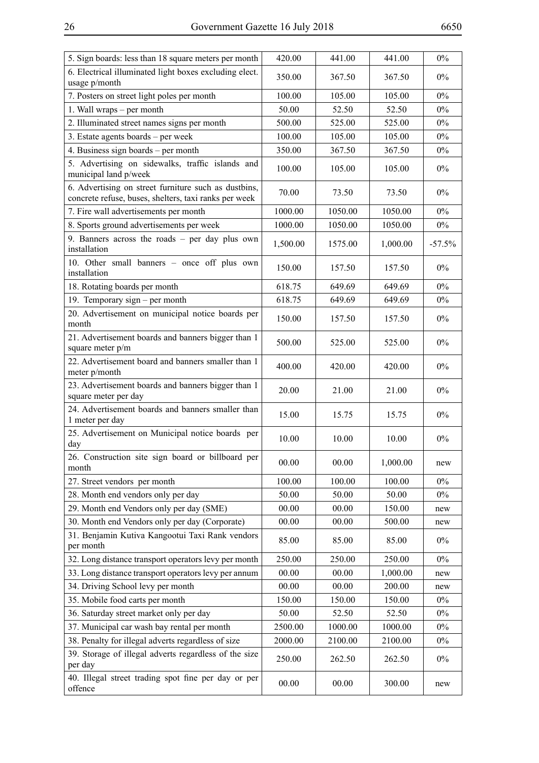| 5. Sign boards: less than 18 square meters per month | 420.00 | 441.00 | 441.00 | 0% |
|---|---|---|---|---|
| 6. Electrical illuminated light boxes excluding elect. usage p/month | 350.00 | 367.50 | 367.50 | 0% |
| 7. Posters on street light poles per month | 100.00 | 105.00 | 105.00 | 0% |
| 1. Wall wraps – per month | 50.00 | 52.50 | 52.50 | 0% |
| 2. Illuminated street names signs per month | 500.00 | 525.00 | 525.00 | 0% |
| 3. Estate agents boards – per week | 100.00 | 105.00 | 105.00 | 0% |
| 4. Business sign boards – per month | 350.00 | 367.50 | 367.50 | 0% |
| 5. Advertising on sidewalks, traffic islands and municipal land p/week | 100.00 | 105.00 | 105.00 | 0% |
| 6. Advertising on street furniture such as dustbins, concrete refuse, buses, shelters, taxi ranks per week | 70.00 | 73.50 | 73.50 | 0% |
| 7. Fire wall advertisements per month | 1000.00 | 1050.00 | 1050.00 | 0% |
| 8. Sports ground advertisements per week | 1000.00 | 1050.00 | 1050.00 | 0% |
| 9. Banners across the roads – per day plus own installation | 1,500.00 | 1575.00 | 1,000.00 | -57.5% |
| 10. Other small banners – once off plus own installation | 150.00 | 157.50 | 157.50 | 0% |
| 18. Rotating boards per month | 618.75 | 649.69 | 649.69 | 0% |
| 19. Temporary sign – per month | 618.75 | 649.69 | 649.69 | 0% |
| 20. Advertisement on municipal notice boards per month | 150.00 | 157.50 | 157.50 | 0% |
| 21. Advertisement boards and banners bigger than 1 square meter p/m | 500.00 | 525.00 | 525.00 | 0% |
| 22. Advertisement board and banners smaller than 1 meter p/month | 400.00 | 420.00 | 420.00 | 0% |
| 23. Advertisement boards and banners bigger than 1 square meter per day | 20.00 | 21.00 | 21.00 | 0% |
| 24. Advertisement boards and banners smaller than 1 meter per day | 15.00 | 15.75 | 15.75 | 0% |
| 25. Advertisement on Municipal notice boards per day | 10.00 | 10.00 | 10.00 | 0% |
| 26. Construction site sign board or billboard per month | 00.00 | 00.00 | 1,000.00 | new |
| 27. Street vendors per month | 100.00 | 100.00 | 100.00 | 0% |
| 28. Month end vendors only per day | 50.00 | 50.00 | 50.00 | 0% |
| 29. Month end Vendors only per day (SME) | 00.00 | 00.00 | 150.00 | new |
| 30. Month end Vendors only per day (Corporate) | 00.00 | 00.00 | 500.00 | new |
| 31. Benjamin Kutiva Kangootui Taxi Rank vendors per month | 85.00 | 85.00 | 85.00 | 0% |
| 32. Long distance transport operators levy per month | 250.00 | 250.00 | 250.00 | 0% |
| 33. Long distance transport operators levy per annum | 00.00 | 00.00 | 1,000.00 | new |
| 34. Driving School levy per month | 00.00 | 00.00 | 200.00 | new |
| 35. Mobile food carts per month | 150.00 | 150.00 | 150.00 | 0% |
| 36. Saturday street market only per day | 50.00 | 52.50 | 52.50 | 0% |
| 37. Municipal car wash bay rental per month | 2500.00 | 1000.00 | 1000.00 | 0% |
| 38. Penalty for illegal adverts regardless of size | 2000.00 | 2100.00 | 2100.00 | 0% |
| 39. Storage of illegal adverts regardless of the size per day | 250.00 | 262.50 | 262.50 | 0% |
| 40. Illegal street trading spot fine per day or per offence | 00.00 | 00.00 | 300.00 | new |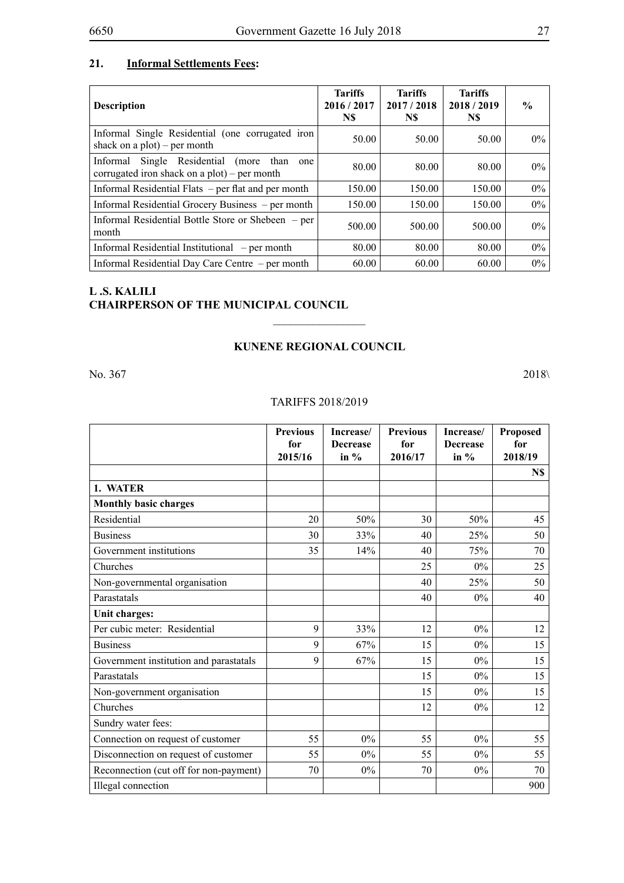## 21. Informal Settlements Fees:

| Description | Tariffs 2016 / 2017 N$ | Tariffs 2017 / 2018 N$ | Tariffs 2018 / 2019 N$ | % |
|---|---|---|---|---|
| Informal Single Residential (one corrugated iron shack on a plot) – per month | 50.00 | 50.00 | 50.00 | 0% |
| Informal Single Residential (more than one corrugated iron shack on a plot) – per month | 80.00 | 80.00 | 80.00 | 0% |
| Informal Residential Flats – per flat and per month | 150.00 | 150.00 | 150.00 | 0% |
| Informal Residential Grocery Business – per month | 150.00 | 150.00 | 150.00 | 0% |
| Informal Residential Bottle Store or Shebeen – per month | 500.00 | 500.00 | 500.00 | 0% |
| Informal Residential Institutional – per month | 80.00 | 80.00 | 80.00 | 0% |
| Informal Residential Day Care Centre – per month | 60.00 | 60.00 | 60.00 | 0% |

**L .S. KALILI**
**CHAIRPERSON OF THE MUNICIPAL COUNCIL**

---

**KUNENE REGIONAL COUNCIL**

No. 367 2018\

TARIFFS 2018/2019

| | Previous for 2015/16 | Increase/ Decrease in % | Previous for 2016/17 | Increase/ Decrease in % | Proposed for 2018/19 |
|---|---|---|---|---|---|
| | | | | | N$ |
| **1. WATER** | | | | | |
| **Monthly basic charges** | | | | | |
| Residential | 20 | 50% | 30 | 50% | 45 |
| Business | 30 | 33% | 40 | 25% | 50 |
| Government institutions | 35 | 14% | 40 | 75% | 70 |
| Churches | | | 25 | 0% | 25 |
| Non-governmental organisation | | | 40 | 25% | 50 |
| Parastatals | | | 40 | 0% | 40 |
| **Unit charges:** | | | | | |
| Per cubic meter: Residential | 9 | 33% | 12 | 0% | 12 |
| Business | 9 | 67% | 15 | 0% | 15 |
| Government institution and parastatals | 9 | 67% | 15 | 0% | 15 |
| Parastatals | | | 15 | 0% | 15 |
| Non-government organisation | | | 15 | 0% | 15 |
| Churches | | | 12 | 0% | 12 |
| Sundry water fees: | | | | | |
| Connection on request of customer | 55 | 0% | 55 | 0% | 55 |
| Disconnection on request of customer | 55 | 0% | 55 | 0% | 55 |
| Reconnection (cut off for non-payment) | 70 | 0% | 70 | 0% | 70 |
| Illegal connection | | | | | 900 |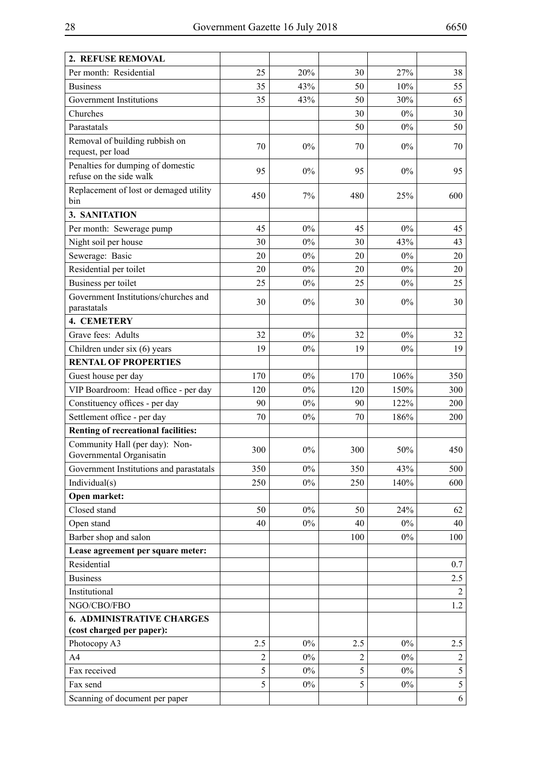| 2. REFUSE REMOVAL | | | | | |
|---|---|---|---|---|---|
| Per month: Residential | 25 | 20% | 30 | 27% | 38 |
| Business | 35 | 43% | 50 | 10% | 55 |
| Government Institutions | 35 | 43% | 50 | 30% | 65 |
| Churches | | | 30 | 0% | 30 |
| Parastatals | | | 50 | 0% | 50 |
| Removal of building rubbish on request, per load | 70 | 0% | 70 | 0% | 70 |
| Penalties for dumping of domestic refuse on the side walk | 95 | 0% | 95 | 0% | 95 |
| Replacement of lost or demaged utility bin | 450 | 7% | 480 | 25% | 600 |
| **3. SANITATION** | | | | | |
| Per month: Sewerage pump | 45 | 0% | 45 | 0% | 45 |
| Night soil per house | 30 | 0% | 30 | 43% | 43 |
| Sewerage: Basic | 20 | 0% | 20 | 0% | 20 |
| Residential per toilet | 20 | 0% | 20 | 0% | 20 |
| Business per toilet | 25 | 0% | 25 | 0% | 25 |
| Government Institutions/churches and parastatals | 30 | 0% | 30 | 0% | 30 |
| **4. CEMETERY** | | | | | |
| Grave fees: Adults | 32 | 0% | 32 | 0% | 32 |
| Children under six (6) years | 19 | 0% | 19 | 0% | 19 |
| **RENTAL OF PROPERTIES** | | | | | |
| Guest house per day | 170 | 0% | 170 | 106% | 350 |
| VIP Boardroom: Head office - per day | 120 | 0% | 120 | 150% | 300 |
| Constituency offices - per day | 90 | 0% | 90 | 122% | 200 |
| Settlement office - per day | 70 | 0% | 70 | 186% | 200 |
| **Renting of recreational facilities:** | | | | | |
| Community Hall (per day): Non-Governmental Organisatin | 300 | 0% | 300 | 50% | 450 |
| Government Institutions and parastatals | 350 | 0% | 350 | 43% | 500 |
| Individual(s) | 250 | 0% | 250 | 140% | 600 |
| **Open market:** | | | | | |
| Closed stand | 50 | 0% | 50 | 24% | 62 |
| Open stand | 40 | 0% | 40 | 0% | 40 |
| Barber shop and salon | | | 100 | 0% | 100 |
| **Lease agreement per square meter:** | | | | | |
| Residential | | | | | 0.7 |
| Business | | | | | 2.5 |
| Institutional | | | | | 2 |
| NGO/CBO/FBO | | | | | 1.2 |
| **6. ADMINISTRATIVE CHARGES (cost charged per paper):** | | | | | |
| Photocopy A3 | 2.5 | 0% | 2.5 | 0% | 2.5 |
| A4 | 2 | 0% | 2 | 0% | 2 |
| Fax received | 5 | 0% | 5 | 0% | 5 |
| Fax send | 5 | 0% | 5 | 0% | 5 |
| Scanning of document per paper | | | | | 6 |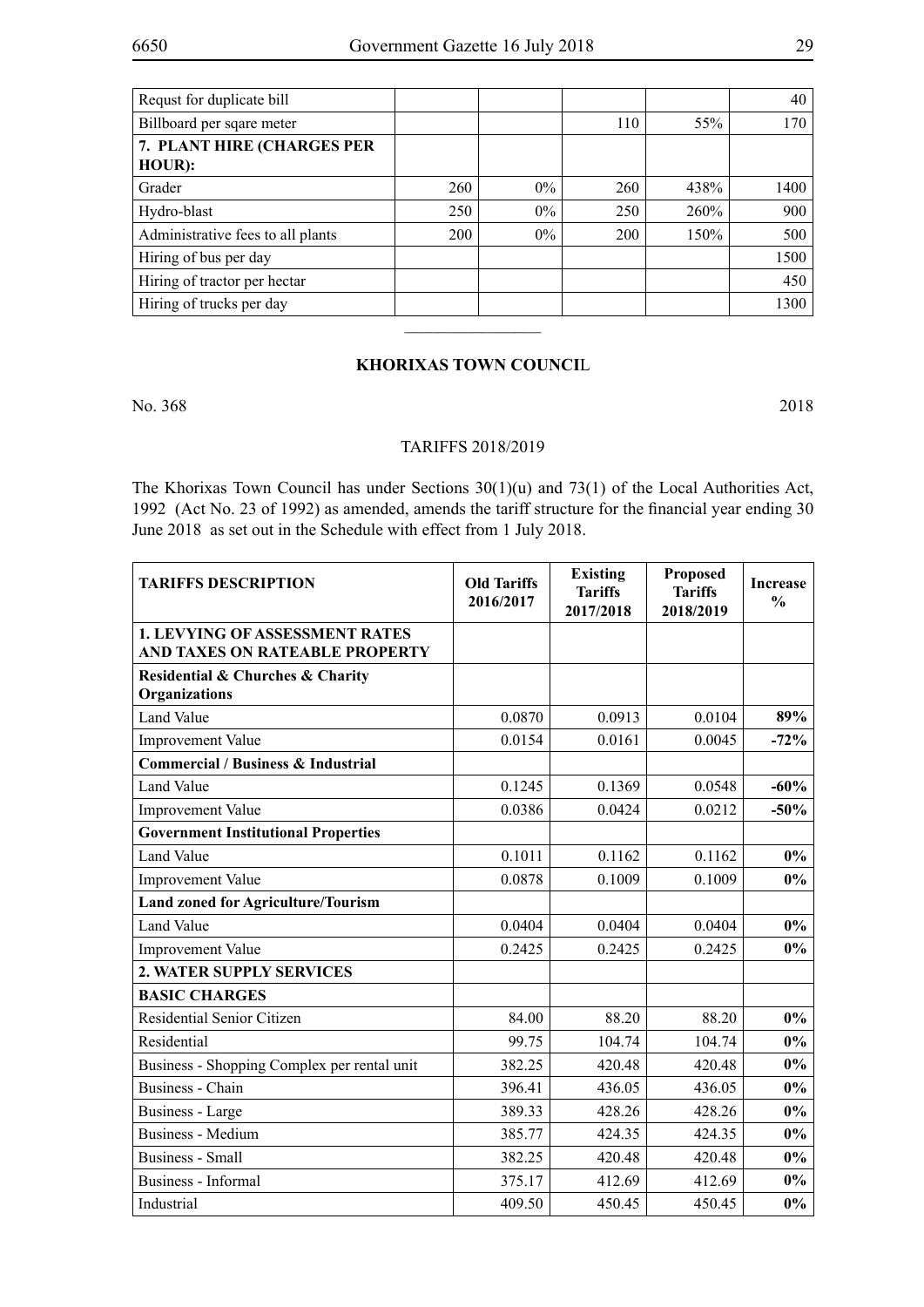| | | | | | |
|---|---|---|---|---|---|
| Requst for duplicate bill | | | | | 40 |
| Billboard per sqare meter | | | 110 | 55% | 170 |
| **7. PLANT HIRE (CHARGES PER HOUR):** | | | | | |
| Grader | 260 | 0% | 260 | 438% | 1400 |
| Hydro-blast | 250 | 0% | 250 | 260% | 900 |
| Administrative fees to all plants | 200 | 0% | 200 | 150% | 500 |
| Hiring of bus per day | | | | | 1500 |
| Hiring of tractor per hectar | | | | | 450 |
| Hiring of trucks per day | | | | | 1300 |

________________

**KHORIXAS TOWN COUNCIL**

No. 368 2018

TARIFFS 2018/2019

The Khorixas Town Council has under Sections 30(1)(u) and 73(1) of the Local Authorities Act, 1992 (Act No. 23 of 1992) as amended, amends the tariff structure for the financial year ending 30 June 2018 as set out in the Schedule with effect from 1 July 2018.

| TARIFFS DESCRIPTION | Old Tariffs 2016/2017 | Existing Tariffs 2017/2018 | Proposed Tariffs 2018/2019 | Increase % |
|---|---|---|---|---|
| **1. LEVYING OF ASSESSMENT RATES AND TAXES ON RATEABLE PROPERTY** | | | | |
| **Residential & Churches & Charity Organizations** | | | | |
| Land Value | 0.0870 | 0.0913 | 0.0104 | **89%** |
| Improvement Value | 0.0154 | 0.0161 | 0.0045 | **-72%** |
| **Commercial / Business & Industrial** | | | | |
| Land Value | 0.1245 | 0.1369 | 0.0548 | **-60%** |
| Improvement Value | 0.0386 | 0.0424 | 0.0212 | **-50%** |
| **Government Institutional Properties** | | | | |
| Land Value | 0.1011 | 0.1162 | 0.1162 | **0%** |
| Improvement Value | 0.0878 | 0.1009 | 0.1009 | **0%** |
| **Land zoned for Agriculture/Tourism** | | | | |
| Land Value | 0.0404 | 0.0404 | 0.0404 | **0%** |
| Improvement Value | 0.2425 | 0.2425 | 0.2425 | **0%** |
| **2. WATER SUPPLY SERVICES** | | | | |
| **BASIC CHARGES** | | | | |
| Residential Senior Citizen | 84.00 | 88.20 | 88.20 | **0%** |
| Residential | 99.75 | 104.74 | 104.74 | **0%** |
| Business - Shopping Complex per rental unit | 382.25 | 420.48 | 420.48 | **0%** |
| Business - Chain | 396.41 | 436.05 | 436.05 | **0%** |
| Business - Large | 389.33 | 428.26 | 428.26 | **0%** |
| Business - Medium | 385.77 | 424.35 | 424.35 | **0%** |
| Business - Small | 382.25 | 420.48 | 420.48 | **0%** |
| Business - Informal | 375.17 | 412.69 | 412.69 | **0%** |
| Industrial | 409.50 | 450.45 | 450.45 | **0%** |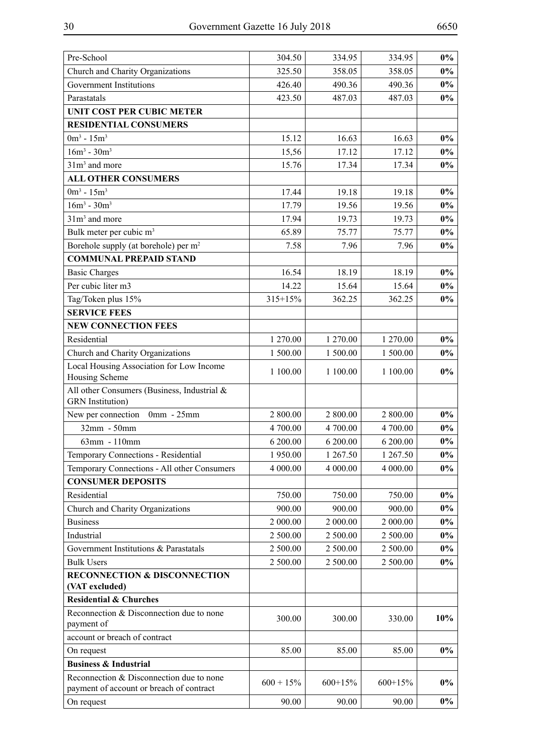| | | | | |
|---|---|---|---|---|
| Pre-School | 304.50 | 334.95 | 334.95 | **0%** |
| Church and Charity Organizations | 325.50 | 358.05 | 358.05 | **0%** |
| Government Institutions | 426.40 | 490.36 | 490.36 | **0%** |
| Parastatals | 423.50 | 487.03 | 487.03 | **0%** |
| **UNIT COST PER CUBIC METER** | | | | |
| **RESIDENTIAL CONSUMERS** | | | | |
| $0m^3$ - $15m^3$ | 15.12 | 16.63 | 16.63 | **0%** |
| $16m^3$ - $30m^3$ | 15,56 | 17.12 | 17.12 | **0%** |
| $31m^3$ and more | 15.76 | 17.34 | 17.34 | **0%** |
| **ALL OTHER CONSUMERS** | | | | |
| $0m^3$ - $15m^3$ | 17.44 | 19.18 | 19.18 | **0%** |
| $16m^3$ - $30m^3$ | 17.79 | 19.56 | 19.56 | **0%** |
| $31m^3$ and more | 17.94 | 19.73 | 19.73 | **0%** |
| Bulk meter per cubic $m^3$ | 65.89 | 75.77 | 75.77 | **0%** |
| Borehole supply (at borehole) per $m^2$ | 7.58 | 7.96 | 7.96 | **0%** |
| **COMMUNAL PREPAID STAND** | | | | |
| Basic Charges | 16.54 | 18.19 | 18.19 | **0%** |
| Per cubic liter m3 | 14.22 | 15.64 | 15.64 | **0%** |
| Tag/Token plus 15% | 315+15% | 362.25 | 362.25 | **0%** |
| **SERVICE FEES** | | | | |
| **NEW CONNECTION FEES** | | | | |
| Residential | 1 270.00 | 1 270.00 | 1 270.00 | **0%** |
| Church and Charity Organizations | 1 500.00 | 1 500.00 | 1 500.00 | **0%** |
| Local Housing Association for Low Income Housing Scheme | 1 100.00 | 1 100.00 | 1 100.00 | **0%** |
| All other Consumers (Business, Industrial & GRN Institution) | | | | |
| New per connection 0mm - 25mm | 2 800.00 | 2 800.00 | 2 800.00 | **0%** |
| 32mm - 50mm | 4 700.00 | 4 700.00 | 4 700.00 | **0%** |
| 63mm - 110mm | 6 200.00 | 6 200.00 | 6 200.00 | **0%** |
| Temporary Connections - Residential | 1 950.00 | 1 267.50 | 1 267.50 | **0%** |
| Temporary Connections - All other Consumers | 4 000.00 | 4 000.00 | 4 000.00 | **0%** |
| **CONSUMER DEPOSITS** | | | | |
| Residential | 750.00 | 750.00 | 750.00 | **0%** |
| Church and Charity Organizations | 900.00 | 900.00 | 900.00 | **0%** |
| Business | 2 000.00 | 2 000.00 | 2 000.00 | **0%** |
| Industrial | 2 500.00 | 2 500.00 | 2 500.00 | **0%** |
| Government Institutions & Parastatals | 2 500.00 | 2 500.00 | 2 500.00 | **0%** |
| Bulk Users | 2 500.00 | 2 500.00 | 2 500.00 | **0%** |
| **RECONNECTION & DISCONNECTION (VAT excluded)** | | | | |
| **Residential & Churches** | | | | |
| Reconnection & Disconnection due to none payment of | 300.00 | 300.00 | 330.00 | **10%** |
| account or breach of contract | | | | |
| On request | 85.00 | 85.00 | 85.00 | **0%** |
| **Business & Industrial** | | | | |
| Reconnection & Disconnection due to none payment of account or breach of contract | 600 + 15% | 600+15% | 600+15% | **0%** |
| On request | 90.00 | 90.00 | 90.00 | **0%** |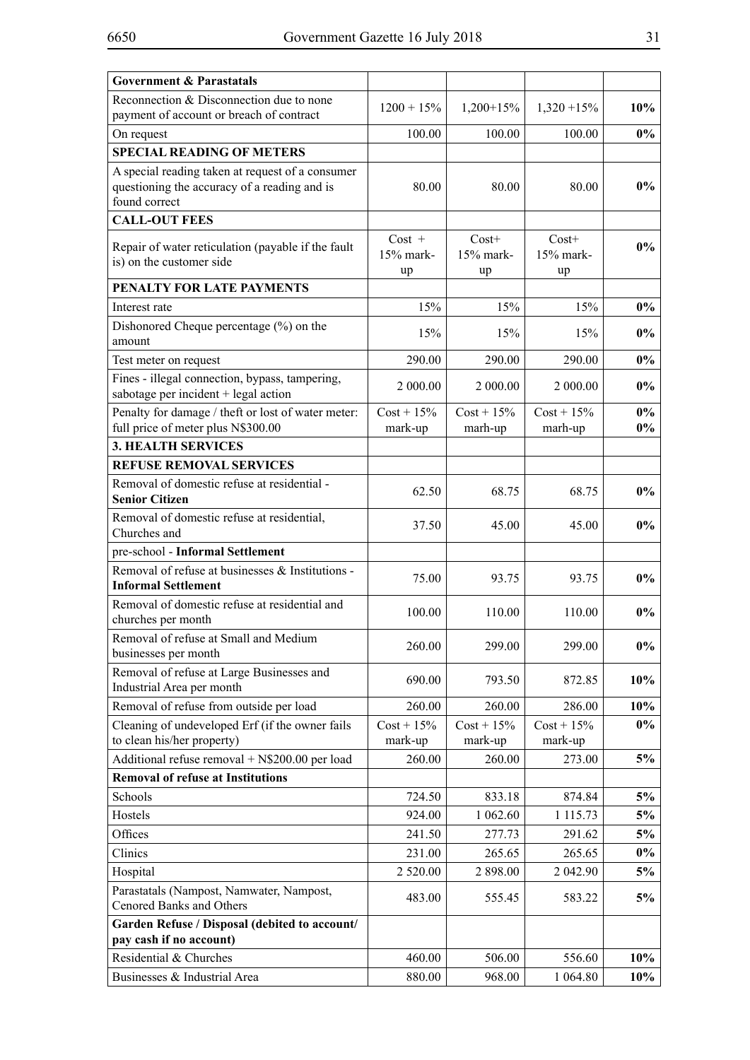| **Government & Parastatals** | | | | |
|---|---|---|---|---|
| Reconnection & Disconnection due to none payment of account or breach of contract | 1200 + 15% | 1,200+15% | 1,320 +15% | **10%** |
| On request | 100.00 | 100.00 | 100.00 | **0%** |
| **SPECIAL READING OF METERS** | | | | |
| A special reading taken at request of a consumer questioning the accuracy of a reading and is found correct | 80.00 | 80.00 | 80.00 | **0%** |
| **CALL-OUT FEES** | | | | |
| Repair of water reticulation (payable if the fault is) on the customer side | Cost + 15% mark-up | Cost+ 15% mark-up | Cost+ 15% mark-up | **0%** |
| **PENALTY FOR LATE PAYMENTS** | | | | |
| Interest rate | 15% | 15% | 15% | **0%** |
| Dishonored Cheque percentage (%) on the amount | 15% | 15% | 15% | **0%** |
| Test meter on request | 290.00 | 290.00 | 290.00 | **0%** |
| Fines - illegal connection, bypass, tampering, sabotage per incident + legal action | 2 000.00 | 2 000.00 | 2 000.00 | **0%** |
| Penalty for damage / theft or lost of water meter: full price of meter plus N$300.00 | Cost + 15% mark-up | Cost + 15% marh-up | Cost + 15% marh-up | **0%** **0%** |
| **3. HEALTH SERVICES** | | | | |
| **REFUSE REMOVAL SERVICES** | | | | |
| Removal of domestic refuse at residential - **Senior Citizen** | 62.50 | 68.75 | 68.75 | **0%** |
| Removal of domestic refuse at residential, Churches and | 37.50 | 45.00 | 45.00 | **0%** |
| pre-school - **Informal Settlement** | | | | |
| Removal of refuse at businesses & Institutions - **Informal Settlement** | 75.00 | 93.75 | 93.75 | **0%** |
| Removal of domestic refuse at residential and churches per month | 100.00 | 110.00 | 110.00 | **0%** |
| Removal of refuse at Small and Medium businesses per month | 260.00 | 299.00 | 299.00 | **0%** |
| Removal of refuse at Large Businesses and Industrial Area per month | 690.00 | 793.50 | 872.85 | **10%** |
| Removal of refuse from outside per load | 260.00 | 260.00 | 286.00 | **10%** |
| Cleaning of undeveloped Erf (if the owner fails to clean his/her property) | Cost + 15% mark-up | Cost + 15% mark-up | Cost + 15% mark-up | **0%** |
| Additional refuse removal + N$200.00 per load | 260.00 | 260.00 | 273.00 | **5%** |
| **Removal of refuse at Institutions** | | | | |
| Schools | 724.50 | 833.18 | 874.84 | **5%** |
| Hostels | 924.00 | 1 062.60 | 1 115.73 | **5%** |
| Offices | 241.50 | 277.73 | 291.62 | **5%** |
| Clinics | 231.00 | 265.65 | 265.65 | **0%** |
| Hospital | 2 520.00 | 2 898.00 | 2 042.90 | **5%** |
| Parastatals (Nampost, Namwater, Nampost, Cenored Banks and Others | 483.00 | 555.45 | 583.22 | **5%** |
| **Garden Refuse / Disposal (debited to account/ pay cash if no account)** | | | | |
| Residential & Churches | 460.00 | 506.00 | 556.60 | **10%** |
| Businesses & Industrial Area | 880.00 | 968.00 | 1 064.80 | **10%** |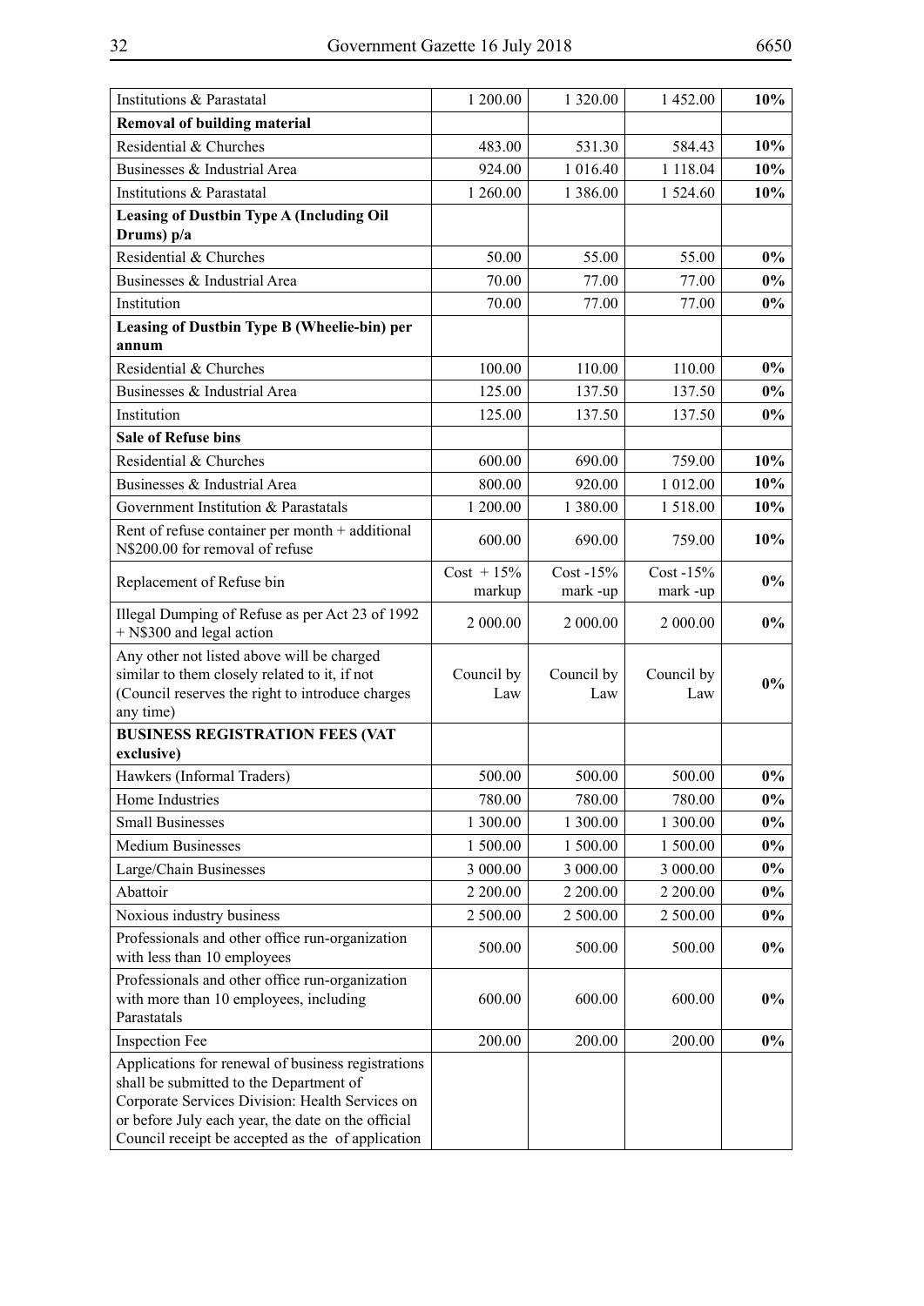| Institutions & Parastatal | 1 200.00 | 1 320.00 | 1 452.00 | **10%** |
|---|---|---|---|---|
| **Removal of building material** | | | | |
| Residential & Churches | 483.00 | 531.30 | 584.43 | **10%** |
| Businesses & Industrial Area | 924.00 | 1 016.40 | 1 118.04 | **10%** |
| Institutions & Parastatal | 1 260.00 | 1 386.00 | 1 524.60 | **10%** |
| **Leasing of Dustbin Type A (Including Oil Drums) p/a** | | | | |
| Residential & Churches | 50.00 | 55.00 | 55.00 | **0%** |
| Businesses & Industrial Area | 70.00 | 77.00 | 77.00 | **0%** |
| Institution | 70.00 | 77.00 | 77.00 | **0%** |
| **Leasing of Dustbin Type B (Wheelie-bin) per annum** | | | | |
| Residential & Churches | 100.00 | 110.00 | 110.00 | **0%** |
| Businesses & Industrial Area | 125.00 | 137.50 | 137.50 | **0%** |
| Institution | 125.00 | 137.50 | 137.50 | **0%** |
| **Sale of Refuse bins** | | | | |
| Residential & Churches | 600.00 | 690.00 | 759.00 | **10%** |
| Businesses & Industrial Area | 800.00 | 920.00 | 1 012.00 | **10%** |
| Government Institution & Parastatals | 1 200.00 | 1 380.00 | 1 518.00 | **10%** |
| Rent of refuse container per month + additional N$200.00 for removal of refuse | 600.00 | 690.00 | 759.00 | **10%** |
| Replacement of Refuse bin | Cost + 15% markup | Cost -15% mark -up | Cost -15% mark -up | **0%** |
| Illegal Dumping of Refuse as per Act 23 of 1992 + N$300 and legal action | 2 000.00 | 2 000.00 | 2 000.00 | **0%** |
| Any other not listed above will be charged similar to them closely related to it, if not (Council reserves the right to introduce charges any time) | Council by Law | Council by Law | Council by Law | **0%** |
| **BUSINESS REGISTRATION FEES (VAT exclusive)** | | | | |
| Hawkers (Informal Traders) | 500.00 | 500.00 | 500.00 | **0%** |
| Home Industries | 780.00 | 780.00 | 780.00 | **0%** |
| Small Businesses | 1 300.00 | 1 300.00 | 1 300.00 | **0%** |
| Medium Businesses | 1 500.00 | 1 500.00 | 1 500.00 | **0%** |
| Large/Chain Businesses | 3 000.00 | 3 000.00 | 3 000.00 | **0%** |
| Abattoir | 2 200.00 | 2 200.00 | 2 200.00 | **0%** |
| Noxious industry business | 2 500.00 | 2 500.00 | 2 500.00 | **0%** |
| Professionals and other office run-organization with less than 10 employees | 500.00 | 500.00 | 500.00 | **0%** |
| Professionals and other office run-organization with more than 10 employees, including Parastatals | 600.00 | 600.00 | 600.00 | **0%** |
| Inspection Fee | 200.00 | 200.00 | 200.00 | **0%** |
| Applications for renewal of business registrations shall be submitted to the Department of Corporate Services Division: Health Services on or before July each year, the date on the official Council receipt be accepted as the of application | | | | |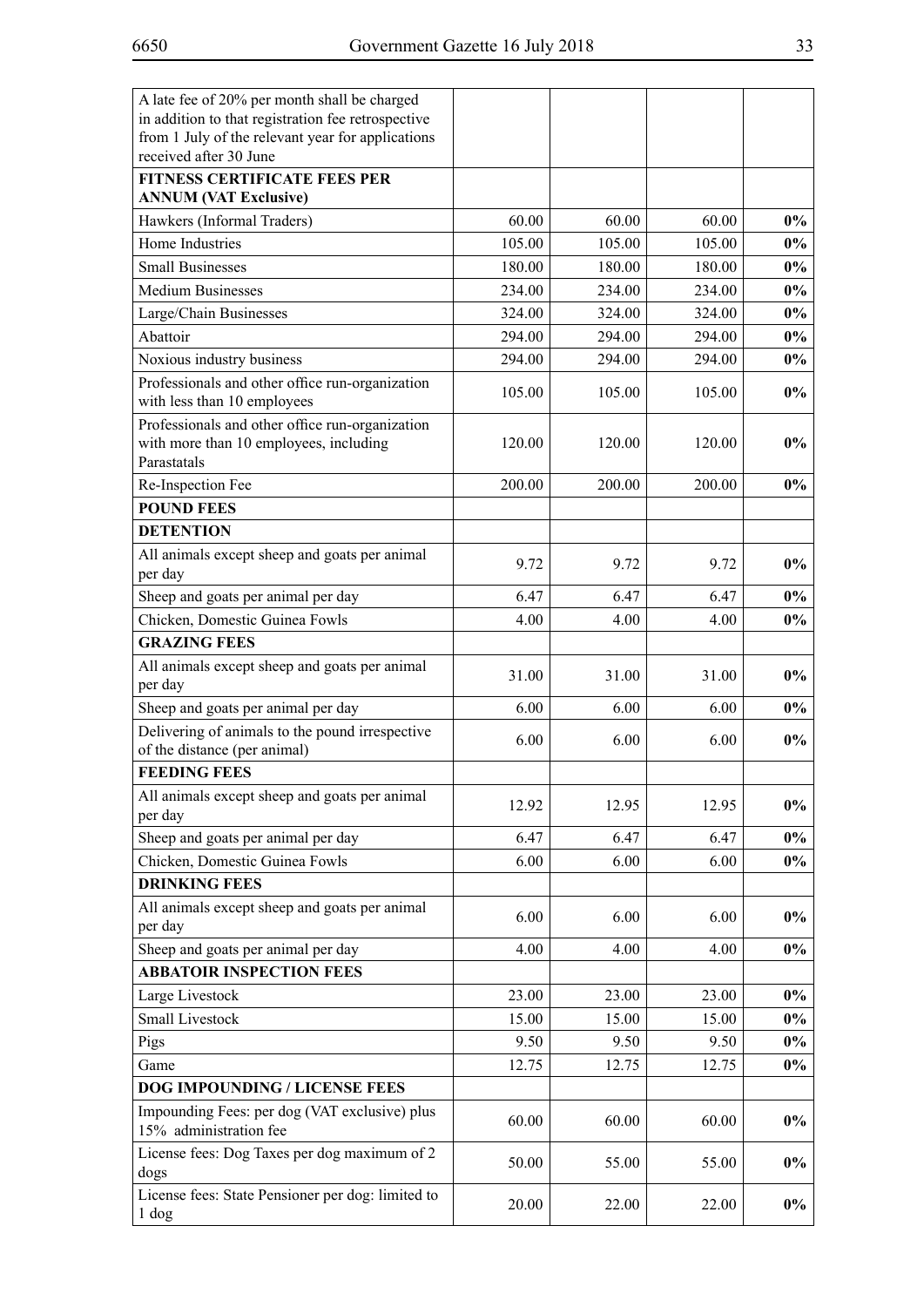| | | | | |
|---|---|---|---|---|
| A late fee of 20% per month shall be charged in addition to that registration fee retrospective from 1 July of the relevant year for applications received after 30 June | | | | |
| **FITNESS CERTIFICATE FEES PER ANNUM (VAT Exclusive)** | | | | |
| Hawkers (Informal Traders) | 60.00 | 60.00 | 60.00 | **0%** |
| Home Industries | 105.00 | 105.00 | 105.00 | **0%** |
| Small Businesses | 180.00 | 180.00 | 180.00 | **0%** |
| Medium Businesses | 234.00 | 234.00 | 234.00 | **0%** |
| Large/Chain Businesses | 324.00 | 324.00 | 324.00 | **0%** |
| Abattoir | 294.00 | 294.00 | 294.00 | **0%** |
| Noxious industry business | 294.00 | 294.00 | 294.00 | **0%** |
| Professionals and other office run-organization with less than 10 employees | 105.00 | 105.00 | 105.00 | **0%** |
| Professionals and other office run-organization with more than 10 employees, including Parastatals | 120.00 | 120.00 | 120.00 | **0%** |
| Re-Inspection Fee | 200.00 | 200.00 | 200.00 | **0%** |
| **POUND FEES** | | | | |
| **DETENTION** | | | | |
| All animals except sheep and goats per animal per day | 9.72 | 9.72 | 9.72 | **0%** |
| Sheep and goats per animal per day | 6.47 | 6.47 | 6.47 | **0%** |
| Chicken, Domestic Guinea Fowls | 4.00 | 4.00 | 4.00 | **0%** |
| **GRAZING FEES** | | | | |
| All animals except sheep and goats per animal per day | 31.00 | 31.00 | 31.00 | **0%** |
| Sheep and goats per animal per day | 6.00 | 6.00 | 6.00 | **0%** |
| Delivering of animals to the pound irrespective of the distance (per animal) | 6.00 | 6.00 | 6.00 | **0%** |
| **FEEDING FEES** | | | | |
| All animals except sheep and goats per animal per day | 12.92 | 12.95 | 12.95 | **0%** |
| Sheep and goats per animal per day | 6.47 | 6.47 | 6.47 | **0%** |
| Chicken, Domestic Guinea Fowls | 6.00 | 6.00 | 6.00 | **0%** |
| **DRINKING FEES** | | | | |
| All animals except sheep and goats per animal per day | 6.00 | 6.00 | 6.00 | **0%** |
| Sheep and goats per animal per day | 4.00 | 4.00 | 4.00 | **0%** |
| **ABBATOIR INSPECTION FEES** | | | | |
| Large Livestock | 23.00 | 23.00 | 23.00 | **0%** |
| Small Livestock | 15.00 | 15.00 | 15.00 | **0%** |
| Pigs | 9.50 | 9.50 | 9.50 | **0%** |
| Game | 12.75 | 12.75 | 12.75 | **0%** |
| **DOG IMPOUNDING / LICENSE FEES** | | | | |
| Impounding Fees: per dog (VAT exclusive) plus 15% administration fee | 60.00 | 60.00 | 60.00 | **0%** |
| License fees: Dog Taxes per dog maximum of 2 dogs | 50.00 | 55.00 | 55.00 | **0%** |
| License fees: State Pensioner per dog: limited to 1 dog | 20.00 | 22.00 | 22.00 | **0%** |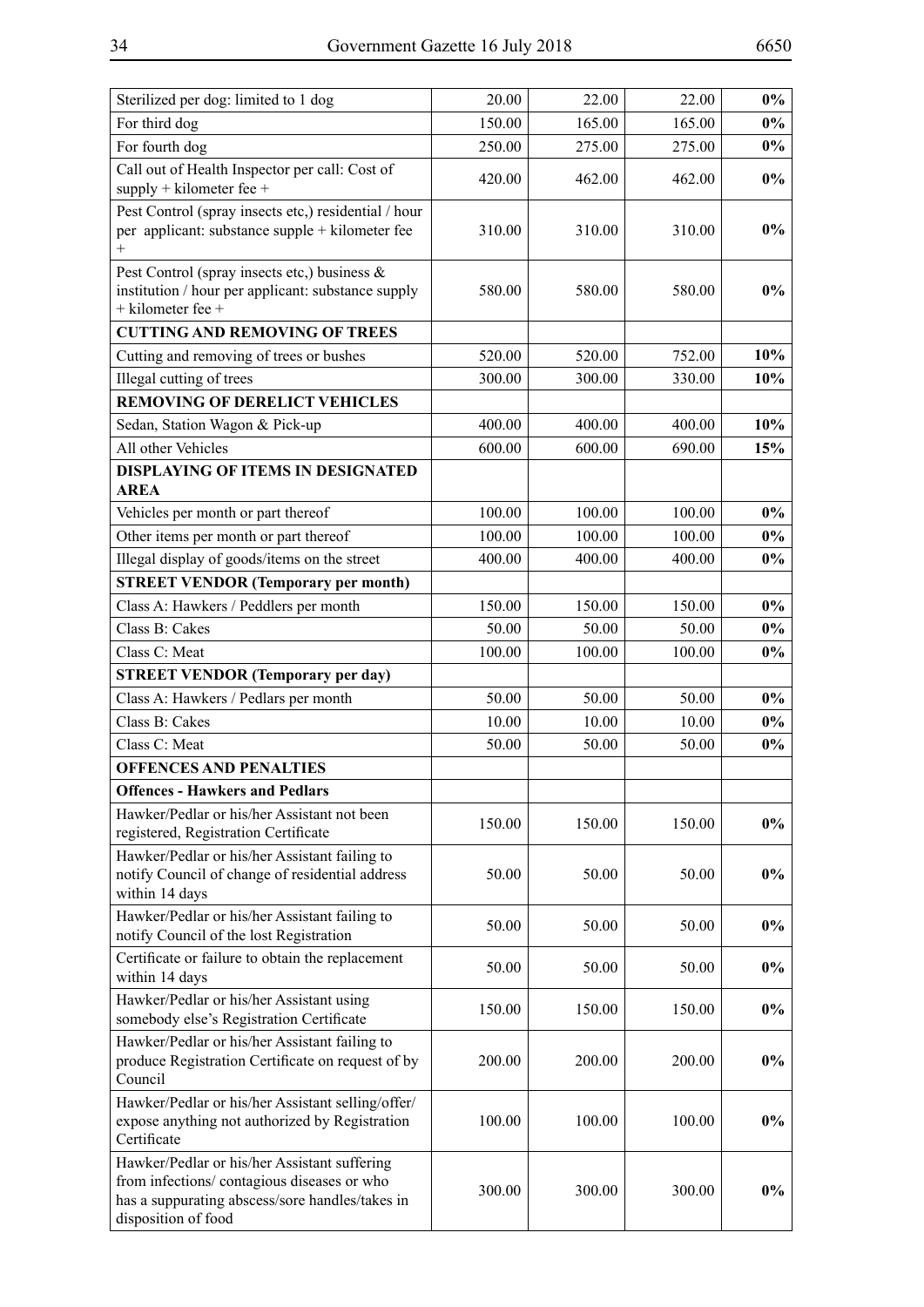| | | | | |
|---|---|---|---|---|
| Sterilized per dog: limited to 1 dog | 20.00 | 22.00 | 22.00 | **0%** |
| For third dog | 150.00 | 165.00 | 165.00 | **0%** |
| For fourth dog | 250.00 | 275.00 | 275.00 | **0%** |
| Call out of Health Inspector per call: Cost of supply + kilometer fee + | 420.00 | 462.00 | 462.00 | **0%** |
| Pest Control (spray insects etc,) residential / hour per applicant: substance supple + kilometer fee + | 310.00 | 310.00 | 310.00 | **0%** |
| Pest Control (spray insects etc,) business & institution / hour per applicant: substance supply + kilometer fee + | 580.00 | 580.00 | 580.00 | **0%** |
| **CUTTING AND REMOVING OF TREES** | | | | |
| Cutting and removing of trees or bushes | 520.00 | 520.00 | 752.00 | **10%** |
| Illegal cutting of trees | 300.00 | 300.00 | 330.00 | **10%** |
| **REMOVING OF DERELICT VEHICLES** | | | | |
| Sedan, Station Wagon & Pick-up | 400.00 | 400.00 | 400.00 | **10%** |
| All other Vehicles | 600.00 | 600.00 | 690.00 | **15%** |
| **DISPLAYING OF ITEMS IN DESIGNATED AREA** | | | | |
| Vehicles per month or part thereof | 100.00 | 100.00 | 100.00 | **0%** |
| Other items per month or part thereof | 100.00 | 100.00 | 100.00 | **0%** |
| Illegal display of goods/items on the street | 400.00 | 400.00 | 400.00 | **0%** |
| **STREET VENDOR (Temporary per month)** | | | | |
| Class A: Hawkers / Peddlers per month | 150.00 | 150.00 | 150.00 | **0%** |
| Class B: Cakes | 50.00 | 50.00 | 50.00 | **0%** |
| Class C: Meat | 100.00 | 100.00 | 100.00 | **0%** |
| **STREET VENDOR (Temporary per day)** | | | | |
| Class A: Hawkers / Pedlars per month | 50.00 | 50.00 | 50.00 | **0%** |
| Class B: Cakes | 10.00 | 10.00 | 10.00 | **0%** |
| Class C: Meat | 50.00 | 50.00 | 50.00 | **0%** |
| **OFFENCES AND PENALTIES** | | | | |
| **Offences - Hawkers and Pedlars** | | | | |
| Hawker/Pedlar or his/her Assistant not been registered, Registration Certificate | 150.00 | 150.00 | 150.00 | **0%** |
| Hawker/Pedlar or his/her Assistant failing to notify Council of change of residential address within 14 days | 50.00 | 50.00 | 50.00 | **0%** |
| Hawker/Pedlar or his/her Assistant failing to notify Council of the lost Registration | 50.00 | 50.00 | 50.00 | **0%** |
| Certificate or failure to obtain the replacement within 14 days | 50.00 | 50.00 | 50.00 | **0%** |
| Hawker/Pedlar or his/her Assistant using somebody else's Registration Certificate | 150.00 | 150.00 | 150.00 | **0%** |
| Hawker/Pedlar or his/her Assistant failing to produce Registration Certificate on request of by Council | 200.00 | 200.00 | 200.00 | **0%** |
| Hawker/Pedlar or his/her Assistant selling/offer/expose anything not authorized by Registration Certificate | 100.00 | 100.00 | 100.00 | **0%** |
| Hawker/Pedlar or his/her Assistant suffering from infections/ contagious diseases or who has a suppurating abscess/sore handles/takes in disposition of food | 300.00 | 300.00 | 300.00 | **0%** |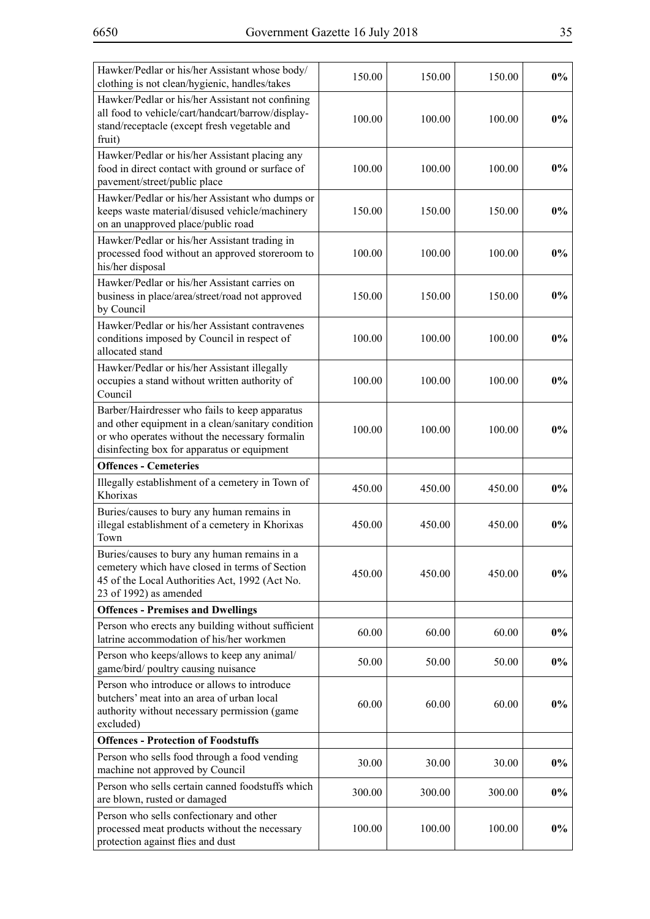| | | | | |
|---|---|---|---|---|
| Hawker/Pedlar or his/her Assistant whose body/ clothing is not clean/hygienic, handles/takes | 150.00 | 150.00 | 150.00 | **0%** |
| Hawker/Pedlar or his/her Assistant not confining all food to vehicle/cart/handcart/barrow/display-stand/receptacle (except fresh vegetable and fruit) | 100.00 | 100.00 | 100.00 | **0%** |
| Hawker/Pedlar or his/her Assistant placing any food in direct contact with ground or surface of pavement/street/public place | 100.00 | 100.00 | 100.00 | **0%** |
| Hawker/Pedlar or his/her Assistant who dumps or keeps waste material/disused vehicle/machinery on an unapproved place/public road | 150.00 | 150.00 | 150.00 | **0%** |
| Hawker/Pedlar or his/her Assistant trading in processed food without an approved storeroom to his/her disposal | 100.00 | 100.00 | 100.00 | **0%** |
| Hawker/Pedlar or his/her Assistant carries on business in place/area/street/road not approved by Council | 150.00 | 150.00 | 150.00 | **0%** |
| Hawker/Pedlar or his/her Assistant contravenes conditions imposed by Council in respect of allocated stand | 100.00 | 100.00 | 100.00 | **0%** |
| Hawker/Pedlar or his/her Assistant illegally occupies a stand without written authority of Council | 100.00 | 100.00 | 100.00 | **0%** |
| Barber/Hairdresser who fails to keep apparatus and other equipment in a clean/sanitary condition or who operates without the necessary formalin disinfecting box for apparatus or equipment | 100.00 | 100.00 | 100.00 | **0%** |
| **Offences - Cemeteries** | | | | |
| Illegally establishment of a cemetery in Town of Khorixas | 450.00 | 450.00 | 450.00 | **0%** |
| Buries/causes to bury any human remains in illegal establishment of a cemetery in Khorixas Town | 450.00 | 450.00 | 450.00 | **0%** |
| Buries/causes to bury any human remains in a cemetery which have closed in terms of Section 45 of the Local Authorities Act, 1992 (Act No. 23 of 1992) as amended | 450.00 | 450.00 | 450.00 | **0%** |
| **Offences - Premises and Dwellings** | | | | |
| Person who erects any building without sufficient latrine accommodation of his/her workmen | 60.00 | 60.00 | 60.00 | **0%** |
| Person who keeps/allows to keep any animal/ game/bird/ poultry causing nuisance | 50.00 | 50.00 | 50.00 | **0%** |
| Person who introduce or allows to introduce butchers' meat into an area of urban local authority without necessary permission (game excluded) | 60.00 | 60.00 | 60.00 | **0%** |
| **Offences - Protection of Foodstuffs** | | | | |
| Person who sells food through a food vending machine not approved by Council | 30.00 | 30.00 | 30.00 | **0%** |
| Person who sells certain canned foodstuffs which are blown, rusted or damaged | 300.00 | 300.00 | 300.00 | **0%** |
| Person who sells confectionary and other processed meat products without the necessary protection against flies and dust | 100.00 | 100.00 | 100.00 | **0%** |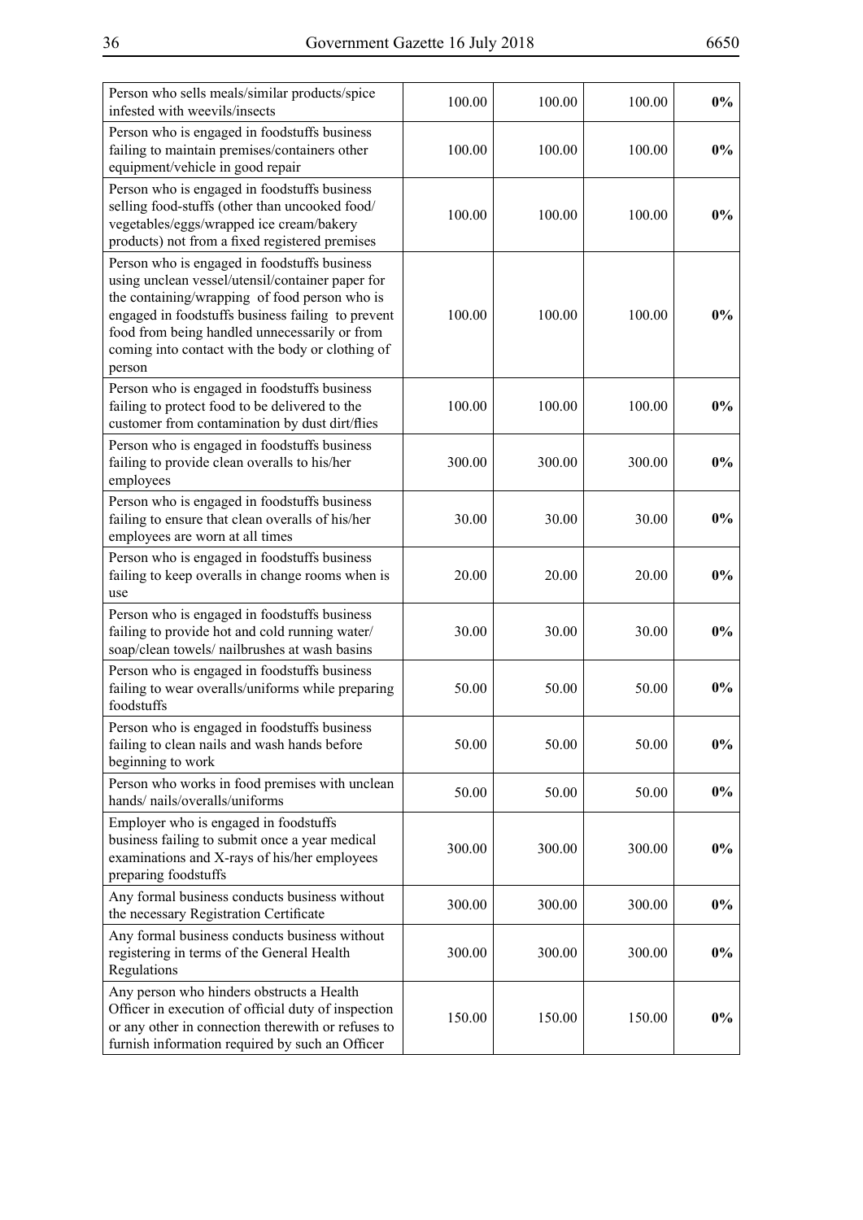| | | | | |
|---|---|---|---|---|
| Person who sells meals/similar products/spice infested with weevils/insects | 100.00 | 100.00 | 100.00 | **0%** |
| Person who is engaged in foodstuffs business failing to maintain premises/containers other equipment/vehicle in good repair | 100.00 | 100.00 | 100.00 | **0%** |
| Person who is engaged in foodstuffs business selling food-stuffs (other than uncooked food/ vegetables/eggs/wrapped ice cream/bakery products) not from a fixed registered premises | 100.00 | 100.00 | 100.00 | **0%** |
| Person who is engaged in foodstuffs business using unclean vessel/utensil/container paper for the containing/wrapping of food person who is engaged in foodstuffs business failing to prevent food from being handled unnecessarily or from coming into contact with the body or clothing of person | 100.00 | 100.00 | 100.00 | **0%** |
| Person who is engaged in foodstuffs business failing to protect food to be delivered to the customer from contamination by dust dirt/flies | 100.00 | 100.00 | 100.00 | **0%** |
| Person who is engaged in foodstuffs business failing to provide clean overalls to his/her employees | 300.00 | 300.00 | 300.00 | **0%** |
| Person who is engaged in foodstuffs business failing to ensure that clean overalls of his/her employees are worn at all times | 30.00 | 30.00 | 30.00 | **0%** |
| Person who is engaged in foodstuffs business failing to keep overalls in change rooms when is use | 20.00 | 20.00 | 20.00 | **0%** |
| Person who is engaged in foodstuffs business failing to provide hot and cold running water/ soap/clean towels/ nailbrushes at wash basins | 30.00 | 30.00 | 30.00 | **0%** |
| Person who is engaged in foodstuffs business failing to wear overalls/uniforms while preparing foodstuffs | 50.00 | 50.00 | 50.00 | **0%** |
| Person who is engaged in foodstuffs business failing to clean nails and wash hands before beginning to work | 50.00 | 50.00 | 50.00 | **0%** |
| Person who works in food premises with unclean hands/ nails/overalls/uniforms | 50.00 | 50.00 | 50.00 | **0%** |
| Employer who is engaged in foodstuffs business failing to submit once a year medical examinations and X-rays of his/her employees preparing foodstuffs | 300.00 | 300.00 | 300.00 | **0%** |
| Any formal business conducts business without the necessary Registration Certificate | 300.00 | 300.00 | 300.00 | **0%** |
| Any formal business conducts business without registering in terms of the General Health Regulations | 300.00 | 300.00 | 300.00 | **0%** |
| Any person who hinders obstructs a Health Officer in execution of official duty of inspection or any other in connection therewith or refuses to furnish information required by such an Officer | 150.00 | 150.00 | 150.00 | **0%** |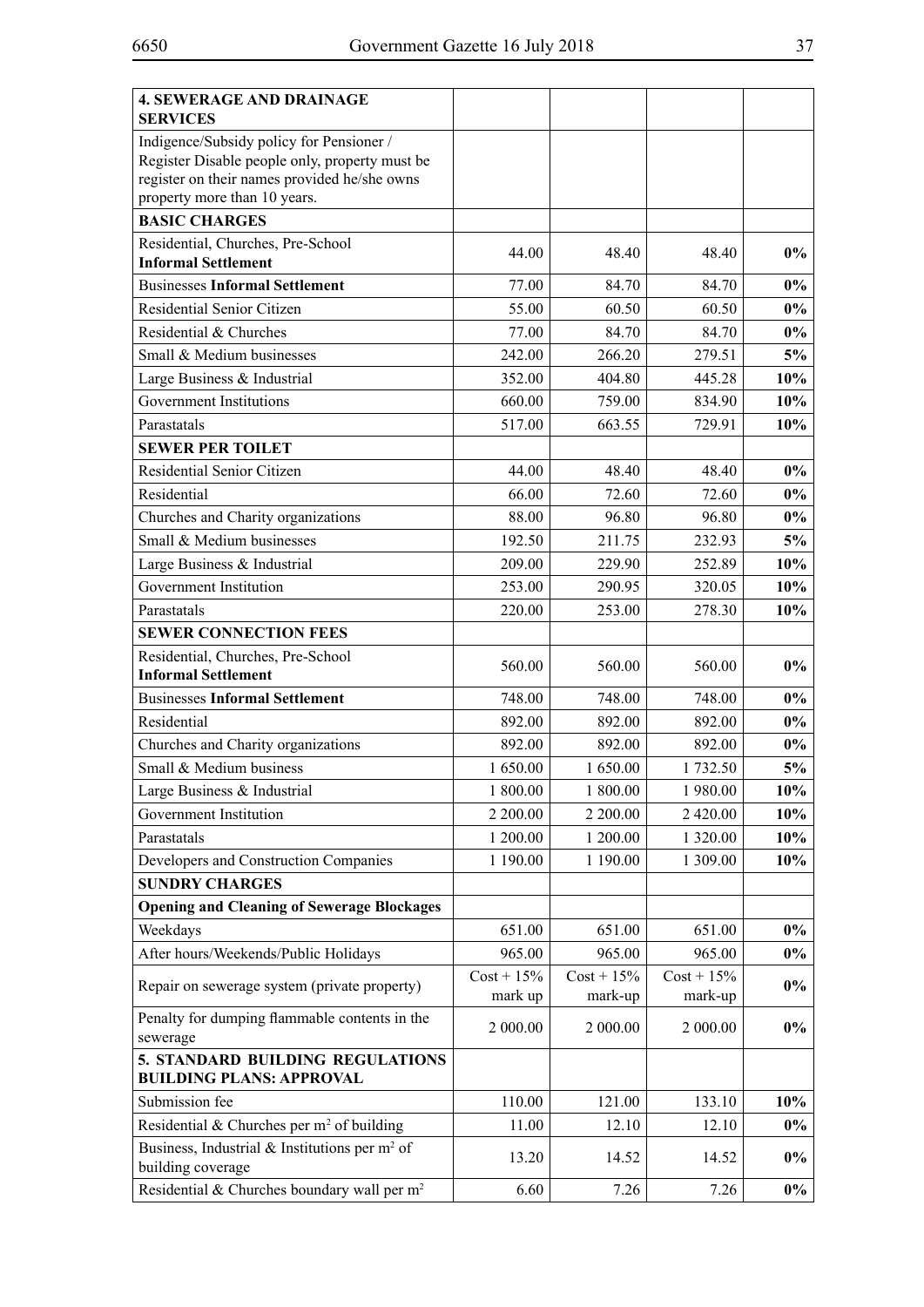| **4. SEWERAGE AND DRAINAGE SERVICES** | | | | |
|---|---|---|---|---|
| Indigence/Subsidy policy for Pensioner / Register Disable people only, property must be register on their names provided he/she owns property more than 10 years. | | | | |
| **BASIC CHARGES** | | | | |
| Residential, Churches, Pre-School **Informal Settlement** | 44.00 | 48.40 | 48.40 | **0%** |
| Businesses **Informal Settlement** | 77.00 | 84.70 | 84.70 | **0%** |
| Residential Senior Citizen | 55.00 | 60.50 | 60.50 | **0%** |
| Residential & Churches | 77.00 | 84.70 | 84.70 | **0%** |
| Small & Medium businesses | 242.00 | 266.20 | 279.51 | **5%** |
| Large Business & Industrial | 352.00 | 404.80 | 445.28 | **10%** |
| Government Institutions | 660.00 | 759.00 | 834.90 | **10%** |
| Parastatals | 517.00 | 663.55 | 729.91 | **10%** |
| **SEWER PER TOILET** | | | | |
| Residential Senior Citizen | 44.00 | 48.40 | 48.40 | **0%** |
| Residential | 66.00 | 72.60 | 72.60 | **0%** |
| Churches and Charity organizations | 88.00 | 96.80 | 96.80 | **0%** |
| Small & Medium businesses | 192.50 | 211.75 | 232.93 | **5%** |
| Large Business & Industrial | 209.00 | 229.90 | 252.89 | **10%** |
| Government Institution | 253.00 | 290.95 | 320.05 | **10%** |
| Parastatals | 220.00 | 253.00 | 278.30 | **10%** |
| **SEWER CONNECTION FEES** | | | | |
| Residential, Churches, Pre-School **Informal Settlement** | 560.00 | 560.00 | 560.00 | **0%** |
| Businesses **Informal Settlement** | 748.00 | 748.00 | 748.00 | **0%** |
| Residential | 892.00 | 892.00 | 892.00 | **0%** |
| Churches and Charity organizations | 892.00 | 892.00 | 892.00 | **0%** |
| Small & Medium business | 1 650.00 | 1 650.00 | 1 732.50 | **5%** |
| Large Business & Industrial | 1 800.00 | 1 800.00 | 1 980.00 | **10%** |
| Government Institution | 2 200.00 | 2 200.00 | 2 420.00 | **10%** |
| Parastatals | 1 200.00 | 1 200.00 | 1 320.00 | **10%** |
| Developers and Construction Companies | 1 190.00 | 1 190.00 | 1 309.00 | **10%** |
| **SUNDRY CHARGES** | | | | |
| **Opening and Cleaning of Sewerage Blockages** | | | | |
| Weekdays | 651.00 | 651.00 | 651.00 | **0%** |
| After hours/Weekends/Public Holidays | 965.00 | 965.00 | 965.00 | **0%** |
| Repair on sewerage system (private property) | Cost + 15% mark up | Cost + 15% mark-up | Cost + 15% mark-up | **0%** |
| Penalty for dumping flammable contents in the sewerage | 2 000.00 | 2 000.00 | 2 000.00 | **0%** |
| **5. STANDARD BUILDING REGULATIONS BUILDING PLANS: APPROVAL** | | | | |
| Submission fee | 110.00 | 121.00 | 133.10 | **10%** |
| Residential & Churches per $m^2$ of building | 11.00 | 12.10 | 12.10 | **0%** |
| Business, Industrial & Institutions per $m^2$ of building coverage | 13.20 | 14.52 | 14.52 | **0%** |
| Residential & Churches boundary wall per $m^2$ | 6.60 | 7.26 | 7.26 | **0%** |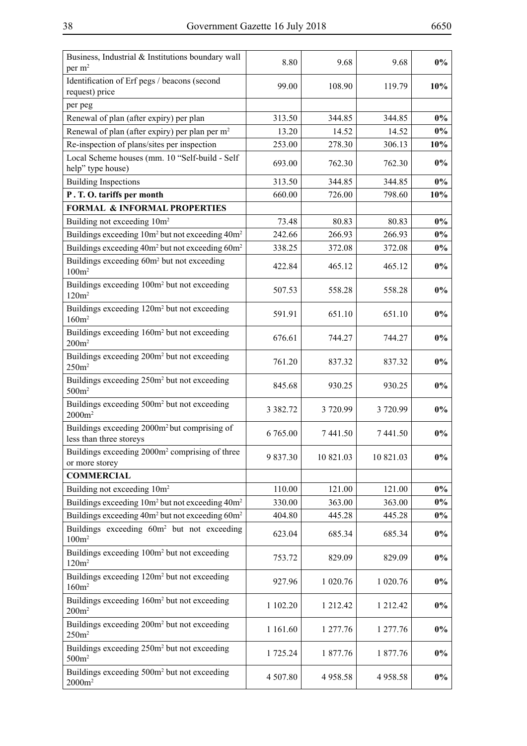| | | | | |
|---|---|---|---|---|
| Business, Industrial & Institutions boundary wall per $m^2$ | 8.80 | 9.68 | 9.68 | **0%** |
| Identification of Erf pegs / beacons (second request) price | 99.00 | 108.90 | 119.79 | **10%** |
| per peg | | | | |
| Renewal of plan (after expiry) per plan | 313.50 | 344.85 | 344.85 | **0%** |
| Renewal of plan (after expiry) per plan per $m^2$ | 13.20 | 14.52 | 14.52 | **0%** |
| Re-inspection of plans/sites per inspection | 253.00 | 278.30 | 306.13 | **10%** |
| Local Scheme houses (mm. 10 "Self-build - Self help" type house) | 693.00 | 762.30 | 762.30 | **0%** |
| Building Inspections | 313.50 | 344.85 | 344.85 | **0%** |
| **P . T. O. tariffs per month** | 660.00 | 726.00 | 798.60 | **10%** |
| **FORMAL & INFORMAL PROPERTIES** | | | | |
| Building not exceeding $10m^2$ | 73.48 | 80.83 | 80.83 | **0%** |
| Buildings exceeding $10m^2$ but not exceeding $40m^2$ | 242.66 | 266.93 | 266.93 | **0%** |
| Buildings exceeding $40m^2$ but not exceeding $60m^2$ | 338.25 | 372.08 | 372.08 | **0%** |
| Buildings exceeding $60m^2$ but not exceeding $100m^2$ | 422.84 | 465.12 | 465.12 | **0%** |
| Buildings exceeding $100m^2$ but not exceeding $120m^2$ | 507.53 | 558.28 | 558.28 | **0%** |
| Buildings exceeding $120m^2$ but not exceeding $160m^2$ | 591.91 | 651.10 | 651.10 | **0%** |
| Buildings exceeding $160m^2$ but not exceeding $200m^2$ | 676.61 | 744.27 | 744.27 | **0%** |
| Buildings exceeding $200m^2$ but not exceeding $250m^2$ | 761.20 | 837.32 | 837.32 | **0%** |
| Buildings exceeding $250m^2$ but not exceeding $500m^2$ | 845.68 | 930.25 | 930.25 | **0%** |
| Buildings exceeding $500m^2$ but not exceeding $2000m^2$ | 3 382.72 | 3 720.99 | 3 720.99 | **0%** |
| Buildings exceeding $2000m^2$ but comprising of less than three storeys | 6 765.00 | 7 441.50 | 7 441.50 | **0%** |
| Buildings exceeding $2000m^2$ comprising of three or more storey | 9 837.30 | 10 821.03 | 10 821.03 | **0%** |
| **COMMERCIAL** | | | | |
| Building not exceeding $10m^2$ | 110.00 | 121.00 | 121.00 | **0%** |
| Buildings exceeding $10m^2$ but not exceeding $40m^2$ | 330.00 | 363.00 | 363.00 | **0%** |
| Buildings exceeding $40m^2$ but not exceeding $60m^2$ | 404.80 | 445.28 | 445.28 | **0%** |
| Buildings exceeding $60m^2$ but not exceeding $100m^2$ | 623.04 | 685.34 | 685.34 | **0%** |
| Buildings exceeding $100m^2$ but not exceeding $120m^2$ | 753.72 | 829.09 | 829.09 | **0%** |
| Buildings exceeding $120m^2$ but not exceeding $160m^2$ | 927.96 | 1 020.76 | 1 020.76 | **0%** |
| Buildings exceeding $160m^2$ but not exceeding $200m^2$ | 1 102.20 | 1 212.42 | 1 212.42 | **0%** |
| Buildings exceeding $200m^2$ but not exceeding $250m^2$ | 1 161.60 | 1 277.76 | 1 277.76 | **0%** |
| Buildings exceeding $250m^2$ but not exceeding $500m^2$ | 1 725.24 | 1 877.76 | 1 877.76 | **0%** |
| Buildings exceeding $500m^2$ but not exceeding $2000m^2$ | 4 507.80 | 4 958.58 | 4 958.58 | **0%** |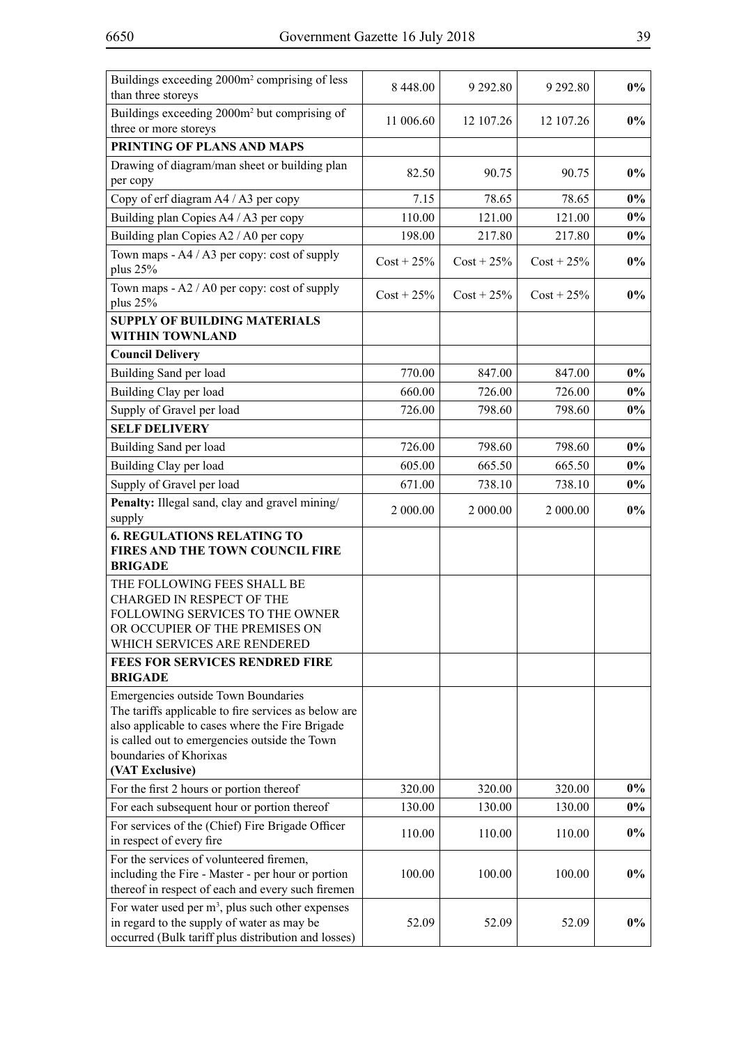| | | | | |
|---|---|---|---|---|
| Buildings exceeding 2000m² comprising of less than three storeys | 8 448.00 | 9 292.80 | 9 292.80 | **0%** |
| Buildings exceeding 2000m² but comprising of three or more storeys | 11 006.60 | 12 107.26 | 12 107.26 | **0%** |
| **PRINTING OF PLANS AND MAPS** | | | | |
| Drawing of diagram/man sheet or building plan per copy | 82.50 | 90.75 | 90.75 | **0%** |
| Copy of erf diagram A4 / A3 per copy | 7.15 | 78.65 | 78.65 | **0%** |
| Building plan Copies A4 / A3 per copy | 110.00 | 121.00 | 121.00 | **0%** |
| Building plan Copies A2 / A0 per copy | 198.00 | 217.80 | 217.80 | **0%** |
| Town maps - A4 / A3 per copy: cost of supply plus 25% | Cost + 25% | Cost + 25% | Cost + 25% | **0%** |
| Town maps - A2 / A0 per copy: cost of supply plus 25% | Cost + 25% | Cost + 25% | Cost + 25% | **0%** |
| **SUPPLY OF BUILDING MATERIALS WITHIN TOWNLAND** | | | | |
| **Council Delivery** | | | | |
| Building Sand per load | 770.00 | 847.00 | 847.00 | **0%** |
| Building Clay per load | 660.00 | 726.00 | 726.00 | **0%** |
| Supply of Gravel per load | 726.00 | 798.60 | 798.60 | **0%** |
| **SELF DELIVERY** | | | | |
| Building Sand per load | 726.00 | 798.60 | 798.60 | **0%** |
| Building Clay per load | 605.00 | 665.50 | 665.50 | **0%** |
| Supply of Gravel per load | 671.00 | 738.10 | 738.10 | **0%** |
| **Penalty:** Illegal sand, clay and gravel mining/ supply | 2 000.00 | 2 000.00 | 2 000.00 | **0%** |
| **6. REGULATIONS RELATING TO FIRES AND THE TOWN COUNCIL FIRE BRIGADE** | | | | |
| THE FOLLOWING FEES SHALL BE CHARGED IN RESPECT OF THE FOLLOWING SERVICES TO THE OWNER OR OCCUPIER OF THE PREMISES ON WHICH SERVICES ARE RENDERED | | | | |
| **FEES FOR SERVICES RENDRED FIRE BRIGADE** | | | | |
| Emergencies outside Town Boundaries The tariffs applicable to fire services as below are also applicable to cases where the Fire Brigade is called out to emergencies outside the Town boundaries of Khorixas **(VAT Exclusive)** | | | | |
| For the first 2 hours or portion thereof | 320.00 | 320.00 | 320.00 | **0%** |
| For each subsequent hour or portion thereof | 130.00 | 130.00 | 130.00 | **0%** |
| For services of the (Chief) Fire Brigade Officer in respect of every fire | 110.00 | 110.00 | 110.00 | **0%** |
| For the services of volunteered firemen, including the Fire - Master - per hour or portion thereof in respect of each and every such firemen | 100.00 | 100.00 | 100.00 | **0%** |
| For water used per m³, plus such other expenses in regard to the supply of water as may be occurred (Bulk tariff plus distribution and losses) | 52.09 | 52.09 | 52.09 | **0%** |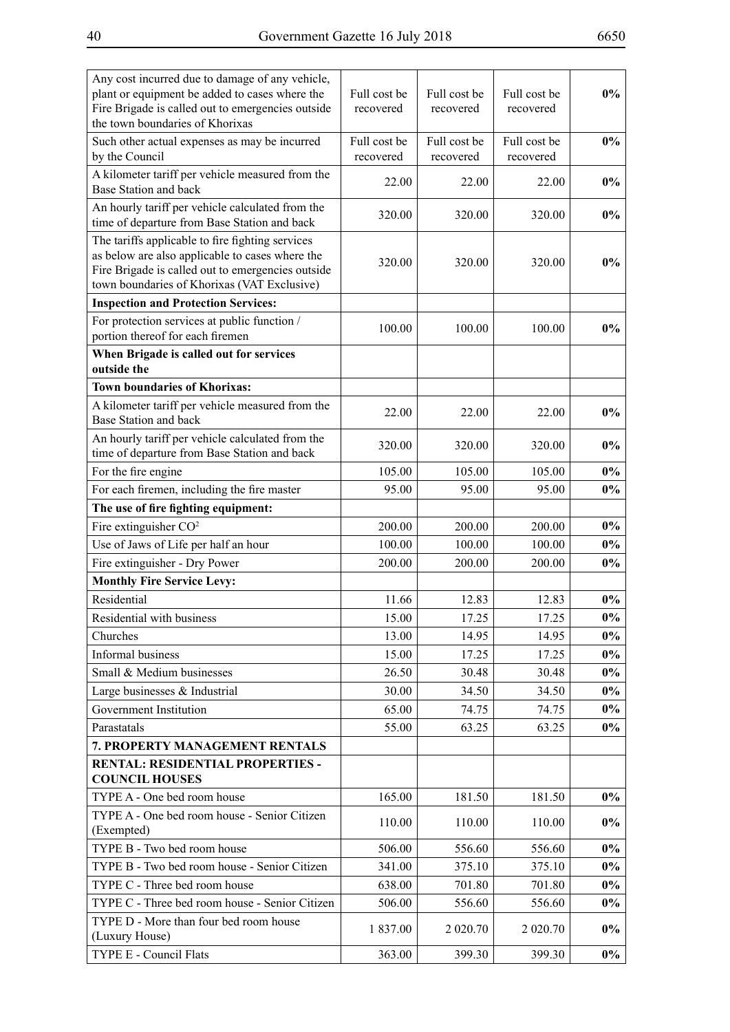| | | | | |
|---|---|---|---|---|
| Any cost incurred due to damage of any vehicle, plant or equipment be added to cases where the Fire Brigade is called out to emergencies outside the town boundaries of Khorixas | Full cost be recovered | Full cost be recovered | Full cost be recovered | **0%** |
| Such other actual expenses as may be incurred by the Council | Full cost be recovered | Full cost be recovered | Full cost be recovered | **0%** |
| A kilometer tariff per vehicle measured from the Base Station and back | 22.00 | 22.00 | 22.00 | **0%** |
| An hourly tariff per vehicle calculated from the time of departure from Base Station and back | 320.00 | 320.00 | 320.00 | **0%** |
| The tariffs applicable to fire fighting services as below are also applicable to cases where the Fire Brigade is called out to emergencies outside town boundaries of Khorixas (VAT Exclusive) | 320.00 | 320.00 | 320.00 | **0%** |
| **Inspection and Protection Services:** | | | | |
| For protection services at public function / portion thereof for each firemen | 100.00 | 100.00 | 100.00 | **0%** |
| **When Brigade is called out for services outside the** | | | | |
| **Town boundaries of Khorixas:** | | | | |
| A kilometer tariff per vehicle measured from the Base Station and back | 22.00 | 22.00 | 22.00 | **0%** |
| An hourly tariff per vehicle calculated from the time of departure from Base Station and back | 320.00 | 320.00 | 320.00 | **0%** |
| For the fire engine | 105.00 | 105.00 | 105.00 | **0%** |
| For each firemen, including the fire master | 95.00 | 95.00 | 95.00 | **0%** |
| **The use of fire fighting equipment:** | | | | |
| Fire extinguisher $CO^2$ | 200.00 | 200.00 | 200.00 | **0%** |
| Use of Jaws of Life per half an hour | 100.00 | 100.00 | 100.00 | **0%** |
| Fire extinguisher - Dry Power | 200.00 | 200.00 | 200.00 | **0%** |
| **Monthly Fire Service Levy:** | | | | |
| Residential | 11.66 | 12.83 | 12.83 | **0%** |
| Residential with business | 15.00 | 17.25 | 17.25 | **0%** |
| Churches | 13.00 | 14.95 | 14.95 | **0%** |
| Informal business | 15.00 | 17.25 | 17.25 | **0%** |
| Small & Medium businesses | 26.50 | 30.48 | 30.48 | **0%** |
| Large businesses & Industrial | 30.00 | 34.50 | 34.50 | **0%** |
| Government Institution | 65.00 | 74.75 | 74.75 | **0%** |
| Parastatals | 55.00 | 63.25 | 63.25 | **0%** |
| **7. PROPERTY MANAGEMENT RENTALS** | | | | |
| **RENTAL: RESIDENTIAL PROPERTIES - COUNCIL HOUSES** | | | | |
| TYPE A - One bed room house | 165.00 | 181.50 | 181.50 | **0%** |
| TYPE A - One bed room house - Senior Citizen (Exempted) | 110.00 | 110.00 | 110.00 | **0%** |
| TYPE B - Two bed room house | 506.00 | 556.60 | 556.60 | **0%** |
| TYPE B - Two bed room house - Senior Citizen | 341.00 | 375.10 | 375.10 | **0%** |
| TYPE C - Three bed room house | 638.00 | 701.80 | 701.80 | **0%** |
| TYPE C - Three bed room house - Senior Citizen | 506.00 | 556.60 | 556.60 | **0%** |
| TYPE D - More than four bed room house (Luxury House) | 1 837.00 | 2 020.70 | 2 020.70 | **0%** |
| TYPE E - Council Flats | 363.00 | 399.30 | 399.30 | **0%** |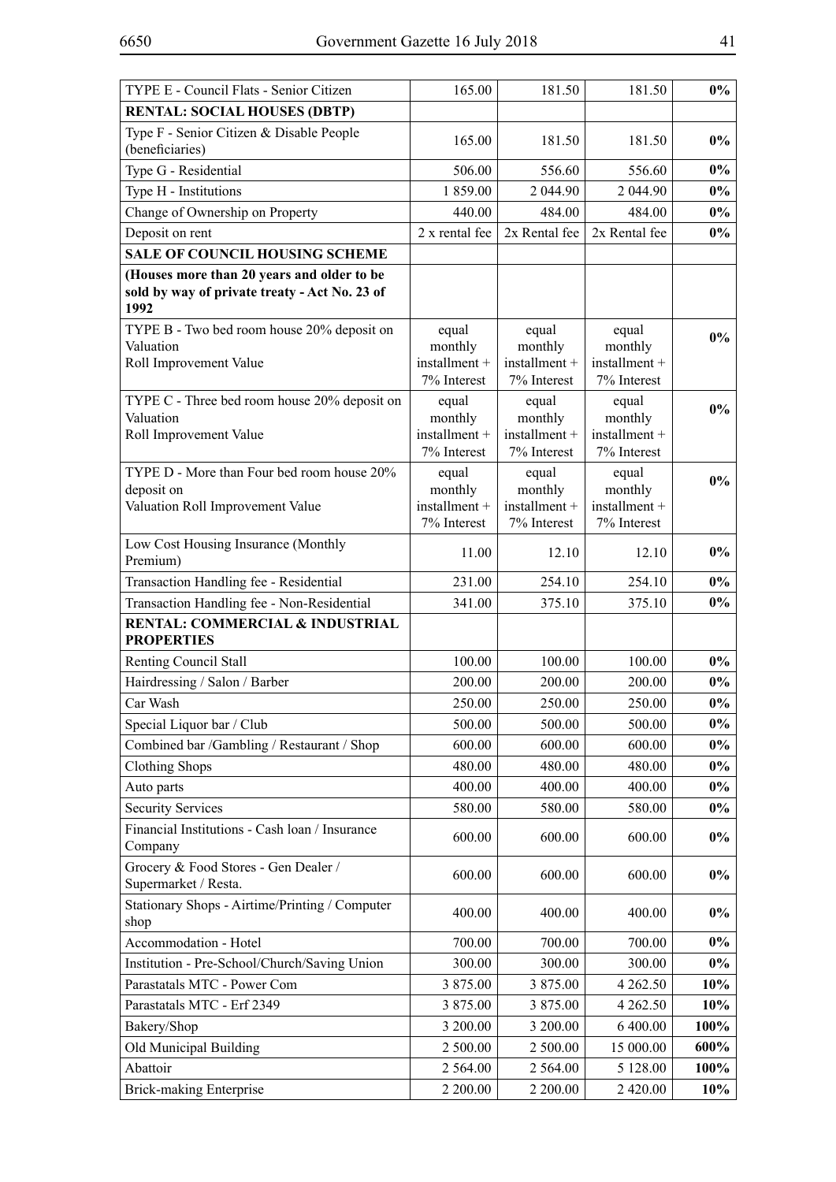| TYPE E - Council Flats - Senior Citizen | 165.00 | 181.50 | 181.50 | **0%** |
|---|---|---|---|---|
| **RENTAL: SOCIAL HOUSES (DBTP)** | | | | |
| Type F - Senior Citizen & Disable People (beneficiaries) | 165.00 | 181.50 | 181.50 | **0%** |
| Type G - Residential | 506.00 | 556.60 | 556.60 | **0%** |
| Type H - Institutions | 1 859.00 | 2 044.90 | 2 044.90 | **0%** |
| Change of Ownership on Property | 440.00 | 484.00 | 484.00 | **0%** |
| Deposit on rent | 2 x rental fee | 2x Rental fee | 2x Rental fee | **0%** |
| **SALE OF COUNCIL HOUSING SCHEME** | | | | |
| **(Houses more than 20 years and older to be sold by way of private treaty - Act No. 23 of 1992** | | | | |
| TYPE B - Two bed room house 20% deposit on Valuation Roll Improvement Value | equal monthly installment + 7% Interest | equal monthly installment + 7% Interest | equal monthly installment + 7% Interest | **0%** |
| TYPE C - Three bed room house 20% deposit on Valuation Roll Improvement Value | equal monthly installment + 7% Interest | equal monthly installment + 7% Interest | equal monthly installment + 7% Interest | **0%** |
| TYPE D - More than Four bed room house 20% deposit on Valuation Roll Improvement Value | equal monthly installment + 7% Interest | equal monthly installment + 7% Interest | equal monthly installment + 7% Interest | **0%** |
| Low Cost Housing Insurance (Monthly Premium) | 11.00 | 12.10 | 12.10 | **0%** |
| Transaction Handling fee - Residential | 231.00 | 254.10 | 254.10 | **0%** |
| Transaction Handling fee - Non-Residential | 341.00 | 375.10 | 375.10 | **0%** |
| **RENTAL: COMMERCIAL & INDUSTRIAL PROPERTIES** | | | | |
| Renting Council Stall | 100.00 | 100.00 | 100.00 | **0%** |
| Hairdressing / Salon / Barber | 200.00 | 200.00 | 200.00 | **0%** |
| Car Wash | 250.00 | 250.00 | 250.00 | **0%** |
| Special Liquor bar / Club | 500.00 | 500.00 | 500.00 | **0%** |
| Combined bar /Gambling / Restaurant / Shop | 600.00 | 600.00 | 600.00 | **0%** |
| Clothing Shops | 480.00 | 480.00 | 480.00 | **0%** |
| Auto parts | 400.00 | 400.00 | 400.00 | **0%** |
| Security Services | 580.00 | 580.00 | 580.00 | **0%** |
| Financial Institutions - Cash loan / Insurance Company | 600.00 | 600.00 | 600.00 | **0%** |
| Grocery & Food Stores - Gen Dealer / Supermarket / Resta. | 600.00 | 600.00 | 600.00 | **0%** |
| Stationary Shops - Airtime/Printing / Computer shop | 400.00 | 400.00 | 400.00 | **0%** |
| Accommodation - Hotel | 700.00 | 700.00 | 700.00 | **0%** |
| Institution - Pre-School/Church/Saving Union | 300.00 | 300.00 | 300.00 | **0%** |
| Parastatals MTC - Power Com | 3 875.00 | 3 875.00 | 4 262.50 | **10%** |
| Parastatals MTC - Erf 2349 | 3 875.00 | 3 875.00 | 4 262.50 | **10%** |
| Bakery/Shop | 3 200.00 | 3 200.00 | 6 400.00 | **100%** |
| Old Municipal Building | 2 500.00 | 2 500.00 | 15 000.00 | **600%** |
| Abattoir | 2 564.00 | 2 564.00 | 5 128.00 | **100%** |
| Brick-making Enterprise | 2 200.00 | 2 200.00 | 2 420.00 | **10%** |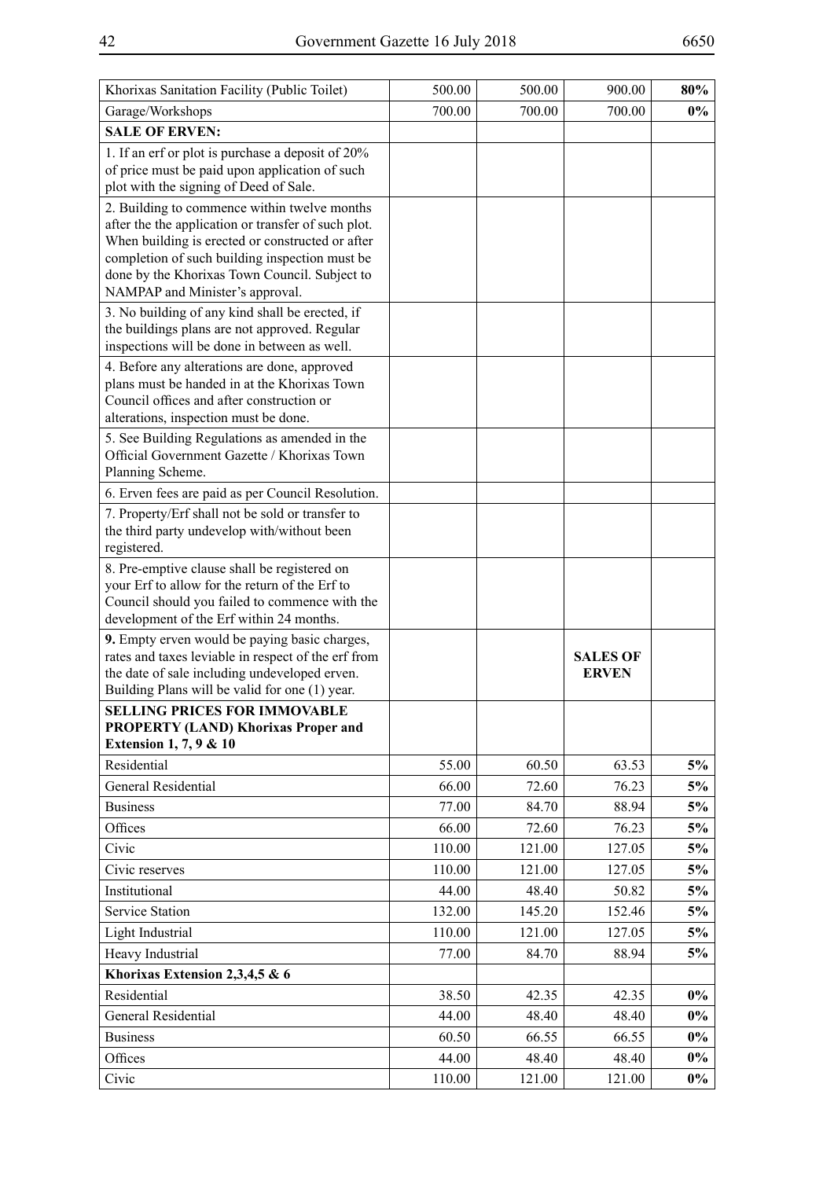| Khorixas Sanitation Facility (Public Toilet) | 500.00 | 500.00 | 900.00 | **80%** |
|---|---|---|---|---|
| Garage/Workshops | 700.00 | 700.00 | 700.00 | **0%** |
| **SALE OF ERVEN:** | | | | |
| 1. If an erf or plot is purchase a deposit of 20% of price must be paid upon application of such plot with the signing of Deed of Sale. | | | | |
| 2. Building to commence within twelve months after the the application or transfer of such plot. When building is erected or constructed or after completion of such building inspection must be done by the Khorixas Town Council. Subject to NAMPAP and Minister's approval. | | | | |
| 3. No building of any kind shall be erected, if the buildings plans are not approved. Regular inspections will be done in between as well. | | | | |
| 4. Before any alterations are done, approved plans must be handed in at the Khorixas Town Council offices and after construction or alterations, inspection must be done. | | | | |
| 5. See Building Regulations as amended in the Official Government Gazette / Khorixas Town Planning Scheme. | | | | |
| 6. Erven fees are paid as per Council Resolution. | | | | |
| 7. Property/Erf shall not be sold or transfer to the third party undevelop with/without been registered. | | | | |
| 8. Pre-emptive clause shall be registered on your Erf to allow for the return of the Erf to Council should you failed to commence with the development of the Erf within 24 months. | | | | |
| **9.** Empty erven would be paying basic charges, rates and taxes leviable in respect of the erf from the date of sale including undeveloped erven. Building Plans will be valid for one (1) year. | | | **SALES OF ERVEN** | |
| **SELLING PRICES FOR IMMOVABLE PROPERTY (LAND) Khorixas Proper and Extension 1, 7, 9 & 10** | | | | |
| Residential | 55.00 | 60.50 | 63.53 | **5%** |
| General Residential | 66.00 | 72.60 | 76.23 | **5%** |
| Business | 77.00 | 84.70 | 88.94 | **5%** |
| Offices | 66.00 | 72.60 | 76.23 | **5%** |
| Civic | 110.00 | 121.00 | 127.05 | **5%** |
| Civic reserves | 110.00 | 121.00 | 127.05 | **5%** |
| Institutional | 44.00 | 48.40 | 50.82 | **5%** |
| Service Station | 132.00 | 145.20 | 152.46 | **5%** |
| Light Industrial | 110.00 | 121.00 | 127.05 | **5%** |
| Heavy Industrial | 77.00 | 84.70 | 88.94 | **5%** |
| **Khorixas Extension 2,3,4,5 & 6** | | | | |
| Residential | 38.50 | 42.35 | 42.35 | **0%** |
| General Residential | 44.00 | 48.40 | 48.40 | **0%** |
| Business | 60.50 | 66.55 | 66.55 | **0%** |
| Offices | 44.00 | 48.40 | 48.40 | **0%** |
| Civic | 110.00 | 121.00 | 121.00 | **0%** |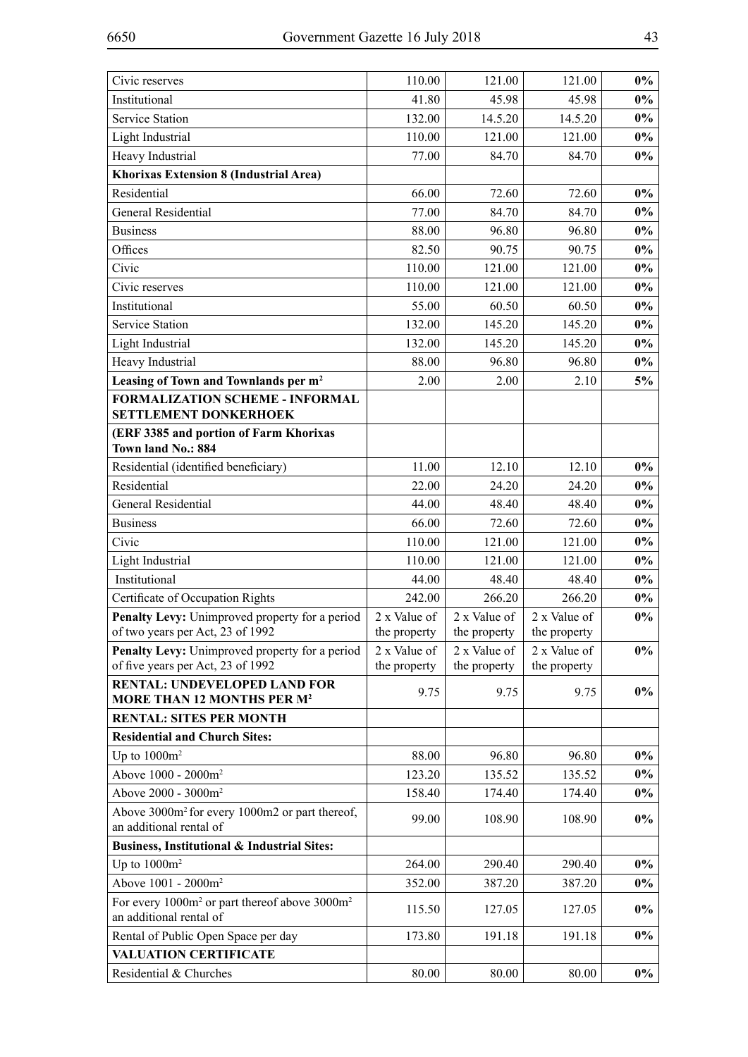| | | | | |
|---|---|---|---|---|
| Civic reserves | 110.00 | 121.00 | 121.00 | **0%** |
| Institutional | 41.80 | 45.98 | 45.98 | **0%** |
| Service Station | 132.00 | 14.5.20 | 14.5.20 | **0%** |
| Light Industrial | 110.00 | 121.00 | 121.00 | **0%** |
| Heavy Industrial | 77.00 | 84.70 | 84.70 | **0%** |
| **Khorixas Extension 8 (Industrial Area)** | | | | |
| Residential | 66.00 | 72.60 | 72.60 | **0%** |
| General Residential | 77.00 | 84.70 | 84.70 | **0%** |
| Business | 88.00 | 96.80 | 96.80 | **0%** |
| Offices | 82.50 | 90.75 | 90.75 | **0%** |
| Civic | 110.00 | 121.00 | 121.00 | **0%** |
| Civic reserves | 110.00 | 121.00 | 121.00 | **0%** |
| Institutional | 55.00 | 60.50 | 60.50 | **0%** |
| Service Station | 132.00 | 145.20 | 145.20 | **0%** |
| Light Industrial | 132.00 | 145.20 | 145.20 | **0%** |
| Heavy Industrial | 88.00 | 96.80 | 96.80 | **0%** |
| **Leasing of Town and Townlands per m²** | 2.00 | 2.00 | 2.10 | **5%** |
| **FORMALIZATION SCHEME - INFORMAL SETTLEMENT DONKERHOEK** | | | | |
| **(ERF 3385 and portion of Farm Khorixas Town land No.: 884** | | | | |
| Residential (identified beneficiary) | 11.00 | 12.10 | 12.10 | **0%** |
| Residential | 22.00 | 24.20 | 24.20 | **0%** |
| General Residential | 44.00 | 48.40 | 48.40 | **0%** |
| Business | 66.00 | 72.60 | 72.60 | **0%** |
| Civic | 110.00 | 121.00 | 121.00 | **0%** |
| Light Industrial | 110.00 | 121.00 | 121.00 | **0%** |
| Institutional | 44.00 | 48.40 | 48.40 | **0%** |
| Certificate of Occupation Rights | 242.00 | 266.20 | 266.20 | **0%** |
| **Penalty Levy:** Unimproved property for a period of two years per Act, 23 of 1992 | 2 x Value of the property | 2 x Value of the property | 2 x Value of the property | **0%** |
| **Penalty Levy:** Unimproved property for a period of five years per Act, 23 of 1992 | 2 x Value of the property | 2 x Value of the property | 2 x Value of the property | **0%** |
| **RENTAL: UNDEVELOPED LAND FOR MORE THAN 12 MONTHS PER M²** | 9.75 | 9.75 | 9.75 | **0%** |
| **RENTAL: SITES PER MONTH** | | | | |
| **Residential and Church Sites:** | | | | |
| Up to 1000m² | 88.00 | 96.80 | 96.80 | **0%** |
| Above 1000 - 2000m² | 123.20 | 135.52 | 135.52 | **0%** |
| Above 2000 - 3000m² | 158.40 | 174.40 | 174.40 | **0%** |
| Above 3000m² for every 1000m2 or part thereof, an additional rental of | 99.00 | 108.90 | 108.90 | **0%** |
| **Business, Institutional & Industrial Sites:** | | | | |
| Up to 1000m² | 264.00 | 290.40 | 290.40 | **0%** |
| Above 1001 - 2000m² | 352.00 | 387.20 | 387.20 | **0%** |
| For every 1000m² or part thereof above 3000m² an additional rental of | 115.50 | 127.05 | 127.05 | **0%** |
| Rental of Public Open Space per day | 173.80 | 191.18 | 191.18 | **0%** |
| **VALUATION CERTIFICATE** | | | | |
| Residential & Churches | 80.00 | 80.00 | 80.00 | **0%** |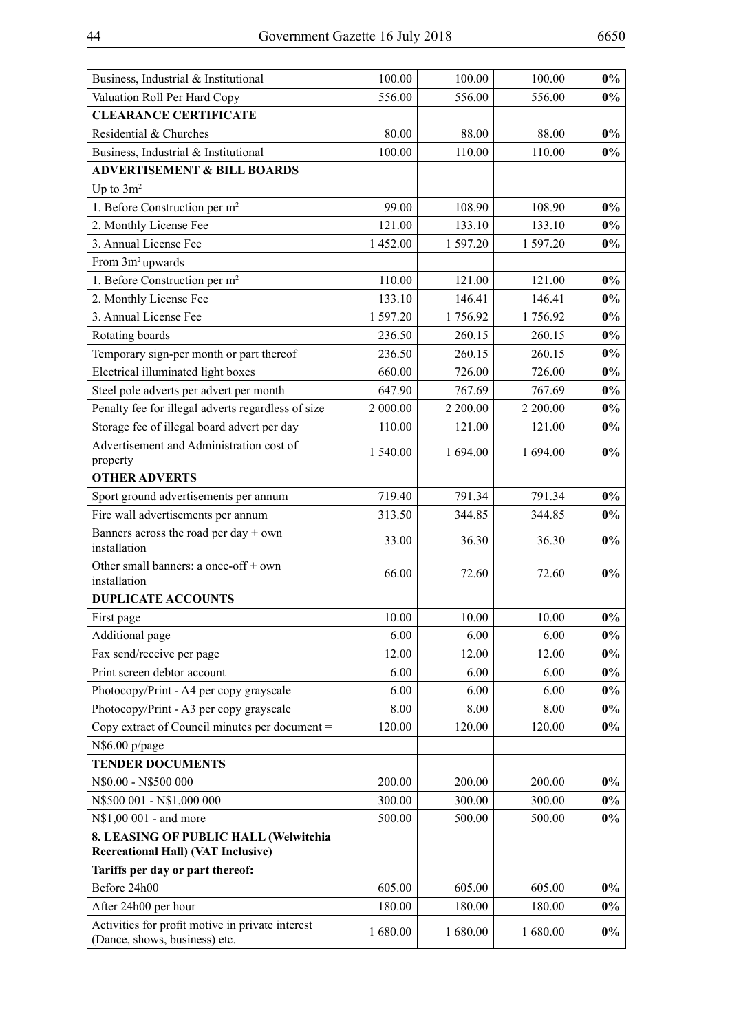| | | | | |
|---|---|---|---|---|
| Business, Industrial & Institutional | 100.00 | 100.00 | 100.00 | **0%** |
| Valuation Roll Per Hard Copy | 556.00 | 556.00 | 556.00 | **0%** |
| **CLEARANCE CERTIFICATE** | | | | |
| Residential & Churches | 80.00 | 88.00 | 88.00 | **0%** |
| Business, Industrial & Institutional | 100.00 | 110.00 | 110.00 | **0%** |
| **ADVERTISEMENT & BILL BOARDS** | | | | |
| Up to $3m^2$ | | | | |
| 1. Before Construction per $m^2$ | 99.00 | 108.90 | 108.90 | **0%** |
| 2. Monthly License Fee | 121.00 | 133.10 | 133.10 | **0%** |
| 3. Annual License Fee | 1 452.00 | 1 597.20 | 1 597.20 | **0%** |
| From $3m^2$ upwards | | | | |
| 1. Before Construction per $m^2$ | 110.00 | 121.00 | 121.00 | **0%** |
| 2. Monthly License Fee | 133.10 | 146.41 | 146.41 | **0%** |
| 3. Annual License Fee | 1 597.20 | 1 756.92 | 1 756.92 | **0%** |
| Rotating boards | 236.50 | 260.15 | 260.15 | **0%** |
| Temporary sign-per month or part thereof | 236.50 | 260.15 | 260.15 | **0%** |
| Electrical illuminated light boxes | 660.00 | 726.00 | 726.00 | **0%** |
| Steel pole adverts per advert per month | 647.90 | 767.69 | 767.69 | **0%** |
| Penalty fee for illegal adverts regardless of size | 2 000.00 | 2 200.00 | 2 200.00 | **0%** |
| Storage fee of illegal board advert per day | 110.00 | 121.00 | 121.00 | **0%** |
| Advertisement and Administration cost of property | 1 540.00 | 1 694.00 | 1 694.00 | **0%** |
| **OTHER ADVERTS** | | | | |
| Sport ground advertisements per annum | 719.40 | 791.34 | 791.34 | **0%** |
| Fire wall advertisements per annum | 313.50 | 344.85 | 344.85 | **0%** |
| Banners across the road per day + own installation | 33.00 | 36.30 | 36.30 | **0%** |
| Other small banners: a once-off + own installation | 66.00 | 72.60 | 72.60 | **0%** |
| **DUPLICATE ACCOUNTS** | | | | |
| First page | 10.00 | 10.00 | 10.00 | **0%** |
| Additional page | 6.00 | 6.00 | 6.00 | **0%** |
| Fax send/receive per page | 12.00 | 12.00 | 12.00 | **0%** |
| Print screen debtor account | 6.00 | 6.00 | 6.00 | **0%** |
| Photocopy/Print - A4 per copy grayscale | 6.00 | 6.00 | 6.00 | **0%** |
| Photocopy/Print - A3 per copy grayscale | 8.00 | 8.00 | 8.00 | **0%** |
| Copy extract of Council minutes per document = | 120.00 | 120.00 | 120.00 | **0%** |
| N$6.00 p/page | | | | |
| **TENDER DOCUMENTS** | | | | |
| N$0.00 - N$500 000 | 200.00 | 200.00 | 200.00 | **0%** |
| N$500 001 - N$1,000 000 | 300.00 | 300.00 | 300.00 | **0%** |
| N$1,00 001 - and more | 500.00 | 500.00 | 500.00 | **0%** |
| **8. LEASING OF PUBLIC HALL (Welwitchia Recreational Hall) (VAT Inclusive)** | | | | |
| **Tariffs per day or part thereof:** | | | | |
| Before 24h00 | 605.00 | 605.00 | 605.00 | **0%** |
| After 24h00 per hour | 180.00 | 180.00 | 180.00 | **0%** |
| Activities for profit motive in private interest (Dance, shows, business) etc. | 1 680.00 | 1 680.00 | 1 680.00 | **0%** |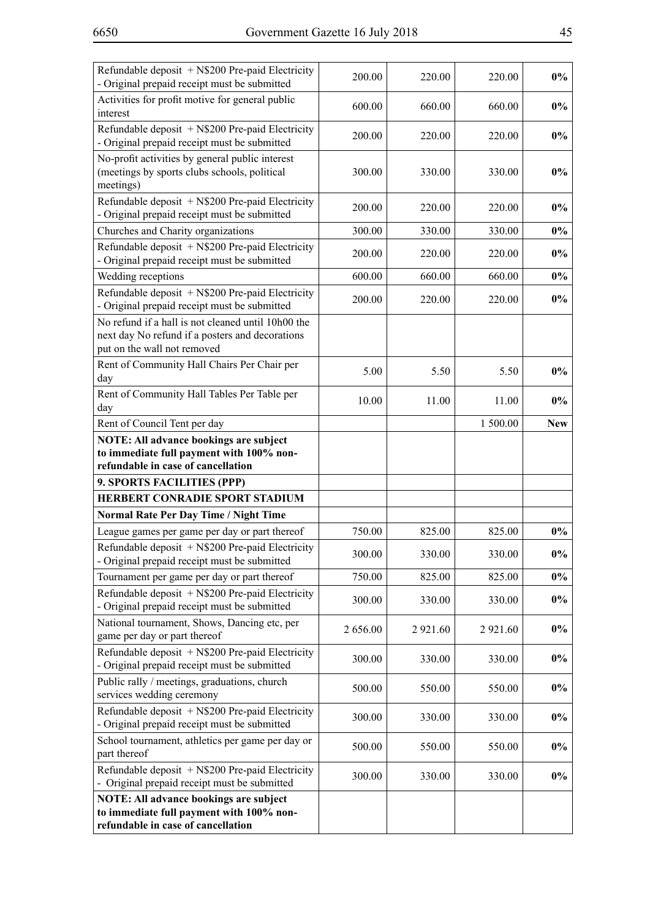| | | | | |
|---|---|---|---|---|
| Refundable deposit + N$200 Pre-paid Electricity - Original prepaid receipt must be submitted | 200.00 | 220.00 | 220.00 | **0%** |
| Activities for profit motive for general public interest | 600.00 | 660.00 | 660.00 | **0%** |
| Refundable deposit + N$200 Pre-paid Electricity - Original prepaid receipt must be submitted | 200.00 | 220.00 | 220.00 | **0%** |
| No-profit activities by general public interest (meetings by sports clubs schools, political meetings) | 300.00 | 330.00 | 330.00 | **0%** |
| Refundable deposit + N$200 Pre-paid Electricity - Original prepaid receipt must be submitted | 200.00 | 220.00 | 220.00 | **0%** |
| Churches and Charity organizations | 300.00 | 330.00 | 330.00 | **0%** |
| Refundable deposit + N$200 Pre-paid Electricity - Original prepaid receipt must be submitted | 200.00 | 220.00 | 220.00 | **0%** |
| Wedding receptions | 600.00 | 660.00 | 660.00 | **0%** |
| Refundable deposit + N$200 Pre-paid Electricity - Original prepaid receipt must be submitted | 200.00 | 220.00 | 220.00 | **0%** |
| No refund if a hall is not cleaned until 10h00 the next day No refund if a posters and decorations put on the wall not removed | | | | |
| Rent of Community Hall Chairs Per Chair per day | 5.00 | 5.50 | 5.50 | **0%** |
| Rent of Community Hall Tables Per Table per day | 10.00 | 11.00 | 11.00 | **0%** |
| Rent of Council Tent per day | | | 1 500.00 | **New** |
| **NOTE: All advance bookings are subject to immediate full payment with 100% non-refundable in case of cancellation** | | | | |
| **9. SPORTS FACILITIES (PPP)** | | | | |
| **HERBERT CONRADIE SPORT STADIUM** | | | | |
| **Normal Rate Per Day Time / Night Time** | | | | |
| League games per game per day or part thereof | 750.00 | 825.00 | 825.00 | **0%** |
| Refundable deposit + N$200 Pre-paid Electricity - Original prepaid receipt must be submitted | 300.00 | 330.00 | 330.00 | **0%** |
| Tournament per game per day or part thereof | 750.00 | 825.00 | 825.00 | **0%** |
| Refundable deposit + N$200 Pre-paid Electricity - Original prepaid receipt must be submitted | 300.00 | 330.00 | 330.00 | **0%** |
| National tournament, Shows, Dancing etc, per game per day or part thereof | 2 656.00 | 2 921.60 | 2 921.60 | **0%** |
| Refundable deposit + N$200 Pre-paid Electricity - Original prepaid receipt must be submitted | 300.00 | 330.00 | 330.00 | **0%** |
| Public rally / meetings, graduations, church services wedding ceremony | 500.00 | 550.00 | 550.00 | **0%** |
| Refundable deposit + N$200 Pre-paid Electricity - Original prepaid receipt must be submitted | 300.00 | 330.00 | 330.00 | **0%** |
| School tournament, athletics per game per day or part thereof | 500.00 | 550.00 | 550.00 | **0%** |
| Refundable deposit + N$200 Pre-paid Electricity - Original prepaid receipt must be submitted | 300.00 | 330.00 | 330.00 | **0%** |
| **NOTE: All advance bookings are subject to immediate full payment with 100% non-refundable in case of cancellation** | | | | |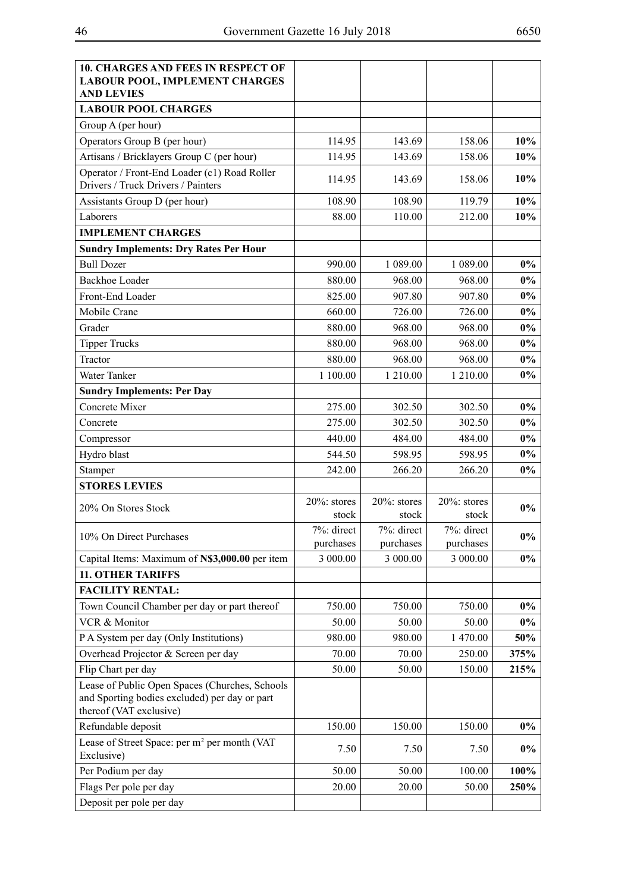| **10. CHARGES AND FEES IN RESPECT OF LABOUR POOL, IMPLEMENT CHARGES AND LEVIES** | | | | |
|---|---|---|---|---|
| **LABOUR POOL CHARGES** | | | | |
| Group A (per hour) | | | | |
| Operators Group B (per hour) | 114.95 | 143.69 | 158.06 | **10%** |
| Artisans / Bricklayers Group C (per hour) | 114.95 | 143.69 | 158.06 | **10%** |
| Operator / Front-End Loader (c1) Road Roller Drivers / Truck Drivers / Painters | 114.95 | 143.69 | 158.06 | **10%** |
| Assistants Group D (per hour) | 108.90 | 108.90 | 119.79 | **10%** |
| Laborers | 88.00 | 110.00 | 212.00 | **10%** |
| **IMPLEMENT CHARGES** | | | | |
| **Sundry Implements: Dry Rates Per Hour** | | | | |
| Bull Dozer | 990.00 | 1 089.00 | 1 089.00 | **0%** |
| Backhoe Loader | 880.00 | 968.00 | 968.00 | **0%** |
| Front-End Loader | 825.00 | 907.80 | 907.80 | **0%** |
| Mobile Crane | 660.00 | 726.00 | 726.00 | **0%** |
| Grader | 880.00 | 968.00 | 968.00 | **0%** |
| Tipper Trucks | 880.00 | 968.00 | 968.00 | **0%** |
| Tractor | 880.00 | 968.00 | 968.00 | **0%** |
| Water Tanker | 1 100.00 | 1 210.00 | 1 210.00 | **0%** |
| **Sundry Implements: Per Day** | | | | |
| Concrete Mixer | 275.00 | 302.50 | 302.50 | **0%** |
| Concrete | 275.00 | 302.50 | 302.50 | **0%** |
| Compressor | 440.00 | 484.00 | 484.00 | **0%** |
| Hydro blast | 544.50 | 598.95 | 598.95 | **0%** |
| Stamper | 242.00 | 266.20 | 266.20 | **0%** |
| **STORES LEVIES** | | | | |
| 20% On Stores Stock | 20%: stores stock | 20%: stores stock | 20%: stores stock | **0%** |
| 10% On Direct Purchases | 7%: direct purchases | 7%: direct purchases | 7%: direct purchases | **0%** |
| Capital Items: Maximum of **N$3,000.00** per item | 3 000.00 | 3 000.00 | 3 000.00 | **0%** |
| **11. OTHER TARIFFS** | | | | |
| **FACILITY RENTAL:** | | | | |
| Town Council Chamber per day or part thereof | 750.00 | 750.00 | 750.00 | **0%** |
| VCR & Monitor | 50.00 | 50.00 | 50.00 | **0%** |
| P A System per day (Only Institutions) | 980.00 | 980.00 | 1 470.00 | **50%** |
| Overhead Projector & Screen per day | 70.00 | 70.00 | 250.00 | **375%** |
| Flip Chart per day | 50.00 | 50.00 | 150.00 | **215%** |
| Lease of Public Open Spaces (Churches, Schools and Sporting bodies excluded) per day or part thereof (VAT exclusive) | | | | |
| Refundable deposit | 150.00 | 150.00 | 150.00 | **0%** |
| Lease of Street Space: per m² per month (VAT Exclusive) | 7.50 | 7.50 | 7.50 | **0%** |
| Per Podium per day | 50.00 | 50.00 | 100.00 | **100%** |
| Flags Per pole per day | 20.00 | 20.00 | 50.00 | **250%** |
| Deposit per pole per day | | | | |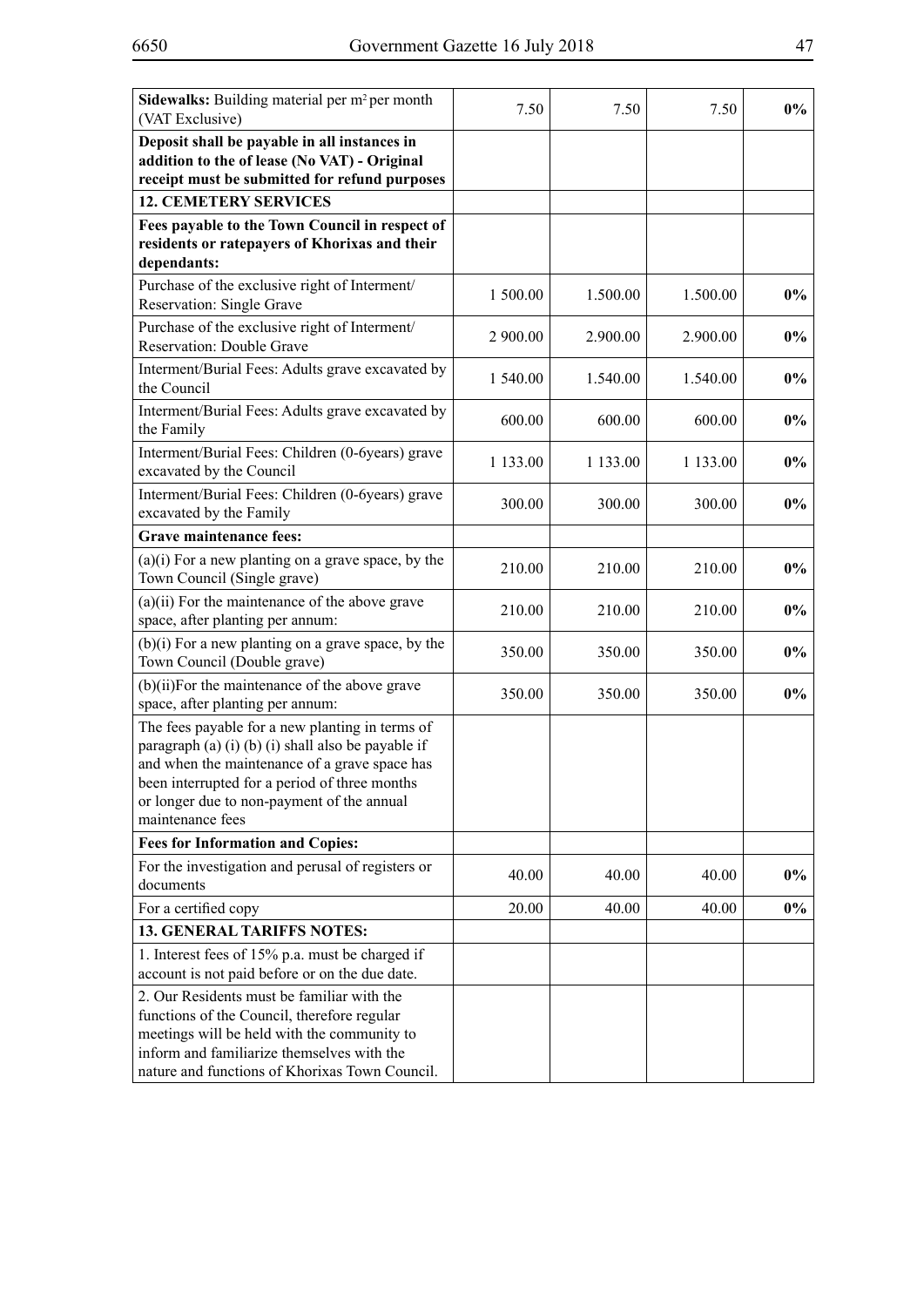| | | | | |
|---|---|---|---|---|
| **Sidewalks:** Building material per m² per month (VAT Exclusive) | 7.50 | 7.50 | 7.50 | **0%** |
| **Deposit shall be payable in all instances in addition to the of lease (No VAT) - Original receipt must be submitted for refund purposes** | | | | |
| **12. CEMETERY SERVICES** | | | | |
| **Fees payable to the Town Council in respect of residents or ratepayers of Khorixas and their dependants:** | | | | |
| Purchase of the exclusive right of Interment/ Reservation: Single Grave | 1 500.00 | 1.500.00 | 1.500.00 | **0%** |
| Purchase of the exclusive right of Interment/ Reservation: Double Grave | 2 900.00 | 2.900.00 | 2.900.00 | **0%** |
| Interment/Burial Fees: Adults grave excavated by the Council | 1 540.00 | 1.540.00 | 1.540.00 | **0%** |
| Interment/Burial Fees: Adults grave excavated by the Family | 600.00 | 600.00 | 600.00 | **0%** |
| Interment/Burial Fees: Children (0-6years) grave excavated by the Council | 1 133.00 | 1 133.00 | 1 133.00 | **0%** |
| Interment/Burial Fees: Children (0-6years) grave excavated by the Family | 300.00 | 300.00 | 300.00 | **0%** |
| **Grave maintenance fees:** | | | | |
| (a)(i) For a new planting on a grave space, by the Town Council (Single grave) | 210.00 | 210.00 | 210.00 | **0%** |
| (a)(ii) For the maintenance of the above grave space, after planting per annum: | 210.00 | 210.00 | 210.00 | **0%** |
| (b)(i) For a new planting on a grave space, by the Town Council (Double grave) | 350.00 | 350.00 | 350.00 | **0%** |
| (b)(ii)For the maintenance of the above grave space, after planting per annum: | 350.00 | 350.00 | 350.00 | **0%** |
| The fees payable for a new planting in terms of paragraph (a) (i) (b) (i) shall also be payable if and when the maintenance of a grave space has been interrupted for a period of three months or longer due to non-payment of the annual maintenance fees | | | | |
| **Fees for Information and Copies:** | | | | |
| For the investigation and perusal of registers or documents | 40.00 | 40.00 | 40.00 | **0%** |
| For a certified copy | 20.00 | 40.00 | 40.00 | **0%** |
| **13. GENERAL TARIFFS NOTES:** | | | | |
| 1. Interest fees of 15% p.a. must be charged if account is not paid before or on the due date. | | | | |
| 2. Our Residents must be familiar with the functions of the Council, therefore regular meetings will be held with the community to inform and familiarize themselves with the nature and functions of Khorixas Town Council. | | | | |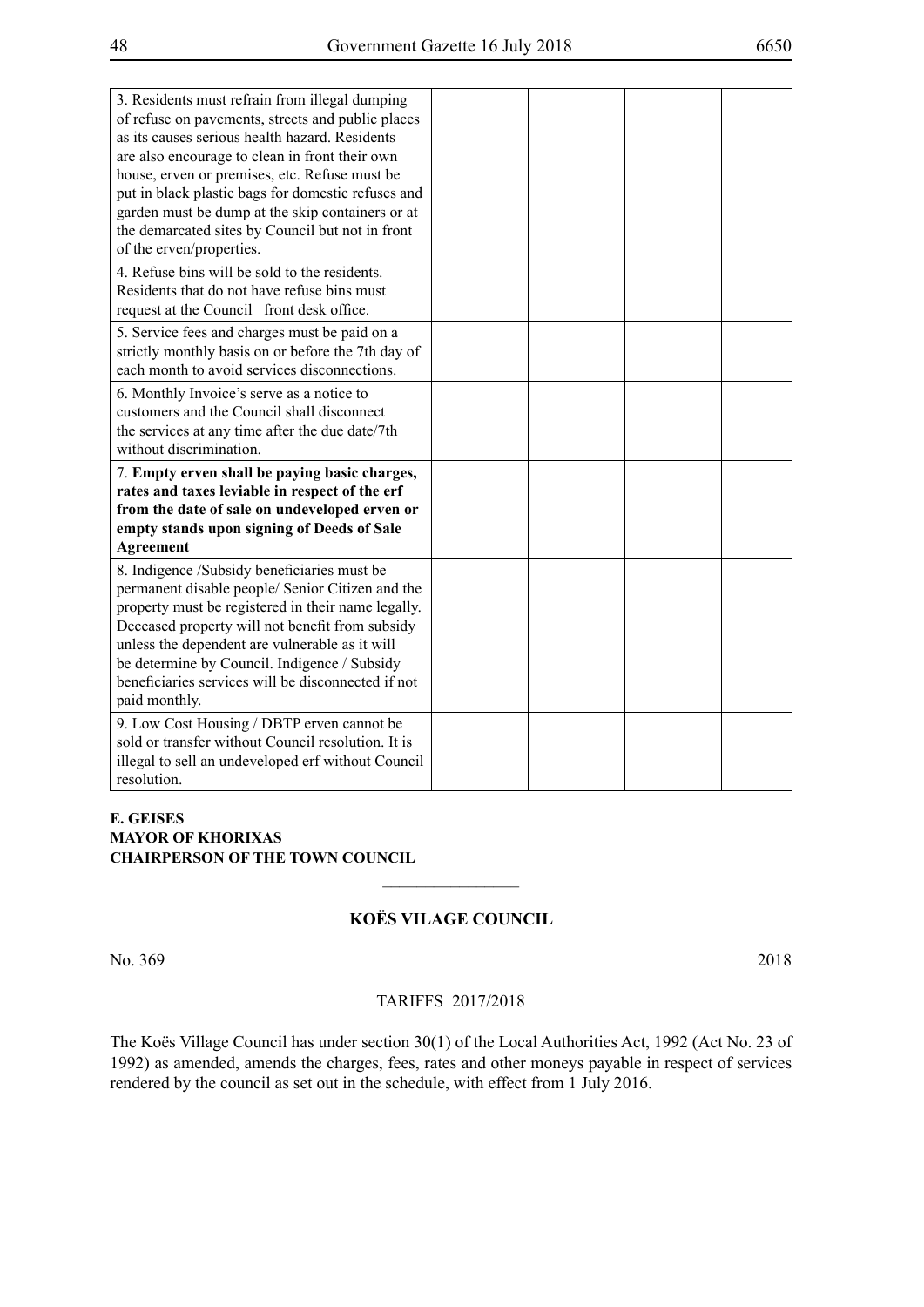| | | | | |
|---|---|---|---|---|
| 3. Residents must refrain from illegal dumping of refuse on pavements, streets and public places as its causes serious health hazard. Residents are also encourage to clean in front their own house, erven or premises, etc. Refuse must be put in black plastic bags for domestic refuses and garden must be dump at the skip containers or at the demarcated sites by Council but not in front of the erven/properties. | | | | |
| 4. Refuse bins will be sold to the residents. Residents that do not have refuse bins must request at the Council front desk office. | | | | |
| 5. Service fees and charges must be paid on a strictly monthly basis on or before the 7th day of each month to avoid services disconnections. | | | | |
| 6. Monthly Invoice's serve as a notice to customers and the Council shall disconnect the services at any time after the due date/7th without discrimination. | | | | |
| 7. **Empty erven shall be paying basic charges, rates and taxes leviable in respect of the erf from the date of sale on undeveloped erven or empty stands upon signing of Deeds of Sale Agreement** | | | | |
| 8. Indigence /Subsidy beneficiaries must be permanent disable people/ Senior Citizen and the property must be registered in their name legally. Deceased property will not benefit from subsidy unless the dependent are vulnerable as it will be determine by Council. Indigence / Subsidy beneficiaries services will be disconnected if not paid monthly. | | | | |
| 9. Low Cost Housing / DBTP erven cannot be sold or transfer without Council resolution. It is illegal to sell an undeveloped erf without Council resolution. | | | | |

**E. GEISES**
**MAYOR OF KHORIXAS**
**CHAIRPERSON OF THE TOWN COUNCIL**

---

## KOËS VILAGE COUNCIL

No. 369 2018

TARIFFS 2017/2018

The Koës Village Council has under section 30(1) of the Local Authorities Act, 1992 (Act No. 23 of 1992) as amended, amends the charges, fees, rates and other moneys payable in respect of services rendered by the council as set out in the schedule, with effect from 1 July 2016.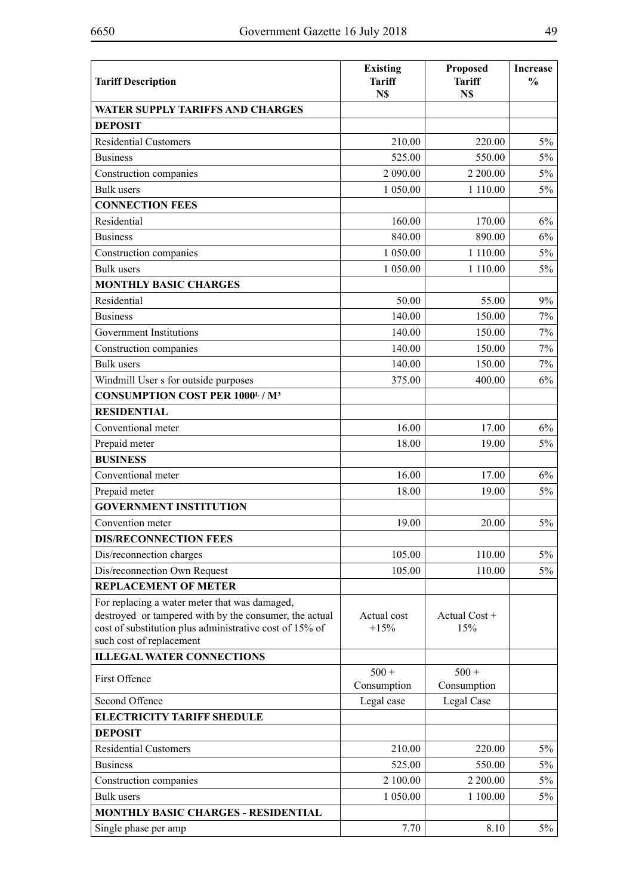| **Tariff Description** | **Existing Tariff N$** | **Proposed Tariff N$** | **Increase %** |
|---|---|---|---|
| **WATER SUPPLY TARIFFS AND CHARGES** | | | |
| **DEPOSIT** | | | |
| Residential Customers | 210.00 | 220.00 | 5% |
| Business | 525.00 | 550.00 | 5% |
| Construction companies | 2 090.00 | 2 200.00 | 5% |
| Bulk users | 1 050.00 | 1 110.00 | 5% |
| **CONNECTION FEES** | | | |
| Residential | 160.00 | 170.00 | 6% |
| Business | 840.00 | 890.00 | 6% |
| Construction companies | 1 050.00 | 1 110.00 | 5% |
| Bulk users | 1 050.00 | 1 110.00 | 5% |
| **MONTHLY BASIC CHARGES** | | | |
| Residential | 50.00 | 55.00 | 9% |
| Business | 140.00 | 150.00 | 7% |
| Government Institutions | 140.00 | 150.00 | 7% |
| Construction companies | 140.00 | 150.00 | 7% |
| Bulk users | 140.00 | 150.00 | 7% |
| Windmill User s for outside purposes | 375.00 | 400.00 | 6% |
| **CONSUMPTION COST PER 1000L / M³** | | | |
| **RESIDENTIAL** | | | |
| Conventional meter | 16.00 | 17.00 | 6% |
| Prepaid meter | 18.00 | 19.00 | 5% |
| **BUSINESS** | | | |
| Conventional meter | 16.00 | 17.00 | 6% |
| Prepaid meter | 18.00 | 19.00 | 5% |
| **GOVERNMENT INSTITUTION** | | | |
| Convention meter | 19.00 | 20.00 | 5% |
| **DIS/RECONNECTION FEES** | | | |
| Dis/reconnection charges | 105.00 | 110.00 | 5% |
| Dis/reconnection Own Request | 105.00 | 110.00 | 5% |
| **REPLACEMENT OF METER** | | | |
| For replacing a water meter that was damaged, destroyed or tampered with by the consumer, the actual cost of substitution plus administrative cost of 15% of such cost of replacement | Actual cost +15% | Actual Cost + 15% | |
| **ILLEGAL WATER CONNECTIONS** | | | |
| First Offence | 500 + Consumption | 500 + Consumption | |
| Second Offence | Legal case | Legal Case | |
| **ELECTRICITY TARIFF SHEDULE** | | | |
| **DEPOSIT** | | | |
| Residential Customers | 210.00 | 220.00 | 5% |
| Business | 525.00 | 550.00 | 5% |
| Construction companies | 2 100.00 | 2 200.00 | 5% |
| Bulk users | 1 050.00 | 1 100.00 | 5% |
| **MONTHLY BASIC CHARGES - RESIDENTIAL** | | | |
| Single phase per amp | 7.70 | 8.10 | 5% |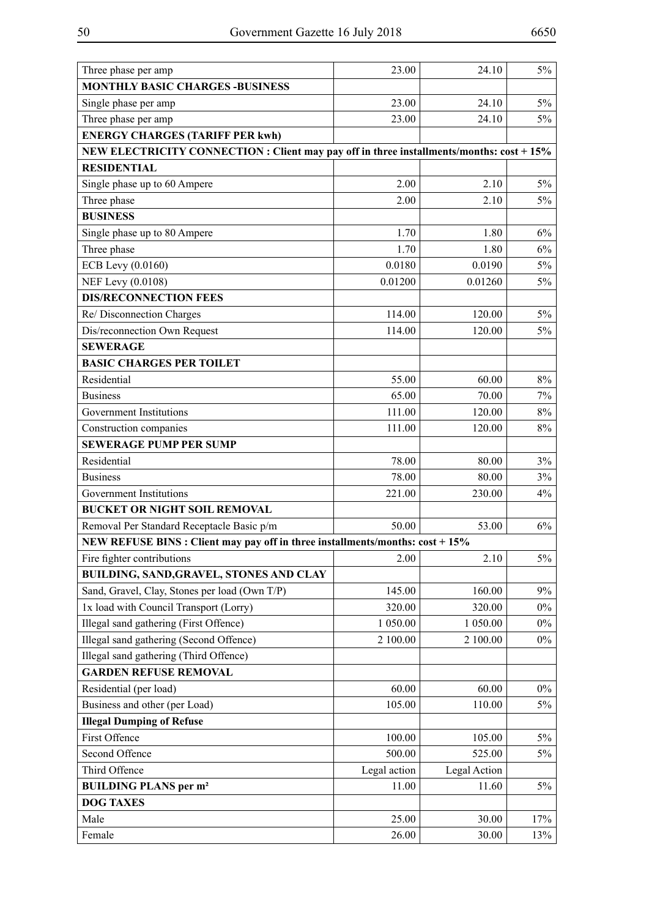| Three phase per amp | 23.00 | 24.10 | 5% |
|---|---|---|---|
| **MONTHLY BASIC CHARGES -BUSINESS** | | | |
| Single phase per amp | 23.00 | 24.10 | 5% |
| Three phase per amp | 23.00 | 24.10 | 5% |
| **ENERGY CHARGES (TARIFF PER kwh)** | | | |
| **NEW ELECTRICITY CONNECTION : Client may pay off in three installments/months: cost + 15%** | | | |
| **RESIDENTIAL** | | | |
| Single phase up to 60 Ampere | 2.00 | 2.10 | 5% |
| Three phase | 2.00 | 2.10 | 5% |
| **BUSINESS** | | | |
| Single phase up to 80 Ampere | 1.70 | 1.80 | 6% |
| Three phase | 1.70 | 1.80 | 6% |
| ECB Levy (0.0160) | 0.0180 | 0.0190 | 5% |
| NEF Levy (0.0108) | 0.01200 | 0.01260 | 5% |
| **DIS/RECONNECTION FEES** | | | |
| Re/ Disconnection Charges | 114.00 | 120.00 | 5% |
| Dis/reconnection Own Request | 114.00 | 120.00 | 5% |
| **SEWERAGE** | | | |
| **BASIC CHARGES PER TOILET** | | | |
| Residential | 55.00 | 60.00 | 8% |
| Business | 65.00 | 70.00 | 7% |
| Government Institutions | 111.00 | 120.00 | 8% |
| Construction companies | 111.00 | 120.00 | 8% |
| **SEWERAGE PUMP PER SUMP** | | | |
| Residential | 78.00 | 80.00 | 3% |
| Business | 78.00 | 80.00 | 3% |
| Government Institutions | 221.00 | 230.00 | 4% |
| **BUCKET OR NIGHT SOIL REMOVAL** | | | |
| Removal Per Standard Receptacle Basic p/m | 50.00 | 53.00 | 6% |
| **NEW REFUSE BINS : Client may pay off in three installments/months: cost + 15%** | | | |
| Fire fighter contributions | 2.00 | 2.10 | 5% |
| **BUILDING, SAND,GRAVEL, STONES AND CLAY** | | | |
| Sand, Gravel, Clay, Stones per load (Own T/P) | 145.00 | 160.00 | 9% |
| 1x load with Council Transport (Lorry) | 320.00 | 320.00 | 0% |
| Illegal sand gathering (First Offence) | 1 050.00 | 1 050.00 | 0% |
| Illegal sand gathering (Second Offence) | 2 100.00 | 2 100.00 | 0% |
| Illegal sand gathering (Third Offence) | | | |
| **GARDEN REFUSE REMOVAL** | | | |
| Residential (per load) | 60.00 | 60.00 | 0% |
| Business and other (per Load) | 105.00 | 110.00 | 5% |
| **Illegal Dumping of Refuse** | | | |
| First Offence | 100.00 | 105.00 | 5% |
| Second Offence | 500.00 | 525.00 | 5% |
| Third Offence | Legal action | Legal Action | |
| **BUILDING PLANS per m²** | 11.00 | 11.60 | 5% |
| **DOG TAXES** | | | |
| Male | 25.00 | 30.00 | 17% |
| Female | 26.00 | 30.00 | 13% |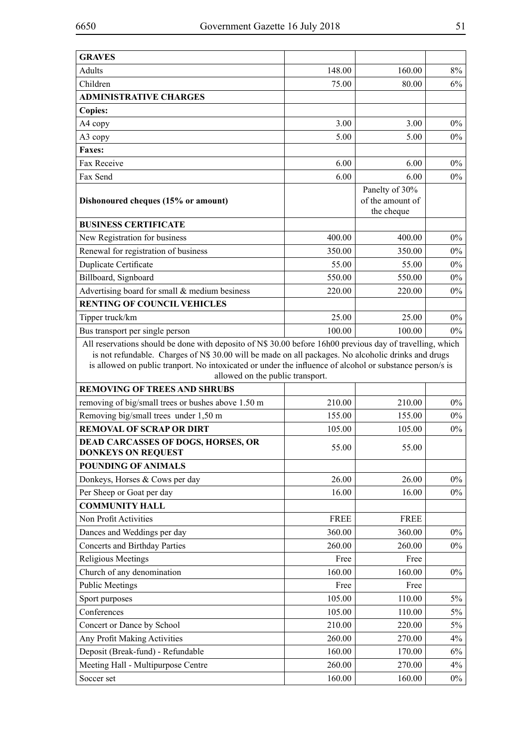| | | | |
|---|---|---|---|
| **GRAVES** | | | |
| Adults | 148.00 | 160.00 | 8% |
| Children | 75.00 | 80.00 | 6% |
| **ADMINISTRATIVE CHARGES** | | | |
| **Copies:** | | | |
| A4 copy | 3.00 | 3.00 | 0% |
| A3 copy | 5.00 | 5.00 | 0% |
| **Faxes:** | | | |
| Fax Receive | 6.00 | 6.00 | 0% |
| Fax Send | 6.00 | 6.00 | 0% |
| **Dishonoured cheques (15% or amount)** | | Panelty of 30% of the amount of the cheque | |
| **BUSINESS CERTIFICATE** | | | |
| New Registration for business | 400.00 | 400.00 | 0% |
| Renewal for registration of business | 350.00 | 350.00 | 0% |
| Duplicate Certificate | 55.00 | 55.00 | 0% |
| Billboard, Signboard | 550.00 | 550.00 | 0% |
| Advertising board for small & medium besiness | 220.00 | 220.00 | 0% |
| **RENTING OF COUNCIL VEHICLES** | | | |
| Tipper truck/km | 25.00 | 25.00 | 0% |
| Bus transport per single person | 100.00 | 100.00 | 0% |
| All reservations should be done with deposito of N$ 30.00 before 16h00 previous day of travelling, which is not refundable. Charges of N$ 30.00 will be made on all packages. No alcoholic drinks and drugs is allowed on public tranport. No intoxicated or under the influence of alcohol or substance person/s is allowed on the public transport. | | | |
| **REMOVING OF TREES AND SHRUBS** | | | |
| removing of big/small trees or bushes above 1.50 m | 210.00 | 210.00 | 0% |
| Removing big/small trees under 1,50 m | 155.00 | 155.00 | 0% |
| **REMOVAL OF SCRAP OR DIRT** | 105.00 | 105.00 | 0% |
| **DEAD CARCASSES OF DOGS, HORSES, OR DONKEYS ON REQUEST** | 55.00 | 55.00 | |
| **POUNDING OF ANIMALS** | | | |
| Donkeys, Horses & Cows per day | 26.00 | 26.00 | 0% |
| Per Sheep or Goat per day | 16.00 | 16.00 | 0% |
| **COMMUNITY HALL** | | | |
| Non Profit Activities | FREE | FREE | |
| Dances and Weddings per day | 360.00 | 360.00 | 0% |
| Concerts and Birthday Parties | 260.00 | 260.00 | 0% |
| Religious Meetings | Free | Free | |
| Church of any denomination | 160.00 | 160.00 | 0% |
| Public Meetings | Free | Free | |
| Sport purposes | 105.00 | 110.00 | 5% |
| Conferences | 105.00 | 110.00 | 5% |
| Concert or Dance by School | 210.00 | 220.00 | 5% |
| Any Profit Making Activities | 260.00 | 270.00 | 4% |
| Deposit (Break-fund) - Refundable | 160.00 | 170.00 | 6% |
| Meeting Hall - Multipurpose Centre | 260.00 | 270.00 | 4% |
| Soccer set | 160.00 | 160.00 | 0% |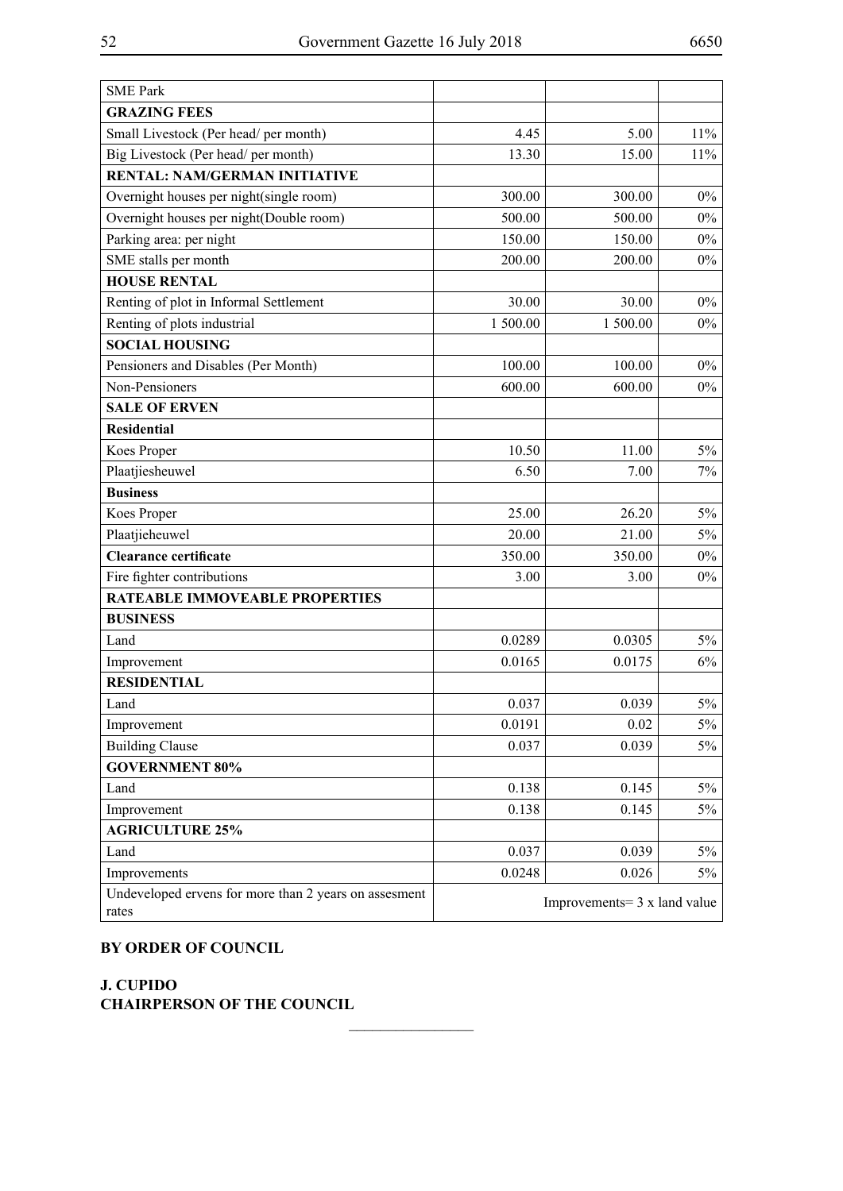| SME Park | | | |
|---|---|---|---|
| **GRAZING FEES** | | | |
| Small Livestock (Per head/ per month) | 4.45 | 5.00 | 11% |
| Big Livestock (Per head/ per month) | 13.30 | 15.00 | 11% |
| **RENTAL: NAM/GERMAN INITIATIVE** | | | |
| Overnight houses per night(single room) | 300.00 | 300.00 | 0% |
| Overnight houses per night(Double room) | 500.00 | 500.00 | 0% |
| Parking area: per night | 150.00 | 150.00 | 0% |
| SME stalls per month | 200.00 | 200.00 | 0% |
| **HOUSE RENTAL** | | | |
| Renting of plot in Informal Settlement | 30.00 | 30.00 | 0% |
| Renting of plots industrial | 1 500.00 | 1 500.00 | 0% |
| **SOCIAL HOUSING** | | | |
| Pensioners and Disables (Per Month) | 100.00 | 100.00 | 0% |
| Non-Pensioners | 600.00 | 600.00 | 0% |
| **SALE OF ERVEN** | | | |
| **Residential** | | | |
| Koes Proper | 10.50 | 11.00 | 5% |
| Plaatjiesheuwel | 6.50 | 7.00 | 7% |
| **Business** | | | |
| Koes Proper | 25.00 | 26.20 | 5% |
| Plaatjieheuwel | 20.00 | 21.00 | 5% |
| **Clearance certificate** | 350.00 | 350.00 | 0% |
| Fire fighter contributions | 3.00 | 3.00 | 0% |
| **RATEABLE IMMOVEABLE PROPERTIES** | | | |
| **BUSINESS** | | | |
| Land | 0.0289 | 0.0305 | 5% |
| Improvement | 0.0165 | 0.0175 | 6% |
| **RESIDENTIAL** | | | |
| Land | 0.037 | 0.039 | 5% |
| Improvement | 0.0191 | 0.02 | 5% |
| Building Clause | 0.037 | 0.039 | 5% |
| **GOVERNMENT 80%** | | | |
| Land | 0.138 | 0.145 | 5% |
| Improvement | 0.138 | 0.145 | 5% |
| **AGRICULTURE 25%** | | | |
| Land | 0.037 | 0.039 | 5% |
| Improvements | 0.0248 | 0.026 | 5% |
| Undeveloped ervens for more than 2 years on assesment rates | Improvements= 3 x land value | | |

**BY ORDER OF COUNCIL**

**J. CUPIDO**
**CHAIRPERSON OF THE COUNCIL**

________________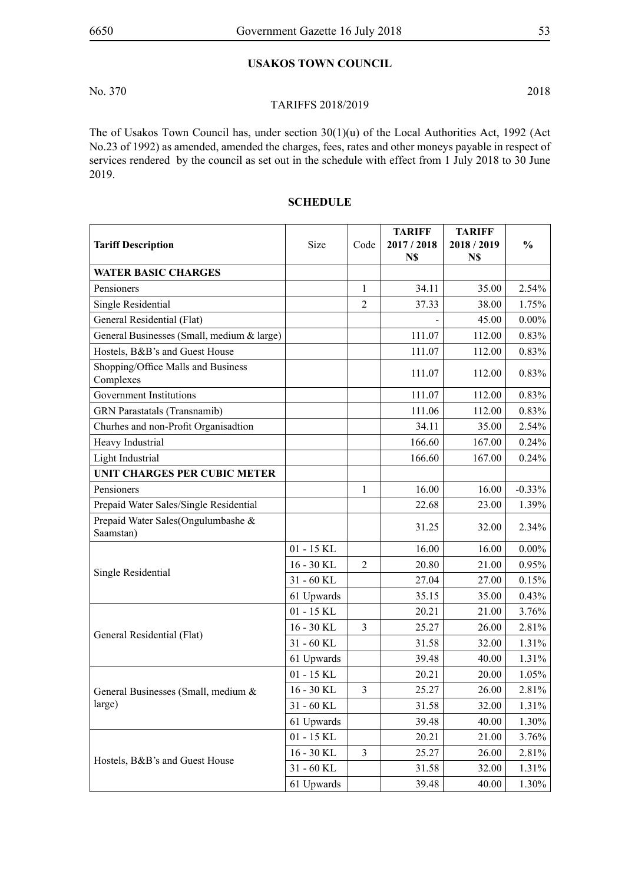## USAKOS TOWN COUNCIL

No. 370 2018

TARIFFS 2018/2019

The of Usakos Town Council has, under section 30(1)(u) of the Local Authorities Act, 1992 (Act No.23 of 1992) as amended, amended the charges, fees, rates and other moneys payable in respect of services rendered by the council as set out in the schedule with effect from 1 July 2018 to 30 June 2019.

### SCHEDULE

| Tariff Description | Size | Code | TARIFF 2017 / 2018 N$ | TARIFF 2018 / 2019 N$ | % |
|---|---|---|---|---|---|
| **WATER BASIC CHARGES** | | | | | |
| Pensioners | | 1 | 34.11 | 35.00 | 2.54% |
| Single Residential | | 2 | 37.33 | 38.00 | 1.75% |
| General Residential (Flat) | | | - | 45.00 | 0.00% |
| General Businesses (Small, medium & large) | | | 111.07 | 112.00 | 0.83% |
| Hostels, B&B's and Guest House | | | 111.07 | 112.00 | 0.83% |
| Shopping/Office Malls and Business Complexes | | | 111.07 | 112.00 | 0.83% |
| Government Institutions | | | 111.07 | 112.00 | 0.83% |
| GRN Parastatals (Transnamib) | | | 111.06 | 112.00 | 0.83% |
| Churhes and non-Profit Organisadtion | | | 34.11 | 35.00 | 2.54% |
| Heavy Industrial | | | 166.60 | 167.00 | 0.24% |
| Light Industrial | | | 166.60 | 167.00 | 0.24% |
| **UNIT CHARGES PER CUBIC METER** | | | | | |
| Pensioners | | 1 | 16.00 | 16.00 | -0.33% |
| Prepaid Water Sales/Single Residential | | | 22.68 | 23.00 | 1.39% |
| Prepaid Water Sales(Ongulumbashe & Saamstan) | | | 31.25 | 32.00 | 2.34% |
| Single Residential | 01 - 15 KL | | 16.00 | 16.00 | 0.00% |
| | 16 - 30 KL | 2 | 20.80 | 21.00 | 0.95% |
| | 31 - 60 KL | | 27.04 | 27.00 | 0.15% |
| | 61 Upwards | | 35.15 | 35.00 | 0.43% |
| General Residential (Flat) | 01 - 15 KL | | 20.21 | 21.00 | 3.76% |
| | 16 - 30 KL | 3 | 25.27 | 26.00 | 2.81% |
| | 31 - 60 KL | | 31.58 | 32.00 | 1.31% |
| | 61 Upwards | | 39.48 | 40.00 | 1.31% |
| General Businesses (Small, medium & large) | 01 - 15 KL | | 20.21 | 20.00 | 1.05% |
| | 16 - 30 KL | 3 | 25.27 | 26.00 | 2.81% |
| | 31 - 60 KL | | 31.58 | 32.00 | 1.31% |
| | 61 Upwards | | 39.48 | 40.00 | 1.30% |
| Hostels, B&B's and Guest House | 01 - 15 KL | | 20.21 | 21.00 | 3.76% |
| | 16 - 30 KL | 3 | 25.27 | 26.00 | 2.81% |
| | 31 - 60 KL | | 31.58 | 32.00 | 1.31% |
| | 61 Upwards | | 39.48 | 40.00 | 1.30% |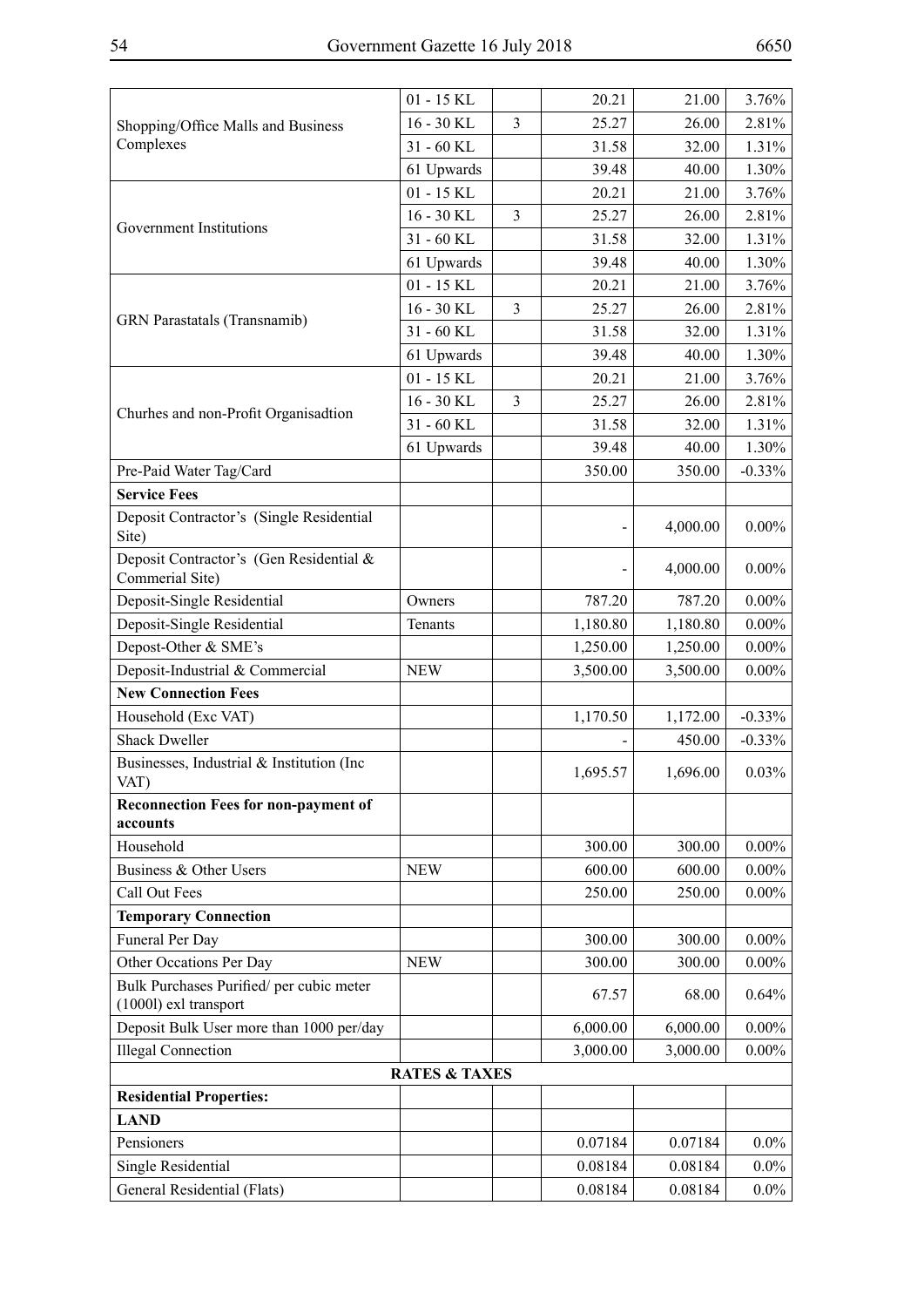| | | | | | |
|---|---|---|---|---|---|
| Shopping/Office Malls and Business Complexes | 01 - 15 KL | | 20.21 | 21.00 | 3.76% |
| | 16 - 30 KL | 3 | 25.27 | 26.00 | 2.81% |
| | 31 - 60 KL | | 31.58 | 32.00 | 1.31% |
| | 61 Upwards | | 39.48 | 40.00 | 1.30% |
| Government Institutions | 01 - 15 KL | | 20.21 | 21.00 | 3.76% |
| | 16 - 30 KL | 3 | 25.27 | 26.00 | 2.81% |
| | 31 - 60 KL | | 31.58 | 32.00 | 1.31% |
| | 61 Upwards | | 39.48 | 40.00 | 1.30% |
| GRN Parastatals (Transnamib) | 01 - 15 KL | | 20.21 | 21.00 | 3.76% |
| | 16 - 30 KL | 3 | 25.27 | 26.00 | 2.81% |
| | 31 - 60 KL | | 31.58 | 32.00 | 1.31% |
| | 61 Upwards | | 39.48 | 40.00 | 1.30% |
| Churhes and non-Profit Organisadtion | 01 - 15 KL | | 20.21 | 21.00 | 3.76% |
| | 16 - 30 KL | 3 | 25.27 | 26.00 | 2.81% |
| | 31 - 60 KL | | 31.58 | 32.00 | 1.31% |
| | 61 Upwards | | 39.48 | 40.00 | 1.30% |
| Pre-Paid Water Tag/Card | | | 350.00 | 350.00 | -0.33% |
| **Service Fees** | | | | | |
| Deposit Contractor's (Single Residential Site) | | | - | 4,000.00 | 0.00% |
| Deposit Contractor's (Gen Residential & Commerial Site) | | | - | 4,000.00 | 0.00% |
| Deposit-Single Residential | Owners | | 787.20 | 787.20 | 0.00% |
| Deposit-Single Residential | Tenants | | 1,180.80 | 1,180.80 | 0.00% |
| Depost-Other & SME's | | | 1,250.00 | 1,250.00 | 0.00% |
| Deposit-Industrial & Commercial | NEW | | 3,500.00 | 3,500.00 | 0.00% |
| **New Connection Fees** | | | | | |
| Household (Exc VAT) | | | 1,170.50 | 1,172.00 | -0.33% |
| Shack Dweller | | | - | 450.00 | -0.33% |
| Businesses, Industrial & Institution (Inc VAT) | | | 1,695.57 | 1,696.00 | 0.03% |
| **Reconnection Fees for non-payment of accounts** | | | | | |
| Household | | | 300.00 | 300.00 | 0.00% |
| Business & Other Users | NEW | | 600.00 | 600.00 | 0.00% |
| Call Out Fees | | | 250.00 | 250.00 | 0.00% |
| **Temporary Connection** | | | | | |
| Funeral Per Day | | | 300.00 | 300.00 | 0.00% |
| Other Occations Per Day | NEW | | 300.00 | 300.00 | 0.00% |
| Bulk Purchases Purified/ per cubic meter (1000l) exl transport | | | 67.57 | 68.00 | 0.64% |
| Deposit Bulk User more than 1000 per/day | | | 6,000.00 | 6,000.00 | 0.00% |
| Illegal Connection | | | 3,000.00 | 3,000.00 | 0.00% |
| **RATES & TAXES** | | | | | |
| **Residential Properties:** | | | | | |
| **LAND** | | | | | |
| Pensioners | | | 0.07184 | 0.07184 | 0.0% |
| Single Residential | | | 0.08184 | 0.08184 | 0.0% |
| General Residential (Flats) | | | 0.08184 | 0.08184 | 0.0% |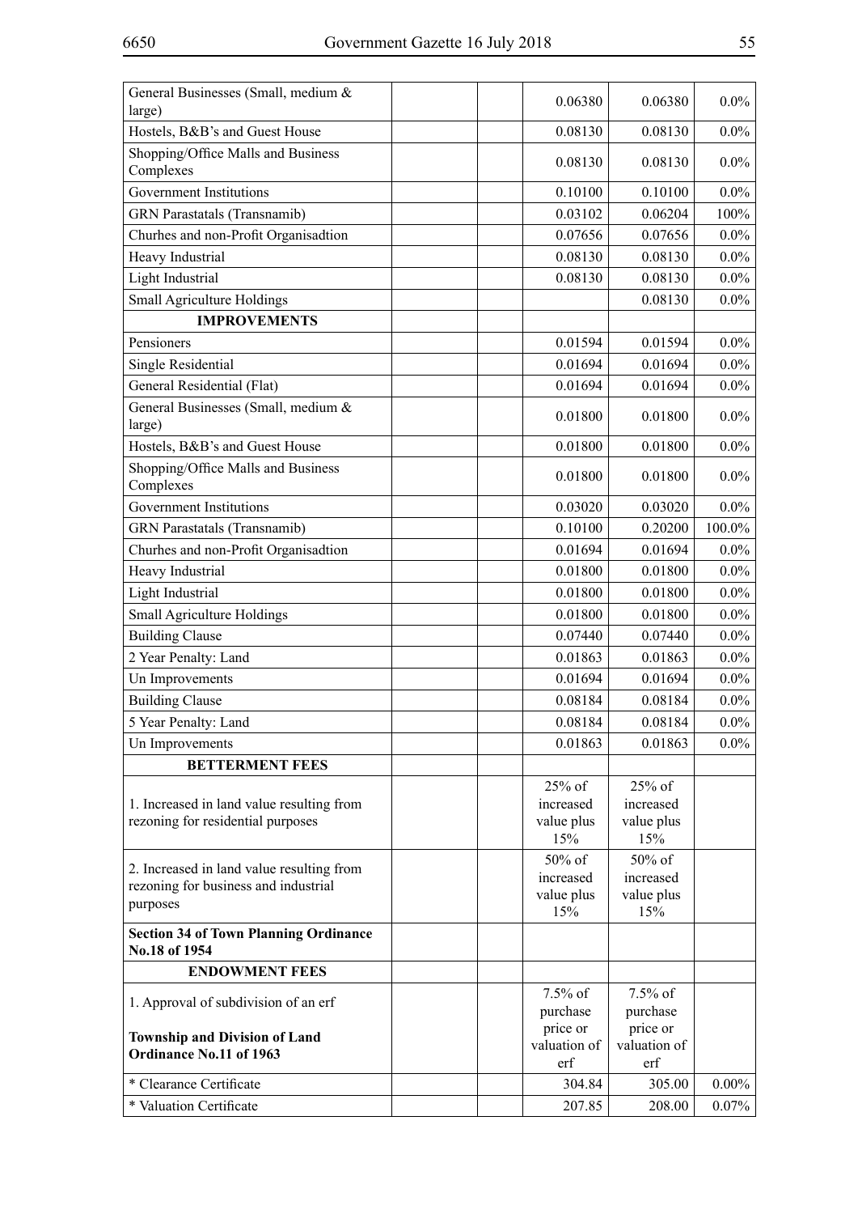| | | | | | |
|---|---|---|---|---|---|
| General Businesses (Small, medium & large) | | | 0.06380 | 0.06380 | 0.0% |
| Hostels, B&B's and Guest House | | | 0.08130 | 0.08130 | 0.0% |
| Shopping/Office Malls and Business Complexes | | | 0.08130 | 0.08130 | 0.0% |
| Government Institutions | | | 0.10100 | 0.10100 | 0.0% |
| GRN Parastatals (Transnamib) | | | 0.03102 | 0.06204 | 100% |
| Churhes and non-Profit Organisadtion | | | 0.07656 | 0.07656 | 0.0% |
| Heavy Industrial | | | 0.08130 | 0.08130 | 0.0% |
| Light Industrial | | | 0.08130 | 0.08130 | 0.0% |
| Small Agriculture Holdings | | | | 0.08130 | 0.0% |
| **IMPROVEMENTS** | | | | | |
| Pensioners | | | 0.01594 | 0.01594 | 0.0% |
| Single Residential | | | 0.01694 | 0.01694 | 0.0% |
| General Residential (Flat) | | | 0.01694 | 0.01694 | 0.0% |
| General Businesses (Small, medium & large) | | | 0.01800 | 0.01800 | 0.0% |
| Hostels, B&B's and Guest House | | | 0.01800 | 0.01800 | 0.0% |
| Shopping/Office Malls and Business Complexes | | | 0.01800 | 0.01800 | 0.0% |
| Government Institutions | | | 0.03020 | 0.03020 | 0.0% |
| GRN Parastatals (Transnamib) | | | 0.10100 | 0.20200 | 100.0% |
| Churhes and non-Profit Organisadtion | | | 0.01694 | 0.01694 | 0.0% |
| Heavy Industrial | | | 0.01800 | 0.01800 | 0.0% |
| Light Industrial | | | 0.01800 | 0.01800 | 0.0% |
| Small Agriculture Holdings | | | 0.01800 | 0.01800 | 0.0% |
| Building Clause | | | 0.07440 | 0.07440 | 0.0% |
| 2 Year Penalty: Land | | | 0.01863 | 0.01863 | 0.0% |
| Un Improvements | | | 0.01694 | 0.01694 | 0.0% |
| Building Clause | | | 0.08184 | 0.08184 | 0.0% |
| 5 Year Penalty: Land | | | 0.08184 | 0.08184 | 0.0% |
| Un Improvements | | | 0.01863 | 0.01863 | 0.0% |
| **BETTERMENT FEES** | | | | | |
| 1. Increased in land value resulting from rezoning for residential purposes | | | 25% of increased value plus 15% | 25% of increased value plus 15% | |
| 2. Increased in land value resulting from rezoning for business and industrial purposes | | | 50% of increased value plus 15% | 50% of increased value plus 15% | |
| **Section 34 of Town Planning Ordinance No.18 of 1954** | | | | | |
| **ENDOWMENT FEES** | | | | | |
| 1. Approval of subdivision of an erf<br><br>**Township and Division of Land Ordinance No.11 of 1963** | | | 7.5% of purchase price or valuation of erf | 7.5% of purchase price or valuation of erf | |
| * Clearance Certificate | | | 304.84 | 305.00 | 0.00% |
| * Valuation Certificate | | | 207.85 | 208.00 | 0.07% |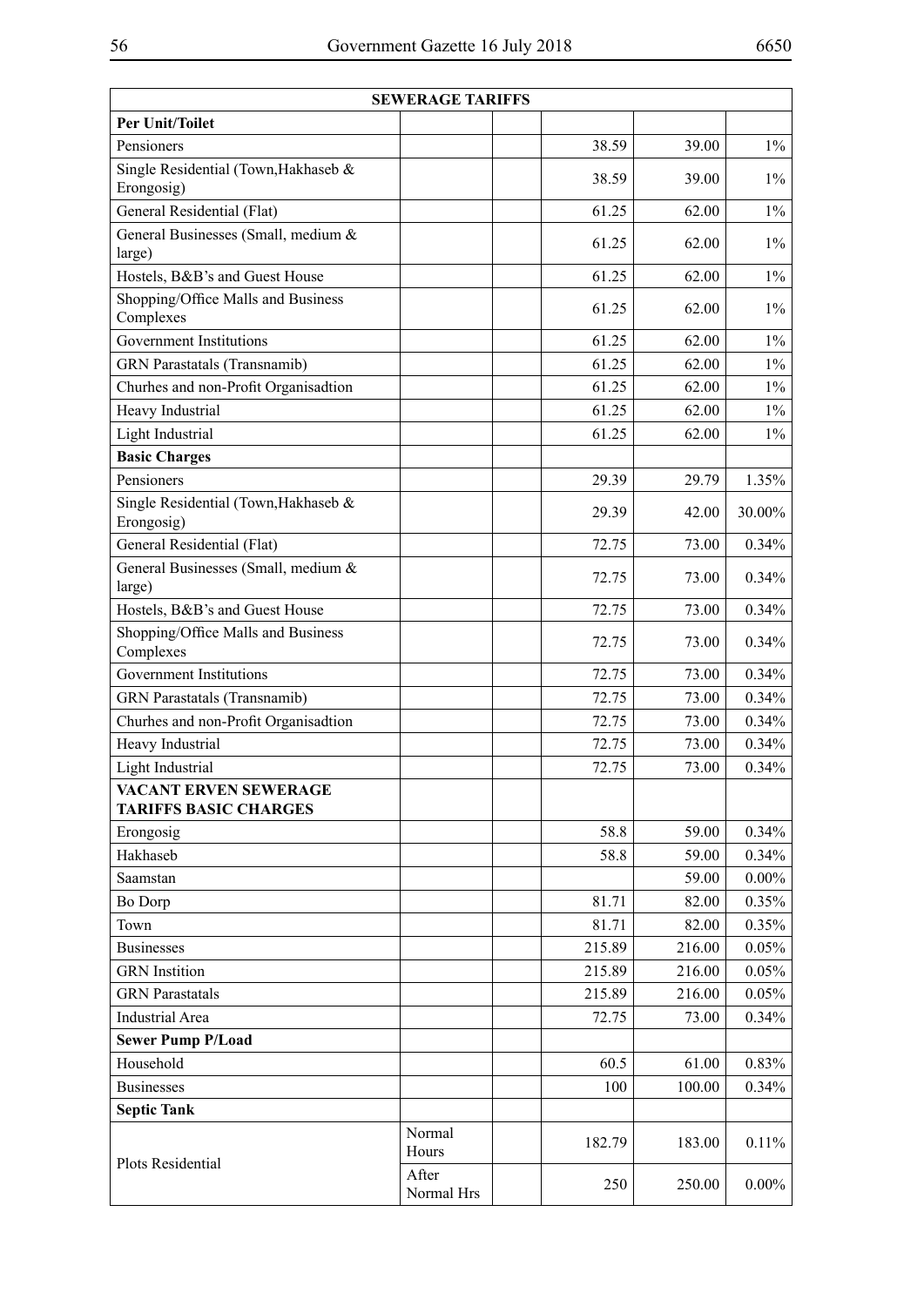| SEWERAGE TARIFFS | | | | | |
|---|---|---|---|---|---|
| **Per Unit/Toilet** | | | | | |
| Pensioners | | | 38.59 | 39.00 | 1% |
| Single Residential (Town,Hakhaseb & Erongosig) | | | 38.59 | 39.00 | 1% |
| General Residential (Flat) | | | 61.25 | 62.00 | 1% |
| General Businesses (Small, medium & large) | | | 61.25 | 62.00 | 1% |
| Hostels, B&B's and Guest House | | | 61.25 | 62.00 | 1% |
| Shopping/Office Malls and Business Complexes | | | 61.25 | 62.00 | 1% |
| Government Institutions | | | 61.25 | 62.00 | 1% |
| GRN Parastatals (Transnamib) | | | 61.25 | 62.00 | 1% |
| Churhes and non-Profit Organisadtion | | | 61.25 | 62.00 | 1% |
| Heavy Industrial | | | 61.25 | 62.00 | 1% |
| Light Industrial | | | 61.25 | 62.00 | 1% |
| **Basic Charges** | | | | | |
| Pensioners | | | 29.39 | 29.79 | 1.35% |
| Single Residential (Town,Hakhaseb & Erongosig) | | | 29.39 | 42.00 | 30.00% |
| General Residential (Flat) | | | 72.75 | 73.00 | 0.34% |
| General Businesses (Small, medium & large) | | | 72.75 | 73.00 | 0.34% |
| Hostels, B&B's and Guest House | | | 72.75 | 73.00 | 0.34% |
| Shopping/Office Malls and Business Complexes | | | 72.75 | 73.00 | 0.34% |
| Government Institutions | | | 72.75 | 73.00 | 0.34% |
| GRN Parastatals (Transnamib) | | | 72.75 | 73.00 | 0.34% |
| Churhes and non-Profit Organisadtion | | | 72.75 | 73.00 | 0.34% |
| Heavy Industrial | | | 72.75 | 73.00 | 0.34% |
| Light Industrial | | | 72.75 | 73.00 | 0.34% |
| **VACANT ERVEN SEWERAGE TARIFFS BASIC CHARGES** | | | | | |
| Erongosig | | | 58.8 | 59.00 | 0.34% |
| Hakhaseb | | | 58.8 | 59.00 | 0.34% |
| Saamstan | | | | 59.00 | 0.00% |
| Bo Dorp | | | 81.71 | 82.00 | 0.35% |
| Town | | | 81.71 | 82.00 | 0.35% |
| Businesses | | | 215.89 | 216.00 | 0.05% |
| GRN Instition | | | 215.89 | 216.00 | 0.05% |
| GRN Parastatals | | | 215.89 | 216.00 | 0.05% |
| Industrial Area | | | 72.75 | 73.00 | 0.34% |
| **Sewer Pump P/Load** | | | | | |
| Household | | | 60.5 | 61.00 | 0.83% |
| Businesses | | | 100 | 100.00 | 0.34% |
| **Septic Tank** | | | | | |
| Plots Residential | Normal Hours | | 182.79 | 183.00 | 0.11% |
| | After Normal Hrs | | 250 | 250.00 | 0.00% |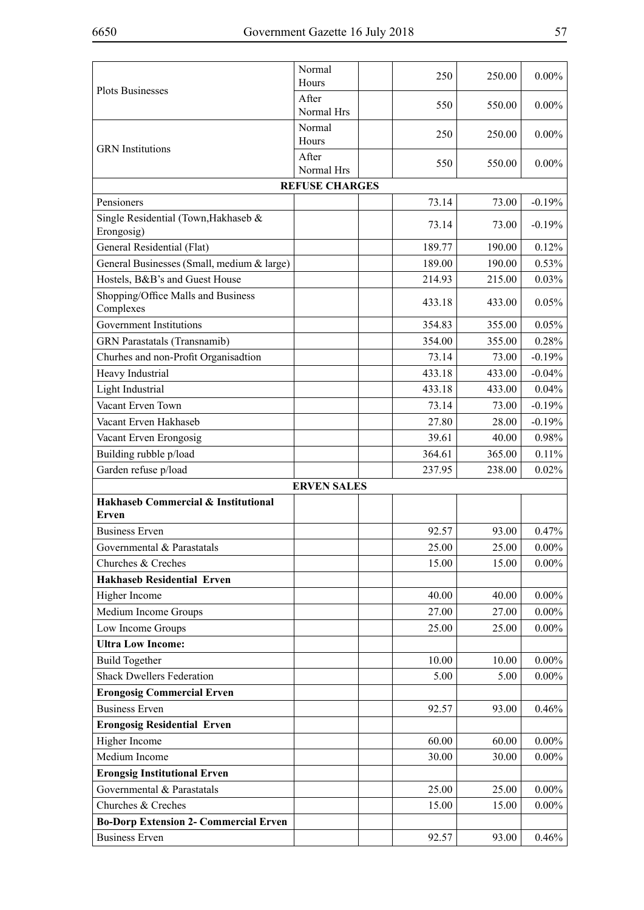| | | | | | |
|---|---|---|---|---|---|
| Plots Businesses | Normal Hours | | 250 | 250.00 | 0.00% |
| | After Normal Hrs | | 550 | 550.00 | 0.00% |
| GRN Institutions | Normal Hours | | 250 | 250.00 | 0.00% |
| | After Normal Hrs | | 550 | 550.00 | 0.00% |
| | **REFUSE CHARGES** | | | | |
| Pensioners | | | 73.14 | 73.00 | -0.19% |
| Single Residential (Town,Hakhaseb & Erongosig) | | | 73.14 | 73.00 | -0.19% |
| General Residential (Flat) | | | 189.77 | 190.00 | 0.12% |
| General Businesses (Small, medium & large) | | | 189.00 | 190.00 | 0.53% |
| Hostels, B&B's and Guest House | | | 214.93 | 215.00 | 0.03% |
| Shopping/Office Malls and Business Complexes | | | 433.18 | 433.00 | 0.05% |
| Government Institutions | | | 354.83 | 355.00 | 0.05% |
| GRN Parastatals (Transnamib) | | | 354.00 | 355.00 | 0.28% |
| Churhes and non-Profit Organisadtion | | | 73.14 | 73.00 | -0.19% |
| Heavy Industrial | | | 433.18 | 433.00 | -0.04% |
| Light Industrial | | | 433.18 | 433.00 | 0.04% |
| Vacant Erven Town | | | 73.14 | 73.00 | -0.19% |
| Vacant Erven Hakhaseb | | | 27.80 | 28.00 | -0.19% |
| Vacant Erven Erongosig | | | 39.61 | 40.00 | 0.98% |
| Building rubble p/load | | | 364.61 | 365.00 | 0.11% |
| Garden refuse p/load | | | 237.95 | 238.00 | 0.02% |
| | **ERVEN SALES** | | | | |
| **Hakhaseb Commercial & Institutional Erven** | | | | | |
| Business Erven | | | 92.57 | 93.00 | 0.47% |
| Governmental & Parastatals | | | 25.00 | 25.00 | 0.00% |
| Churches & Creches | | | 15.00 | 15.00 | 0.00% |
| **Hakhaseb Residential Erven** | | | | | |
| Higher Income | | | 40.00 | 40.00 | 0.00% |
| Medium Income Groups | | | 27.00 | 27.00 | 0.00% |
| Low Income Groups | | | 25.00 | 25.00 | 0.00% |
| **Ultra Low Income:** | | | | | |
| Build Together | | | 10.00 | 10.00 | 0.00% |
| Shack Dwellers Federation | | | 5.00 | 5.00 | 0.00% |
| **Erongosig Commercial Erven** | | | | | |
| Business Erven | | | 92.57 | 93.00 | 0.46% |
| **Erongosig Residential Erven** | | | | | |
| Higher Income | | | 60.00 | 60.00 | 0.00% |
| Medium Income | | | 30.00 | 30.00 | 0.00% |
| **Erongsig Institutional Erven** | | | | | |
| Governmental & Parastatals | | | 25.00 | 25.00 | 0.00% |
| Churches & Creches | | | 15.00 | 15.00 | 0.00% |
| **Bo-Dorp Extension 2- Commercial Erven** | | | | | |
| Business Erven | | | 92.57 | 93.00 | 0.46% |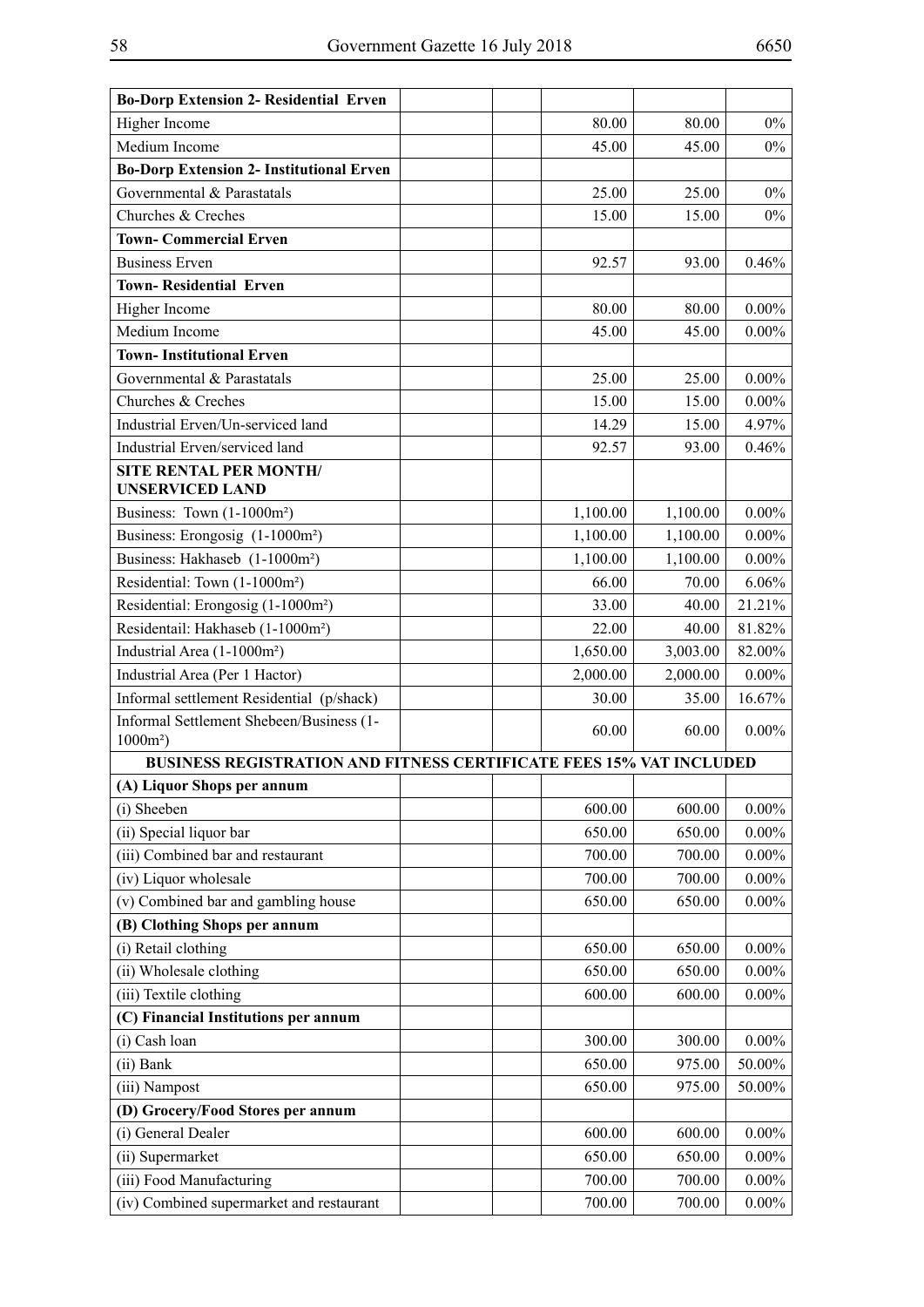| | | | | | |
|---|---|---|---|---|---|
| **Bo-Dorp Extension 2- Residential Erven** | | | | | |
| Higher Income | | | 80.00 | 80.00 | 0% |
| Medium Income | | | 45.00 | 45.00 | 0% |
| **Bo-Dorp Extension 2- Institutional Erven** | | | | | |
| Governmental & Parastatals | | | 25.00 | 25.00 | 0% |
| Churches & Creches | | | 15.00 | 15.00 | 0% |
| **Town- Commercial Erven** | | | | | |
| Business Erven | | | 92.57 | 93.00 | 0.46% |
| **Town- Residential Erven** | | | | | |
| Higher Income | | | 80.00 | 80.00 | 0.00% |
| Medium Income | | | 45.00 | 45.00 | 0.00% |
| **Town- Institutional Erven** | | | | | |
| Governmental & Parastatals | | | 25.00 | 25.00 | 0.00% |
| Churches & Creches | | | 15.00 | 15.00 | 0.00% |
| Industrial Erven/Un-serviced land | | | 14.29 | 15.00 | 4.97% |
| Industrial Erven/serviced land | | | 92.57 | 93.00 | 0.46% |
| **SITE RENTAL PER MONTH/ UNSERVICED LAND** | | | | | |
| Business: Town (1-1000m²) | | | 1,100.00 | 1,100.00 | 0.00% |
| Business: Erongosig (1-1000m²) | | | 1,100.00 | 1,100.00 | 0.00% |
| Business: Hakhaseb (1-1000m²) | | | 1,100.00 | 1,100.00 | 0.00% |
| Residential: Town (1-1000m²) | | | 66.00 | 70.00 | 6.06% |
| Residential: Erongosig (1-1000m²) | | | 33.00 | 40.00 | 21.21% |
| Residentail: Hakhaseb (1-1000m²) | | | 22.00 | 40.00 | 81.82% |
| Industrial Area (1-1000m²) | | | 1,650.00 | 3,003.00 | 82.00% |
| Industrial Area (Per 1 Hactor) | | | 2,000.00 | 2,000.00 | 0.00% |
| Informal settlement Residential (p/shack) | | | 30.00 | 35.00 | 16.67% |
| Informal Settlement Shebeen/Business (1-1000m²) | | | 60.00 | 60.00 | 0.00% |
| **BUSINESS REGISTRATION AND FITNESS CERTIFICATE FEES 15% VAT INCLUDED** | | | | | |
| **(A) Liquor Shops per annum** | | | | | |
| (i) Sheeben | | | 600.00 | 600.00 | 0.00% |
| (ii) Special liquor bar | | | 650.00 | 650.00 | 0.00% |
| (iii) Combined bar and restaurant | | | 700.00 | 700.00 | 0.00% |
| (iv) Liquor wholesale | | | 700.00 | 700.00 | 0.00% |
| (v) Combined bar and gambling house | | | 650.00 | 650.00 | 0.00% |
| **(B) Clothing Shops per annum** | | | | | |
| (i) Retail clothing | | | 650.00 | 650.00 | 0.00% |
| (ii) Wholesale clothing | | | 650.00 | 650.00 | 0.00% |
| (iii) Textile clothing | | | 600.00 | 600.00 | 0.00% |
| **(C) Financial Institutions per annum** | | | | | |
| (i) Cash loan | | | 300.00 | 300.00 | 0.00% |
| (ii) Bank | | | 650.00 | 975.00 | 50.00% |
| (iii) Nampost | | | 650.00 | 975.00 | 50.00% |
| **(D) Grocery/Food Stores per annum** | | | | | |
| (i) General Dealer | | | 600.00 | 600.00 | 0.00% |
| (ii) Supermarket | | | 650.00 | 650.00 | 0.00% |
| (iii) Food Manufacturing | | | 700.00 | 700.00 | 0.00% |
| (iv) Combined supermarket and restaurant | | | 700.00 | 700.00 | 0.00% |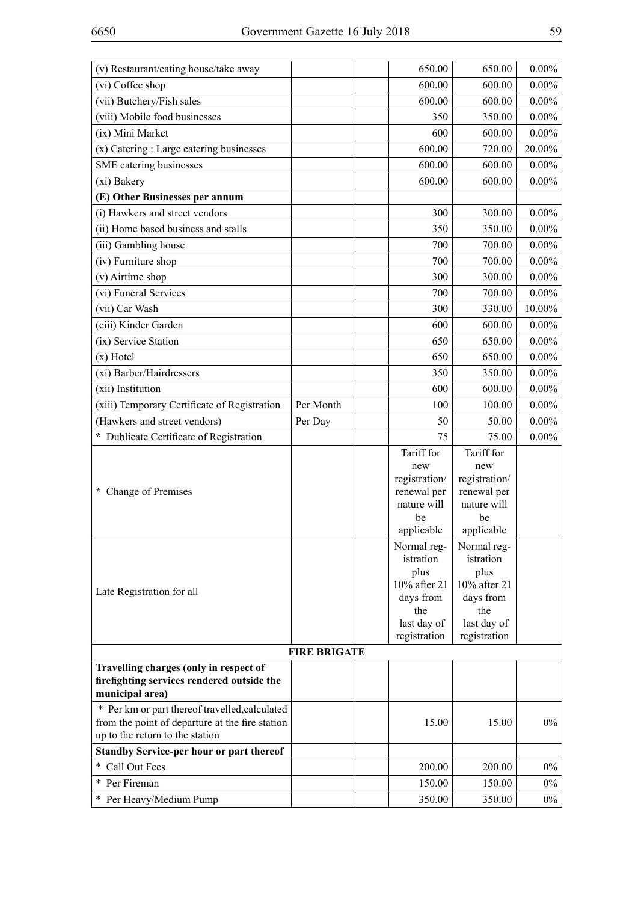| | | | | | |
|---|---|---|---|---|---|
| (v) Restaurant/eating house/take away | | | 650.00 | 650.00 | 0.00% |
| (vi) Coffee shop | | | 600.00 | 600.00 | 0.00% |
| (vii) Butchery/Fish sales | | | 600.00 | 600.00 | 0.00% |
| (viii) Mobile food businesses | | | 350 | 350.00 | 0.00% |
| (ix) Mini Market | | | 600 | 600.00 | 0.00% |
| (x) Catering : Large catering businesses | | | 600.00 | 720.00 | 20.00% |
| SME catering businesses | | | 600.00 | 600.00 | 0.00% |
| (xi) Bakery | | | 600.00 | 600.00 | 0.00% |
| **(E) Other Businesses per annum** | | | | | |
| (i) Hawkers and street vendors | | | 300 | 300.00 | 0.00% |
| (ii) Home based business and stalls | | | 350 | 350.00 | 0.00% |
| (iii) Gambling house | | | 700 | 700.00 | 0.00% |
| (iv) Furniture shop | | | 700 | 700.00 | 0.00% |
| (v) Airtime shop | | | 300 | 300.00 | 0.00% |
| (vi) Funeral Services | | | 700 | 700.00 | 0.00% |
| (vii) Car Wash | | | 300 | 330.00 | 10.00% |
| (ciii) Kinder Garden | | | 600 | 600.00 | 0.00% |
| (ix) Service Station | | | 650 | 650.00 | 0.00% |
| (x) Hotel | | | 650 | 650.00 | 0.00% |
| (xi) Barber/Hairdressers | | | 350 | 350.00 | 0.00% |
| (xii) Institution | | | 600 | 600.00 | 0.00% |
| (xiii) Temporary Certificate of Registration | Per Month | | 100 | 100.00 | 0.00% |
| (Hawkers and street vendors) | Per Day | | 50 | 50.00 | 0.00% |
| * Dublicate Certificate of Registration | | | 75 | 75.00 | 0.00% |
| * Change of Premises | | | Tariff for new registration/ renewal per nature will be applicable | Tariff for new registration/ renewal per nature will be applicable | |
| Late Registration for all | | | Normal registration plus 10% after 21 days from the last day of registration | Normal registration plus 10% after 21 days from the last day of registration | |
| | **FIRE BRIGATE** | | | | |
| **Travelling charges (only in respect of firefighting services rendered outside the municipal area)** | | | | | |
| * Per km or part thereof travelled,calculated from the point of departure at the fire station up to the return to the station | | | 15.00 | 15.00 | 0% |
| **Standby Service-per hour or part thereof** | | | | | |
| * Call Out Fees | | | 200.00 | 200.00 | 0% |
| * Per Fireman | | | 150.00 | 150.00 | 0% |
| * Per Heavy/Medium Pump | | | 350.00 | 350.00 | 0% |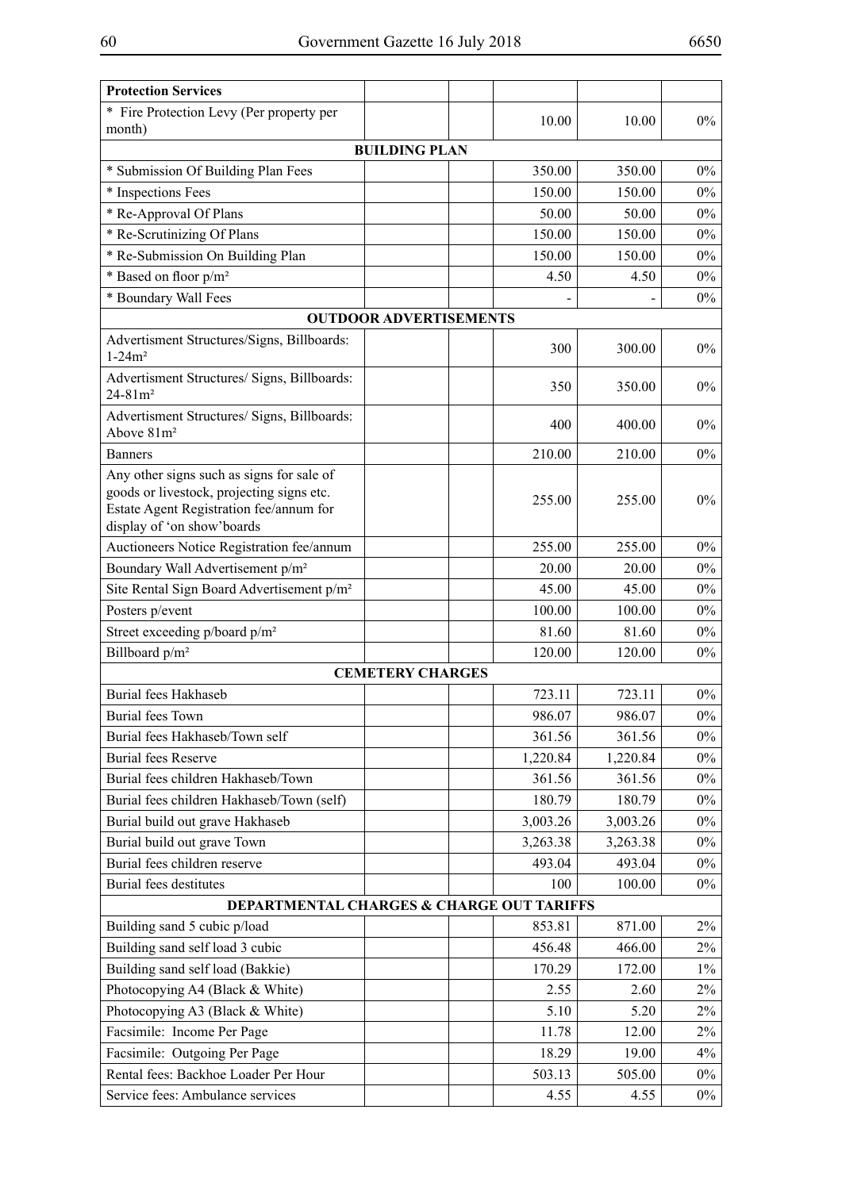| **Protection Services** | | | | | |
|---|---|---|---|---|---|
| * Fire Protection Levy (Per property per month) | | | 10.00 | 10.00 | 0% |
| **BUILDING PLAN** | | | | | |
| * Submission Of Building Plan Fees | | | 350.00 | 350.00 | 0% |
| * Inspections Fees | | | 150.00 | 150.00 | 0% |
| * Re-Approval Of Plans | | | 50.00 | 50.00 | 0% |
| * Re-Scrutinizing Of Plans | | | 150.00 | 150.00 | 0% |
| * Re-Submission On Building Plan | | | 150.00 | 150.00 | 0% |
| * Based on floor p/m² | | | 4.50 | 4.50 | 0% |
| * Boundary Wall Fees | | | - | - | 0% |
| **OUTDOOR ADVERTISEMENTS** | | | | | |
| Advertisment Structures/Signs, Billboards: 1-24m² | | | 300 | 300.00 | 0% |
| Advertisment Structures/ Signs, Billboards: 24-81m² | | | 350 | 350.00 | 0% |
| Advertisment Structures/ Signs, Billboards: Above 81m² | | | 400 | 400.00 | 0% |
| Banners | | | 210.00 | 210.00 | 0% |
| Any other signs such as signs for sale of goods or livestock, projecting signs etc. Estate Agent Registration fee/annum for display of 'on show'boards | | | 255.00 | 255.00 | 0% |
| Auctioneers Notice Registration fee/annum | | | 255.00 | 255.00 | 0% |
| Boundary Wall Advertisement p/m² | | | 20.00 | 20.00 | 0% |
| Site Rental Sign Board Advertisement p/m² | | | 45.00 | 45.00 | 0% |
| Posters p/event | | | 100.00 | 100.00 | 0% |
| Street exceeding p/board p/m² | | | 81.60 | 81.60 | 0% |
| Billboard p/m² | | | 120.00 | 120.00 | 0% |
| **CEMETERY CHARGES** | | | | | |
| Burial fees Hakhaseb | | | 723.11 | 723.11 | 0% |
| Burial fees Town | | | 986.07 | 986.07 | 0% |
| Burial fees Hakhaseb/Town self | | | 361.56 | 361.56 | 0% |
| Burial fees Reserve | | | 1,220.84 | 1,220.84 | 0% |
| Burial fees children Hakhaseb/Town | | | 361.56 | 361.56 | 0% |
| Burial fees children Hakhaseb/Town (self) | | | 180.79 | 180.79 | 0% |
| Burial build out grave Hakhaseb | | | 3,003.26 | 3,003.26 | 0% |
| Burial build out grave Town | | | 3,263.38 | 3,263.38 | 0% |
| Burial fees children reserve | | | 493.04 | 493.04 | 0% |
| Burial fees destitutes | | | 100 | 100.00 | 0% |
| **DEPARTMENTAL CHARGES & CHARGE OUT TARIFFS** | | | | | |
| Building sand 5 cubic p/load | | | 853.81 | 871.00 | 2% |
| Building sand self load 3 cubic | | | 456.48 | 466.00 | 2% |
| Building sand self load (Bakkie) | | | 170.29 | 172.00 | 1% |
| Photocopying A4 (Black & White) | | | 2.55 | 2.60 | 2% |
| Photocopying A3 (Black & White) | | | 5.10 | 5.20 | 2% |
| Facsimile: Income Per Page | | | 11.78 | 12.00 | 2% |
| Facsimile: Outgoing Per Page | | | 18.29 | 19.00 | 4% |
| Rental fees: Backhoe Loader Per Hour | | | 503.13 | 505.00 | 0% |
| Service fees: Ambulance services | | | 4.55 | 4.55 | 0% |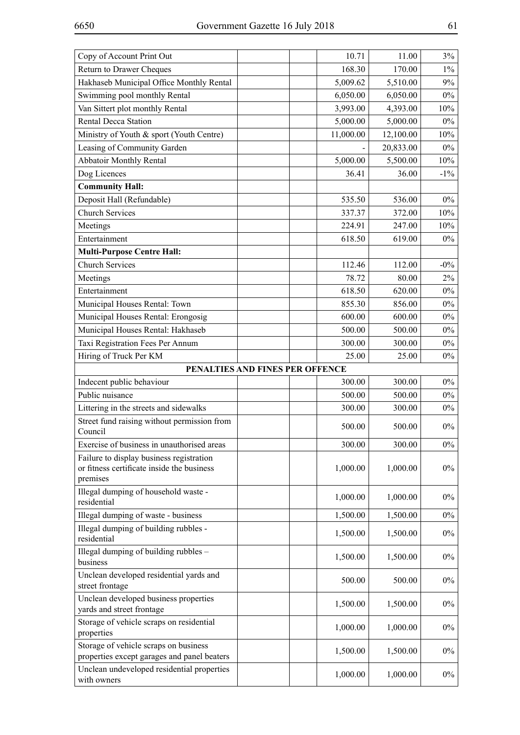| | | | | | |
|---|---|---|---|---|---|
| Copy of Account Print Out | | | 10.71 | 11.00 | 3% |
| Return to Drawer Cheques | | | 168.30 | 170.00 | 1% |
| Hakhaseb Municipal Office Monthly Rental | | | 5,009.62 | 5,510.00 | 9% |
| Swimming pool monthly Rental | | | 6,050.00 | 6,050.00 | 0% |
| Van Sittert plot monthly Rental | | | 3,993.00 | 4,393.00 | 10% |
| Rental Decca Station | | | 5,000.00 | 5,000.00 | 0% |
| Ministry of Youth & sport (Youth Centre) | | | 11,000.00 | 12,100.00 | 10% |
| Leasing of Community Garden | | | - | 20,833.00 | 0% |
| Abbatoir Monthly Rental | | | 5,000.00 | 5,500.00 | 10% |
| Dog Licences | | | 36.41 | 36.00 | -1% |
| **Community Hall:** | | | | | |
| Deposit Hall (Refundable) | | | 535.50 | 536.00 | 0% |
| Church Services | | | 337.37 | 372.00 | 10% |
| Meetings | | | 224.91 | 247.00 | 10% |
| Entertainment | | | 618.50 | 619.00 | 0% |
| **Multi-Purpose Centre Hall:** | | | | | |
| Church Services | | | 112.46 | 112.00 | -0% |
| Meetings | | | 78.72 | 80.00 | 2% |
| Entertainment | | | 618.50 | 620.00 | 0% |
| Municipal Houses Rental: Town | | | 855.30 | 856.00 | 0% |
| Municipal Houses Rental: Erongosig | | | 600.00 | 600.00 | 0% |
| Municipal Houses Rental: Hakhaseb | | | 500.00 | 500.00 | 0% |
| Taxi Registration Fees Per Annum | | | 300.00 | 300.00 | 0% |
| Hiring of Truck Per KM | | | 25.00 | 25.00 | 0% |
| **PENALTIES AND FINES PER OFFENCE** | | | | | |
| Indecent public behaviour | | | 300.00 | 300.00 | 0% |
| Public nuisance | | | 500.00 | 500.00 | 0% |
| Littering in the streets and sidewalks | | | 300.00 | 300.00 | 0% |
| Street fund raising without permission from Council | | | 500.00 | 500.00 | 0% |
| Exercise of business in unauthorised areas | | | 300.00 | 300.00 | 0% |
| Failure to display business registration or fitness certificate inside the business premises | | | 1,000.00 | 1,000.00 | 0% |
| Illegal dumping of household waste - residential | | | 1,000.00 | 1,000.00 | 0% |
| Illegal dumping of waste - business | | | 1,500.00 | 1,500.00 | 0% |
| Illegal dumping of building rubbles - residential | | | 1,500.00 | 1,500.00 | 0% |
| Illegal dumping of building rubbles – business | | | 1,500.00 | 1,500.00 | 0% |
| Unclean developed residential yards and street frontage | | | 500.00 | 500.00 | 0% |
| Unclean developed business properties yards and street frontage | | | 1,500.00 | 1,500.00 | 0% |
| Storage of vehicle scraps on residential properties | | | 1,000.00 | 1,000.00 | 0% |
| Storage of vehicle scraps on business properties except garages and panel beaters | | | 1,500.00 | 1,500.00 | 0% |
| Unclean undeveloped residential properties with owners | | | 1,000.00 | 1,000.00 | 0% |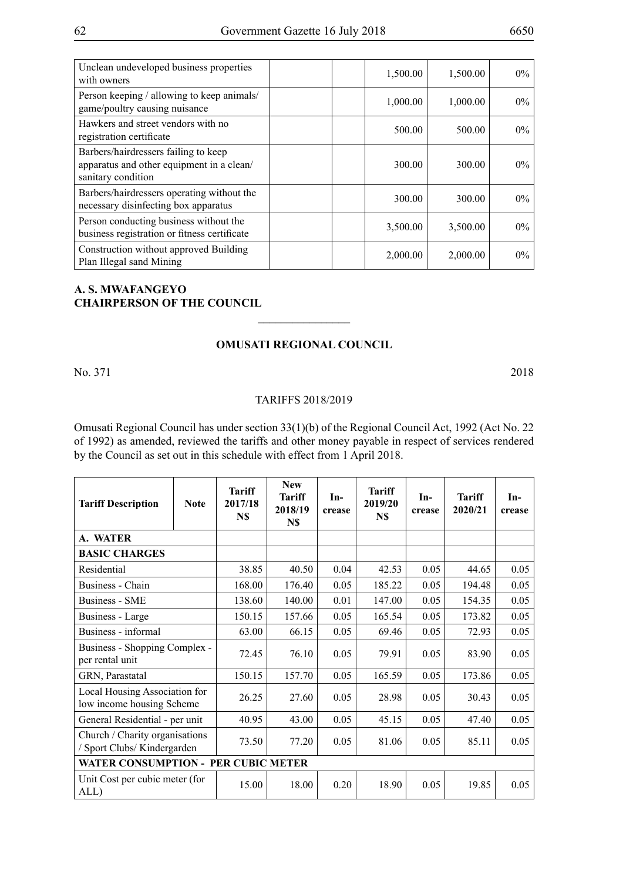| | | | | | |
|---|---|---|---|---|---|
| Unclean undeveloped business properties with owners | | | 1,500.00 | 1,500.00 | 0% |
| Person keeping / allowing to keep animals/ game/poultry causing nuisance | | | 1,000.00 | 1,000.00 | 0% |
| Hawkers and street vendors with no registration certificate | | | 500.00 | 500.00 | 0% |
| Barbers/hairdressers failing to keep apparatus and other equipment in a clean/ sanitary condition | | | 300.00 | 300.00 | 0% |
| Barbers/hairdressers operating without the necessary disinfecting box apparatus | | | 300.00 | 300.00 | 0% |
| Person conducting business without the business registration or fitness certificate | | | 3,500.00 | 3,500.00 | 0% |
| Construction without approved Building Plan Illegal sand Mining | | | 2,000.00 | 2,000.00 | 0% |

**A. S. MWAFANGEYO**
**CHAIRPERSON OF THE COUNCIL**

---

## OMUSATI REGIONAL COUNCIL

No. 371 2018

TARIFFS 2018/2019

Omusati Regional Council has under section 33(1)(b) of the Regional Council Act, 1992 (Act No. 22 of 1992) as amended, reviewed the tariffs and other money payable in respect of services rendered by the Council as set out in this schedule with effect from 1 April 2018.

| Tariff Description | Note | Tariff 2017/18 N$ | New Tariff 2018/19 N$ | Increase | Tariff 2019/20 N$ | Increase | Tariff 2020/21 | Increase |
|---|---|---|---|---|---|---|---|---|
| **A. WATER** | | | | | | | | |
| **BASIC CHARGES** | | | | | | | | |
| Residential | | 38.85 | 40.50 | 0.04 | 42.53 | 0.05 | 44.65 | 0.05 |
| Business - Chain | | 168.00 | 176.40 | 0.05 | 185.22 | 0.05 | 194.48 | 0.05 |
| Business - SME | | 138.60 | 140.00 | 0.01 | 147.00 | 0.05 | 154.35 | 0.05 |
| Business - Large | | 150.15 | 157.66 | 0.05 | 165.54 | 0.05 | 173.82 | 0.05 |
| Business - informal | | 63.00 | 66.15 | 0.05 | 69.46 | 0.05 | 72.93 | 0.05 |
| Business - Shopping Complex - per rental unit | | 72.45 | 76.10 | 0.05 | 79.91 | 0.05 | 83.90 | 0.05 |
| GRN, Parastatal | | 150.15 | 157.70 | 0.05 | 165.59 | 0.05 | 173.86 | 0.05 |
| Local Housing Association for low income housing Scheme | | 26.25 | 27.60 | 0.05 | 28.98 | 0.05 | 30.43 | 0.05 |
| General Residential - per unit | | 40.95 | 43.00 | 0.05 | 45.15 | 0.05 | 47.40 | 0.05 |
| Church / Charity organisations / Sport Clubs/ Kindergarden | | 73.50 | 77.20 | 0.05 | 81.06 | 0.05 | 85.11 | 0.05 |
| **WATER CONSUMPTION - PER CUBIC METER** | | | | | | | | |
| Unit Cost per cubic meter (for ALL) | | 15.00 | 18.00 | 0.20 | 18.90 | 0.05 | 19.85 | 0.05 |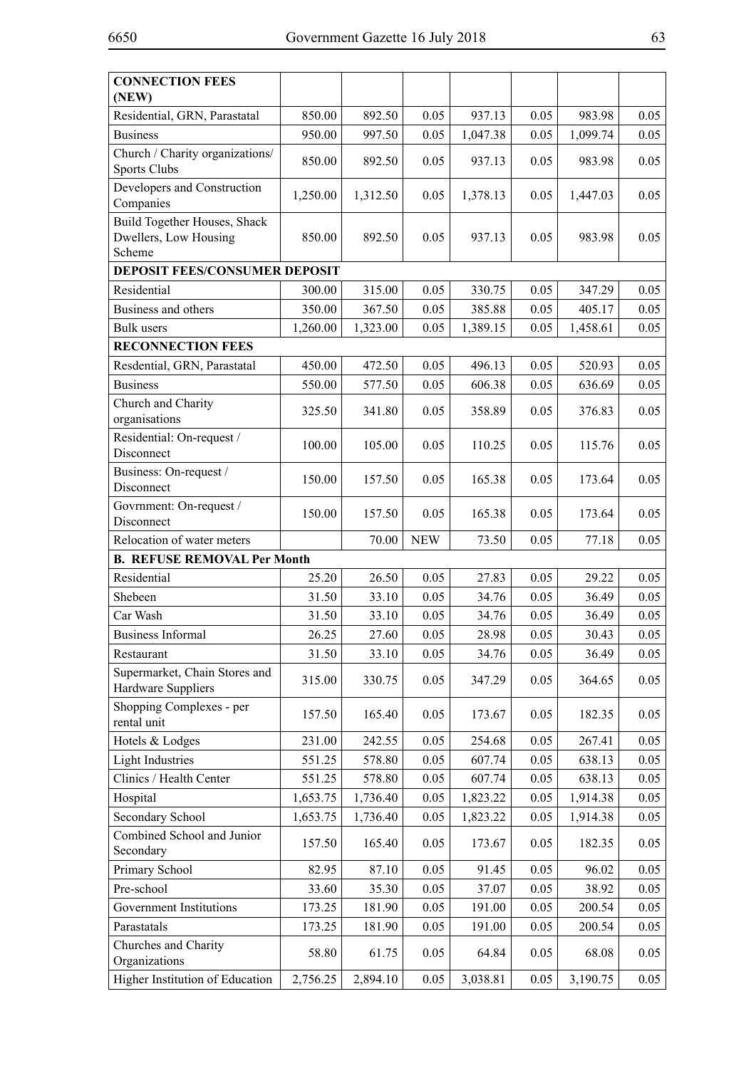| **CONNECTION FEES (NEW)** | | | | | | | |
|---|---|---|---|---|---|---|---|
| Residential, GRN, Parastatal | 850.00 | 892.50 | 0.05 | 937.13 | 0.05 | 983.98 | 0.05 |
| Business | 950.00 | 997.50 | 0.05 | 1,047.38 | 0.05 | 1,099.74 | 0.05 |
| Church / Charity organizations/ Sports Clubs | 850.00 | 892.50 | 0.05 | 937.13 | 0.05 | 983.98 | 0.05 |
| Developers and Construction Companies | 1,250.00 | 1,312.50 | 0.05 | 1,378.13 | 0.05 | 1,447.03 | 0.05 |
| Build Together Houses, Shack Dwellers, Low Housing Scheme | 850.00 | 892.50 | 0.05 | 937.13 | 0.05 | 983.98 | 0.05 |
| **DEPOSIT FEES/CONSUMER DEPOSIT** | | | | | | | |
| Residential | 300.00 | 315.00 | 0.05 | 330.75 | 0.05 | 347.29 | 0.05 |
| Business and others | 350.00 | 367.50 | 0.05 | 385.88 | 0.05 | 405.17 | 0.05 |
| Bulk users | 1,260.00 | 1,323.00 | 0.05 | 1,389.15 | 0.05 | 1,458.61 | 0.05 |
| **RECONNECTION FEES** | | | | | | | |
| Resdential, GRN, Parastatal | 450.00 | 472.50 | 0.05 | 496.13 | 0.05 | 520.93 | 0.05 |
| Business | 550.00 | 577.50 | 0.05 | 606.38 | 0.05 | 636.69 | 0.05 |
| Church and Charity organisations | 325.50 | 341.80 | 0.05 | 358.89 | 0.05 | 376.83 | 0.05 |
| Residential: On-request / Disconnect | 100.00 | 105.00 | 0.05 | 110.25 | 0.05 | 115.76 | 0.05 |
| Business: On-request / Disconnect | 150.00 | 157.50 | 0.05 | 165.38 | 0.05 | 173.64 | 0.05 |
| Govrnment: On-request / Disconnect | 150.00 | 157.50 | 0.05 | 165.38 | 0.05 | 173.64 | 0.05 |
| Relocation of water meters | | 70.00 | NEW | 73.50 | 0.05 | 77.18 | 0.05 |
| **B. REFUSE REMOVAL Per Month** | | | | | | | |
| Residential | 25.20 | 26.50 | 0.05 | 27.83 | 0.05 | 29.22 | 0.05 |
| Shebeen | 31.50 | 33.10 | 0.05 | 34.76 | 0.05 | 36.49 | 0.05 |
| Car Wash | 31.50 | 33.10 | 0.05 | 34.76 | 0.05 | 36.49 | 0.05 |
| Business Informal | 26.25 | 27.60 | 0.05 | 28.98 | 0.05 | 30.43 | 0.05 |
| Restaurant | 31.50 | 33.10 | 0.05 | 34.76 | 0.05 | 36.49 | 0.05 |
| Supermarket, Chain Stores and Hardware Suppliers | 315.00 | 330.75 | 0.05 | 347.29 | 0.05 | 364.65 | 0.05 |
| Shopping Complexes - per rental unit | 157.50 | 165.40 | 0.05 | 173.67 | 0.05 | 182.35 | 0.05 |
| Hotels & Lodges | 231.00 | 242.55 | 0.05 | 254.68 | 0.05 | 267.41 | 0.05 |
| Light Industries | 551.25 | 578.80 | 0.05 | 607.74 | 0.05 | 638.13 | 0.05 |
| Clinics / Health Center | 551.25 | 578.80 | 0.05 | 607.74 | 0.05 | 638.13 | 0.05 |
| Hospital | 1,653.75 | 1,736.40 | 0.05 | 1,823.22 | 0.05 | 1,914.38 | 0.05 |
| Secondary School | 1,653.75 | 1,736.40 | 0.05 | 1,823.22 | 0.05 | 1,914.38 | 0.05 |
| Combined School and Junior Secondary | 157.50 | 165.40 | 0.05 | 173.67 | 0.05 | 182.35 | 0.05 |
| Primary School | 82.95 | 87.10 | 0.05 | 91.45 | 0.05 | 96.02 | 0.05 |
| Pre-school | 33.60 | 35.30 | 0.05 | 37.07 | 0.05 | 38.92 | 0.05 |
| Government Institutions | 173.25 | 181.90 | 0.05 | 191.00 | 0.05 | 200.54 | 0.05 |
| Parastatals | 173.25 | 181.90 | 0.05 | 191.00 | 0.05 | 200.54 | 0.05 |
| Churches and Charity Organizations | 58.80 | 61.75 | 0.05 | 64.84 | 0.05 | 68.08 | 0.05 |
| Higher Institution of Education | 2,756.25 | 2,894.10 | 0.05 | 3,038.81 | 0.05 | 3,190.75 | 0.05 |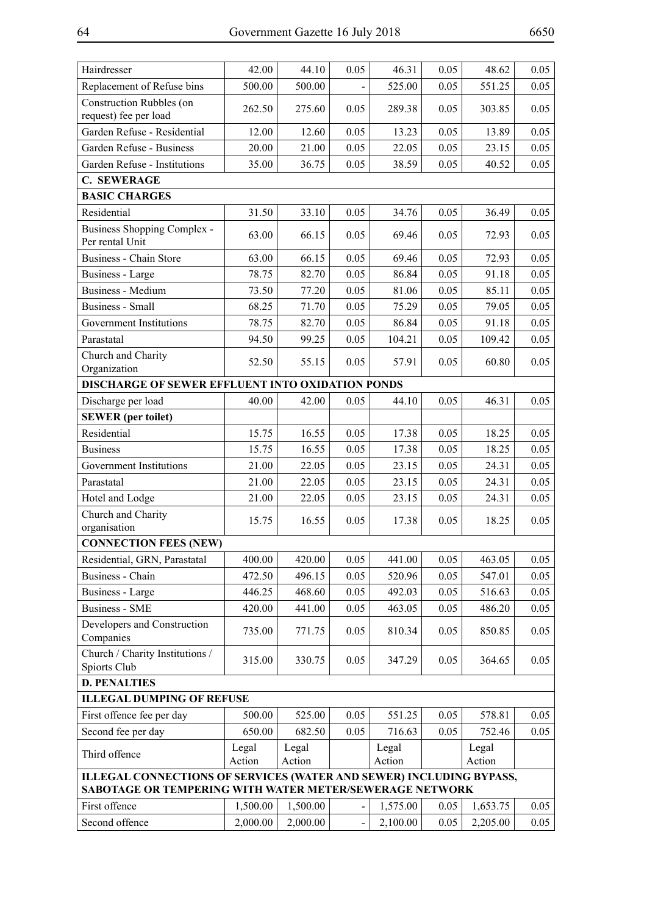| | | | | | | | |
|---|---|---|---|---|---|---|---|
| Hairdresser | 42.00 | 44.10 | 0.05 | 46.31 | 0.05 | 48.62 | 0.05 |
| Replacement of Refuse bins | 500.00 | 500.00 | - | 525.00 | 0.05 | 551.25 | 0.05 |
| Construction Rubbles (on request) fee per load | 262.50 | 275.60 | 0.05 | 289.38 | 0.05 | 303.85 | 0.05 |
| Garden Refuse - Residential | 12.00 | 12.60 | 0.05 | 13.23 | 0.05 | 13.89 | 0.05 |
| Garden Refuse - Business | 20.00 | 21.00 | 0.05 | 22.05 | 0.05 | 23.15 | 0.05 |
| Garden Refuse - Institutions | 35.00 | 36.75 | 0.05 | 38.59 | 0.05 | 40.52 | 0.05 |
| **C. SEWERAGE** | | | | | | | |
| **BASIC CHARGES** | | | | | | | |
| Residential | 31.50 | 33.10 | 0.05 | 34.76 | 0.05 | 36.49 | 0.05 |
| Business Shopping Complex - Per rental Unit | 63.00 | 66.15 | 0.05 | 69.46 | 0.05 | 72.93 | 0.05 |
| Business - Chain Store | 63.00 | 66.15 | 0.05 | 69.46 | 0.05 | 72.93 | 0.05 |
| Business - Large | 78.75 | 82.70 | 0.05 | 86.84 | 0.05 | 91.18 | 0.05 |
| Business - Medium | 73.50 | 77.20 | 0.05 | 81.06 | 0.05 | 85.11 | 0.05 |
| Business - Small | 68.25 | 71.70 | 0.05 | 75.29 | 0.05 | 79.05 | 0.05 |
| Government Institutions | 78.75 | 82.70 | 0.05 | 86.84 | 0.05 | 91.18 | 0.05 |
| Parastatal | 94.50 | 99.25 | 0.05 | 104.21 | 0.05 | 109.42 | 0.05 |
| Church and Charity Organization | 52.50 | 55.15 | 0.05 | 57.91 | 0.05 | 60.80 | 0.05 |
| **DISCHARGE OF SEWER EFFLUENT INTO OXIDATION PONDS** | | | | | | | |
| Discharge per load | 40.00 | 42.00 | 0.05 | 44.10 | 0.05 | 46.31 | 0.05 |
| **SEWER (per toilet)** | | | | | | | |
| Residential | 15.75 | 16.55 | 0.05 | 17.38 | 0.05 | 18.25 | 0.05 |
| Business | 15.75 | 16.55 | 0.05 | 17.38 | 0.05 | 18.25 | 0.05 |
| Government Institutions | 21.00 | 22.05 | 0.05 | 23.15 | 0.05 | 24.31 | 0.05 |
| Parastatal | 21.00 | 22.05 | 0.05 | 23.15 | 0.05 | 24.31 | 0.05 |
| Hotel and Lodge | 21.00 | 22.05 | 0.05 | 23.15 | 0.05 | 24.31 | 0.05 |
| Church and Charity organisation | 15.75 | 16.55 | 0.05 | 17.38 | 0.05 | 18.25 | 0.05 |
| **CONNECTION FEES (NEW)** | | | | | | | |
| Residential, GRN, Parastatal | 400.00 | 420.00 | 0.05 | 441.00 | 0.05 | 463.05 | 0.05 |
| Business - Chain | 472.50 | 496.15 | 0.05 | 520.96 | 0.05 | 547.01 | 0.05 |
| Business - Large | 446.25 | 468.60 | 0.05 | 492.03 | 0.05 | 516.63 | 0.05 |
| Business - SME | 420.00 | 441.00 | 0.05 | 463.05 | 0.05 | 486.20 | 0.05 |
| Developers and Construction Companies | 735.00 | 771.75 | 0.05 | 810.34 | 0.05 | 850.85 | 0.05 |
| Church / Charity Institutions / Spiorts Club | 315.00 | 330.75 | 0.05 | 347.29 | 0.05 | 364.65 | 0.05 |
| **D. PENALTIES** | | | | | | | |
| **ILLEGAL DUMPING OF REFUSE** | | | | | | | |
| First offence fee per day | 500.00 | 525.00 | 0.05 | 551.25 | 0.05 | 578.81 | 0.05 |
| Second fee per day | 650.00 | 682.50 | 0.05 | 716.63 | 0.05 | 752.46 | 0.05 |
| Third offence | Legal Action | Legal Action | | Legal Action | | Legal Action | |
| **ILLEGAL CONNECTIONS OF SERVICES (WATER AND SEWER) INCLUDING BYPASS, SABOTAGE OR TEMPERING WITH WATER METER/SEWERAGE NETWORK** | | | | | | | |
| First offence | 1,500.00 | 1,500.00 | - | 1,575.00 | 0.05 | 1,653.75 | 0.05 |
| Second offence | 2,000.00 | 2,000.00 | - | 2,100.00 | 0.05 | 2,205.00 | 0.05 |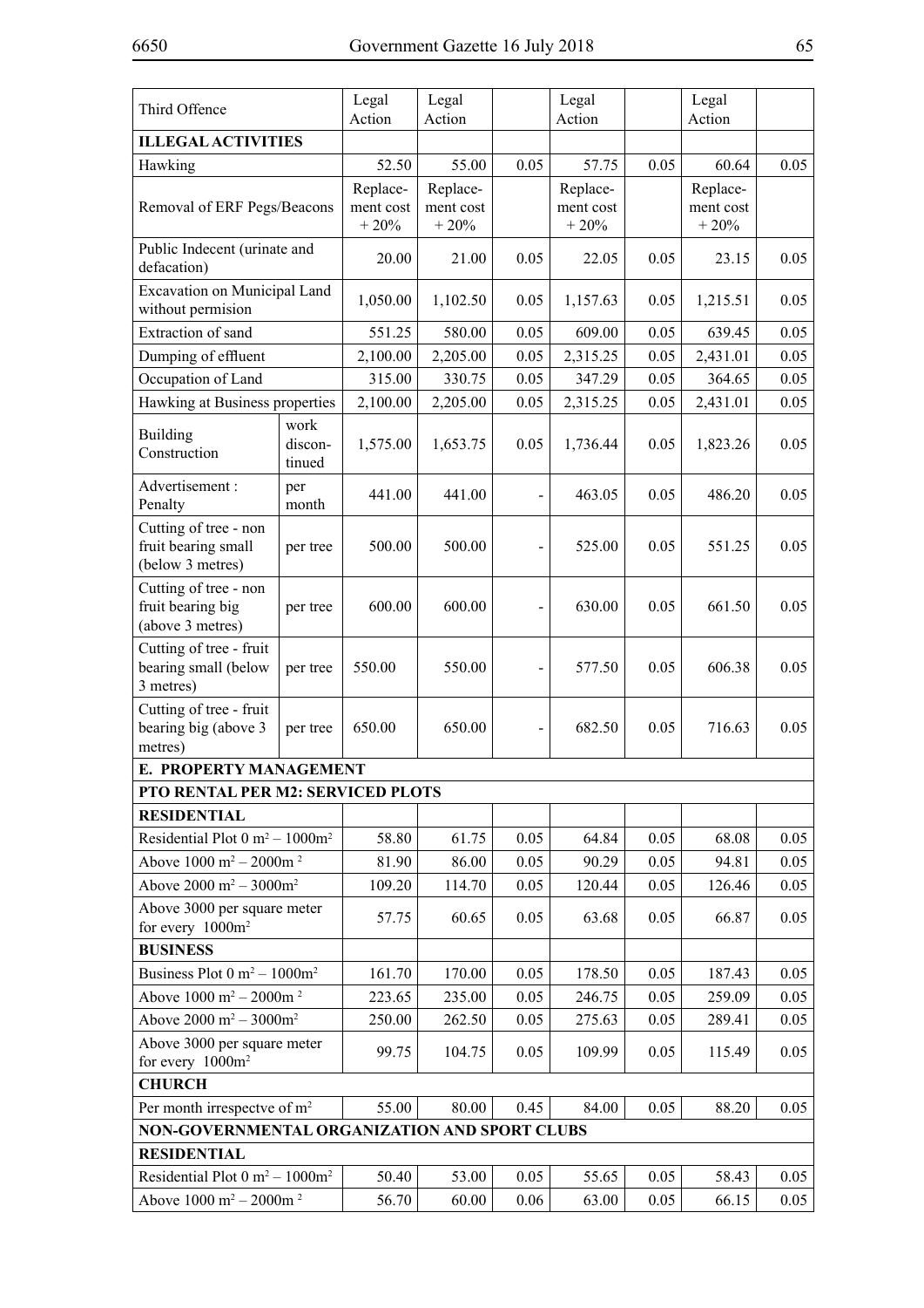| Third Offence | | Legal Action | Legal Action | | Legal Action | | Legal Action | |
|---|---|---|---|---|---|---|---|---|
| **ILLEGAL ACTIVITIES** | | | | | | | | |
| Hawking | | 52.50 | 55.00 | 0.05 | 57.75 | 0.05 | 60.64 | 0.05 |
| Removal of ERF Pegs/Beacons | | Replacement cost + 20% | Replacement cost + 20% | | Replacement cost + 20% | | Replacement cost + 20% | |
| Public Indecent (urinate and defacation) | | 20.00 | 21.00 | 0.05 | 22.05 | 0.05 | 23.15 | 0.05 |
| Excavation on Municipal Land without permision | | 1,050.00 | 1,102.50 | 0.05 | 1,157.63 | 0.05 | 1,215.51 | 0.05 |
| Extraction of sand | | 551.25 | 580.00 | 0.05 | 609.00 | 0.05 | 639.45 | 0.05 |
| Dumping of effluent | | 2,100.00 | 2,205.00 | 0.05 | 2,315.25 | 0.05 | 2,431.01 | 0.05 |
| Occupation of Land | | 315.00 | 330.75 | 0.05 | 347.29 | 0.05 | 364.65 | 0.05 |
| Hawking at Business properties | | 2,100.00 | 2,205.00 | 0.05 | 2,315.25 | 0.05 | 2,431.01 | 0.05 |
| Building Construction | work discontinued | 1,575.00 | 1,653.75 | 0.05 | 1,736.44 | 0.05 | 1,823.26 | 0.05 |
| Advertisement : Penalty | per month | 441.00 | 441.00 | - | 463.05 | 0.05 | 486.20 | 0.05 |
| Cutting of tree - non fruit bearing small (below 3 metres) | per tree | 500.00 | 500.00 | - | 525.00 | 0.05 | 551.25 | 0.05 |
| Cutting of tree - non fruit bearing big (above 3 metres) | per tree | 600.00 | 600.00 | - | 630.00 | 0.05 | 661.50 | 0.05 |
| Cutting of tree - fruit bearing small (below 3 metres) | per tree | 550.00 | 550.00 | - | 577.50 | 0.05 | 606.38 | 0.05 |
| Cutting of tree - fruit bearing big (above 3 metres) | per tree | 650.00 | 650.00 | - | 682.50 | 0.05 | 716.63 | 0.05 |
| **E. PROPERTY MANAGEMENT** | | | | | | | | |
| **PTO RENTAL PER M2: SERVICED PLOTS** | | | | | | | | |
| **RESIDENTIAL** | | | | | | | | |
| Residential Plot 0 m² – 1000m² | | 58.80 | 61.75 | 0.05 | 64.84 | 0.05 | 68.08 | 0.05 |
| Above 1000 m² – 2000m² | | 81.90 | 86.00 | 0.05 | 90.29 | 0.05 | 94.81 | 0.05 |
| Above 2000 m² – 3000m² | | 109.20 | 114.70 | 0.05 | 120.44 | 0.05 | 126.46 | 0.05 |
| Above 3000 per square meter for every 1000m² | | 57.75 | 60.65 | 0.05 | 63.68 | 0.05 | 66.87 | 0.05 |
| **BUSINESS** | | | | | | | | |
| Business Plot 0 m² – 1000m² | | 161.70 | 170.00 | 0.05 | 178.50 | 0.05 | 187.43 | 0.05 |
| Above 1000 m² – 2000m² | | 223.65 | 235.00 | 0.05 | 246.75 | 0.05 | 259.09 | 0.05 |
| Above 2000 m² – 3000m² | | 250.00 | 262.50 | 0.05 | 275.63 | 0.05 | 289.41 | 0.05 |
| Above 3000 per square meter for every 1000m² | | 99.75 | 104.75 | 0.05 | 109.99 | 0.05 | 115.49 | 0.05 |
| **CHURCH** | | | | | | | | |
| Per month irrespectve of m² | | 55.00 | 80.00 | 0.45 | 84.00 | 0.05 | 88.20 | 0.05 |
| **NON-GOVERNMENTAL ORGANIZATION AND SPORT CLUBS** | | | | | | | | |
| **RESIDENTIAL** | | | | | | | | |
| Residential Plot 0 m² – 1000m² | | 50.40 | 53.00 | 0.05 | 55.65 | 0.05 | 58.43 | 0.05 |
| Above 1000 m² – 2000m² | | 56.70 | 60.00 | 0.06 | 63.00 | 0.05 | 66.15 | 0.05 |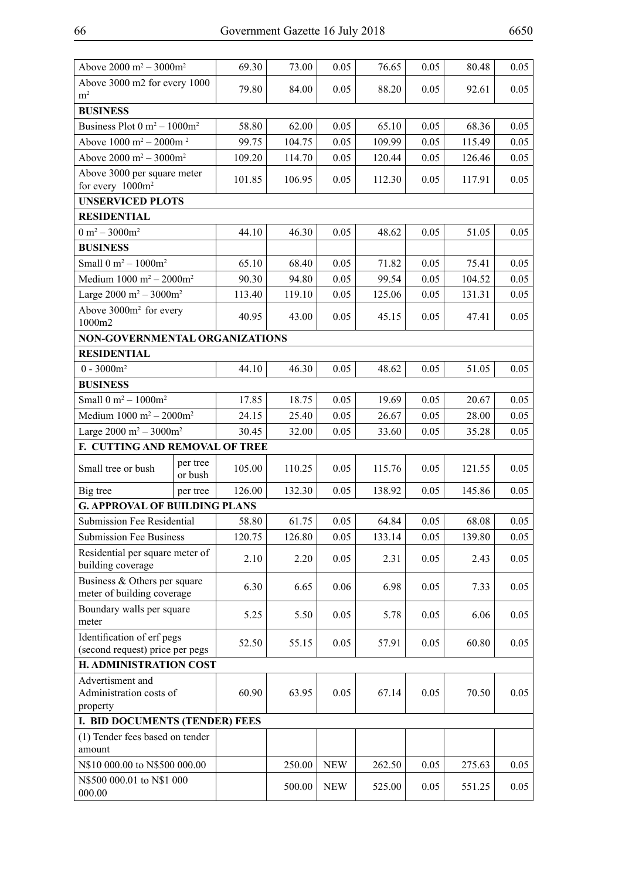| | | | | | | | |
|---|---|---|---|---|---|---|---|
| Above 2000 $m^2$ – 3000$m^2$ | | 69.30 | 73.00 | 0.05 | 76.65 | 0.05 | 80.48 | 0.05 |
| Above 3000 m2 for every 1000 $m^2$ | | 79.80 | 84.00 | 0.05 | 88.20 | 0.05 | 92.61 | 0.05 |
| **BUSINESS** | | | | | | | | |
| Business Plot 0 $m^2$ – 1000$m^2$ | | 58.80 | 62.00 | 0.05 | 65.10 | 0.05 | 68.36 | 0.05 |
| Above 1000 $m^2$ – 2000m $^2$ | | 99.75 | 104.75 | 0.05 | 109.99 | 0.05 | 115.49 | 0.05 |
| Above 2000 $m^2$ – 3000$m^2$ | | 109.20 | 114.70 | 0.05 | 120.44 | 0.05 | 126.46 | 0.05 |
| Above 3000 per square meter for every 1000$m^2$ | | 101.85 | 106.95 | 0.05 | 112.30 | 0.05 | 117.91 | 0.05 |
| **UNSERVICED PLOTS** | | | | | | | | |
| **RESIDENTIAL** | | | | | | | | |
| 0 $m^2$ – 3000$m^2$ | | 44.10 | 46.30 | 0.05 | 48.62 | 0.05 | 51.05 | 0.05 |
| **BUSINESS** | | | | | | | | |
| Small 0 $m^2$ – 1000$m^2$ | | 65.10 | 68.40 | 0.05 | 71.82 | 0.05 | 75.41 | 0.05 |
| Medium 1000 $m^2$ – 2000$m^2$ | | 90.30 | 94.80 | 0.05 | 99.54 | 0.05 | 104.52 | 0.05 |
| Large 2000 $m^2$ – 3000$m^2$ | | 113.40 | 119.10 | 0.05 | 125.06 | 0.05 | 131.31 | 0.05 |
| Above 3000$m^2$ for every 1000m2 | | 40.95 | 43.00 | 0.05 | 45.15 | 0.05 | 47.41 | 0.05 |
| **NON-GOVERNMENTAL ORGANIZATIONS** | | | | | | | | |
| **RESIDENTIAL** | | | | | | | | |
| 0 - 3000$m^2$ | | 44.10 | 46.30 | 0.05 | 48.62 | 0.05 | 51.05 | 0.05 |
| **BUSINESS** | | | | | | | | |
| Small 0 $m^2$ – 1000$m^2$ | | 17.85 | 18.75 | 0.05 | 19.69 | 0.05 | 20.67 | 0.05 |
| Medium 1000 $m^2$ – 2000$m^2$ | | 24.15 | 25.40 | 0.05 | 26.67 | 0.05 | 28.00 | 0.05 |
| Large 2000 $m^2$ – 3000$m^2$ | | 30.45 | 32.00 | 0.05 | 33.60 | 0.05 | 35.28 | 0.05 |
| **F. CUTTING AND REMOVAL OF TREE** | | | | | | | | |
| Small tree or bush | per tree or bush | 105.00 | 110.25 | 0.05 | 115.76 | 0.05 | 121.55 | 0.05 |
| Big tree | per tree | 126.00 | 132.30 | 0.05 | 138.92 | 0.05 | 145.86 | 0.05 |
| **G. APPROVAL OF BUILDING PLANS** | | | | | | | | |
| Submission Fee Residential | | 58.80 | 61.75 | 0.05 | 64.84 | 0.05 | 68.08 | 0.05 |
| Submission Fee Business | | 120.75 | 126.80 | 0.05 | 133.14 | 0.05 | 139.80 | 0.05 |
| Residential per square meter of building coverage | | 2.10 | 2.20 | 0.05 | 2.31 | 0.05 | 2.43 | 0.05 |
| Business & Others per square meter of building coverage | | 6.30 | 6.65 | 0.06 | 6.98 | 0.05 | 7.33 | 0.05 |
| Boundary walls per square meter | | 5.25 | 5.50 | 0.05 | 5.78 | 0.05 | 6.06 | 0.05 |
| Identification of erf pegs (second request) price per pegs | | 52.50 | 55.15 | 0.05 | 57.91 | 0.05 | 60.80 | 0.05 |
| **H. ADMINISTRATION COST** | | | | | | | | |
| Advertisment and Administration costs of property | | 60.90 | 63.95 | 0.05 | 67.14 | 0.05 | 70.50 | 0.05 |
| **I. BID DOCUMENTS (TENDER) FEES** | | | | | | | | |
| (1) Tender fees based on tender amount | | | | | | | | |
| N$10 000.00 to N$500 000.00 | | | 250.00 | NEW | 262.50 | 0.05 | 275.63 | 0.05 |
| N$500 000.01 to N$1 000 000.00 | | | 500.00 | NEW | 525.00 | 0.05 | 551.25 | 0.05 |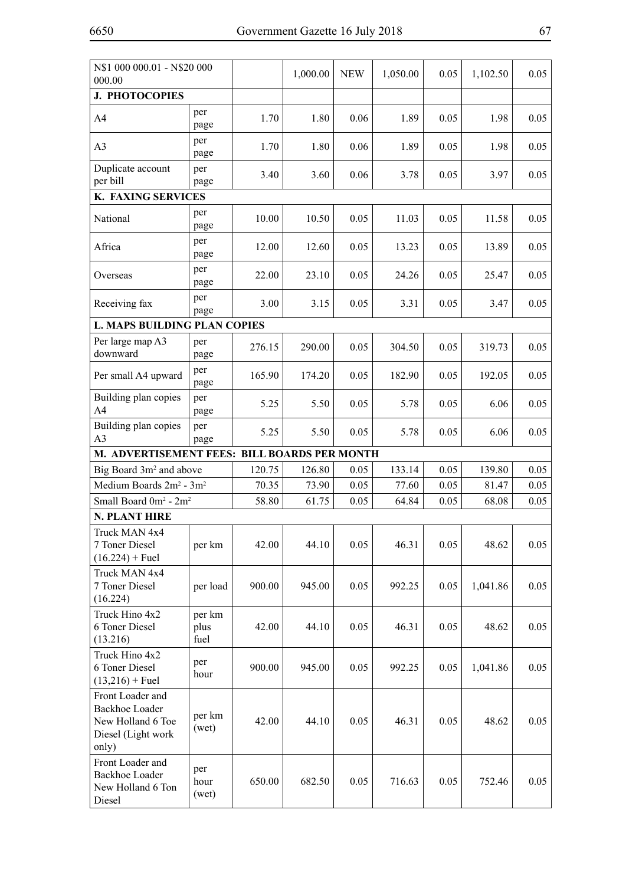| | | | | | | | | |
|---|---|---|---|---|---|---|---|---|
| N$1 000 000.01 - N$20 000 000.00 | | | 1,000.00 | NEW | 1,050.00 | 0.05 | 1,102.50 | 0.05 |
| **J. PHOTOCOPIES** | | | | | | | | |
| A4 | per page | 1.70 | 1.80 | 0.06 | 1.89 | 0.05 | 1.98 | 0.05 |
| A3 | per page | 1.70 | 1.80 | 0.06 | 1.89 | 0.05 | 1.98 | 0.05 |
| Duplicate account per bill | per page | 3.40 | 3.60 | 0.06 | 3.78 | 0.05 | 3.97 | 0.05 |
| **K. FAXING SERVICES** | | | | | | | | |
| National | per page | 10.00 | 10.50 | 0.05 | 11.03 | 0.05 | 11.58 | 0.05 |
| Africa | per page | 12.00 | 12.60 | 0.05 | 13.23 | 0.05 | 13.89 | 0.05 |
| Overseas | per page | 22.00 | 23.10 | 0.05 | 24.26 | 0.05 | 25.47 | 0.05 |
| Receiving fax | per page | 3.00 | 3.15 | 0.05 | 3.31 | 0.05 | 3.47 | 0.05 |
| **L. MAPS BUILDING PLAN COPIES** | | | | | | | | |
| Per large map A3 downward | per page | 276.15 | 290.00 | 0.05 | 304.50 | 0.05 | 319.73 | 0.05 |
| Per small A4 upward | per page | 165.90 | 174.20 | 0.05 | 182.90 | 0.05 | 192.05 | 0.05 |
| Building plan copies A4 | per page | 5.25 | 5.50 | 0.05 | 5.78 | 0.05 | 6.06 | 0.05 |
| Building plan copies A3 | per page | 5.25 | 5.50 | 0.05 | 5.78 | 0.05 | 6.06 | 0.05 |
| **M. ADVERTISEMENT FEES: BILL BOARDS PER MONTH** | | | | | | | | |
| Big Board $3m^2$ and above | | 120.75 | 126.80 | 0.05 | 133.14 | 0.05 | 139.80 | 0.05 |
| Medium Boards $2m^2$ - $3m^2$ | | 70.35 | 73.90 | 0.05 | 77.60 | 0.05 | 81.47 | 0.05 |
| Small Board $0m^2$ - $2m^2$ | | 58.80 | 61.75 | 0.05 | 64.84 | 0.05 | 68.08 | 0.05 |
| **N. PLANT HIRE** | | | | | | | | |
| Truck MAN 4x4 7 Toner Diesel (16.224) + Fuel | per km | 42.00 | 44.10 | 0.05 | 46.31 | 0.05 | 48.62 | 0.05 |
| Truck MAN 4x4 7 Toner Diesel (16.224) | per load | 900.00 | 945.00 | 0.05 | 992.25 | 0.05 | 1,041.86 | 0.05 |
| Truck Hino 4x2 6 Toner Diesel (13.216) | per km plus fuel | 42.00 | 44.10 | 0.05 | 46.31 | 0.05 | 48.62 | 0.05 |
| Truck Hino 4x2 6 Toner Diesel (13,216) + Fuel | per hour | 900.00 | 945.00 | 0.05 | 992.25 | 0.05 | 1,041.86 | 0.05 |
| Front Loader and Backhoe Loader New Holland 6 Toe Diesel (Light work only) | per km (wet) | 42.00 | 44.10 | 0.05 | 46.31 | 0.05 | 48.62 | 0.05 |
| Front Loader and Backhoe Loader New Holland 6 Ton Diesel | per hour (wet) | 650.00 | 682.50 | 0.05 | 716.63 | 0.05 | 752.46 | 0.05 |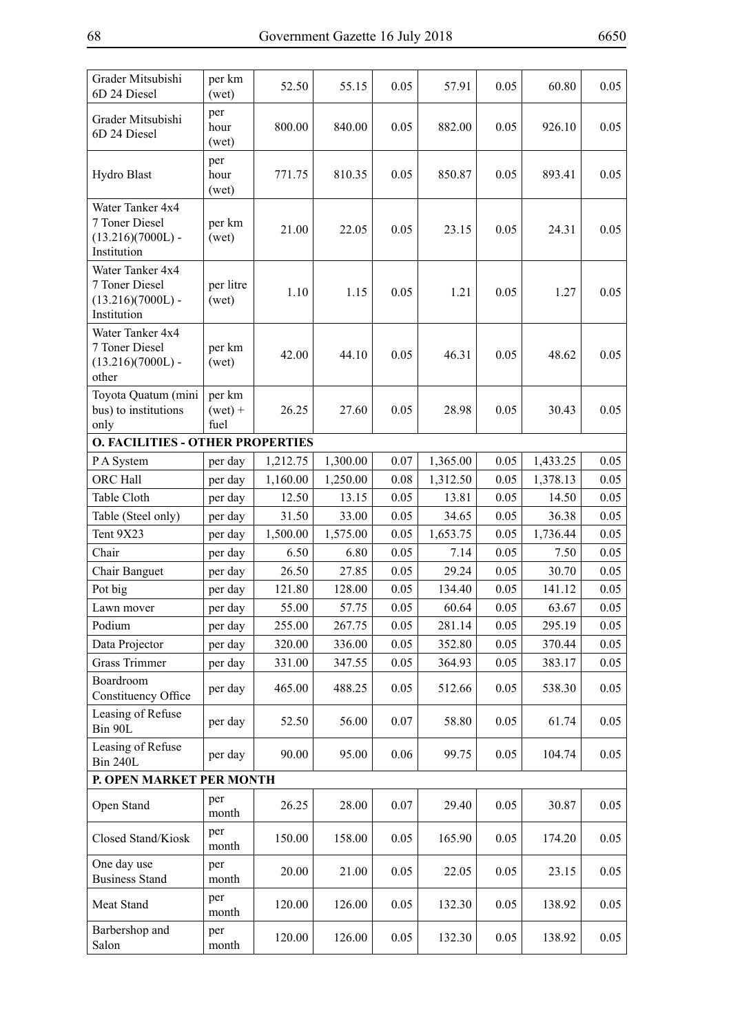| | | | | | | | | |
|---|---|---|---|---|---|---|---|---|
| Grader Mitsubishi 6D 24 Diesel | per km (wet) | 52.50 | 55.15 | 0.05 | 57.91 | 0.05 | 60.80 | 0.05 |
| Grader Mitsubishi 6D 24 Diesel | per hour (wet) | 800.00 | 840.00 | 0.05 | 882.00 | 0.05 | 926.10 | 0.05 |
| Hydro Blast | per hour (wet) | 771.75 | 810.35 | 0.05 | 850.87 | 0.05 | 893.41 | 0.05 |
| Water Tanker 4x4 7 Toner Diesel (13.216)(7000L) - Institution | per km (wet) | 21.00 | 22.05 | 0.05 | 23.15 | 0.05 | 24.31 | 0.05 |
| Water Tanker 4x4 7 Toner Diesel (13.216)(7000L) - Institution | per litre (wet) | 1.10 | 1.15 | 0.05 | 1.21 | 0.05 | 1.27 | 0.05 |
| Water Tanker 4x4 7 Toner Diesel (13.216)(7000L) - other | per km (wet) | 42.00 | 44.10 | 0.05 | 46.31 | 0.05 | 48.62 | 0.05 |
| Toyota Quatum (mini bus) to institutions only | per km (wet) + fuel | 26.25 | 27.60 | 0.05 | 28.98 | 0.05 | 30.43 | 0.05 |
| **O. FACILITIES - OTHER PROPERTIES** | | | | | | | | |
| P A System | per day | 1,212.75 | 1,300.00 | 0.07 | 1,365.00 | 0.05 | 1,433.25 | 0.05 |
| ORC Hall | per day | 1,160.00 | 1,250.00 | 0.08 | 1,312.50 | 0.05 | 1,378.13 | 0.05 |
| Table Cloth | per day | 12.50 | 13.15 | 0.05 | 13.81 | 0.05 | 14.50 | 0.05 |
| Table (Steel only) | per day | 31.50 | 33.00 | 0.05 | 34.65 | 0.05 | 36.38 | 0.05 |
| Tent 9X23 | per day | 1,500.00 | 1,575.00 | 0.05 | 1,653.75 | 0.05 | 1,736.44 | 0.05 |
| Chair | per day | 6.50 | 6.80 | 0.05 | 7.14 | 0.05 | 7.50 | 0.05 |
| Chair Banguet | per day | 26.50 | 27.85 | 0.05 | 29.24 | 0.05 | 30.70 | 0.05 |
| Pot big | per day | 121.80 | 128.00 | 0.05 | 134.40 | 0.05 | 141.12 | 0.05 |
| Lawn mover | per day | 55.00 | 57.75 | 0.05 | 60.64 | 0.05 | 63.67 | 0.05 |
| Podium | per day | 255.00 | 267.75 | 0.05 | 281.14 | 0.05 | 295.19 | 0.05 |
| Data Projector | per day | 320.00 | 336.00 | 0.05 | 352.80 | 0.05 | 370.44 | 0.05 |
| Grass Trimmer | per day | 331.00 | 347.55 | 0.05 | 364.93 | 0.05 | 383.17 | 0.05 |
| Boardroom Constituency Office | per day | 465.00 | 488.25 | 0.05 | 512.66 | 0.05 | 538.30 | 0.05 |
| Leasing of Refuse Bin 90L | per day | 52.50 | 56.00 | 0.07 | 58.80 | 0.05 | 61.74 | 0.05 |
| Leasing of Refuse Bin 240L | per day | 90.00 | 95.00 | 0.06 | 99.75 | 0.05 | 104.74 | 0.05 |
| **P. OPEN MARKET PER MONTH** | | | | | | | | |
| Open Stand | per month | 26.25 | 28.00 | 0.07 | 29.40 | 0.05 | 30.87 | 0.05 |
| Closed Stand/Kiosk | per month | 150.00 | 158.00 | 0.05 | 165.90 | 0.05 | 174.20 | 0.05 |
| One day use Business Stand | per month | 20.00 | 21.00 | 0.05 | 22.05 | 0.05 | 23.15 | 0.05 |
| Meat Stand | per month | 120.00 | 126.00 | 0.05 | 132.30 | 0.05 | 138.92 | 0.05 |
| Barbershop and Salon | per month | 120.00 | 126.00 | 0.05 | 132.30 | 0.05 | 138.92 | 0.05 |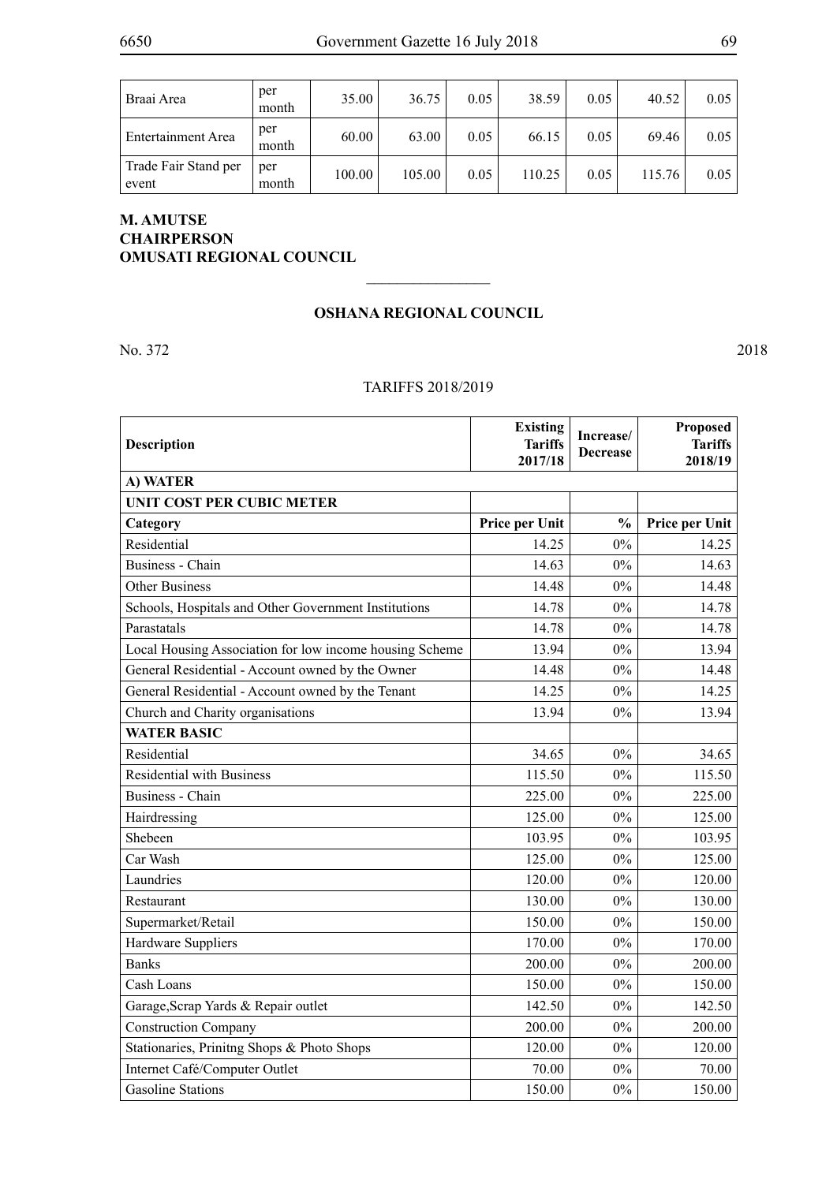| Braai Area | per month | 35.00 | 36.75 | 0.05 | 38.59 | 0.05 | 40.52 | 0.05 |
|---|---|---|---|---|---|---|---|---|
| Entertainment Area | per month | 60.00 | 63.00 | 0.05 | 66.15 | 0.05 | 69.46 | 0.05 |
| Trade Fair Stand per event | per month | 100.00 | 105.00 | 0.05 | 110.25 | 0.05 | 115.76 | 0.05 |

**M. AMUTSE**
**CHAIRPERSON**
**OMUSATI REGIONAL COUNCIL**

---

## OSHANA REGIONAL COUNCIL

No. 372 2018

TARIFFS 2018/2019

| Description | Existing Tariffs 2017/18 | Increase/ Decrease | Proposed Tariffs 2018/19 |
|---|---|---|---|
| **A) WATER** | | | |
| **UNIT COST PER CUBIC METER** | | | |
| **Category** | **Price per Unit** | **%** | **Price per Unit** |
| Residential | 14.25 | 0% | 14.25 |
| Business - Chain | 14.63 | 0% | 14.63 |
| Other Business | 14.48 | 0% | 14.48 |
| Schools, Hospitals and Other Government Institutions | 14.78 | 0% | 14.78 |
| Parastatals | 14.78 | 0% | 14.78 |
| Local Housing Association for low income housing Scheme | 13.94 | 0% | 13.94 |
| General Residential - Account owned by the Owner | 14.48 | 0% | 14.48 |
| General Residential - Account owned by the Tenant | 14.25 | 0% | 14.25 |
| Church and Charity organisations | 13.94 | 0% | 13.94 |
| **WATER BASIC** | | | |
| Residential | 34.65 | 0% | 34.65 |
| Residential with Business | 115.50 | 0% | 115.50 |
| Business - Chain | 225.00 | 0% | 225.00 |
| Hairdressing | 125.00 | 0% | 125.00 |
| Shebeen | 103.95 | 0% | 103.95 |
| Car Wash | 125.00 | 0% | 125.00 |
| Laundries | 120.00 | 0% | 120.00 |
| Restaurant | 130.00 | 0% | 130.00 |
| Supermarket/Retail | 150.00 | 0% | 150.00 |
| Hardware Suppliers | 170.00 | 0% | 170.00 |
| Banks | 200.00 | 0% | 200.00 |
| Cash Loans | 150.00 | 0% | 150.00 |
| Garage,Scrap Yards & Repair outlet | 142.50 | 0% | 142.50 |
| Construction Company | 200.00 | 0% | 200.00 |
| Stationaries, Prinitng Shops & Photo Shops | 120.00 | 0% | 120.00 |
| Internet Café/Computer Outlet | 70.00 | 0% | 70.00 |
| Gasoline Stations | 150.00 | 0% | 150.00 |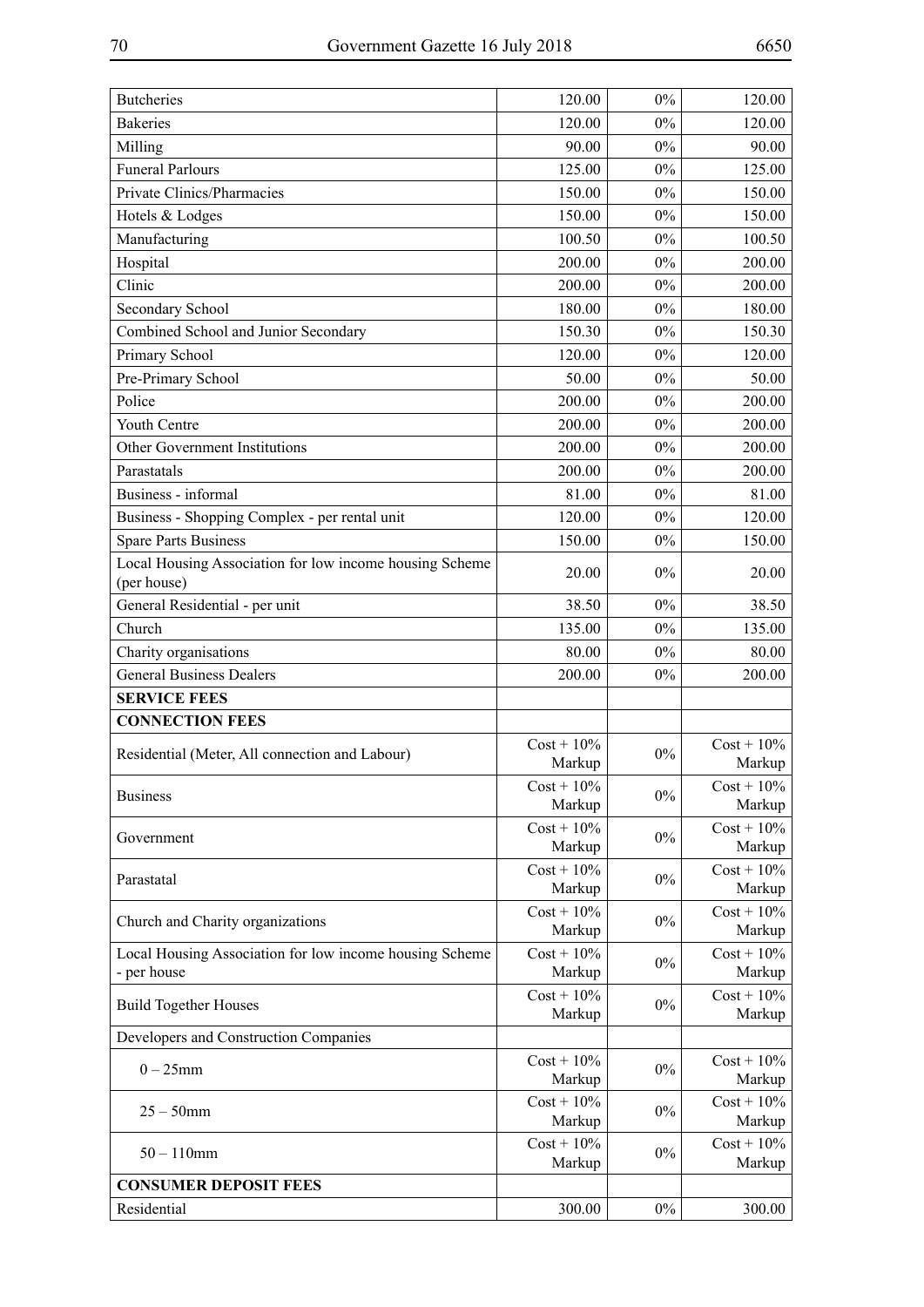| Butcheries | 120.00 | 0% | 120.00 |
|---|---|---|---|
| Bakeries | 120.00 | 0% | 120.00 |
| Milling | 90.00 | 0% | 90.00 |
| Funeral Parlours | 125.00 | 0% | 125.00 |
| Private Clinics/Pharmacies | 150.00 | 0% | 150.00 |
| Hotels & Lodges | 150.00 | 0% | 150.00 |
| Manufacturing | 100.50 | 0% | 100.50 |
| Hospital | 200.00 | 0% | 200.00 |
| Clinic | 200.00 | 0% | 200.00 |
| Secondary School | 180.00 | 0% | 180.00 |
| Combined School and Junior Secondary | 150.30 | 0% | 150.30 |
| Primary School | 120.00 | 0% | 120.00 |
| Pre-Primary School | 50.00 | 0% | 50.00 |
| Police | 200.00 | 0% | 200.00 |
| Youth Centre | 200.00 | 0% | 200.00 |
| Other Government Institutions | 200.00 | 0% | 200.00 |
| Parastatals | 200.00 | 0% | 200.00 |
| Business - informal | 81.00 | 0% | 81.00 |
| Business - Shopping Complex - per rental unit | 120.00 | 0% | 120.00 |
| Spare Parts Business | 150.00 | 0% | 150.00 |
| Local Housing Association for low income housing Scheme (per house) | 20.00 | 0% | 20.00 |
| General Residential - per unit | 38.50 | 0% | 38.50 |
| Church | 135.00 | 0% | 135.00 |
| Charity organisations | 80.00 | 0% | 80.00 |
| General Business Dealers | 200.00 | 0% | 200.00 |
| **SERVICE FEES** | | | |
| **CONNECTION FEES** | | | |
| Residential (Meter, All connection and Labour) | Cost + 10% Markup | 0% | Cost + 10% Markup |
| Business | Cost + 10% Markup | 0% | Cost + 10% Markup |
| Government | Cost + 10% Markup | 0% | Cost + 10% Markup |
| Parastatal | Cost + 10% Markup | 0% | Cost + 10% Markup |
| Church and Charity organizations | Cost + 10% Markup | 0% | Cost + 10% Markup |
| Local Housing Association for low income housing Scheme - per house | Cost + 10% Markup | 0% | Cost + 10% Markup |
| Build Together Houses | Cost + 10% Markup | 0% | Cost + 10% Markup |
| Developers and Construction Companies | | | |
| 0 – 25mm | Cost + 10% Markup | 0% | Cost + 10% Markup |
| 25 – 50mm | Cost + 10% Markup | 0% | Cost + 10% Markup |
| 50 – 110mm | Cost + 10% Markup | 0% | Cost + 10% Markup |
| **CONSUMER DEPOSIT FEES** | | | |
| Residential | 300.00 | 0% | 300.00 |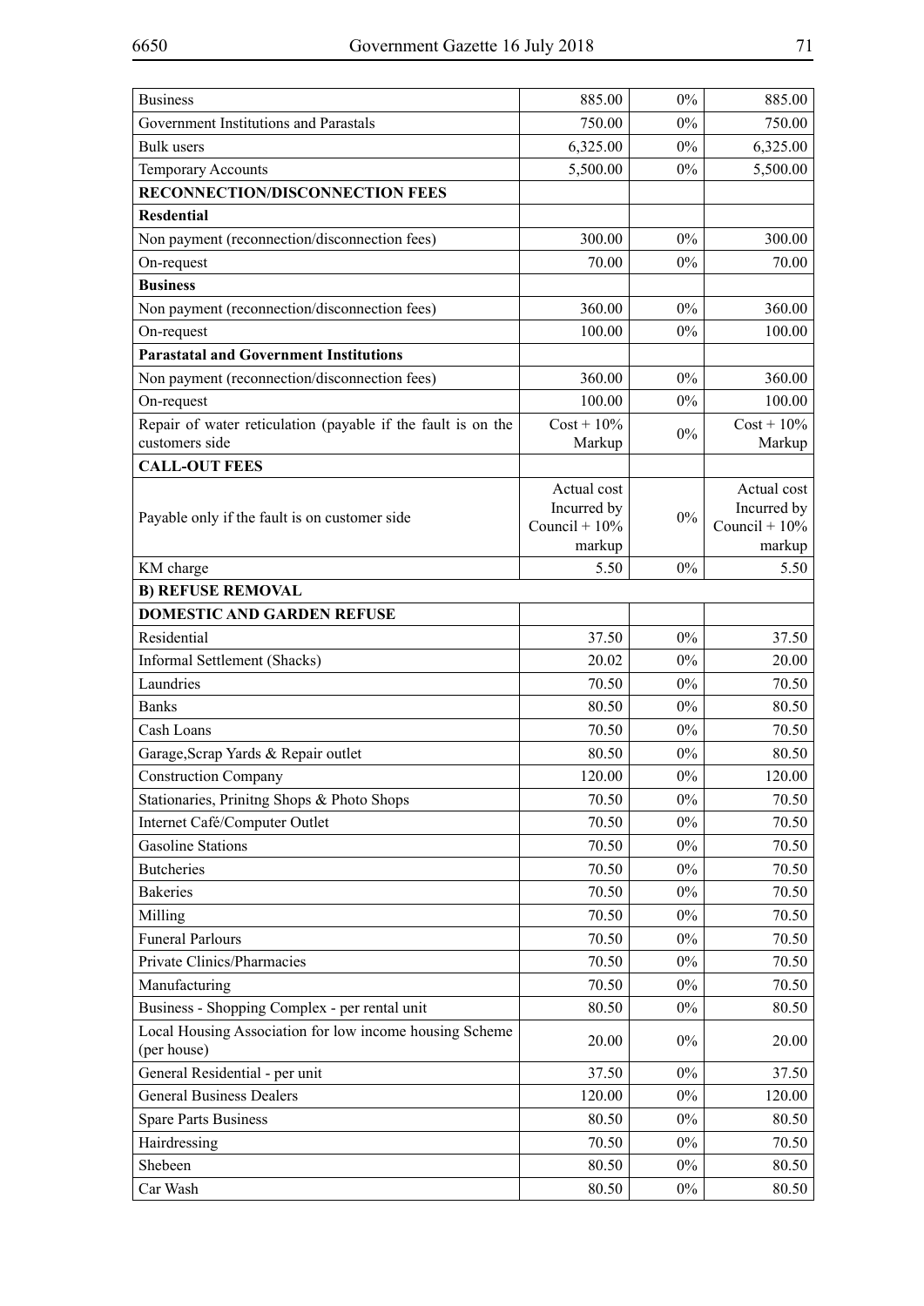| | | | |
|---|---|---|---|
| Business | 885.00 | 0% | 885.00 |
| Government Institutions and Parastals | 750.00 | 0% | 750.00 |
| Bulk users | 6,325.00 | 0% | 6,325.00 |
| Temporary Accounts | 5,500.00 | 0% | 5,500.00 |
| **RECONNECTION/DISCONNECTION FEES** | | | |
| **Resdential** | | | |
| Non payment (reconnection/disconnection fees) | 300.00 | 0% | 300.00 |
| On-request | 70.00 | 0% | 70.00 |
| **Business** | | | |
| Non payment (reconnection/disconnection fees) | 360.00 | 0% | 360.00 |
| On-request | 100.00 | 0% | 100.00 |
| **Parastatal and Government Institutions** | | | |
| Non payment (reconnection/disconnection fees) | 360.00 | 0% | 360.00 |
| On-request | 100.00 | 0% | 100.00 |
| Repair of water reticulation (payable if the fault is on the customers side | Cost + 10% Markup | 0% | Cost + 10% Markup |
| **CALL-OUT FEES** | | | |
| Payable only if the fault is on customer side | Actual cost Incurred by Council + 10% markup | 0% | Actual cost Incurred by Council + 10% markup |
| KM charge | 5.50 | 0% | 5.50 |
| **B) REFUSE REMOVAL** | | | |
| **DOMESTIC AND GARDEN REFUSE** | | | |
| Residential | 37.50 | 0% | 37.50 |
| Informal Settlement (Shacks) | 20.02 | 0% | 20.00 |
| Laundries | 70.50 | 0% | 70.50 |
| Banks | 80.50 | 0% | 80.50 |
| Cash Loans | 70.50 | 0% | 70.50 |
| Garage,Scrap Yards & Repair outlet | 80.50 | 0% | 80.50 |
| Construction Company | 120.00 | 0% | 120.00 |
| Stationaries, Prinitng Shops & Photo Shops | 70.50 | 0% | 70.50 |
| Internet Café/Computer Outlet | 70.50 | 0% | 70.50 |
| Gasoline Stations | 70.50 | 0% | 70.50 |
| Butcheries | 70.50 | 0% | 70.50 |
| Bakeries | 70.50 | 0% | 70.50 |
| Milling | 70.50 | 0% | 70.50 |
| Funeral Parlours | 70.50 | 0% | 70.50 |
| Private Clinics/Pharmacies | 70.50 | 0% | 70.50 |
| Manufacturing | 70.50 | 0% | 70.50 |
| Business - Shopping Complex - per rental unit | 80.50 | 0% | 80.50 |
| Local Housing Association for low income housing Scheme (per house) | 20.00 | 0% | 20.00 |
| General Residential - per unit | 37.50 | 0% | 37.50 |
| General Business Dealers | 120.00 | 0% | 120.00 |
| Spare Parts Business | 80.50 | 0% | 80.50 |
| Hairdressing | 70.50 | 0% | 70.50 |
| Shebeen | 80.50 | 0% | 80.50 |
| Car Wash | 80.50 | 0% | 80.50 |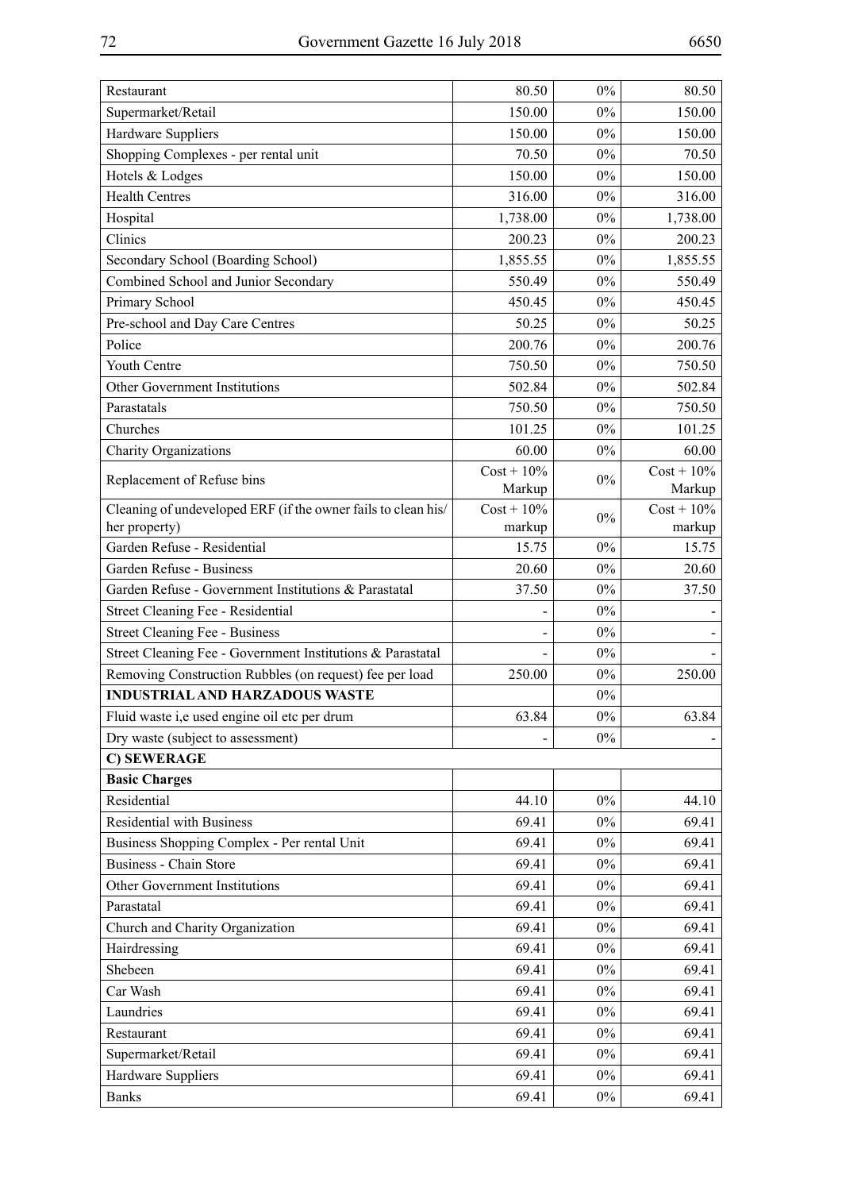| | | | |
|---|---|---|---|
| Restaurant | 80.50 | 0% | 80.50 |
| Supermarket/Retail | 150.00 | 0% | 150.00 |
| Hardware Suppliers | 150.00 | 0% | 150.00 |
| Shopping Complexes - per rental unit | 70.50 | 0% | 70.50 |
| Hotels & Lodges | 150.00 | 0% | 150.00 |
| Health Centres | 316.00 | 0% | 316.00 |
| Hospital | 1,738.00 | 0% | 1,738.00 |
| Clinics | 200.23 | 0% | 200.23 |
| Secondary School (Boarding School) | 1,855.55 | 0% | 1,855.55 |
| Combined School and Junior Secondary | 550.49 | 0% | 550.49 |
| Primary School | 450.45 | 0% | 450.45 |
| Pre-school and Day Care Centres | 50.25 | 0% | 50.25 |
| Police | 200.76 | 0% | 200.76 |
| Youth Centre | 750.50 | 0% | 750.50 |
| Other Government Institutions | 502.84 | 0% | 502.84 |
| Parastatals | 750.50 | 0% | 750.50 |
| Churches | 101.25 | 0% | 101.25 |
| Charity Organizations | 60.00 | 0% | 60.00 |
| Replacement of Refuse bins | Cost + 10% Markup | 0% | Cost + 10% Markup |
| Cleaning of undeveloped ERF (if the owner fails to clean his/her property) | Cost + 10% markup | 0% | Cost + 10% markup |
| Garden Refuse - Residential | 15.75 | 0% | 15.75 |
| Garden Refuse - Business | 20.60 | 0% | 20.60 |
| Garden Refuse - Government Institutions & Parastatal | 37.50 | 0% | 37.50 |
| Street Cleaning Fee - Residential | - | 0% | - |
| Street Cleaning Fee - Business | - | 0% | - |
| Street Cleaning Fee - Government Institutions & Parastatal | - | 0% | - |
| Removing Construction Rubbles (on request) fee per load | 250.00 | 0% | 250.00 |
| **INDUSTRIAL AND HARZADOUS WASTE** | | 0% | |
| Fluid waste i,e used engine oil etc per drum | 63.84 | 0% | 63.84 |
| Dry waste (subject to assessment) | - | 0% | - |
| **C) SEWERAGE** | | | |
| **Basic Charges** | | | |
| Residential | 44.10 | 0% | 44.10 |
| Residential with Business | 69.41 | 0% | 69.41 |
| Business Shopping Complex - Per rental Unit | 69.41 | 0% | 69.41 |
| Business - Chain Store | 69.41 | 0% | 69.41 |
| Other Government Institutions | 69.41 | 0% | 69.41 |
| Parastatal | 69.41 | 0% | 69.41 |
| Church and Charity Organization | 69.41 | 0% | 69.41 |
| Hairdressing | 69.41 | 0% | 69.41 |
| Shebeen | 69.41 | 0% | 69.41 |
| Car Wash | 69.41 | 0% | 69.41 |
| Laundries | 69.41 | 0% | 69.41 |
| Restaurant | 69.41 | 0% | 69.41 |
| Supermarket/Retail | 69.41 | 0% | 69.41 |
| Hardware Suppliers | 69.41 | 0% | 69.41 |
| Banks | 69.41 | 0% | 69.41 |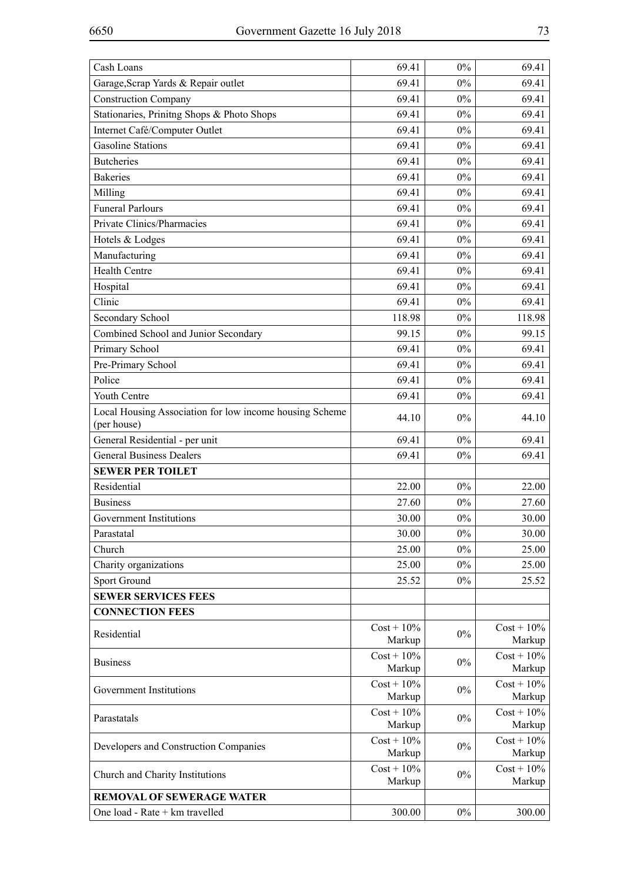| | | | |
|---|---|---|---|
| Cash Loans | 69.41 | 0% | 69.41 |
| Garage,Scrap Yards & Repair outlet | 69.41 | 0% | 69.41 |
| Construction Company | 69.41 | 0% | 69.41 |
| Stationaries, Prinitng Shops & Photo Shops | 69.41 | 0% | 69.41 |
| Internet Café/Computer Outlet | 69.41 | 0% | 69.41 |
| Gasoline Stations | 69.41 | 0% | 69.41 |
| Butcheries | 69.41 | 0% | 69.41 |
| Bakeries | 69.41 | 0% | 69.41 |
| Milling | 69.41 | 0% | 69.41 |
| Funeral Parlours | 69.41 | 0% | 69.41 |
| Private Clinics/Pharmacies | 69.41 | 0% | 69.41 |
| Hotels & Lodges | 69.41 | 0% | 69.41 |
| Manufacturing | 69.41 | 0% | 69.41 |
| Health Centre | 69.41 | 0% | 69.41 |
| Hospital | 69.41 | 0% | 69.41 |
| Clinic | 69.41 | 0% | 69.41 |
| Secondary School | 118.98 | 0% | 118.98 |
| Combined School and Junior Secondary | 99.15 | 0% | 99.15 |
| Primary School | 69.41 | 0% | 69.41 |
| Pre-Primary School | 69.41 | 0% | 69.41 |
| Police | 69.41 | 0% | 69.41 |
| Youth Centre | 69.41 | 0% | 69.41 |
| Local Housing Association for low income housing Scheme (per house) | 44.10 | 0% | 44.10 |
| General Residential - per unit | 69.41 | 0% | 69.41 |
| General Business Dealers | 69.41 | 0% | 69.41 |
| **SEWER PER TOILET** | | | |
| Residential | 22.00 | 0% | 22.00 |
| Business | 27.60 | 0% | 27.60 |
| Government Institutions | 30.00 | 0% | 30.00 |
| Parastatal | 30.00 | 0% | 30.00 |
| Church | 25.00 | 0% | 25.00 |
| Charity organizations | 25.00 | 0% | 25.00 |
| Sport Ground | 25.52 | 0% | 25.52 |
| **SEWER SERVICES FEES** | | | |
| **CONNECTION FEES** | | | |
| Residential | Cost + 10% Markup | 0% | Cost + 10% Markup |
| Business | Cost + 10% Markup | 0% | Cost + 10% Markup |
| Government Institutions | Cost + 10% Markup | 0% | Cost + 10% Markup |
| Parastatals | Cost + 10% Markup | 0% | Cost + 10% Markup |
| Developers and Construction Companies | Cost + 10% Markup | 0% | Cost + 10% Markup |
| Church and Charity Institutions | Cost + 10% Markup | 0% | Cost + 10% Markup |
| **REMOVAL OF SEWERAGE WATER** | | | |
| One load - Rate + km travelled | 300.00 | 0% | 300.00 |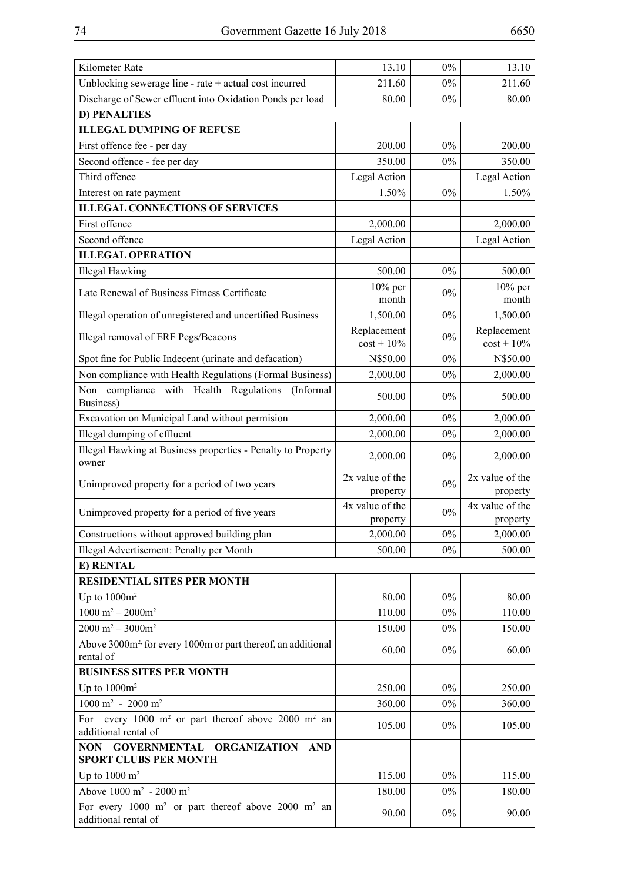| Kilometer Rate | 13.10 | 0% | 13.10 |
|---|---|---|---|
| Unblocking sewerage line - rate + actual cost incurred | 211.60 | 0% | 211.60 |
| Discharge of Sewer effluent into Oxidation Ponds per load | 80.00 | 0% | 80.00 |
| **D) PENALTIES** | | | |
| **ILLEGAL DUMPING OF REFUSE** | | | |
| First offence fee - per day | 200.00 | 0% | 200.00 |
| Second offence - fee per day | 350.00 | 0% | 350.00 |
| Third offence | Legal Action | | Legal Action |
| Interest on rate payment | 1.50% | 0% | 1.50% |
| **ILLEGAL CONNECTIONS OF SERVICES** | | | |
| First offence | 2,000.00 | | 2,000.00 |
| Second offence | Legal Action | | Legal Action |
| **ILLEGAL OPERATION** | | | |
| Illegal Hawking | 500.00 | 0% | 500.00 |
| Late Renewal of Business Fitness Certificate | 10% per month | 0% | 10% per month |
| Illegal operation of unregistered and uncertified Business | 1,500.00 | 0% | 1,500.00 |
| Illegal removal of ERF Pegs/Beacons | Replacement cost + 10% | 0% | Replacement cost + 10% |
| Spot fine for Public Indecent (urinate and defacation) | N$50.00 | 0% | N$50.00 |
| Non compliance with Health Regulations (Formal Business) | 2,000.00 | 0% | 2,000.00 |
| Non compliance with Health Regulations (Informal Business) | 500.00 | 0% | 500.00 |
| Excavation on Municipal Land without permision | 2,000.00 | 0% | 2,000.00 |
| Illegal dumping of effluent | 2,000.00 | 0% | 2,000.00 |
| Illegal Hawking at Business properties - Penalty to Property owner | 2,000.00 | 0% | 2,000.00 |
| Unimproved property for a period of two years | 2x value of the property | 0% | 2x value of the property |
| Unimproved property for a period of five years | 4x value of the property | 0% | 4x value of the property |
| Constructions without approved building plan | 2,000.00 | 0% | 2,000.00 |
| Illegal Advertisement: Penalty per Month | 500.00 | 0% | 500.00 |
| **E) RENTAL** | | | |
| **RESIDENTIAL SITES PER MONTH** | | | |
| Up to $1000m^2$ | 80.00 | 0% | 80.00 |
| $1000\ m^2 – 2000m^2$ | 110.00 | 0% | 110.00 |
| $2000\ m^2 – 3000m^2$ | 150.00 | 0% | 150.00 |
| Above $3000m^2$. for every 1000m or part thereof, an additional rental of | 60.00 | 0% | 60.00 |
| **BUSINESS SITES PER MONTH** | | | |
| Up to $1000m^2$ | 250.00 | 0% | 250.00 |
| $1000\ m^2$ - $2000\ m^2$ | 360.00 | 0% | 360.00 |
| For every 1000 $m^2$ or part thereof above 2000 $m^2$ an additional rental of | 105.00 | 0% | 105.00 |
| **NON GOVERNMENTAL ORGANIZATION AND SPORT CLUBS PER MONTH** | | | |
| Up to 1000 $m^2$ | 115.00 | 0% | 115.00 |
| Above 1000 $m^2$ - 2000 $m^2$ | 180.00 | 0% | 180.00 |
| For every 1000 $m^2$ or part thereof above 2000 $m^2$ an additional rental of | 90.00 | 0% | 90.00 |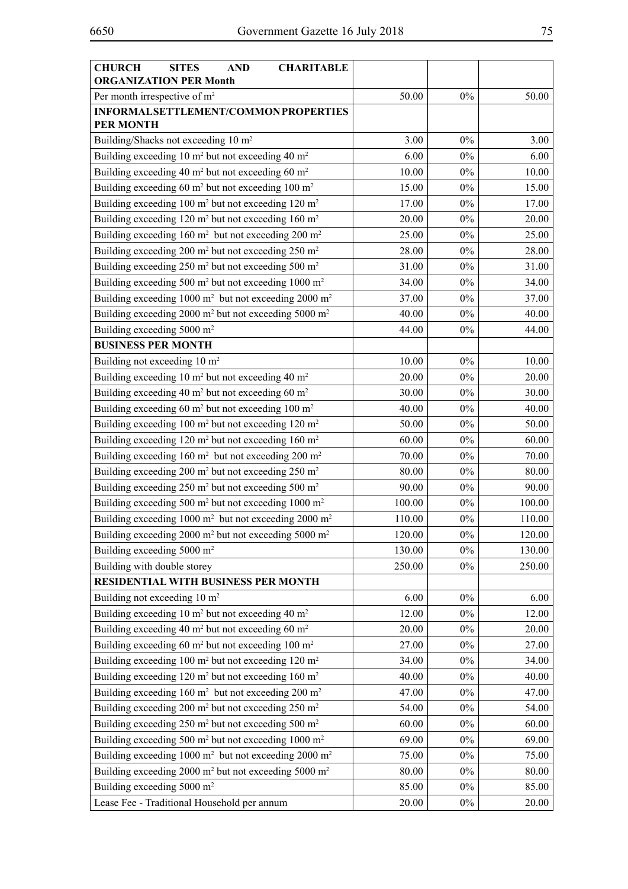| **CHURCH SITES AND CHARITABLE ORGANIZATION PER Month** | | | |
|---|---|---|---|
| Per month irrespective of $m^2$ | 50.00 | 0% | 50.00 |
| **INFORMALSETTLEMENT/COMMONPROPERTIES PER MONTH** | | | |
| Building/Shacks not exceeding 10 $m^2$ | 3.00 | 0% | 3.00 |
| Building exceeding 10 $m^2$ but not exceeding 40 $m^2$ | 6.00 | 0% | 6.00 |
| Building exceeding 40 $m^2$ but not exceeding 60 $m^2$ | 10.00 | 0% | 10.00 |
| Building exceeding 60 $m^2$ but not exceeding 100 $m^2$ | 15.00 | 0% | 15.00 |
| Building exceeding 100 $m^2$ but not exceeding 120 $m^2$ | 17.00 | 0% | 17.00 |
| Building exceeding 120 $m^2$ but not exceeding 160 $m^2$ | 20.00 | 0% | 20.00 |
| Building exceeding 160 $m^2$ but not exceeding 200 $m^2$ | 25.00 | 0% | 25.00 |
| Building exceeding 200 $m^2$ but not exceeding 250 $m^2$ | 28.00 | 0% | 28.00 |
| Building exceeding 250 $m^2$ but not exceeding 500 $m^2$ | 31.00 | 0% | 31.00 |
| Building exceeding 500 $m^2$ but not exceeding 1000 $m^2$ | 34.00 | 0% | 34.00 |
| Building exceeding 1000 $m^2$ but not exceeding 2000 $m^2$ | 37.00 | 0% | 37.00 |
| Building exceeding 2000 $m^2$ but not exceeding 5000 $m^2$ | 40.00 | 0% | 40.00 |
| Building exceeding 5000 $m^2$ | 44.00 | 0% | 44.00 |
| **BUSINESS PER MONTH** | | | |
| Building not exceeding 10 $m^2$ | 10.00 | 0% | 10.00 |
| Building exceeding 10 $m^2$ but not exceeding 40 $m^2$ | 20.00 | 0% | 20.00 |
| Building exceeding 40 $m^2$ but not exceeding 60 $m^2$ | 30.00 | 0% | 30.00 |
| Building exceeding 60 $m^2$ but not exceeding 100 $m^2$ | 40.00 | 0% | 40.00 |
| Building exceeding 100 $m^2$ but not exceeding 120 $m^2$ | 50.00 | 0% | 50.00 |
| Building exceeding 120 $m^2$ but not exceeding 160 $m^2$ | 60.00 | 0% | 60.00 |
| Building exceeding 160 $m^2$ but not exceeding 200 $m^2$ | 70.00 | 0% | 70.00 |
| Building exceeding 200 $m^2$ but not exceeding 250 $m^2$ | 80.00 | 0% | 80.00 |
| Building exceeding 250 $m^2$ but not exceeding 500 $m^2$ | 90.00 | 0% | 90.00 |
| Building exceeding 500 $m^2$ but not exceeding 1000 $m^2$ | 100.00 | 0% | 100.00 |
| Building exceeding 1000 $m^2$ but not exceeding 2000 $m^2$ | 110.00 | 0% | 110.00 |
| Building exceeding 2000 $m^2$ but not exceeding 5000 $m^2$ | 120.00 | 0% | 120.00 |
| Building exceeding 5000 $m^2$ | 130.00 | 0% | 130.00 |
| Building with double storey | 250.00 | 0% | 250.00 |
| **RESIDENTIAL WITH BUSINESS PER MONTH** | | | |
| Building not exceeding 10 $m^2$ | 6.00 | 0% | 6.00 |
| Building exceeding 10 $m^2$ but not exceeding 40 $m^2$ | 12.00 | 0% | 12.00 |
| Building exceeding 40 $m^2$ but not exceeding 60 $m^2$ | 20.00 | 0% | 20.00 |
| Building exceeding 60 $m^2$ but not exceeding 100 $m^2$ | 27.00 | 0% | 27.00 |
| Building exceeding 100 $m^2$ but not exceeding 120 $m^2$ | 34.00 | 0% | 34.00 |
| Building exceeding 120 $m^2$ but not exceeding 160 $m^2$ | 40.00 | 0% | 40.00 |
| Building exceeding 160 $m^2$ but not exceeding 200 $m^2$ | 47.00 | 0% | 47.00 |
| Building exceeding 200 $m^2$ but not exceeding 250 $m^2$ | 54.00 | 0% | 54.00 |
| Building exceeding 250 $m^2$ but not exceeding 500 $m^2$ | 60.00 | 0% | 60.00 |
| Building exceeding 500 $m^2$ but not exceeding 1000 $m^2$ | 69.00 | 0% | 69.00 |
| Building exceeding 1000 $m^2$ but not exceeding 2000 $m^2$ | 75.00 | 0% | 75.00 |
| Building exceeding 2000 $m^2$ but not exceeding 5000 $m^2$ | 80.00 | 0% | 80.00 |
| Building exceeding 5000 $m^2$ | 85.00 | 0% | 85.00 |
| Lease Fee - Traditional Household per annum | 20.00 | 0% | 20.00 |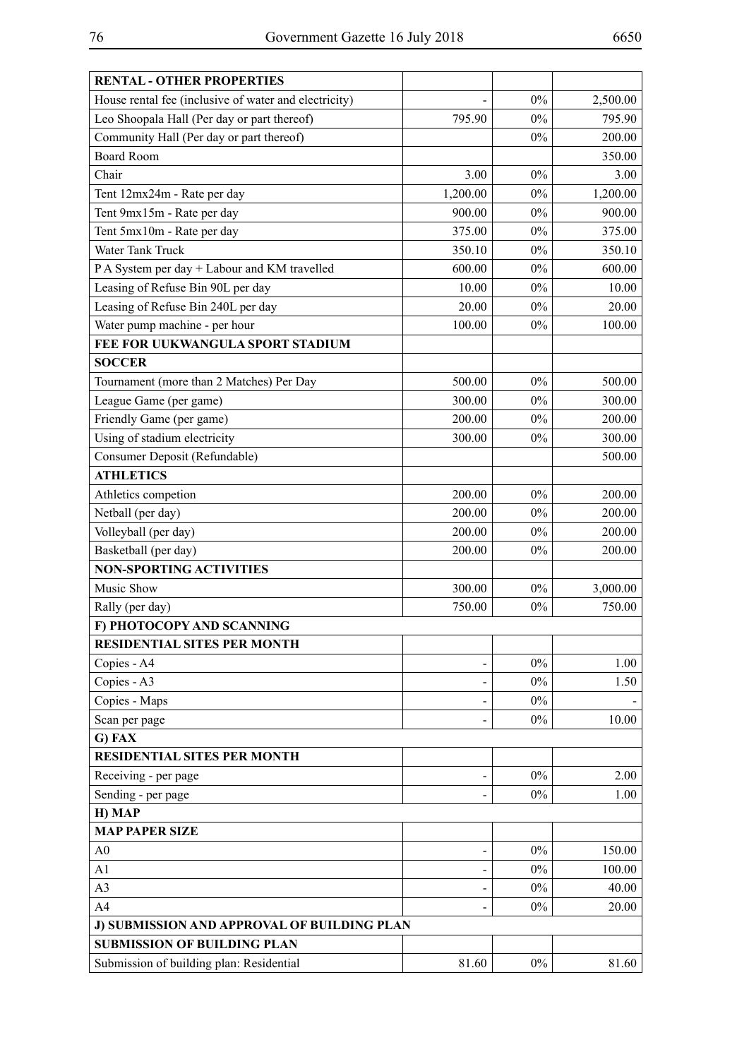| RENTAL - OTHER PROPERTIES | | | |
|---|---|---|---|
| House rental fee (inclusive of water and electricity) | - | 0% | 2,500.00 |
| Leo Shoopala Hall (Per day or part thereof) | 795.90 | 0% | 795.90 |
| Community Hall (Per day or part thereof) | | 0% | 200.00 |
| Board Room | | | 350.00 |
| Chair | 3.00 | 0% | 3.00 |
| Tent 12mx24m - Rate per day | 1,200.00 | 0% | 1,200.00 |
| Tent 9mx15m - Rate per day | 900.00 | 0% | 900.00 |
| Tent 5mx10m - Rate per day | 375.00 | 0% | 375.00 |
| Water Tank Truck | 350.10 | 0% | 350.10 |
| P A System per day + Labour and KM travelled | 600.00 | 0% | 600.00 |
| Leasing of Refuse Bin 90L per day | 10.00 | 0% | 10.00 |
| Leasing of Refuse Bin 240L per day | 20.00 | 0% | 20.00 |
| Water pump machine - per hour | 100.00 | 0% | 100.00 |
| **FEE FOR UUKWANGULA SPORT STADIUM** | | | |
| **SOCCER** | | | |
| Tournament (more than 2 Matches) Per Day | 500.00 | 0% | 500.00 |
| League Game (per game) | 300.00 | 0% | 300.00 |
| Friendly Game (per game) | 200.00 | 0% | 200.00 |
| Using of stadium electricity | 300.00 | 0% | 300.00 |
| Consumer Deposit (Refundable) | | | 500.00 |
| **ATHLETICS** | | | |
| Athletics competion | 200.00 | 0% | 200.00 |
| Netball (per day) | 200.00 | 0% | 200.00 |
| Volleyball (per day) | 200.00 | 0% | 200.00 |
| Basketball (per day) | 200.00 | 0% | 200.00 |
| **NON-SPORTING ACTIVITIES** | | | |
| Music Show | 300.00 | 0% | 3,000.00 |
| Rally (per day) | 750.00 | 0% | 750.00 |
| **F) PHOTOCOPY AND SCANNING** | | | |
| **RESIDENTIAL SITES PER MONTH** | | | |
| Copies - A4 | - | 0% | 1.00 |
| Copies - A3 | - | 0% | 1.50 |
| Copies - Maps | - | 0% | - |
| Scan per page | - | 0% | 10.00 |
| **G) FAX** | | | |
| **RESIDENTIAL SITES PER MONTH** | | | |
| Receiving - per page | - | 0% | 2.00 |
| Sending - per page | - | 0% | 1.00 |
| **H) MAP** | | | |
| **MAP PAPER SIZE** | | | |
| A0 | - | 0% | 150.00 |
| A1 | - | 0% | 100.00 |
| A3 | - | 0% | 40.00 |
| A4 | - | 0% | 20.00 |
| **J) SUBMISSION AND APPROVAL OF BUILDING PLAN** | | | |
| **SUBMISSION OF BUILDING PLAN** | | | |
| Submission of building plan: Residential | 81.60 | 0% | 81.60 |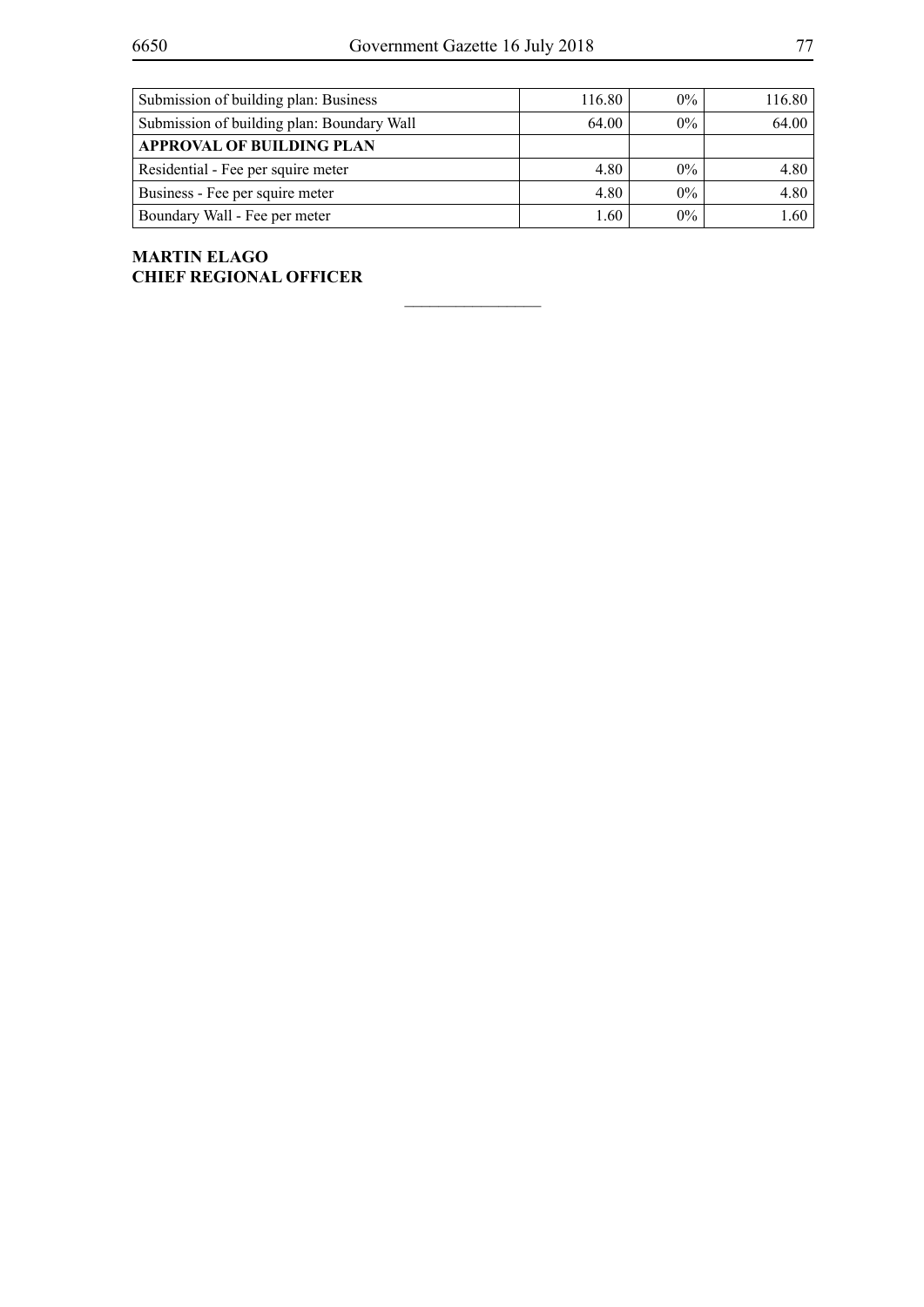| | | | |
|---|---|---|---|
| Submission of building plan: Business | 116.80 | 0% | 116.80 |
| Submission of building plan: Boundary Wall | 64.00 | 0% | 64.00 |
| **APPROVAL OF BUILDING PLAN** | | | |
| Residential - Fee per squire meter | 4.80 | 0% | 4.80 |
| Business - Fee per squire meter | 4.80 | 0% | 4.80 |
| Boundary Wall - Fee per meter | 1.60 | 0% | 1.60 |

**MARTIN ELAGO**
**CHIEF REGIONAL OFFICER**

________________